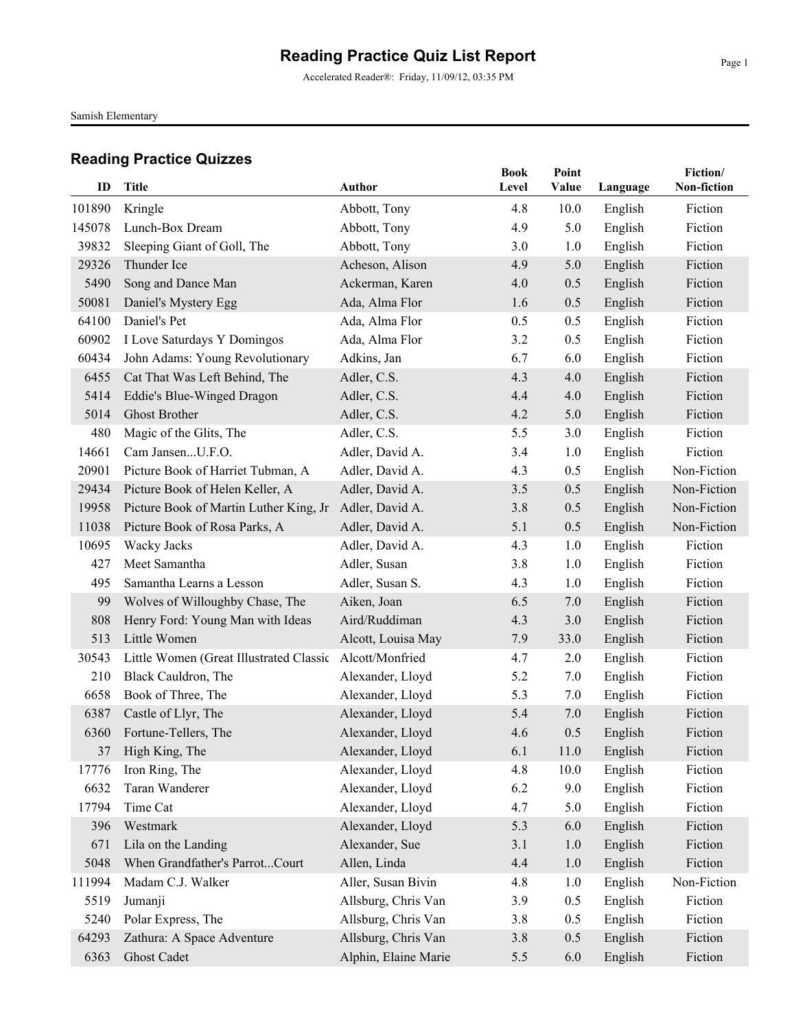# Reading Practice Quiz List Report

Accelerated Reader®: Friday, 11/09/12, 03:35 PM

Samish Elementary

## Reading Practice Quizzes

| ID | Title | Author | Book Level | Point Value | Language | Fiction/ Non-fiction |
|---|---|---|---|---|---|---|
| 101890 | Kringle | Abbott, Tony | 4.8 | 10.0 | English | Fiction |
| 145078 | Lunch-Box Dream | Abbott, Tony | 4.9 | 5.0 | English | Fiction |
| 39832 | Sleeping Giant of Goll, The | Abbott, Tony | 3.0 | 1.0 | English | Fiction |
| 29326 | Thunder Ice | Acheson, Alison | 4.9 | 5.0 | English | Fiction |
| 5490 | Song and Dance Man | Ackerman, Karen | 4.0 | 0.5 | English | Fiction |
| 50081 | Daniel's Mystery Egg | Ada, Alma Flor | 1.6 | 0.5 | English | Fiction |
| 64100 | Daniel's Pet | Ada, Alma Flor | 0.5 | 0.5 | English | Fiction |
| 60902 | I Love Saturdays Y Domingos | Ada, Alma Flor | 3.2 | 0.5 | English | Fiction |
| 60434 | John Adams: Young Revolutionary | Adkins, Jan | 6.7 | 6.0 | English | Fiction |
| 6455 | Cat That Was Left Behind, The | Adler, C.S. | 4.3 | 4.0 | English | Fiction |
| 5414 | Eddie's Blue-Winged Dragon | Adler, C.S. | 4.4 | 4.0 | English | Fiction |
| 5014 | Ghost Brother | Adler, C.S. | 4.2 | 5.0 | English | Fiction |
| 480 | Magic of the Glits, The | Adler, C.S. | 5.5 | 3.0 | English | Fiction |
| 14661 | Cam Jansen...U.F.O. | Adler, David A. | 3.4 | 1.0 | English | Fiction |
| 20901 | Picture Book of Harriet Tubman, A | Adler, David A. | 4.3 | 0.5 | English | Non-Fiction |
| 29434 | Picture Book of Helen Keller, A | Adler, David A. | 3.5 | 0.5 | English | Non-Fiction |
| 19958 | Picture Book of Martin Luther King, Jr | Adler, David A. | 3.8 | 0.5 | English | Non-Fiction |
| 11038 | Picture Book of Rosa Parks, A | Adler, David A. | 5.1 | 0.5 | English | Non-Fiction |
| 10695 | Wacky Jacks | Adler, David A. | 4.3 | 1.0 | English | Fiction |
| 427 | Meet Samantha | Adler, Susan | 3.8 | 1.0 | English | Fiction |
| 495 | Samantha Learns a Lesson | Adler, Susan S. | 4.3 | 1.0 | English | Fiction |
| 99 | Wolves of Willoughby Chase, The | Aiken, Joan | 6.5 | 7.0 | English | Fiction |
| 808 | Henry Ford: Young Man with Ideas | Aird/Ruddiman | 4.3 | 3.0 | English | Fiction |
| 513 | Little Women | Alcott, Louisa May | 7.9 | 33.0 | English | Fiction |
| 30543 | Little Women (Great Illustrated Classic | Alcott/Monfried | 4.7 | 2.0 | English | Fiction |
| 210 | Black Cauldron, The | Alexander, Lloyd | 5.2 | 7.0 | English | Fiction |
| 6658 | Book of Three, The | Alexander, Lloyd | 5.3 | 7.0 | English | Fiction |
| 6387 | Castle of Llyr, The | Alexander, Lloyd | 5.4 | 7.0 | English | Fiction |
| 6360 | Fortune-Tellers, The | Alexander, Lloyd | 4.6 | 0.5 | English | Fiction |
| 37 | High King, The | Alexander, Lloyd | 6.1 | 11.0 | English | Fiction |
| 17776 | Iron Ring, The | Alexander, Lloyd | 4.8 | 10.0 | English | Fiction |
| 6632 | Taran Wanderer | Alexander, Lloyd | 6.2 | 9.0 | English | Fiction |
| 17794 | Time Cat | Alexander, Lloyd | 4.7 | 5.0 | English | Fiction |
| 396 | Westmark | Alexander, Lloyd | 5.3 | 6.0 | English | Fiction |
| 671 | Lila on the Landing | Alexander, Sue | 3.1 | 1.0 | English | Fiction |
| 5048 | When Grandfather's Parrot...Court | Allen, Linda | 4.4 | 1.0 | English | Fiction |
| 111994 | Madam C.J. Walker | Aller, Susan Bivin | 4.8 | 1.0 | English | Non-Fiction |
| 5519 | Jumanji | Allsburg, Chris Van | 3.9 | 0.5 | English | Fiction |
| 5240 | Polar Express, The | Allsburg, Chris Van | 3.8 | 0.5 | English | Fiction |
| 64293 | Zathura: A Space Adventure | Allsburg, Chris Van | 3.8 | 0.5 | English | Fiction |
| 6363 | Ghost Cadet | Alphin, Elaine Marie | 5.5 | 6.0 | English | Fiction |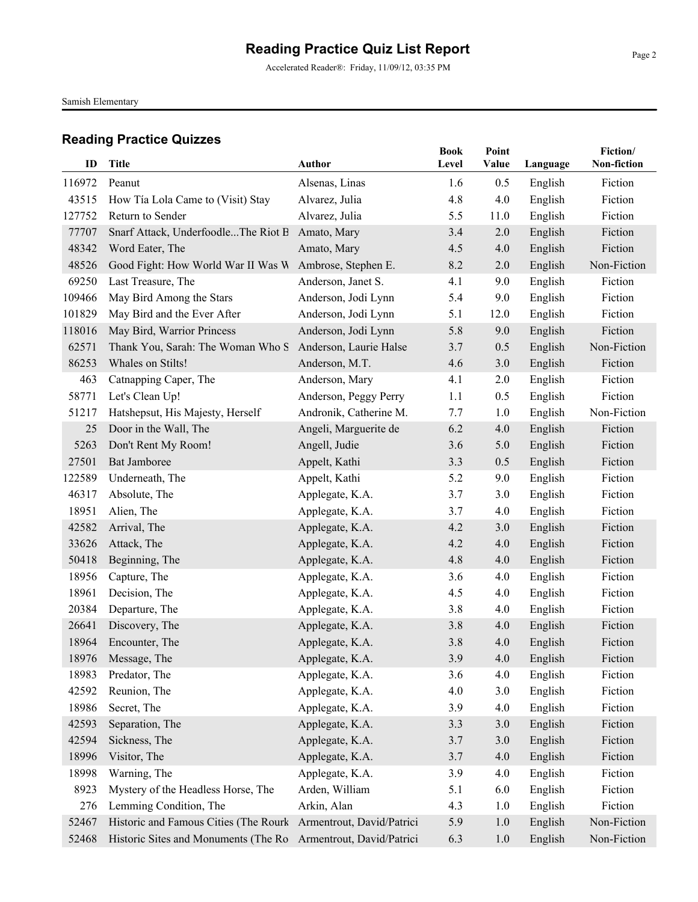# Reading Practice Quiz List Report

Accelerated Reader®: Friday, 11/09/12, 03:35 PM

Samish Elementary

## Reading Practice Quizzes

| ID | Title | Author | Book Level | Point Value | Language | Fiction/ Non-fiction |
|---|---|---|---|---|---|---|
| 116972 | Peanut | Alsenas, Linas | 1.6 | 0.5 | English | Fiction |
| 43515 | How Tia Lola Came to (Visit) Stay | Alvarez, Julia | 4.8 | 4.0 | English | Fiction |
| 127752 | Return to Sender | Alvarez, Julia | 5.5 | 11.0 | English | Fiction |
| 77707 | Snarf Attack, Underfoodle...The Riot B | Amato, Mary | 3.4 | 2.0 | English | Fiction |
| 48342 | Word Eater, The | Amato, Mary | 4.5 | 4.0 | English | Fiction |
| 48526 | Good Fight: How World War II Was W | Ambrose, Stephen E. | 8.2 | 2.0 | English | Non-Fiction |
| 69250 | Last Treasure, The | Anderson, Janet S. | 4.1 | 9.0 | English | Fiction |
| 109466 | May Bird Among the Stars | Anderson, Jodi Lynn | 5.4 | 9.0 | English | Fiction |
| 101829 | May Bird and the Ever After | Anderson, Jodi Lynn | 5.1 | 12.0 | English | Fiction |
| 118016 | May Bird, Warrior Princess | Anderson, Jodi Lynn | 5.8 | 9.0 | English | Fiction |
| 62571 | Thank You, Sarah: The Woman Who S | Anderson, Laurie Halse | 3.7 | 0.5 | English | Non-Fiction |
| 86253 | Whales on Stilts! | Anderson, M.T. | 4.6 | 3.0 | English | Fiction |
| 463 | Catnapping Caper, The | Anderson, Mary | 4.1 | 2.0 | English | Fiction |
| 58771 | Let's Clean Up! | Anderson, Peggy Perry | 1.1 | 0.5 | English | Fiction |
| 51217 | Hatshepsut, His Majesty, Herself | Andronik, Catherine M. | 7.7 | 1.0 | English | Non-Fiction |
| 25 | Door in the Wall, The | Angeli, Marguerite de | 6.2 | 4.0 | English | Fiction |
| 5263 | Don't Rent My Room! | Angell, Judie | 3.6 | 5.0 | English | Fiction |
| 27501 | Bat Jamboree | Appelt, Kathi | 3.3 | 0.5 | English | Fiction |
| 122589 | Underneath, The | Appelt, Kathi | 5.2 | 9.0 | English | Fiction |
| 46317 | Absolute, The | Applegate, K.A. | 3.7 | 3.0 | English | Fiction |
| 18951 | Alien, The | Applegate, K.A. | 3.7 | 4.0 | English | Fiction |
| 42582 | Arrival, The | Applegate, K.A. | 4.2 | 3.0 | English | Fiction |
| 33626 | Attack, The | Applegate, K.A. | 4.2 | 4.0 | English | Fiction |
| 50418 | Beginning, The | Applegate, K.A. | 4.8 | 4.0 | English | Fiction |
| 18956 | Capture, The | Applegate, K.A. | 3.6 | 4.0 | English | Fiction |
| 18961 | Decision, The | Applegate, K.A. | 4.5 | 4.0 | English | Fiction |
| 20384 | Departure, The | Applegate, K.A. | 3.8 | 4.0 | English | Fiction |
| 26641 | Discovery, The | Applegate, K.A. | 3.8 | 4.0 | English | Fiction |
| 18964 | Encounter, The | Applegate, K.A. | 3.8 | 4.0 | English | Fiction |
| 18976 | Message, The | Applegate, K.A. | 3.9 | 4.0 | English | Fiction |
| 18983 | Predator, The | Applegate, K.A. | 3.6 | 4.0 | English | Fiction |
| 42592 | Reunion, The | Applegate, K.A. | 4.0 | 3.0 | English | Fiction |
| 18986 | Secret, The | Applegate, K.A. | 3.9 | 4.0 | English | Fiction |
| 42593 | Separation, The | Applegate, K.A. | 3.3 | 3.0 | English | Fiction |
| 42594 | Sickness, The | Applegate, K.A. | 3.7 | 3.0 | English | Fiction |
| 18996 | Visitor, The | Applegate, K.A. | 3.7 | 4.0 | English | Fiction |
| 18998 | Warning, The | Applegate, K.A. | 3.9 | 4.0 | English | Fiction |
| 8923 | Mystery of the Headless Horse, The | Arden, William | 5.1 | 6.0 | English | Fiction |
| 276 | Lemming Condition, The | Arkin, Alan | 4.3 | 1.0 | English | Fiction |
| 52467 | Historic and Famous Cities (The Rourk | Armentrout, David/Patrici | 5.9 | 1.0 | English | Non-Fiction |
| 52468 | Historic Sites and Monuments (The Ro | Armentrout, David/Patrici | 6.3 | 1.0 | English | Non-Fiction |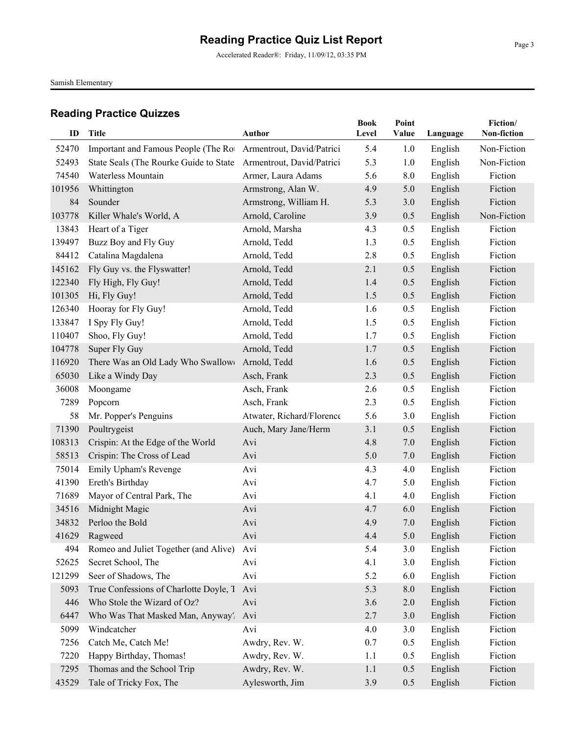# Reading Practice Quiz List Report

Accelerated Reader®: Friday, 11/09/12, 03:35 PM

Samish Elementary

## Reading Practice Quizzes

| ID | Title | Author | Book Level | Point Value | Language | Fiction/ Non-fiction |
|---|---|---|---|---|---|---|
| 52470 | Important and Famous People (The Ro | Armentrout, David/Patrici | 5.4 | 1.0 | English | Non-Fiction |
| 52493 | State Seals (The Rourke Guide to State | Armentrout, David/Patrici | 5.3 | 1.0 | English | Non-Fiction |
| 74540 | Waterless Mountain | Armer, Laura Adams | 5.6 | 8.0 | English | Fiction |
| 101956 | Whittington | Armstrong, Alan W. | 4.9 | 5.0 | English | Fiction |
| 84 | Sounder | Armstrong, William H. | 5.3 | 3.0 | English | Fiction |
| 103778 | Killer Whale's World, A | Arnold, Caroline | 3.9 | 0.5 | English | Non-Fiction |
| 13843 | Heart of a Tiger | Arnold, Marsha | 4.3 | 0.5 | English | Fiction |
| 139497 | Buzz Boy and Fly Guy | Arnold, Tedd | 1.3 | 0.5 | English | Fiction |
| 84412 | Catalina Magdalena | Arnold, Tedd | 2.8 | 0.5 | English | Fiction |
| 145162 | Fly Guy vs. the Flyswatter! | Arnold, Tedd | 2.1 | 0.5 | English | Fiction |
| 122340 | Fly High, Fly Guy! | Arnold, Tedd | 1.4 | 0.5 | English | Fiction |
| 101305 | Hi, Fly Guy! | Arnold, Tedd | 1.5 | 0.5 | English | Fiction |
| 126340 | Hooray for Fly Guy! | Arnold, Tedd | 1.6 | 0.5 | English | Fiction |
| 133847 | I Spy Fly Guy! | Arnold, Tedd | 1.5 | 0.5 | English | Fiction |
| 110407 | Shoo, Fly Guy! | Arnold, Tedd | 1.7 | 0.5 | English | Fiction |
| 104778 | Super Fly Guy | Arnold, Tedd | 1.7 | 0.5 | English | Fiction |
| 116920 | There Was an Old Lady Who Swallow | Arnold, Tedd | 1.6 | 0.5 | English | Fiction |
| 65030 | Like a Windy Day | Asch, Frank | 2.3 | 0.5 | English | Fiction |
| 36008 | Moongame | Asch, Frank | 2.6 | 0.5 | English | Fiction |
| 7289 | Popcorn | Asch, Frank | 2.3 | 0.5 | English | Fiction |
| 58 | Mr. Popper's Penguins | Atwater, Richard/Florence | 5.6 | 3.0 | English | Fiction |
| 71390 | Poultrygeist | Auch, Mary Jane/Herm | 3.1 | 0.5 | English | Fiction |
| 108313 | Crispin: At the Edge of the World | Avi | 4.8 | 7.0 | English | Fiction |
| 58513 | Crispin: The Cross of Lead | Avi | 5.0 | 7.0 | English | Fiction |
| 75014 | Emily Upham's Revenge | Avi | 4.3 | 4.0 | English | Fiction |
| 41390 | Ereth's Birthday | Avi | 4.7 | 5.0 | English | Fiction |
| 71689 | Mayor of Central Park, The | Avi | 4.1 | 4.0 | English | Fiction |
| 34516 | Midnight Magic | Avi | 4.7 | 6.0 | English | Fiction |
| 34832 | Perloo the Bold | Avi | 4.9 | 7.0 | English | Fiction |
| 41629 | Ragweed | Avi | 4.4 | 5.0 | English | Fiction |
| 494 | Romeo and Juliet Together (and Alive) | Avi | 5.4 | 3.0 | English | Fiction |
| 52625 | Secret School, The | Avi | 4.1 | 3.0 | English | Fiction |
| 121299 | Seer of Shadows, The | Avi | 5.2 | 6.0 | English | Fiction |
| 5093 | True Confessions of Charlotte Doyle, T | Avi | 5.3 | 8.0 | English | Fiction |
| 446 | Who Stole the Wizard of Oz? | Avi | 3.6 | 2.0 | English | Fiction |
| 6447 | Who Was That Masked Man, Anyway | Avi | 2.7 | 3.0 | English | Fiction |
| 5099 | Windcatcher | Avi | 4.0 | 3.0 | English | Fiction |
| 7256 | Catch Me, Catch Me! | Awdry, Rev. W. | 0.7 | 0.5 | English | Fiction |
| 7220 | Happy Birthday, Thomas! | Awdry, Rev. W. | 1.1 | 0.5 | English | Fiction |
| 7295 | Thomas and the School Trip | Awdry, Rev. W. | 1.1 | 0.5 | English | Fiction |
| 43529 | Tale of Tricky Fox, The | Aylesworth, Jim | 3.9 | 0.5 | English | Fiction |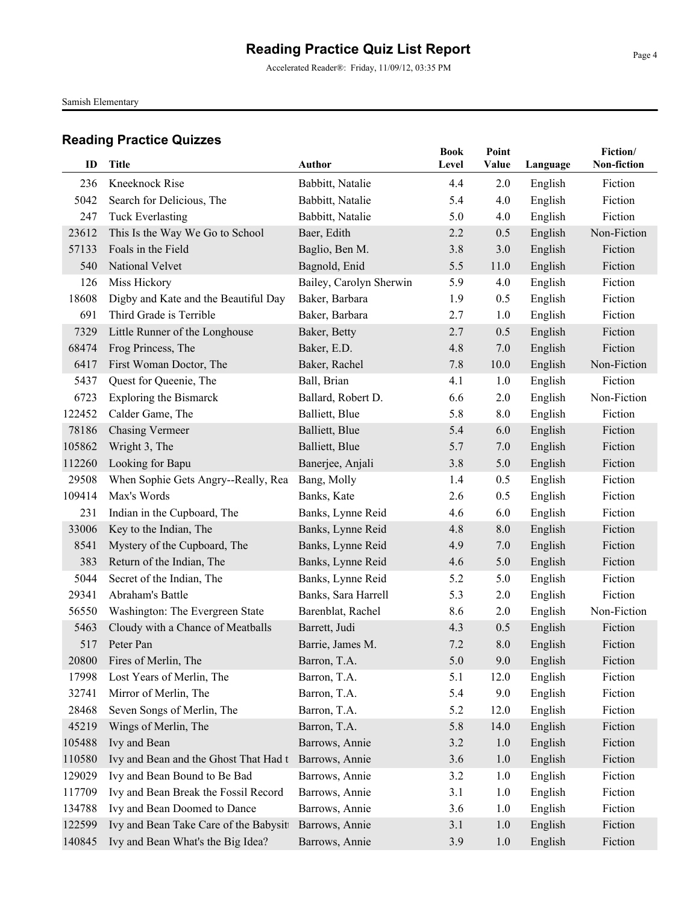# Reading Practice Quiz List Report

Accelerated Reader®: Friday, 11/09/12, 03:35 PM

Samish Elementary

## Reading Practice Quizzes

| ID | Title | Author | Book Level | Point Value | Language | Fiction/ Non-fiction |
|---|---|---|---|---|---|---|
| 236 | Kneeknock Rise | Babbitt, Natalie | 4.4 | 2.0 | English | Fiction |
| 5042 | Search for Delicious, The | Babbitt, Natalie | 5.4 | 4.0 | English | Fiction |
| 247 | Tuck Everlasting | Babbitt, Natalie | 5.0 | 4.0 | English | Fiction |
| 23612 | This Is the Way We Go to School | Baer, Edith | 2.2 | 0.5 | English | Non-Fiction |
| 57133 | Foals in the Field | Baglio, Ben M. | 3.8 | 3.0 | English | Fiction |
| 540 | National Velvet | Bagnold, Enid | 5.5 | 11.0 | English | Fiction |
| 126 | Miss Hickory | Bailey, Carolyn Sherwin | 5.9 | 4.0 | English | Fiction |
| 18608 | Digby and Kate and the Beautiful Day | Baker, Barbara | 1.9 | 0.5 | English | Fiction |
| 691 | Third Grade is Terrible | Baker, Barbara | 2.7 | 1.0 | English | Fiction |
| 7329 | Little Runner of the Longhouse | Baker, Betty | 2.7 | 0.5 | English | Fiction |
| 68474 | Frog Princess, The | Baker, E.D. | 4.8 | 7.0 | English | Fiction |
| 6417 | First Woman Doctor, The | Baker, Rachel | 7.8 | 10.0 | English | Non-Fiction |
| 5437 | Quest for Queenie, The | Ball, Brian | 4.1 | 1.0 | English | Fiction |
| 6723 | Exploring the Bismarck | Ballard, Robert D. | 6.6 | 2.0 | English | Non-Fiction |
| 122452 | Calder Game, The | Balliett, Blue | 5.8 | 8.0 | English | Fiction |
| 78186 | Chasing Vermeer | Balliett, Blue | 5.4 | 6.0 | English | Fiction |
| 105862 | Wright 3, The | Balliett, Blue | 5.7 | 7.0 | English | Fiction |
| 112260 | Looking for Bapu | Banerjee, Anjali | 3.8 | 5.0 | English | Fiction |
| 29508 | When Sophie Gets Angry--Really, Rea | Bang, Molly | 1.4 | 0.5 | English | Fiction |
| 109414 | Max's Words | Banks, Kate | 2.6 | 0.5 | English | Fiction |
| 231 | Indian in the Cupboard, The | Banks, Lynne Reid | 4.6 | 6.0 | English | Fiction |
| 33006 | Key to the Indian, The | Banks, Lynne Reid | 4.8 | 8.0 | English | Fiction |
| 8541 | Mystery of the Cupboard, The | Banks, Lynne Reid | 4.9 | 7.0 | English | Fiction |
| 383 | Return of the Indian, The | Banks, Lynne Reid | 4.6 | 5.0 | English | Fiction |
| 5044 | Secret of the Indian, The | Banks, Lynne Reid | 5.2 | 5.0 | English | Fiction |
| 29341 | Abraham's Battle | Banks, Sara Harrell | 5.3 | 2.0 | English | Fiction |
| 56550 | Washington: The Evergreen State | Barenblat, Rachel | 8.6 | 2.0 | English | Non-Fiction |
| 5463 | Cloudy with a Chance of Meatballs | Barrett, Judi | 4.3 | 0.5 | English | Fiction |
| 517 | Peter Pan | Barrie, James M. | 7.2 | 8.0 | English | Fiction |
| 20800 | Fires of Merlin, The | Barron, T.A. | 5.0 | 9.0 | English | Fiction |
| 17998 | Lost Years of Merlin, The | Barron, T.A. | 5.1 | 12.0 | English | Fiction |
| 32741 | Mirror of Merlin, The | Barron, T.A. | 5.4 | 9.0 | English | Fiction |
| 28468 | Seven Songs of Merlin, The | Barron, T.A. | 5.2 | 12.0 | English | Fiction |
| 45219 | Wings of Merlin, The | Barron, T.A. | 5.8 | 14.0 | English | Fiction |
| 105488 | Ivy and Bean | Barrows, Annie | 3.2 | 1.0 | English | Fiction |
| 110580 | Ivy and Bean and the Ghost That Had t | Barrows, Annie | 3.6 | 1.0 | English | Fiction |
| 129029 | Ivy and Bean Bound to Be Bad | Barrows, Annie | 3.2 | 1.0 | English | Fiction |
| 117709 | Ivy and Bean Break the Fossil Record | Barrows, Annie | 3.1 | 1.0 | English | Fiction |
| 134788 | Ivy and Bean Doomed to Dance | Barrows, Annie | 3.6 | 1.0 | English | Fiction |
| 122599 | Ivy and Bean Take Care of the Babysitt | Barrows, Annie | 3.1 | 1.0 | English | Fiction |
| 140845 | Ivy and Bean What's the Big Idea? | Barrows, Annie | 3.9 | 1.0 | English | Fiction |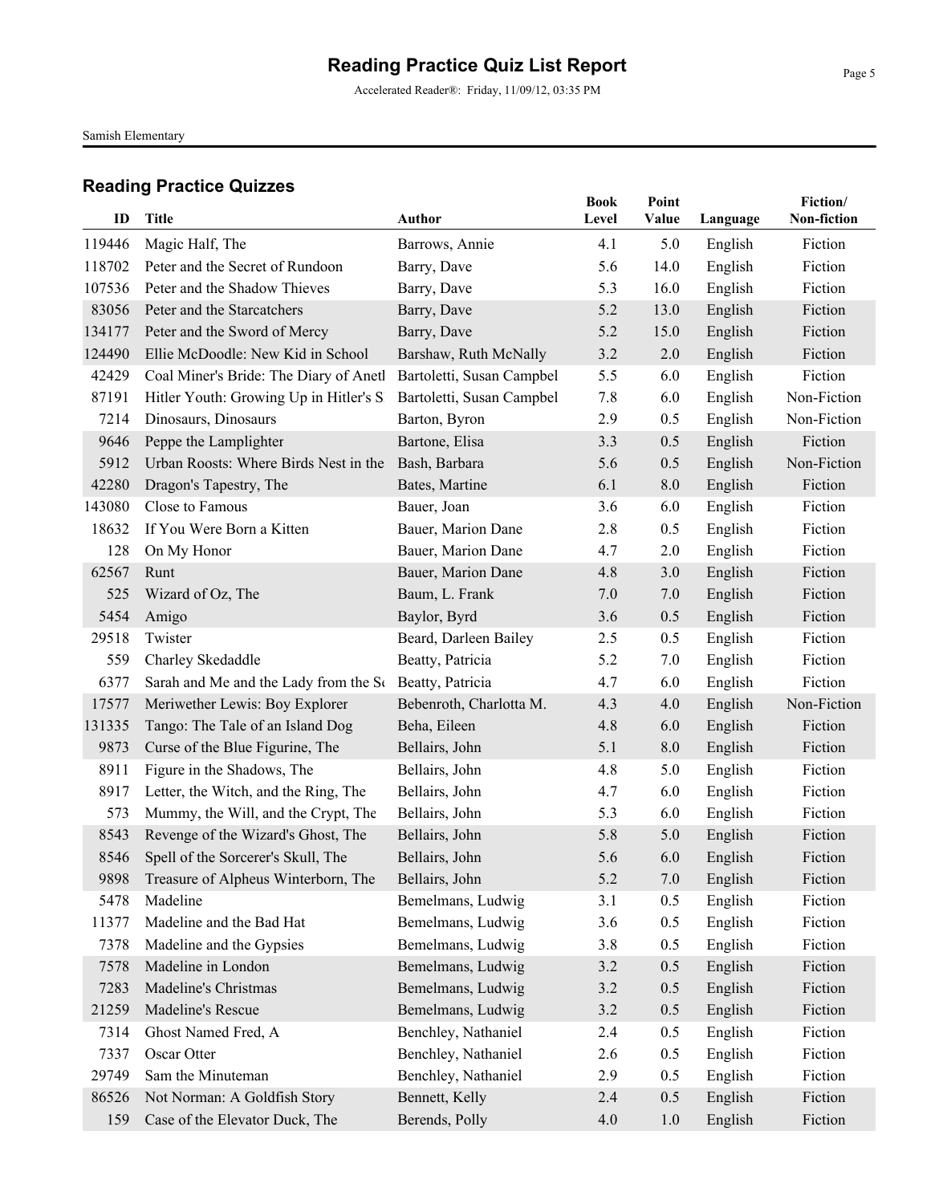# Reading Practice Quiz List Report

Accelerated Reader®: Friday, 11/09/12, 03:35 PM

Samish Elementary

## Reading Practice Quizzes

| ID | Title | Author | Book Level | Point Value | Language | Fiction/ Non-fiction |
|---|---|---|---|---|---|---|
| 119446 | Magic Half, The | Barrows, Annie | 4.1 | 5.0 | English | Fiction |
| 118702 | Peter and the Secret of Rundoon | Barry, Dave | 5.6 | 14.0 | English | Fiction |
| 107536 | Peter and the Shadow Thieves | Barry, Dave | 5.3 | 16.0 | English | Fiction |
| 83056 | Peter and the Starcatchers | Barry, Dave | 5.2 | 13.0 | English | Fiction |
| 134177 | Peter and the Sword of Mercy | Barry, Dave | 5.2 | 15.0 | English | Fiction |
| 124490 | Ellie McDoodle: New Kid in School | Barshaw, Ruth McNally | 3.2 | 2.0 | English | Fiction |
| 42429 | Coal Miner's Bride: The Diary of Anetl | Bartoletti, Susan Campbel | 5.5 | 6.0 | English | Fiction |
| 87191 | Hitler Youth: Growing Up in Hitler's S | Bartoletti, Susan Campbel | 7.8 | 6.0 | English | Non-Fiction |
| 7214 | Dinosaurs, Dinosaurs | Barton, Byron | 2.9 | 0.5 | English | Non-Fiction |
| 9646 | Peppe the Lamplighter | Bartone, Elisa | 3.3 | 0.5 | English | Fiction |
| 5912 | Urban Roosts: Where Birds Nest in the | Bash, Barbara | 5.6 | 0.5 | English | Non-Fiction |
| 42280 | Dragon's Tapestry, The | Bates, Martine | 6.1 | 8.0 | English | Fiction |
| 143080 | Close to Famous | Bauer, Joan | 3.6 | 6.0 | English | Fiction |
| 18632 | If You Were Born a Kitten | Bauer, Marion Dane | 2.8 | 0.5 | English | Fiction |
| 128 | On My Honor | Bauer, Marion Dane | 4.7 | 2.0 | English | Fiction |
| 62567 | Runt | Bauer, Marion Dane | 4.8 | 3.0 | English | Fiction |
| 525 | Wizard of Oz, The | Baum, L. Frank | 7.0 | 7.0 | English | Fiction |
| 5454 | Amigo | Baylor, Byrd | 3.6 | 0.5 | English | Fiction |
| 29518 | Twister | Beard, Darleen Bailey | 2.5 | 0.5 | English | Fiction |
| 559 | Charley Skedaddle | Beatty, Patricia | 5.2 | 7.0 | English | Fiction |
| 6377 | Sarah and Me and the Lady from the Se | Beatty, Patricia | 4.7 | 6.0 | English | Fiction |
| 17577 | Meriwether Lewis: Boy Explorer | Bebenroth, Charlotta M. | 4.3 | 4.0 | English | Non-Fiction |
| 131335 | Tango: The Tale of an Island Dog | Beha, Eileen | 4.8 | 6.0 | English | Fiction |
| 9873 | Curse of the Blue Figurine, The | Bellairs, John | 5.1 | 8.0 | English | Fiction |
| 8911 | Figure in the Shadows, The | Bellairs, John | 4.8 | 5.0 | English | Fiction |
| 8917 | Letter, the Witch, and the Ring, The | Bellairs, John | 4.7 | 6.0 | English | Fiction |
| 573 | Mummy, the Will, and the Crypt, The | Bellairs, John | 5.3 | 6.0 | English | Fiction |
| 8543 | Revenge of the Wizard's Ghost, The | Bellairs, John | 5.8 | 5.0 | English | Fiction |
| 8546 | Spell of the Sorcerer's Skull, The | Bellairs, John | 5.6 | 6.0 | English | Fiction |
| 9898 | Treasure of Alpheus Winterborn, The | Bellairs, John | 5.2 | 7.0 | English | Fiction |
| 5478 | Madeline | Bemelmans, Ludwig | 3.1 | 0.5 | English | Fiction |
| 11377 | Madeline and the Bad Hat | Bemelmans, Ludwig | 3.6 | 0.5 | English | Fiction |
| 7378 | Madeline and the Gypsies | Bemelmans, Ludwig | 3.8 | 0.5 | English | Fiction |
| 7578 | Madeline in London | Bemelmans, Ludwig | 3.2 | 0.5 | English | Fiction |
| 7283 | Madeline's Christmas | Bemelmans, Ludwig | 3.2 | 0.5 | English | Fiction |
| 21259 | Madeline's Rescue | Bemelmans, Ludwig | 3.2 | 0.5 | English | Fiction |
| 7314 | Ghost Named Fred, A | Benchley, Nathaniel | 2.4 | 0.5 | English | Fiction |
| 7337 | Oscar Otter | Benchley, Nathaniel | 2.6 | 0.5 | English | Fiction |
| 29749 | Sam the Minuteman | Benchley, Nathaniel | 2.9 | 0.5 | English | Fiction |
| 86526 | Not Norman: A Goldfish Story | Bennett, Kelly | 2.4 | 0.5 | English | Fiction |
| 159 | Case of the Elevator Duck, The | Berends, Polly | 4.0 | 1.0 | English | Fiction |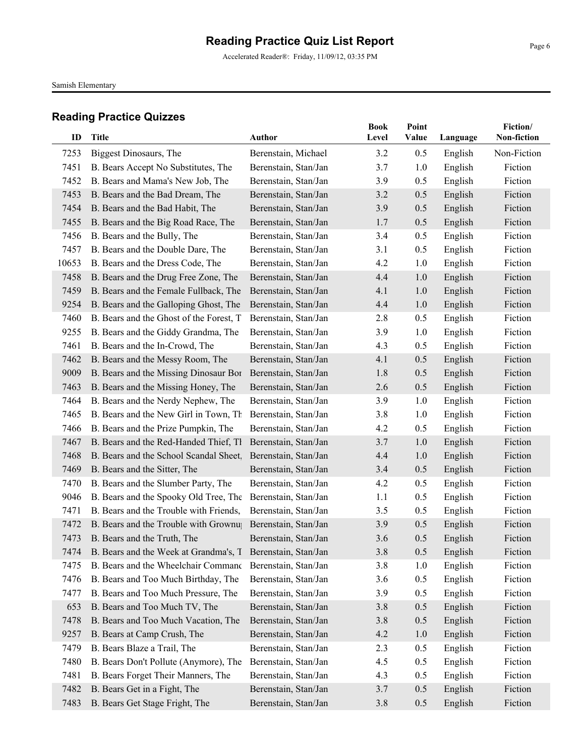# Reading Practice Quiz List Report

Accelerated Reader®: Friday, 11/09/12, 03:35 PM

Samish Elementary

## Reading Practice Quizzes

| ID | Title | Author | Book Level | Point Value | Language | Fiction/ Non-fiction |
|---|---|---|---|---|---|---|
| 7253 | Biggest Dinosaurs, The | Berenstain, Michael | 3.2 | 0.5 | English | Non-Fiction |
| 7451 | B. Bears Accept No Substitutes, The | Berenstain, Stan/Jan | 3.7 | 1.0 | English | Fiction |
| 7452 | B. Bears and Mama's New Job, The | Berenstain, Stan/Jan | 3.9 | 0.5 | English | Fiction |
| 7453 | B. Bears and the Bad Dream, The | Berenstain, Stan/Jan | 3.2 | 0.5 | English | Fiction |
| 7454 | B. Bears and the Bad Habit, The | Berenstain, Stan/Jan | 3.9 | 0.5 | English | Fiction |
| 7455 | B. Bears and the Big Road Race, The | Berenstain, Stan/Jan | 1.7 | 0.5 | English | Fiction |
| 7456 | B. Bears and the Bully, The | Berenstain, Stan/Jan | 3.4 | 0.5 | English | Fiction |
| 7457 | B. Bears and the Double Dare, The | Berenstain, Stan/Jan | 3.1 | 0.5 | English | Fiction |
| 10653 | B. Bears and the Dress Code, The | Berenstain, Stan/Jan | 4.2 | 1.0 | English | Fiction |
| 7458 | B. Bears and the Drug Free Zone, The | Berenstain, Stan/Jan | 4.4 | 1.0 | English | Fiction |
| 7459 | B. Bears and the Female Fullback, The | Berenstain, Stan/Jan | 4.1 | 1.0 | English | Fiction |
| 9254 | B. Bears and the Galloping Ghost, The | Berenstain, Stan/Jan | 4.4 | 1.0 | English | Fiction |
| 7460 | B. Bears and the Ghost of the Forest, T | Berenstain, Stan/Jan | 2.8 | 0.5 | English | Fiction |
| 9255 | B. Bears and the Giddy Grandma, The | Berenstain, Stan/Jan | 3.9 | 1.0 | English | Fiction |
| 7461 | B. Bears and the In-Crowd, The | Berenstain, Stan/Jan | 4.3 | 0.5 | English | Fiction |
| 7462 | B. Bears and the Messy Room, The | Berenstain, Stan/Jan | 4.1 | 0.5 | English | Fiction |
| 9009 | B. Bears and the Missing Dinosaur Bor | Berenstain, Stan/Jan | 1.8 | 0.5 | English | Fiction |
| 7463 | B. Bears and the Missing Honey, The | Berenstain, Stan/Jan | 2.6 | 0.5 | English | Fiction |
| 7464 | B. Bears and the Nerdy Nephew, The | Berenstain, Stan/Jan | 3.9 | 1.0 | English | Fiction |
| 7465 | B. Bears and the New Girl in Town, Th | Berenstain, Stan/Jan | 3.8 | 1.0 | English | Fiction |
| 7466 | B. Bears and the Prize Pumpkin, The | Berenstain, Stan/Jan | 4.2 | 0.5 | English | Fiction |
| 7467 | B. Bears and the Red-Handed Thief, Tl | Berenstain, Stan/Jan | 3.7 | 1.0 | English | Fiction |
| 7468 | B. Bears and the School Scandal Sheet, | Berenstain, Stan/Jan | 4.4 | 1.0 | English | Fiction |
| 7469 | B. Bears and the Sitter, The | Berenstain, Stan/Jan | 3.4 | 0.5 | English | Fiction |
| 7470 | B. Bears and the Slumber Party, The | Berenstain, Stan/Jan | 4.2 | 0.5 | English | Fiction |
| 9046 | B. Bears and the Spooky Old Tree, The | Berenstain, Stan/Jan | 1.1 | 0.5 | English | Fiction |
| 7471 | B. Bears and the Trouble with Friends, | Berenstain, Stan/Jan | 3.5 | 0.5 | English | Fiction |
| 7472 | B. Bears and the Trouble with Grownuj | Berenstain, Stan/Jan | 3.9 | 0.5 | English | Fiction |
| 7473 | B. Bears and the Truth, The | Berenstain, Stan/Jan | 3.6 | 0.5 | English | Fiction |
| 7474 | B. Bears and the Week at Grandma's, T | Berenstain, Stan/Jan | 3.8 | 0.5 | English | Fiction |
| 7475 | B. Bears and the Wheelchair Commanc | Berenstain, Stan/Jan | 3.8 | 1.0 | English | Fiction |
| 7476 | B. Bears and Too Much Birthday, The | Berenstain, Stan/Jan | 3.6 | 0.5 | English | Fiction |
| 7477 | B. Bears and Too Much Pressure, The | Berenstain, Stan/Jan | 3.9 | 0.5 | English | Fiction |
| 653 | B. Bears and Too Much TV, The | Berenstain, Stan/Jan | 3.8 | 0.5 | English | Fiction |
| 7478 | B. Bears and Too Much Vacation, The | Berenstain, Stan/Jan | 3.8 | 0.5 | English | Fiction |
| 9257 | B. Bears at Camp Crush, The | Berenstain, Stan/Jan | 4.2 | 1.0 | English | Fiction |
| 7479 | B. Bears Blaze a Trail, The | Berenstain, Stan/Jan | 2.3 | 0.5 | English | Fiction |
| 7480 | B. Bears Don't Pollute (Anymore), The | Berenstain, Stan/Jan | 4.5 | 0.5 | English | Fiction |
| 7481 | B. Bears Forget Their Manners, The | Berenstain, Stan/Jan | 4.3 | 0.5 | English | Fiction |
| 7482 | B. Bears Get in a Fight, The | Berenstain, Stan/Jan | 3.7 | 0.5 | English | Fiction |
| 7483 | B. Bears Get Stage Fright, The | Berenstain, Stan/Jan | 3.8 | 0.5 | English | Fiction |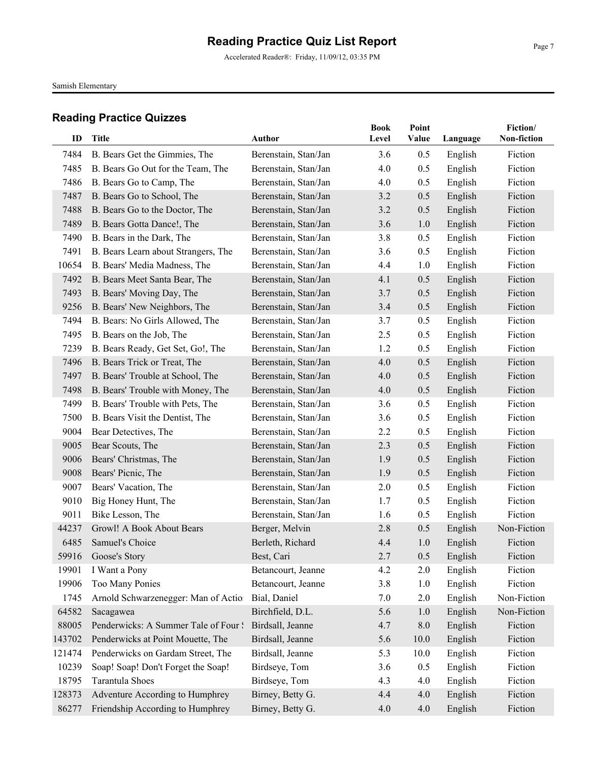# Reading Practice Quiz List Report

Accelerated Reader®: Friday, 11/09/12, 03:35 PM

Samish Elementary

## Reading Practice Quizzes

| ID | Title | Author | Book Level | Point Value | Language | Fiction/ Non-fiction |
|---|---|---|---|---|---|---|
| 7484 | B. Bears Get the Gimmies, The | Berenstain, Stan/Jan | 3.6 | 0.5 | English | Fiction |
| 7485 | B. Bears Go Out for the Team, The | Berenstain, Stan/Jan | 4.0 | 0.5 | English | Fiction |
| 7486 | B. Bears Go to Camp, The | Berenstain, Stan/Jan | 4.0 | 0.5 | English | Fiction |
| 7487 | B. Bears Go to School, The | Berenstain, Stan/Jan | 3.2 | 0.5 | English | Fiction |
| 7488 | B. Bears Go to the Doctor, The | Berenstain, Stan/Jan | 3.2 | 0.5 | English | Fiction |
| 7489 | B. Bears Gotta Dance!, The | Berenstain, Stan/Jan | 3.6 | 1.0 | English | Fiction |
| 7490 | B. Bears in the Dark, The | Berenstain, Stan/Jan | 3.8 | 0.5 | English | Fiction |
| 7491 | B. Bears Learn about Strangers, The | Berenstain, Stan/Jan | 3.6 | 0.5 | English | Fiction |
| 10654 | B. Bears' Media Madness, The | Berenstain, Stan/Jan | 4.4 | 1.0 | English | Fiction |
| 7492 | B. Bears Meet Santa Bear, The | Berenstain, Stan/Jan | 4.1 | 0.5 | English | Fiction |
| 7493 | B. Bears' Moving Day, The | Berenstain, Stan/Jan | 3.7 | 0.5 | English | Fiction |
| 9256 | B. Bears' New Neighbors, The | Berenstain, Stan/Jan | 3.4 | 0.5 | English | Fiction |
| 7494 | B. Bears: No Girls Allowed, The | Berenstain, Stan/Jan | 3.7 | 0.5 | English | Fiction |
| 7495 | B. Bears on the Job, The | Berenstain, Stan/Jan | 2.5 | 0.5 | English | Fiction |
| 7239 | B. Bears Ready, Get Set, Go!, The | Berenstain, Stan/Jan | 1.2 | 0.5 | English | Fiction |
| 7496 | B. Bears Trick or Treat, The | Berenstain, Stan/Jan | 4.0 | 0.5 | English | Fiction |
| 7497 | B. Bears' Trouble at School, The | Berenstain, Stan/Jan | 4.0 | 0.5 | English | Fiction |
| 7498 | B. Bears' Trouble with Money, The | Berenstain, Stan/Jan | 4.0 | 0.5 | English | Fiction |
| 7499 | B. Bears' Trouble with Pets, The | Berenstain, Stan/Jan | 3.6 | 0.5 | English | Fiction |
| 7500 | B. Bears Visit the Dentist, The | Berenstain, Stan/Jan | 3.6 | 0.5 | English | Fiction |
| 9004 | Bear Detectives, The | Berenstain, Stan/Jan | 2.2 | 0.5 | English | Fiction |
| 9005 | Bear Scouts, The | Berenstain, Stan/Jan | 2.3 | 0.5 | English | Fiction |
| 9006 | Bears' Christmas, The | Berenstain, Stan/Jan | 1.9 | 0.5 | English | Fiction |
| 9008 | Bears' Picnic, The | Berenstain, Stan/Jan | 1.9 | 0.5 | English | Fiction |
| 9007 | Bears' Vacation, The | Berenstain, Stan/Jan | 2.0 | 0.5 | English | Fiction |
| 9010 | Big Honey Hunt, The | Berenstain, Stan/Jan | 1.7 | 0.5 | English | Fiction |
| 9011 | Bike Lesson, The | Berenstain, Stan/Jan | 1.6 | 0.5 | English | Fiction |
| 44237 | Growl! A Book About Bears | Berger, Melvin | 2.8 | 0.5 | English | Non-Fiction |
| 6485 | Samuel's Choice | Berleth, Richard | 4.4 | 1.0 | English | Fiction |
| 59916 | Goose's Story | Best, Cari | 2.7 | 0.5 | English | Fiction |
| 19901 | I Want a Pony | Betancourt, Jeanne | 4.2 | 2.0 | English | Fiction |
| 19906 | Too Many Ponies | Betancourt, Jeanne | 3.8 | 1.0 | English | Fiction |
| 1745 | Arnold Schwarzenegger: Man of Actio | Bial, Daniel | 7.0 | 2.0 | English | Non-Fiction |
| 64582 | Sacagawea | Birchfield, D.L. | 5.6 | 1.0 | English | Non-Fiction |
| 88005 | Penderwicks: A Summer Tale of Four S | Birdsall, Jeanne | 4.7 | 8.0 | English | Fiction |
| 143702 | Penderwicks at Point Mouette, The | Birdsall, Jeanne | 5.6 | 10.0 | English | Fiction |
| 121474 | Penderwicks on Gardam Street, The | Birdsall, Jeanne | 5.3 | 10.0 | English | Fiction |
| 10239 | Soap! Soap! Don't Forget the Soap! | Birdseye, Tom | 3.6 | 0.5 | English | Fiction |
| 18795 | Tarantula Shoes | Birdseye, Tom | 4.3 | 4.0 | English | Fiction |
| 128373 | Adventure According to Humphrey | Birney, Betty G. | 4.4 | 4.0 | English | Fiction |
| 86277 | Friendship According to Humphrey | Birney, Betty G. | 4.0 | 4.0 | English | Fiction |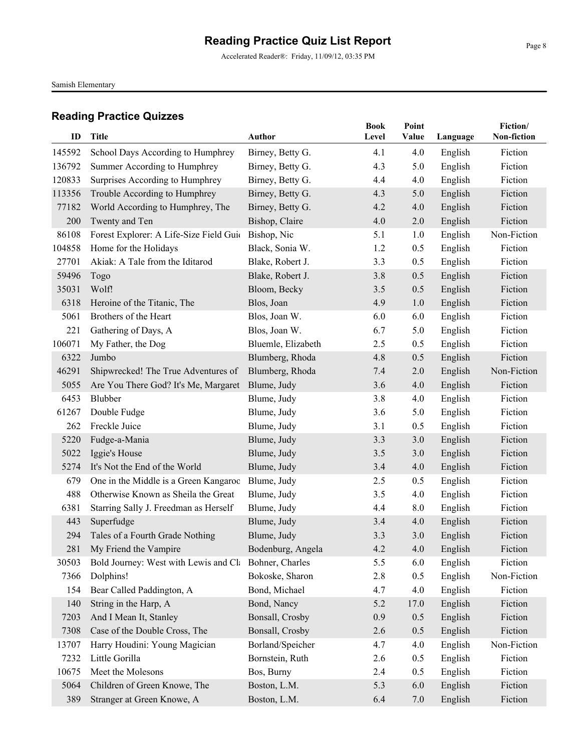# Reading Practice Quiz List Report

Accelerated Reader®: Friday, 11/09/12, 03:35 PM

Samish Elementary

## Reading Practice Quizzes

| ID | Title | Author | Book Level | Point Value | Language | Fiction/ Non-fiction |
|---|---|---|---|---|---|---|
| 145592 | School Days According to Humphrey | Birney, Betty G. | 4.1 | 4.0 | English | Fiction |
| 136792 | Summer According to Humphrey | Birney, Betty G. | 4.3 | 5.0 | English | Fiction |
| 120833 | Surprises According to Humphrey | Birney, Betty G. | 4.4 | 4.0 | English | Fiction |
| 113356 | Trouble According to Humphrey | Birney, Betty G. | 4.3 | 5.0 | English | Fiction |
| 77182 | World According to Humphrey, The | Birney, Betty G. | 4.2 | 4.0 | English | Fiction |
| 200 | Twenty and Ten | Bishop, Claire | 4.0 | 2.0 | English | Fiction |
| 86108 | Forest Explorer: A Life-Size Field Guid | Bishop, Nic | 5.1 | 1.0 | English | Non-Fiction |
| 104858 | Home for the Holidays | Black, Sonia W. | 1.2 | 0.5 | English | Fiction |
| 27701 | Akiak: A Tale from the Iditarod | Blake, Robert J. | 3.3 | 0.5 | English | Fiction |
| 59496 | Togo | Blake, Robert J. | 3.8 | 0.5 | English | Fiction |
| 35031 | Wolf! | Bloom, Becky | 3.5 | 0.5 | English | Fiction |
| 6318 | Heroine of the Titanic, The | Blos, Joan | 4.9 | 1.0 | English | Fiction |
| 5061 | Brothers of the Heart | Blos, Joan W. | 6.0 | 6.0 | English | Fiction |
| 221 | Gathering of Days, A | Blos, Joan W. | 6.7 | 5.0 | English | Fiction |
| 106071 | My Father, the Dog | Bluemle, Elizabeth | 2.5 | 0.5 | English | Fiction |
| 6322 | Jumbo | Blumberg, Rhoda | 4.8 | 0.5 | English | Fiction |
| 46291 | Shipwrecked! The True Adventures of | Blumberg, Rhoda | 7.4 | 2.0 | English | Non-Fiction |
| 5055 | Are You There God? It's Me, Margaret | Blume, Judy | 3.6 | 4.0 | English | Fiction |
| 6453 | Blubber | Blume, Judy | 3.8 | 4.0 | English | Fiction |
| 61267 | Double Fudge | Blume, Judy | 3.6 | 5.0 | English | Fiction |
| 262 | Freckle Juice | Blume, Judy | 3.1 | 0.5 | English | Fiction |
| 5220 | Fudge-a-Mania | Blume, Judy | 3.3 | 3.0 | English | Fiction |
| 5022 | Iggie's House | Blume, Judy | 3.5 | 3.0 | English | Fiction |
| 5274 | It's Not the End of the World | Blume, Judy | 3.4 | 4.0 | English | Fiction |
| 679 | One in the Middle is a Green Kangaroo | Blume, Judy | 2.5 | 0.5 | English | Fiction |
| 488 | Otherwise Known as Sheila the Great | Blume, Judy | 3.5 | 4.0 | English | Fiction |
| 6381 | Starring Sally J. Freedman as Herself | Blume, Judy | 4.4 | 8.0 | English | Fiction |
| 443 | Superfudge | Blume, Judy | 3.4 | 4.0 | English | Fiction |
| 294 | Tales of a Fourth Grade Nothing | Blume, Judy | 3.3 | 3.0 | English | Fiction |
| 281 | My Friend the Vampire | Bodenburg, Angela | 4.2 | 4.0 | English | Fiction |
| 30503 | Bold Journey: West with Lewis and Cla | Bohner, Charles | 5.5 | 6.0 | English | Fiction |
| 7366 | Dolphins! | Bokoske, Sharon | 2.8 | 0.5 | English | Non-Fiction |
| 154 | Bear Called Paddington, A | Bond, Michael | 4.7 | 4.0 | English | Fiction |
| 140 | String in the Harp, A | Bond, Nancy | 5.2 | 17.0 | English | Fiction |
| 7203 | And I Mean It, Stanley | Bonsall, Crosby | 0.9 | 0.5 | English | Fiction |
| 7308 | Case of the Double Cross, The | Bonsall, Crosby | 2.6 | 0.5 | English | Fiction |
| 13707 | Harry Houdini: Young Magician | Borland/Speicher | 4.7 | 4.0 | English | Non-Fiction |
| 7232 | Little Gorilla | Bornstein, Ruth | 2.6 | 0.5 | English | Fiction |
| 10675 | Meet the Molesons | Bos, Burny | 2.4 | 0.5 | English | Fiction |
| 5064 | Children of Green Knowe, The | Boston, L.M. | 5.3 | 6.0 | English | Fiction |
| 389 | Stranger at Green Knowe, A | Boston, L.M. | 6.4 | 7.0 | English | Fiction |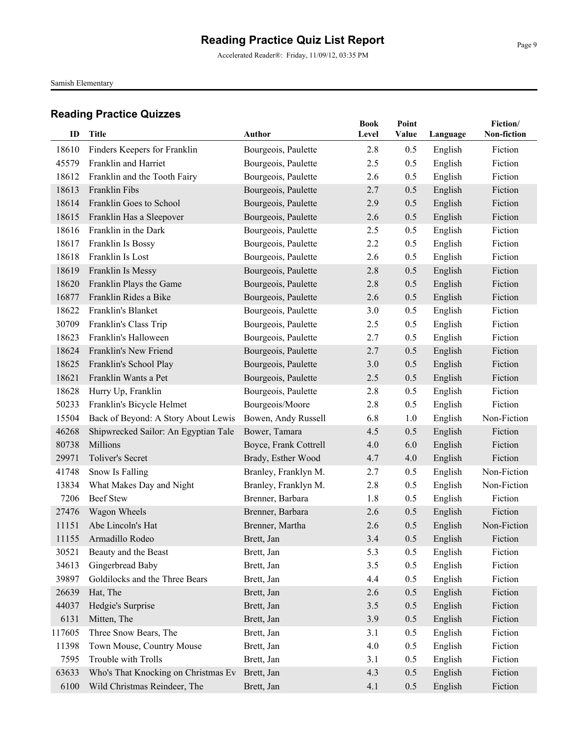# Reading Practice Quiz List Report

Accelerated Reader®: Friday, 11/09/12, 03:35 PM

Samish Elementary

## Reading Practice Quizzes

| ID | Title | Author | Book Level | Point Value | Language | Fiction/ Non-fiction |
|---|---|---|---|---|---|---|
| 18610 | Finders Keepers for Franklin | Bourgeois, Paulette | 2.8 | 0.5 | English | Fiction |
| 45579 | Franklin and Harriet | Bourgeois, Paulette | 2.5 | 0.5 | English | Fiction |
| 18612 | Franklin and the Tooth Fairy | Bourgeois, Paulette | 2.6 | 0.5 | English | Fiction |
| 18613 | Franklin Fibs | Bourgeois, Paulette | 2.7 | 0.5 | English | Fiction |
| 18614 | Franklin Goes to School | Bourgeois, Paulette | 2.9 | 0.5 | English | Fiction |
| 18615 | Franklin Has a Sleepover | Bourgeois, Paulette | 2.6 | 0.5 | English | Fiction |
| 18616 | Franklin in the Dark | Bourgeois, Paulette | 2.5 | 0.5 | English | Fiction |
| 18617 | Franklin Is Bossy | Bourgeois, Paulette | 2.2 | 0.5 | English | Fiction |
| 18618 | Franklin Is Lost | Bourgeois, Paulette | 2.6 | 0.5 | English | Fiction |
| 18619 | Franklin Is Messy | Bourgeois, Paulette | 2.8 | 0.5 | English | Fiction |
| 18620 | Franklin Plays the Game | Bourgeois, Paulette | 2.8 | 0.5 | English | Fiction |
| 16877 | Franklin Rides a Bike | Bourgeois, Paulette | 2.6 | 0.5 | English | Fiction |
| 18622 | Franklin's Blanket | Bourgeois, Paulette | 3.0 | 0.5 | English | Fiction |
| 30709 | Franklin's Class Trip | Bourgeois, Paulette | 2.5 | 0.5 | English | Fiction |
| 18623 | Franklin's Halloween | Bourgeois, Paulette | 2.7 | 0.5 | English | Fiction |
| 18624 | Franklin's New Friend | Bourgeois, Paulette | 2.7 | 0.5 | English | Fiction |
| 18625 | Franklin's School Play | Bourgeois, Paulette | 3.0 | 0.5 | English | Fiction |
| 18621 | Franklin Wants a Pet | Bourgeois, Paulette | 2.5 | 0.5 | English | Fiction |
| 18628 | Hurry Up, Franklin | Bourgeois, Paulette | 2.8 | 0.5 | English | Fiction |
| 50233 | Franklin's Bicycle Helmet | Bourgeois/Moore | 2.8 | 0.5 | English | Fiction |
| 15504 | Back of Beyond: A Story About Lewis | Bowen, Andy Russell | 6.8 | 1.0 | English | Non-Fiction |
| 46268 | Shipwrecked Sailor: An Egyptian Tale | Bower, Tamara | 4.5 | 0.5 | English | Fiction |
| 80738 | Millions | Boyce, Frank Cottrell | 4.0 | 6.0 | English | Fiction |
| 29971 | Toliver's Secret | Brady, Esther Wood | 4.7 | 4.0 | English | Fiction |
| 41748 | Snow Is Falling | Branley, Franklyn M. | 2.7 | 0.5 | English | Non-Fiction |
| 13834 | What Makes Day and Night | Branley, Franklyn M. | 2.8 | 0.5 | English | Non-Fiction |
| 7206 | Beef Stew | Brenner, Barbara | 1.8 | 0.5 | English | Fiction |
| 27476 | Wagon Wheels | Brenner, Barbara | 2.6 | 0.5 | English | Fiction |
| 11151 | Abe Lincoln's Hat | Brenner, Martha | 2.6 | 0.5 | English | Non-Fiction |
| 11155 | Armadillo Rodeo | Brett, Jan | 3.4 | 0.5 | English | Fiction |
| 30521 | Beauty and the Beast | Brett, Jan | 5.3 | 0.5 | English | Fiction |
| 34613 | Gingerbread Baby | Brett, Jan | 3.5 | 0.5 | English | Fiction |
| 39897 | Goldilocks and the Three Bears | Brett, Jan | 4.4 | 0.5 | English | Fiction |
| 26639 | Hat, The | Brett, Jan | 2.6 | 0.5 | English | Fiction |
| 44037 | Hedgie's Surprise | Brett, Jan | 3.5 | 0.5 | English | Fiction |
| 6131 | Mitten, The | Brett, Jan | 3.9 | 0.5 | English | Fiction |
| 117605 | Three Snow Bears, The | Brett, Jan | 3.1 | 0.5 | English | Fiction |
| 11398 | Town Mouse, Country Mouse | Brett, Jan | 4.0 | 0.5 | English | Fiction |
| 7595 | Trouble with Trolls | Brett, Jan | 3.1 | 0.5 | English | Fiction |
| 63633 | Who's That Knocking on Christmas Ev | Brett, Jan | 4.3 | 0.5 | English | Fiction |
| 6100 | Wild Christmas Reindeer, The | Brett, Jan | 4.1 | 0.5 | English | Fiction |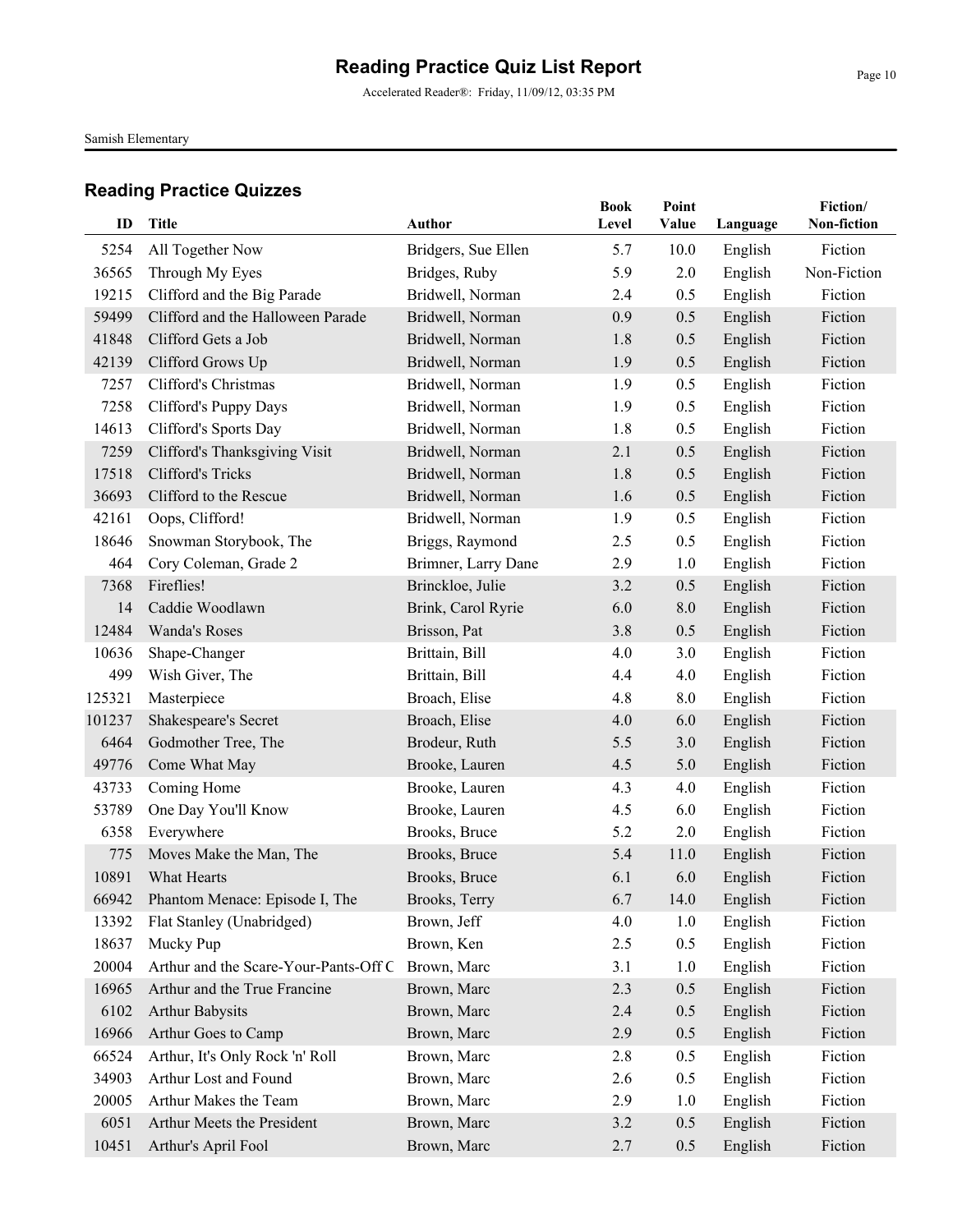# Reading Practice Quiz List Report

Accelerated Reader®: Friday, 11/09/12, 03:35 PM

Samish Elementary

## Reading Practice Quizzes

| ID | Title | Author | Book Level | Point Value | Language | Fiction/ Non-fiction |
|---|---|---|---|---|---|---|
| 5254 | All Together Now | Bridgers, Sue Ellen | 5.7 | 10.0 | English | Fiction |
| 36565 | Through My Eyes | Bridges, Ruby | 5.9 | 2.0 | English | Non-Fiction |
| 19215 | Clifford and the Big Parade | Bridwell, Norman | 2.4 | 0.5 | English | Fiction |
| 59499 | Clifford and the Halloween Parade | Bridwell, Norman | 0.9 | 0.5 | English | Fiction |
| 41848 | Clifford Gets a Job | Bridwell, Norman | 1.8 | 0.5 | English | Fiction |
| 42139 | Clifford Grows Up | Bridwell, Norman | 1.9 | 0.5 | English | Fiction |
| 7257 | Clifford's Christmas | Bridwell, Norman | 1.9 | 0.5 | English | Fiction |
| 7258 | Clifford's Puppy Days | Bridwell, Norman | 1.9 | 0.5 | English | Fiction |
| 14613 | Clifford's Sports Day | Bridwell, Norman | 1.8 | 0.5 | English | Fiction |
| 7259 | Clifford's Thanksgiving Visit | Bridwell, Norman | 2.1 | 0.5 | English | Fiction |
| 17518 | Clifford's Tricks | Bridwell, Norman | 1.8 | 0.5 | English | Fiction |
| 36693 | Clifford to the Rescue | Bridwell, Norman | 1.6 | 0.5 | English | Fiction |
| 42161 | Oops, Clifford! | Bridwell, Norman | 1.9 | 0.5 | English | Fiction |
| 18646 | Snowman Storybook, The | Briggs, Raymond | 2.5 | 0.5 | English | Fiction |
| 464 | Cory Coleman, Grade 2 | Brimner, Larry Dane | 2.9 | 1.0 | English | Fiction |
| 7368 | Fireflies! | Brinckloe, Julie | 3.2 | 0.5 | English | Fiction |
| 14 | Caddie Woodlawn | Brink, Carol Ryrie | 6.0 | 8.0 | English | Fiction |
| 12484 | Wanda's Roses | Brisson, Pat | 3.8 | 0.5 | English | Fiction |
| 10636 | Shape-Changer | Brittain, Bill | 4.0 | 3.0 | English | Fiction |
| 499 | Wish Giver, The | Brittain, Bill | 4.4 | 4.0 | English | Fiction |
| 125321 | Masterpiece | Broach, Elise | 4.8 | 8.0 | English | Fiction |
| 101237 | Shakespeare's Secret | Broach, Elise | 4.0 | 6.0 | English | Fiction |
| 6464 | Godmother Tree, The | Brodeur, Ruth | 5.5 | 3.0 | English | Fiction |
| 49776 | Come What May | Brooke, Lauren | 4.5 | 5.0 | English | Fiction |
| 43733 | Coming Home | Brooke, Lauren | 4.3 | 4.0 | English | Fiction |
| 53789 | One Day You'll Know | Brooke, Lauren | 4.5 | 6.0 | English | Fiction |
| 6358 | Everywhere | Brooks, Bruce | 5.2 | 2.0 | English | Fiction |
| 775 | Moves Make the Man, The | Brooks, Bruce | 5.4 | 11.0 | English | Fiction |
| 10891 | What Hearts | Brooks, Bruce | 6.1 | 6.0 | English | Fiction |
| 66942 | Phantom Menace: Episode I, The | Brooks, Terry | 6.7 | 14.0 | English | Fiction |
| 13392 | Flat Stanley (Unabridged) | Brown, Jeff | 4.0 | 1.0 | English | Fiction |
| 18637 | Mucky Pup | Brown, Ken | 2.5 | 0.5 | English | Fiction |
| 20004 | Arthur and the Scare-Your-Pants-Off C | Brown, Marc | 3.1 | 1.0 | English | Fiction |
| 16965 | Arthur and the True Francine | Brown, Marc | 2.3 | 0.5 | English | Fiction |
| 6102 | Arthur Babysits | Brown, Marc | 2.4 | 0.5 | English | Fiction |
| 16966 | Arthur Goes to Camp | Brown, Marc | 2.9 | 0.5 | English | Fiction |
| 66524 | Arthur, It's Only Rock 'n' Roll | Brown, Marc | 2.8 | 0.5 | English | Fiction |
| 34903 | Arthur Lost and Found | Brown, Marc | 2.6 | 0.5 | English | Fiction |
| 20005 | Arthur Makes the Team | Brown, Marc | 2.9 | 1.0 | English | Fiction |
| 6051 | Arthur Meets the President | Brown, Marc | 3.2 | 0.5 | English | Fiction |
| 10451 | Arthur's April Fool | Brown, Marc | 2.7 | 0.5 | English | Fiction |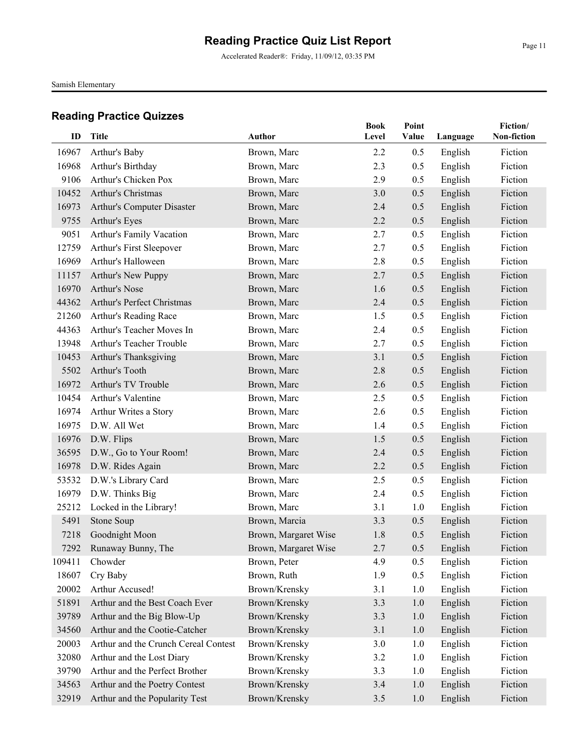# Reading Practice Quiz List Report

Accelerated Reader®: Friday, 11/09/12, 03:35 PM

Samish Elementary

## Reading Practice Quizzes

| ID | Title | Author | Book Level | Point Value | Language | Fiction/ Non-fiction |
|---|---|---|---|---|---|---|
| 16967 | Arthur's Baby | Brown, Marc | 2.2 | 0.5 | English | Fiction |
| 16968 | Arthur's Birthday | Brown, Marc | 2.3 | 0.5 | English | Fiction |
| 9106 | Arthur's Chicken Pox | Brown, Marc | 2.9 | 0.5 | English | Fiction |
| 10452 | Arthur's Christmas | Brown, Marc | 3.0 | 0.5 | English | Fiction |
| 16973 | Arthur's Computer Disaster | Brown, Marc | 2.4 | 0.5 | English | Fiction |
| 9755 | Arthur's Eyes | Brown, Marc | 2.2 | 0.5 | English | Fiction |
| 9051 | Arthur's Family Vacation | Brown, Marc | 2.7 | 0.5 | English | Fiction |
| 12759 | Arthur's First Sleepover | Brown, Marc | 2.7 | 0.5 | English | Fiction |
| 16969 | Arthur's Halloween | Brown, Marc | 2.8 | 0.5 | English | Fiction |
| 11157 | Arthur's New Puppy | Brown, Marc | 2.7 | 0.5 | English | Fiction |
| 16970 | Arthur's Nose | Brown, Marc | 1.6 | 0.5 | English | Fiction |
| 44362 | Arthur's Perfect Christmas | Brown, Marc | 2.4 | 0.5 | English | Fiction |
| 21260 | Arthur's Reading Race | Brown, Marc | 1.5 | 0.5 | English | Fiction |
| 44363 | Arthur's Teacher Moves In | Brown, Marc | 2.4 | 0.5 | English | Fiction |
| 13948 | Arthur's Teacher Trouble | Brown, Marc | 2.7 | 0.5 | English | Fiction |
| 10453 | Arthur's Thanksgiving | Brown, Marc | 3.1 | 0.5 | English | Fiction |
| 5502 | Arthur's Tooth | Brown, Marc | 2.8 | 0.5 | English | Fiction |
| 16972 | Arthur's TV Trouble | Brown, Marc | 2.6 | 0.5 | English | Fiction |
| 10454 | Arthur's Valentine | Brown, Marc | 2.5 | 0.5 | English | Fiction |
| 16974 | Arthur Writes a Story | Brown, Marc | 2.6 | 0.5 | English | Fiction |
| 16975 | D.W. All Wet | Brown, Marc | 1.4 | 0.5 | English | Fiction |
| 16976 | D.W. Flips | Brown, Marc | 1.5 | 0.5 | English | Fiction |
| 36595 | D.W., Go to Your Room! | Brown, Marc | 2.4 | 0.5 | English | Fiction |
| 16978 | D.W. Rides Again | Brown, Marc | 2.2 | 0.5 | English | Fiction |
| 53532 | D.W.'s Library Card | Brown, Marc | 2.5 | 0.5 | English | Fiction |
| 16979 | D.W. Thinks Big | Brown, Marc | 2.4 | 0.5 | English | Fiction |
| 25212 | Locked in the Library! | Brown, Marc | 3.1 | 1.0 | English | Fiction |
| 5491 | Stone Soup | Brown, Marcia | 3.3 | 0.5 | English | Fiction |
| 7218 | Goodnight Moon | Brown, Margaret Wise | 1.8 | 0.5 | English | Fiction |
| 7292 | Runaway Bunny, The | Brown, Margaret Wise | 2.7 | 0.5 | English | Fiction |
| 109411 | Chowder | Brown, Peter | 4.9 | 0.5 | English | Fiction |
| 18607 | Cry Baby | Brown, Ruth | 1.9 | 0.5 | English | Fiction |
| 20002 | Arthur Accused! | Brown/Krensky | 3.1 | 1.0 | English | Fiction |
| 51891 | Arthur and the Best Coach Ever | Brown/Krensky | 3.3 | 1.0 | English | Fiction |
| 39789 | Arthur and the Big Blow-Up | Brown/Krensky | 3.3 | 1.0 | English | Fiction |
| 34560 | Arthur and the Cootie-Catcher | Brown/Krensky | 3.1 | 1.0 | English | Fiction |
| 20003 | Arthur and the Crunch Cereal Contest | Brown/Krensky | 3.0 | 1.0 | English | Fiction |
| 32080 | Arthur and the Lost Diary | Brown/Krensky | 3.2 | 1.0 | English | Fiction |
| 39790 | Arthur and the Perfect Brother | Brown/Krensky | 3.3 | 1.0 | English | Fiction |
| 34563 | Arthur and the Poetry Contest | Brown/Krensky | 3.4 | 1.0 | English | Fiction |
| 32919 | Arthur and the Popularity Test | Brown/Krensky | 3.5 | 1.0 | English | Fiction |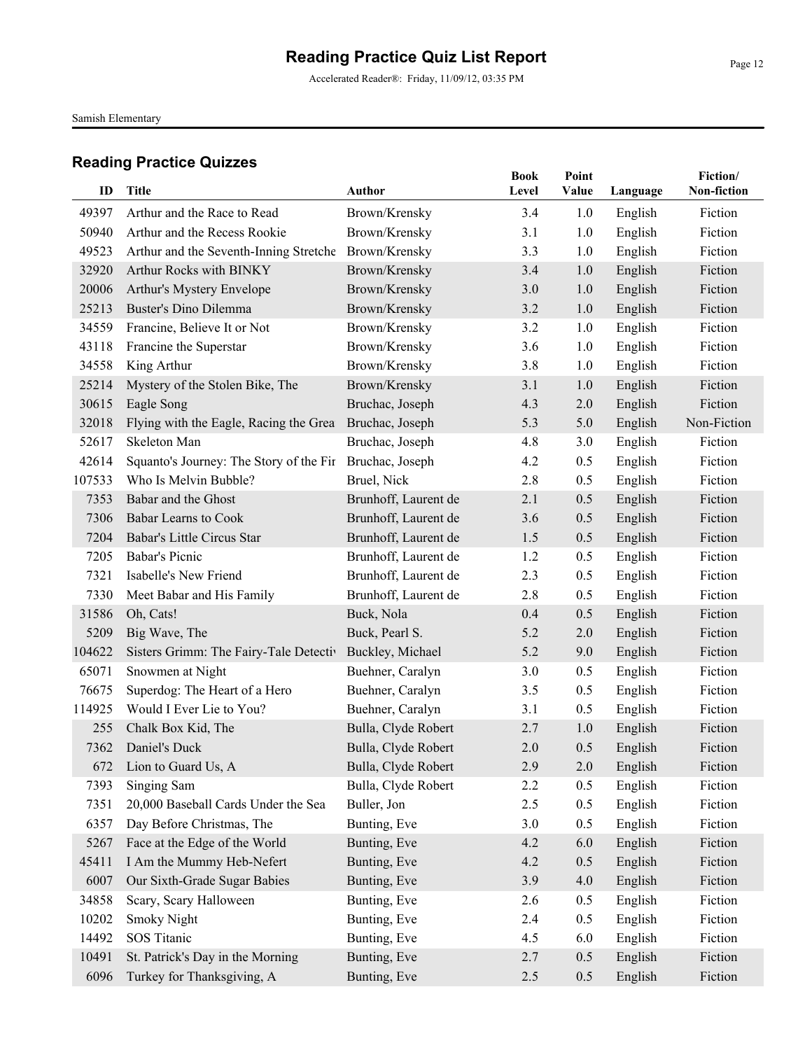# Reading Practice Quiz List Report

Accelerated Reader®: Friday, 11/09/12, 03:35 PM

Samish Elementary

## Reading Practice Quizzes

| ID | Title | Author | Book Level | Point Value | Language | Fiction/ Non-fiction |
|---|---|---|---|---|---|---|
| 49397 | Arthur and the Race to Read | Brown/Krensky | 3.4 | 1.0 | English | Fiction |
| 50940 | Arthur and the Recess Rookie | Brown/Krensky | 3.1 | 1.0 | English | Fiction |
| 49523 | Arthur and the Seventh-Inning Stretche | Brown/Krensky | 3.3 | 1.0 | English | Fiction |
| 32920 | Arthur Rocks with BINKY | Brown/Krensky | 3.4 | 1.0 | English | Fiction |
| 20006 | Arthur's Mystery Envelope | Brown/Krensky | 3.0 | 1.0 | English | Fiction |
| 25213 | Buster's Dino Dilemma | Brown/Krensky | 3.2 | 1.0 | English | Fiction |
| 34559 | Francine, Believe It or Not | Brown/Krensky | 3.2 | 1.0 | English | Fiction |
| 43118 | Francine the Superstar | Brown/Krensky | 3.6 | 1.0 | English | Fiction |
| 34558 | King Arthur | Brown/Krensky | 3.8 | 1.0 | English | Fiction |
| 25214 | Mystery of the Stolen Bike, The | Brown/Krensky | 3.1 | 1.0 | English | Fiction |
| 30615 | Eagle Song | Bruchac, Joseph | 4.3 | 2.0 | English | Fiction |
| 32018 | Flying with the Eagle, Racing the Grea | Bruchac, Joseph | 5.3 | 5.0 | English | Non-Fiction |
| 52617 | Skeleton Man | Bruchac, Joseph | 4.8 | 3.0 | English | Fiction |
| 42614 | Squanto's Journey: The Story of the Fir | Bruchac, Joseph | 4.2 | 0.5 | English | Fiction |
| 107533 | Who Is Melvin Bubble? | Bruel, Nick | 2.8 | 0.5 | English | Fiction |
| 7353 | Babar and the Ghost | Brunhoff, Laurent de | 2.1 | 0.5 | English | Fiction |
| 7306 | Babar Learns to Cook | Brunhoff, Laurent de | 3.6 | 0.5 | English | Fiction |
| 7204 | Babar's Little Circus Star | Brunhoff, Laurent de | 1.5 | 0.5 | English | Fiction |
| 7205 | Babar's Picnic | Brunhoff, Laurent de | 1.2 | 0.5 | English | Fiction |
| 7321 | Isabelle's New Friend | Brunhoff, Laurent de | 2.3 | 0.5 | English | Fiction |
| 7330 | Meet Babar and His Family | Brunhoff, Laurent de | 2.8 | 0.5 | English | Fiction |
| 31586 | Oh, Cats! | Buck, Nola | 0.4 | 0.5 | English | Fiction |
| 5209 | Big Wave, The | Buck, Pearl S. | 5.2 | 2.0 | English | Fiction |
| 104622 | Sisters Grimm: The Fairy-Tale Detectiv | Buckley, Michael | 5.2 | 9.0 | English | Fiction |
| 65071 | Snowmen at Night | Buehner, Caralyn | 3.0 | 0.5 | English | Fiction |
| 76675 | Superdog: The Heart of a Hero | Buehner, Caralyn | 3.5 | 0.5 | English | Fiction |
| 114925 | Would I Ever Lie to You? | Buehner, Caralyn | 3.1 | 0.5 | English | Fiction |
| 255 | Chalk Box Kid, The | Bulla, Clyde Robert | 2.7 | 1.0 | English | Fiction |
| 7362 | Daniel's Duck | Bulla, Clyde Robert | 2.0 | 0.5 | English | Fiction |
| 672 | Lion to Guard Us, A | Bulla, Clyde Robert | 2.9 | 2.0 | English | Fiction |
| 7393 | Singing Sam | Bulla, Clyde Robert | 2.2 | 0.5 | English | Fiction |
| 7351 | 20,000 Baseball Cards Under the Sea | Buller, Jon | 2.5 | 0.5 | English | Fiction |
| 6357 | Day Before Christmas, The | Bunting, Eve | 3.0 | 0.5 | English | Fiction |
| 5267 | Face at the Edge of the World | Bunting, Eve | 4.2 | 6.0 | English | Fiction |
| 45411 | I Am the Mummy Heb-Nefert | Bunting, Eve | 4.2 | 0.5 | English | Fiction |
| 6007 | Our Sixth-Grade Sugar Babies | Bunting, Eve | 3.9 | 4.0 | English | Fiction |
| 34858 | Scary, Scary Halloween | Bunting, Eve | 2.6 | 0.5 | English | Fiction |
| 10202 | Smoky Night | Bunting, Eve | 2.4 | 0.5 | English | Fiction |
| 14492 | SOS Titanic | Bunting, Eve | 4.5 | 6.0 | English | Fiction |
| 10491 | St. Patrick's Day in the Morning | Bunting, Eve | 2.7 | 0.5 | English | Fiction |
| 6096 | Turkey for Thanksgiving, A | Bunting, Eve | 2.5 | 0.5 | English | Fiction |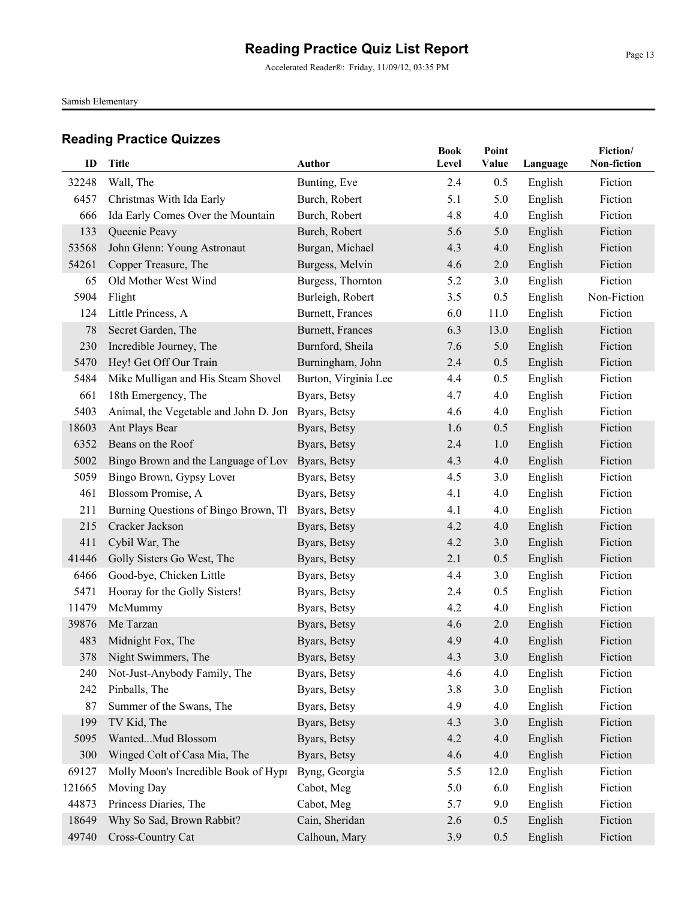# Reading Practice Quiz List Report

Accelerated Reader®: Friday, 11/09/12, 03:35 PM

Samish Elementary

## Reading Practice Quizzes

| ID | Title | Author | Book Level | Point Value | Language | Fiction/ Non-fiction |
|---|---|---|---|---|---|---|
| 32248 | Wall, The | Bunting, Eve | 2.4 | 0.5 | English | Fiction |
| 6457 | Christmas With Ida Early | Burch, Robert | 5.1 | 5.0 | English | Fiction |
| 666 | Ida Early Comes Over the Mountain | Burch, Robert | 4.8 | 4.0 | English | Fiction |
| 133 | Queenie Peavy | Burch, Robert | 5.6 | 5.0 | English | Fiction |
| 53568 | John Glenn: Young Astronaut | Burgan, Michael | 4.3 | 4.0 | English | Fiction |
| 54261 | Copper Treasure, The | Burgess, Melvin | 4.6 | 2.0 | English | Fiction |
| 65 | Old Mother West Wind | Burgess, Thornton | 5.2 | 3.0 | English | Fiction |
| 5904 | Flight | Burleigh, Robert | 3.5 | 0.5 | English | Non-Fiction |
| 124 | Little Princess, A | Burnett, Frances | 6.0 | 11.0 | English | Fiction |
| 78 | Secret Garden, The | Burnett, Frances | 6.3 | 13.0 | English | Fiction |
| 230 | Incredible Journey, The | Burnford, Sheila | 7.6 | 5.0 | English | Fiction |
| 5470 | Hey! Get Off Our Train | Burningham, John | 2.4 | 0.5 | English | Fiction |
| 5484 | Mike Mulligan and His Steam Shovel | Burton, Virginia Lee | 4.4 | 0.5 | English | Fiction |
| 661 | 18th Emergency, The | Byars, Betsy | 4.7 | 4.0 | English | Fiction |
| 5403 | Animal, the Vegetable and John D. Jon | Byars, Betsy | 4.6 | 4.0 | English | Fiction |
| 18603 | Ant Plays Bear | Byars, Betsy | 1.6 | 0.5 | English | Fiction |
| 6352 | Beans on the Roof | Byars, Betsy | 2.4 | 1.0 | English | Fiction |
| 5002 | Bingo Brown and the Language of Lov | Byars, Betsy | 4.3 | 4.0 | English | Fiction |
| 5059 | Bingo Brown, Gypsy Lover | Byars, Betsy | 4.5 | 3.0 | English | Fiction |
| 461 | Blossom Promise, A | Byars, Betsy | 4.1 | 4.0 | English | Fiction |
| 211 | Burning Questions of Bingo Brown, Th | Byars, Betsy | 4.1 | 4.0 | English | Fiction |
| 215 | Cracker Jackson | Byars, Betsy | 4.2 | 4.0 | English | Fiction |
| 411 | Cybil War, The | Byars, Betsy | 4.2 | 3.0 | English | Fiction |
| 41446 | Golly Sisters Go West, The | Byars, Betsy | 2.1 | 0.5 | English | Fiction |
| 6466 | Good-bye, Chicken Little | Byars, Betsy | 4.4 | 3.0 | English | Fiction |
| 5471 | Hooray for the Golly Sisters! | Byars, Betsy | 2.4 | 0.5 | English | Fiction |
| 11479 | McMummy | Byars, Betsy | 4.2 | 4.0 | English | Fiction |
| 39876 | Me Tarzan | Byars, Betsy | 4.6 | 2.0 | English | Fiction |
| 483 | Midnight Fox, The | Byars, Betsy | 4.9 | 4.0 | English | Fiction |
| 378 | Night Swimmers, The | Byars, Betsy | 4.3 | 3.0 | English | Fiction |
| 240 | Not-Just-Anybody Family, The | Byars, Betsy | 4.6 | 4.0 | English | Fiction |
| 242 | Pinballs, The | Byars, Betsy | 3.8 | 3.0 | English | Fiction |
| 87 | Summer of the Swans, The | Byars, Betsy | 4.9 | 4.0 | English | Fiction |
| 199 | TV Kid, The | Byars, Betsy | 4.3 | 3.0 | English | Fiction |
| 5095 | Wanted...Mud Blossom | Byars, Betsy | 4.2 | 4.0 | English | Fiction |
| 300 | Winged Colt of Casa Mia, The | Byars, Betsy | 4.6 | 4.0 | English | Fiction |
| 69127 | Molly Moon's Incredible Book of Hypr | Byng, Georgia | 5.5 | 12.0 | English | Fiction |
| 121665 | Moving Day | Cabot, Meg | 5.0 | 6.0 | English | Fiction |
| 44873 | Princess Diaries, The | Cabot, Meg | 5.7 | 9.0 | English | Fiction |
| 18649 | Why So Sad, Brown Rabbit? | Cain, Sheridan | 2.6 | 0.5 | English | Fiction |
| 49740 | Cross-Country Cat | Calhoun, Mary | 3.9 | 0.5 | English | Fiction |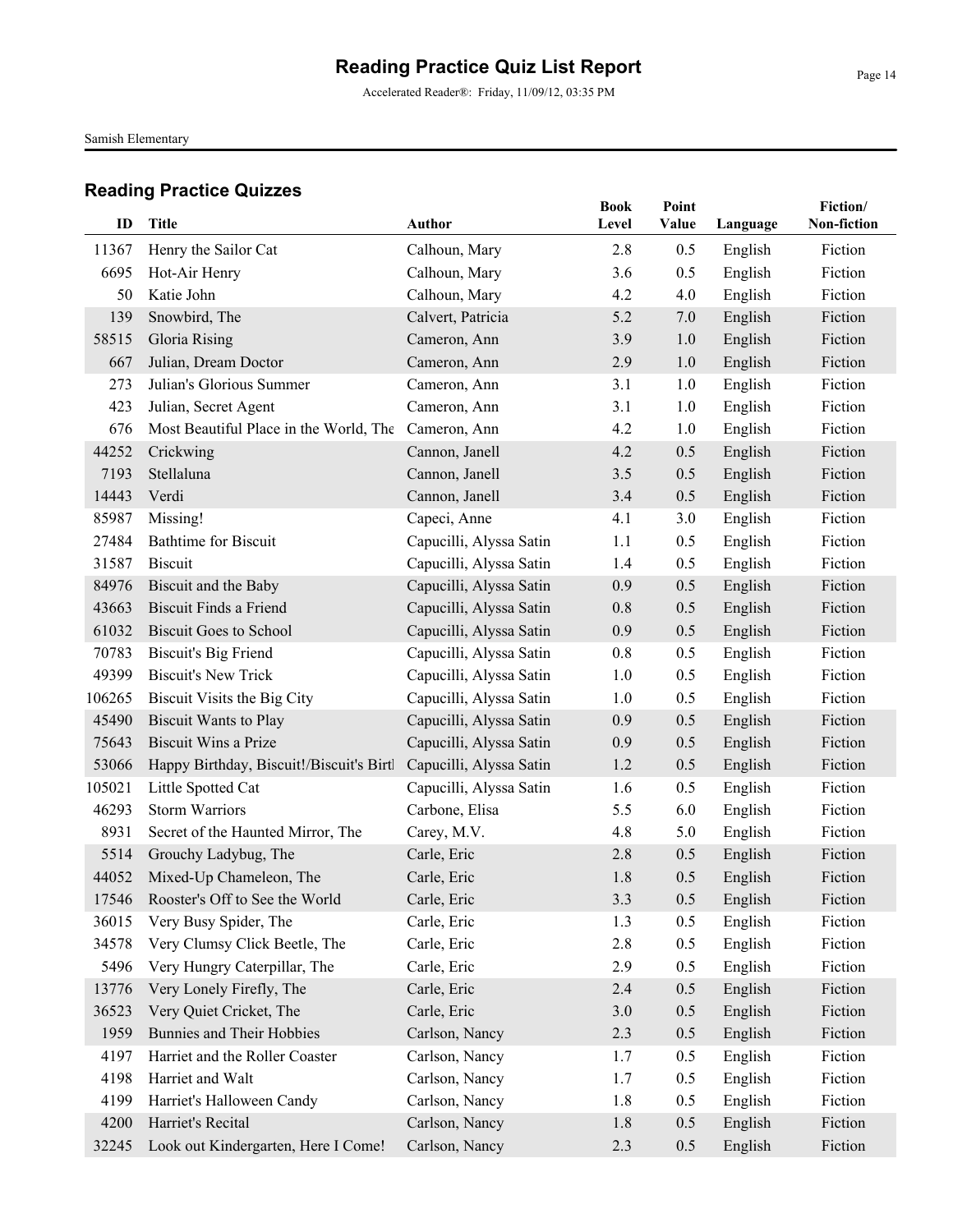# Reading Practice Quiz List Report

Accelerated Reader®: Friday, 11/09/12, 03:35 PM

Samish Elementary

## Reading Practice Quizzes

| ID | Title | Author | Book Level | Point Value | Language | Fiction/ Non-fiction |
|---|---|---|---|---|---|---|
| 11367 | Henry the Sailor Cat | Calhoun, Mary | 2.8 | 0.5 | English | Fiction |
| 6695 | Hot-Air Henry | Calhoun, Mary | 3.6 | 0.5 | English | Fiction |
| 50 | Katie John | Calhoun, Mary | 4.2 | 4.0 | English | Fiction |
| 139 | Snowbird, The | Calvert, Patricia | 5.2 | 7.0 | English | Fiction |
| 58515 | Gloria Rising | Cameron, Ann | 3.9 | 1.0 | English | Fiction |
| 667 | Julian, Dream Doctor | Cameron, Ann | 2.9 | 1.0 | English | Fiction |
| 273 | Julian's Glorious Summer | Cameron, Ann | 3.1 | 1.0 | English | Fiction |
| 423 | Julian, Secret Agent | Cameron, Ann | 3.1 | 1.0 | English | Fiction |
| 676 | Most Beautiful Place in the World, The | Cameron, Ann | 4.2 | 1.0 | English | Fiction |
| 44252 | Crickwing | Cannon, Janell | 4.2 | 0.5 | English | Fiction |
| 7193 | Stellaluna | Cannon, Janell | 3.5 | 0.5 | English | Fiction |
| 14443 | Verdi | Cannon, Janell | 3.4 | 0.5 | English | Fiction |
| 85987 | Missing! | Capeci, Anne | 4.1 | 3.0 | English | Fiction |
| 27484 | Bathtime for Biscuit | Capucilli, Alyssa Satin | 1.1 | 0.5 | English | Fiction |
| 31587 | Biscuit | Capucilli, Alyssa Satin | 1.4 | 0.5 | English | Fiction |
| 84976 | Biscuit and the Baby | Capucilli, Alyssa Satin | 0.9 | 0.5 | English | Fiction |
| 43663 | Biscuit Finds a Friend | Capucilli, Alyssa Satin | 0.8 | 0.5 | English | Fiction |
| 61032 | Biscuit Goes to School | Capucilli, Alyssa Satin | 0.9 | 0.5 | English | Fiction |
| 70783 | Biscuit's Big Friend | Capucilli, Alyssa Satin | 0.8 | 0.5 | English | Fiction |
| 49399 | Biscuit's New Trick | Capucilli, Alyssa Satin | 1.0 | 0.5 | English | Fiction |
| 106265 | Biscuit Visits the Big City | Capucilli, Alyssa Satin | 1.0 | 0.5 | English | Fiction |
| 45490 | Biscuit Wants to Play | Capucilli, Alyssa Satin | 0.9 | 0.5 | English | Fiction |
| 75643 | Biscuit Wins a Prize | Capucilli, Alyssa Satin | 0.9 | 0.5 | English | Fiction |
| 53066 | Happy Birthday, Biscuit!/Biscuit's Birtl | Capucilli, Alyssa Satin | 1.2 | 0.5 | English | Fiction |
| 105021 | Little Spotted Cat | Capucilli, Alyssa Satin | 1.6 | 0.5 | English | Fiction |
| 46293 | Storm Warriors | Carbone, Elisa | 5.5 | 6.0 | English | Fiction |
| 8931 | Secret of the Haunted Mirror, The | Carey, M.V. | 4.8 | 5.0 | English | Fiction |
| 5514 | Grouchy Ladybug, The | Carle, Eric | 2.8 | 0.5 | English | Fiction |
| 44052 | Mixed-Up Chameleon, The | Carle, Eric | 1.8 | 0.5 | English | Fiction |
| 17546 | Rooster's Off to See the World | Carle, Eric | 3.3 | 0.5 | English | Fiction |
| 36015 | Very Busy Spider, The | Carle, Eric | 1.3 | 0.5 | English | Fiction |
| 34578 | Very Clumsy Click Beetle, The | Carle, Eric | 2.8 | 0.5 | English | Fiction |
| 5496 | Very Hungry Caterpillar, The | Carle, Eric | 2.9 | 0.5 | English | Fiction |
| 13776 | Very Lonely Firefly, The | Carle, Eric | 2.4 | 0.5 | English | Fiction |
| 36523 | Very Quiet Cricket, The | Carle, Eric | 3.0 | 0.5 | English | Fiction |
| 1959 | Bunnies and Their Hobbies | Carlson, Nancy | 2.3 | 0.5 | English | Fiction |
| 4197 | Harriet and the Roller Coaster | Carlson, Nancy | 1.7 | 0.5 | English | Fiction |
| 4198 | Harriet and Walt | Carlson, Nancy | 1.7 | 0.5 | English | Fiction |
| 4199 | Harriet's Halloween Candy | Carlson, Nancy | 1.8 | 0.5 | English | Fiction |
| 4200 | Harriet's Recital | Carlson, Nancy | 1.8 | 0.5 | English | Fiction |
| 32245 | Look out Kindergarten, Here I Come! | Carlson, Nancy | 2.3 | 0.5 | English | Fiction |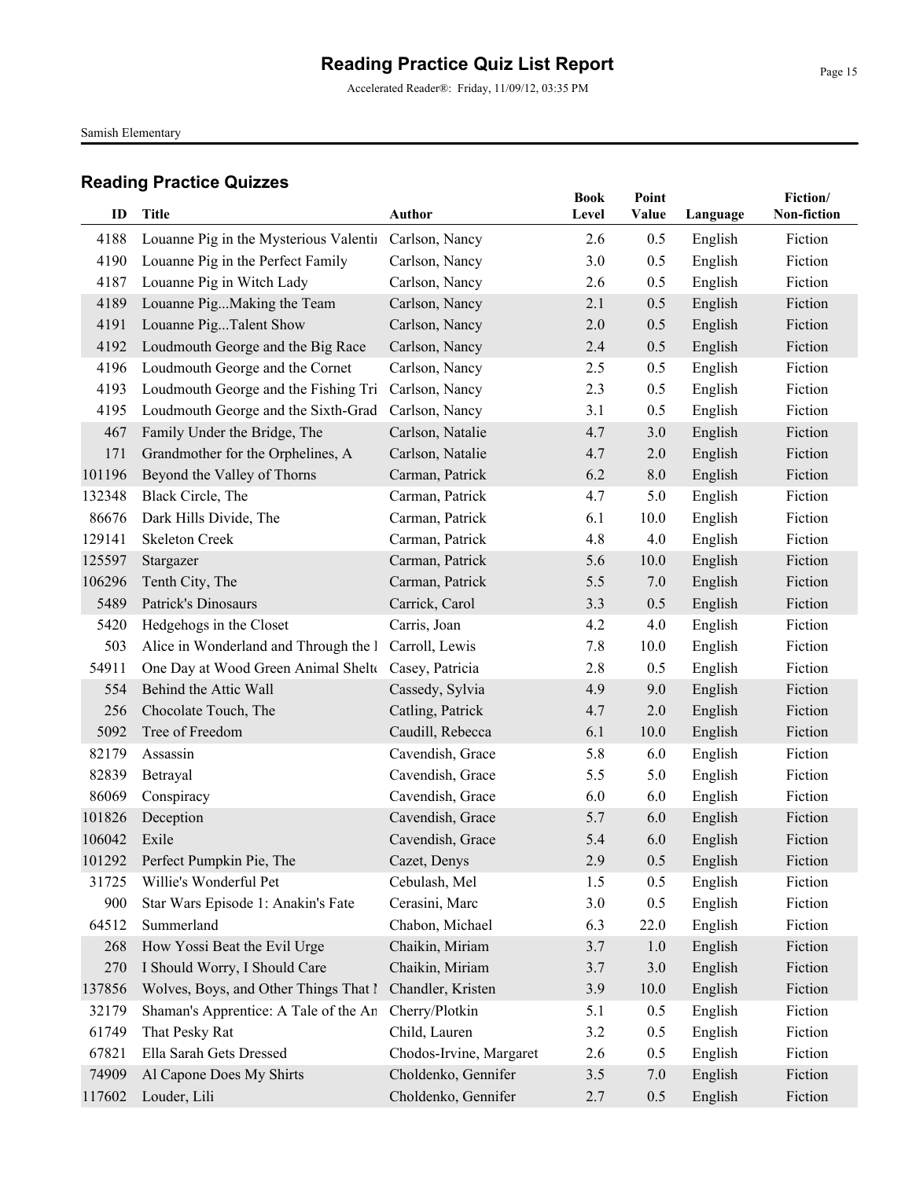# Reading Practice Quiz List Report

Accelerated Reader®: Friday, 11/09/12, 03:35 PM

Samish Elementary

## Reading Practice Quizzes

| ID | Title | Author | Book Level | Point Value | Language | Fiction/ Non-fiction |
|---|---|---|---|---|---|---|
| 4188 | Louanne Pig in the Mysterious Valentin | Carlson, Nancy | 2.6 | 0.5 | English | Fiction |
| 4190 | Louanne Pig in the Perfect Family | Carlson, Nancy | 3.0 | 0.5 | English | Fiction |
| 4187 | Louanne Pig in Witch Lady | Carlson, Nancy | 2.6 | 0.5 | English | Fiction |
| 4189 | Louanne Pig...Making the Team | Carlson, Nancy | 2.1 | 0.5 | English | Fiction |
| 4191 | Louanne Pig...Talent Show | Carlson, Nancy | 2.0 | 0.5 | English | Fiction |
| 4192 | Loudmouth George and the Big Race | Carlson, Nancy | 2.4 | 0.5 | English | Fiction |
| 4196 | Loudmouth George and the Cornet | Carlson, Nancy | 2.5 | 0.5 | English | Fiction |
| 4193 | Loudmouth George and the Fishing Tri | Carlson, Nancy | 2.3 | 0.5 | English | Fiction |
| 4195 | Loudmouth George and the Sixth-Grad | Carlson, Nancy | 3.1 | 0.5 | English | Fiction |
| 467 | Family Under the Bridge, The | Carlson, Natalie | 4.7 | 3.0 | English | Fiction |
| 171 | Grandmother for the Orphelines, A | Carlson, Natalie | 4.7 | 2.0 | English | Fiction |
| 101196 | Beyond the Valley of Thorns | Carman, Patrick | 6.2 | 8.0 | English | Fiction |
| 132348 | Black Circle, The | Carman, Patrick | 4.7 | 5.0 | English | Fiction |
| 86676 | Dark Hills Divide, The | Carman, Patrick | 6.1 | 10.0 | English | Fiction |
| 129141 | Skeleton Creek | Carman, Patrick | 4.8 | 4.0 | English | Fiction |
| 125597 | Stargazer | Carman, Patrick | 5.6 | 10.0 | English | Fiction |
| 106296 | Tenth City, The | Carman, Patrick | 5.5 | 7.0 | English | Fiction |
| 5489 | Patrick's Dinosaurs | Carrick, Carol | 3.3 | 0.5 | English | Fiction |
| 5420 | Hedgehogs in the Closet | Carris, Joan | 4.2 | 4.0 | English | Fiction |
| 503 | Alice in Wonderland and Through the l | Carroll, Lewis | 7.8 | 10.0 | English | Fiction |
| 54911 | One Day at Wood Green Animal Shelte | Casey, Patricia | 2.8 | 0.5 | English | Fiction |
| 554 | Behind the Attic Wall | Cassedy, Sylvia | 4.9 | 9.0 | English | Fiction |
| 256 | Chocolate Touch, The | Catling, Patrick | 4.7 | 2.0 | English | Fiction |
| 5092 | Tree of Freedom | Caudill, Rebecca | 6.1 | 10.0 | English | Fiction |
| 82179 | Assassin | Cavendish, Grace | 5.8 | 6.0 | English | Fiction |
| 82839 | Betrayal | Cavendish, Grace | 5.5 | 5.0 | English | Fiction |
| 86069 | Conspiracy | Cavendish, Grace | 6.0 | 6.0 | English | Fiction |
| 101826 | Deception | Cavendish, Grace | 5.7 | 6.0 | English | Fiction |
| 106042 | Exile | Cavendish, Grace | 5.4 | 6.0 | English | Fiction |
| 101292 | Perfect Pumpkin Pie, The | Cazet, Denys | 2.9 | 0.5 | English | Fiction |
| 31725 | Willie's Wonderful Pet | Cebulash, Mel | 1.5 | 0.5 | English | Fiction |
| 900 | Star Wars Episode 1: Anakin's Fate | Cerasini, Marc | 3.0 | 0.5 | English | Fiction |
| 64512 | Summerland | Chabon, Michael | 6.3 | 22.0 | English | Fiction |
| 268 | How Yossi Beat the Evil Urge | Chaikin, Miriam | 3.7 | 1.0 | English | Fiction |
| 270 | I Should Worry, I Should Care | Chaikin, Miriam | 3.7 | 3.0 | English | Fiction |
| 137856 | Wolves, Boys, and Other Things That l | Chandler, Kristen | 3.9 | 10.0 | English | Fiction |
| 32179 | Shaman's Apprentice: A Tale of the An | Cherry/Plotkin | 5.1 | 0.5 | English | Fiction |
| 61749 | That Pesky Rat | Child, Lauren | 3.2 | 0.5 | English | Fiction |
| 67821 | Ella Sarah Gets Dressed | Chodos-Irvine, Margaret | 2.6 | 0.5 | English | Fiction |
| 74909 | Al Capone Does My Shirts | Choldenko, Gennifer | 3.5 | 7.0 | English | Fiction |
| 117602 | Louder, Lili | Choldenko, Gennifer | 2.7 | 0.5 | English | Fiction |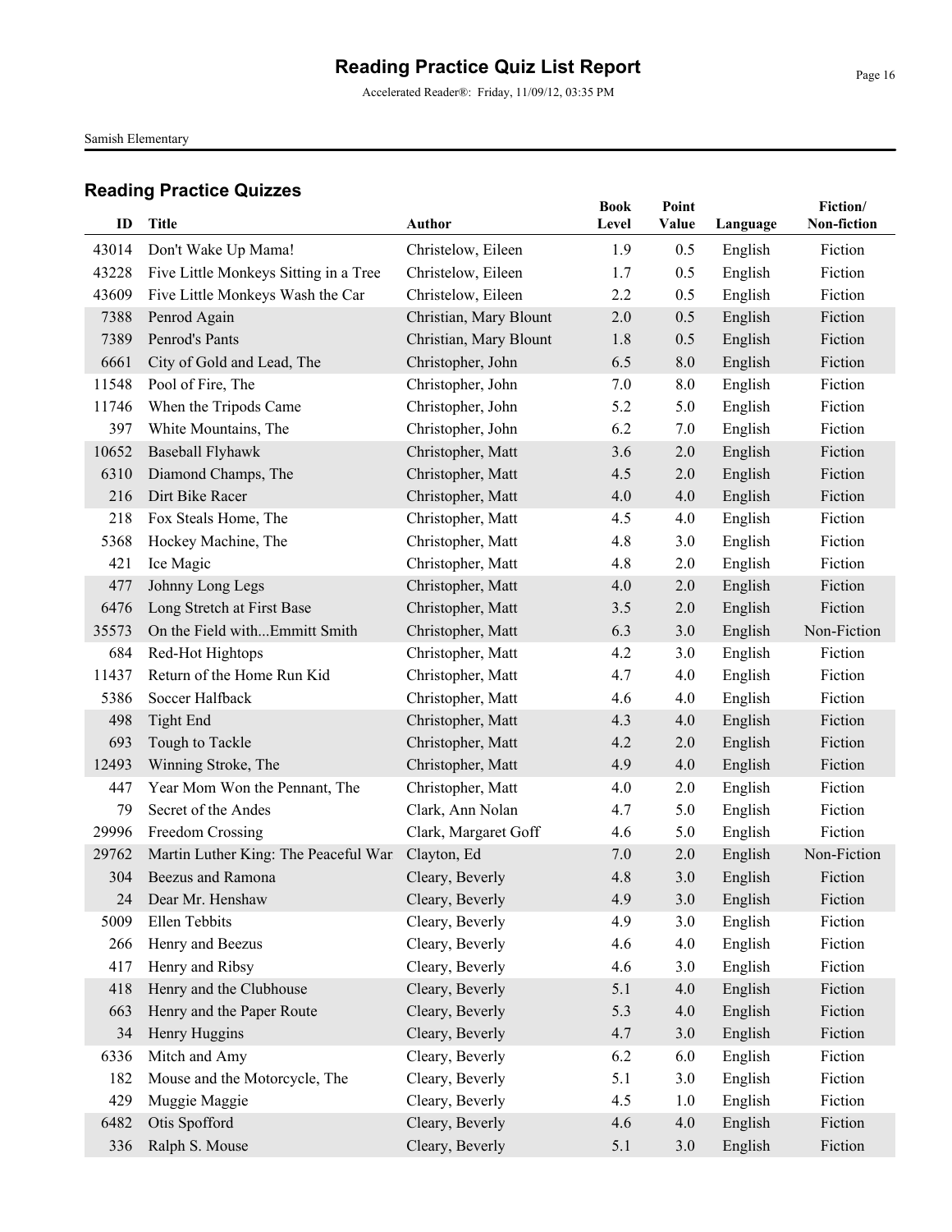# Reading Practice Quiz List Report

Accelerated Reader®: Friday, 11/09/12, 03:35 PM

Samish Elementary

## Reading Practice Quizzes

| ID | Title | Author | Book Level | Point Value | Language | Fiction/ Non-fiction |
|---|---|---|---|---|---|---|
| 43014 | Don't Wake Up Mama! | Christelow, Eileen | 1.9 | 0.5 | English | Fiction |
| 43228 | Five Little Monkeys Sitting in a Tree | Christelow, Eileen | 1.7 | 0.5 | English | Fiction |
| 43609 | Five Little Monkeys Wash the Car | Christelow, Eileen | 2.2 | 0.5 | English | Fiction |
| 7388 | Penrod Again | Christian, Mary Blount | 2.0 | 0.5 | English | Fiction |
| 7389 | Penrod's Pants | Christian, Mary Blount | 1.8 | 0.5 | English | Fiction |
| 6661 | City of Gold and Lead, The | Christopher, John | 6.5 | 8.0 | English | Fiction |
| 11548 | Pool of Fire, The | Christopher, John | 7.0 | 8.0 | English | Fiction |
| 11746 | When the Tripods Came | Christopher, John | 5.2 | 5.0 | English | Fiction |
| 397 | White Mountains, The | Christopher, John | 6.2 | 7.0 | English | Fiction |
| 10652 | Baseball Flyhawk | Christopher, Matt | 3.6 | 2.0 | English | Fiction |
| 6310 | Diamond Champs, The | Christopher, Matt | 4.5 | 2.0 | English | Fiction |
| 216 | Dirt Bike Racer | Christopher, Matt | 4.0 | 4.0 | English | Fiction |
| 218 | Fox Steals Home, The | Christopher, Matt | 4.5 | 4.0 | English | Fiction |
| 5368 | Hockey Machine, The | Christopher, Matt | 4.8 | 3.0 | English | Fiction |
| 421 | Ice Magic | Christopher, Matt | 4.8 | 2.0 | English | Fiction |
| 477 | Johnny Long Legs | Christopher, Matt | 4.0 | 2.0 | English | Fiction |
| 6476 | Long Stretch at First Base | Christopher, Matt | 3.5 | 2.0 | English | Fiction |
| 35573 | On the Field with...Emmitt Smith | Christopher, Matt | 6.3 | 3.0 | English | Non-Fiction |
| 684 | Red-Hot Hightops | Christopher, Matt | 4.2 | 3.0 | English | Fiction |
| 11437 | Return of the Home Run Kid | Christopher, Matt | 4.7 | 4.0 | English | Fiction |
| 5386 | Soccer Halfback | Christopher, Matt | 4.6 | 4.0 | English | Fiction |
| 498 | Tight End | Christopher, Matt | 4.3 | 4.0 | English | Fiction |
| 693 | Tough to Tackle | Christopher, Matt | 4.2 | 2.0 | English | Fiction |
| 12493 | Winning Stroke, The | Christopher, Matt | 4.9 | 4.0 | English | Fiction |
| 447 | Year Mom Won the Pennant, The | Christopher, Matt | 4.0 | 2.0 | English | Fiction |
| 79 | Secret of the Andes | Clark, Ann Nolan | 4.7 | 5.0 | English | Fiction |
| 29996 | Freedom Crossing | Clark, Margaret Goff | 4.6 | 5.0 | English | Fiction |
| 29762 | Martin Luther King: The Peaceful War | Clayton, Ed | 7.0 | 2.0 | English | Non-Fiction |
| 304 | Beezus and Ramona | Cleary, Beverly | 4.8 | 3.0 | English | Fiction |
| 24 | Dear Mr. Henshaw | Cleary, Beverly | 4.9 | 3.0 | English | Fiction |
| 5009 | Ellen Tebbits | Cleary, Beverly | 4.9 | 3.0 | English | Fiction |
| 266 | Henry and Beezus | Cleary, Beverly | 4.6 | 4.0 | English | Fiction |
| 417 | Henry and Ribsy | Cleary, Beverly | 4.6 | 3.0 | English | Fiction |
| 418 | Henry and the Clubhouse | Cleary, Beverly | 5.1 | 4.0 | English | Fiction |
| 663 | Henry and the Paper Route | Cleary, Beverly | 5.3 | 4.0 | English | Fiction |
| 34 | Henry Huggins | Cleary, Beverly | 4.7 | 3.0 | English | Fiction |
| 6336 | Mitch and Amy | Cleary, Beverly | 6.2 | 6.0 | English | Fiction |
| 182 | Mouse and the Motorcycle, The | Cleary, Beverly | 5.1 | 3.0 | English | Fiction |
| 429 | Muggie Maggie | Cleary, Beverly | 4.5 | 1.0 | English | Fiction |
| 6482 | Otis Spofford | Cleary, Beverly | 4.6 | 4.0 | English | Fiction |
| 336 | Ralph S. Mouse | Cleary, Beverly | 5.1 | 3.0 | English | Fiction |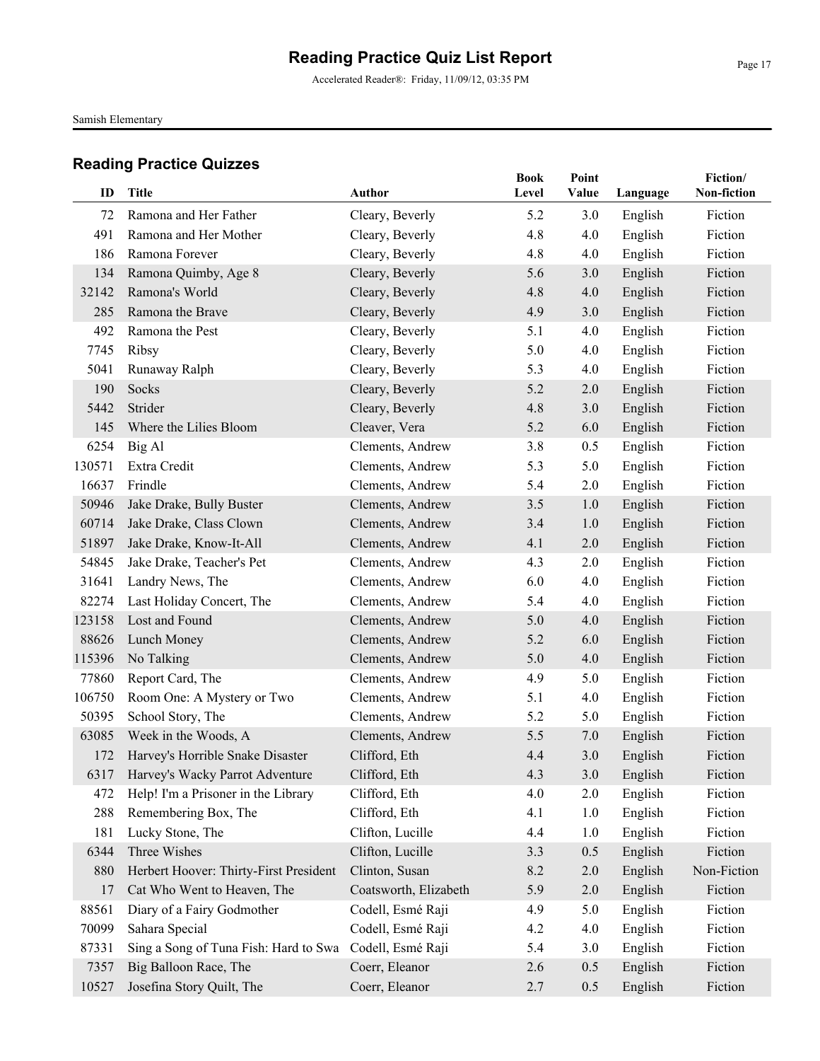# Reading Practice Quiz List Report

Accelerated Reader®: Friday, 11/09/12, 03:35 PM

Samish Elementary

## Reading Practice Quizzes

| ID | Title | Author | Book Level | Point Value | Language | Fiction/ Non-fiction |
|---|---|---|---|---|---|---|
| 72 | Ramona and Her Father | Cleary, Beverly | 5.2 | 3.0 | English | Fiction |
| 491 | Ramona and Her Mother | Cleary, Beverly | 4.8 | 4.0 | English | Fiction |
| 186 | Ramona Forever | Cleary, Beverly | 4.8 | 4.0 | English | Fiction |
| 134 | Ramona Quimby, Age 8 | Cleary, Beverly | 5.6 | 3.0 | English | Fiction |
| 32142 | Ramona's World | Cleary, Beverly | 4.8 | 4.0 | English | Fiction |
| 285 | Ramona the Brave | Cleary, Beverly | 4.9 | 3.0 | English | Fiction |
| 492 | Ramona the Pest | Cleary, Beverly | 5.1 | 4.0 | English | Fiction |
| 7745 | Ribsy | Cleary, Beverly | 5.0 | 4.0 | English | Fiction |
| 5041 | Runaway Ralph | Cleary, Beverly | 5.3 | 4.0 | English | Fiction |
| 190 | Socks | Cleary, Beverly | 5.2 | 2.0 | English | Fiction |
| 5442 | Strider | Cleary, Beverly | 4.8 | 3.0 | English | Fiction |
| 145 | Where the Lilies Bloom | Cleaver, Vera | 5.2 | 6.0 | English | Fiction |
| 6254 | Big Al | Clements, Andrew | 3.8 | 0.5 | English | Fiction |
| 130571 | Extra Credit | Clements, Andrew | 5.3 | 5.0 | English | Fiction |
| 16637 | Frindle | Clements, Andrew | 5.4 | 2.0 | English | Fiction |
| 50946 | Jake Drake, Bully Buster | Clements, Andrew | 3.5 | 1.0 | English | Fiction |
| 60714 | Jake Drake, Class Clown | Clements, Andrew | 3.4 | 1.0 | English | Fiction |
| 51897 | Jake Drake, Know-It-All | Clements, Andrew | 4.1 | 2.0 | English | Fiction |
| 54845 | Jake Drake, Teacher's Pet | Clements, Andrew | 4.3 | 2.0 | English | Fiction |
| 31641 | Landry News, The | Clements, Andrew | 6.0 | 4.0 | English | Fiction |
| 82274 | Last Holiday Concert, The | Clements, Andrew | 5.4 | 4.0 | English | Fiction |
| 123158 | Lost and Found | Clements, Andrew | 5.0 | 4.0 | English | Fiction |
| 88626 | Lunch Money | Clements, Andrew | 5.2 | 6.0 | English | Fiction |
| 115396 | No Talking | Clements, Andrew | 5.0 | 4.0 | English | Fiction |
| 77860 | Report Card, The | Clements, Andrew | 4.9 | 5.0 | English | Fiction |
| 106750 | Room One: A Mystery or Two | Clements, Andrew | 5.1 | 4.0 | English | Fiction |
| 50395 | School Story, The | Clements, Andrew | 5.2 | 5.0 | English | Fiction |
| 63085 | Week in the Woods, A | Clements, Andrew | 5.5 | 7.0 | English | Fiction |
| 172 | Harvey's Horrible Snake Disaster | Clifford, Eth | 4.4 | 3.0 | English | Fiction |
| 6317 | Harvey's Wacky Parrot Adventure | Clifford, Eth | 4.3 | 3.0 | English | Fiction |
| 472 | Help! I'm a Prisoner in the Library | Clifford, Eth | 4.0 | 2.0 | English | Fiction |
| 288 | Remembering Box, The | Clifford, Eth | 4.1 | 1.0 | English | Fiction |
| 181 | Lucky Stone, The | Clifton, Lucille | 4.4 | 1.0 | English | Fiction |
| 6344 | Three Wishes | Clifton, Lucille | 3.3 | 0.5 | English | Fiction |
| 880 | Herbert Hoover: Thirty-First President | Clinton, Susan | 8.2 | 2.0 | English | Non-Fiction |
| 17 | Cat Who Went to Heaven, The | Coatsworth, Elizabeth | 5.9 | 2.0 | English | Fiction |
| 88561 | Diary of a Fairy Godmother | Codell, Esmé Raji | 4.9 | 5.0 | English | Fiction |
| 70099 | Sahara Special | Codell, Esmé Raji | 4.2 | 4.0 | English | Fiction |
| 87331 | Sing a Song of Tuna Fish: Hard to Swa | Codell, Esmé Raji | 5.4 | 3.0 | English | Fiction |
| 7357 | Big Balloon Race, The | Coerr, Eleanor | 2.6 | 0.5 | English | Fiction |
| 10527 | Josefina Story Quilt, The | Coerr, Eleanor | 2.7 | 0.5 | English | Fiction |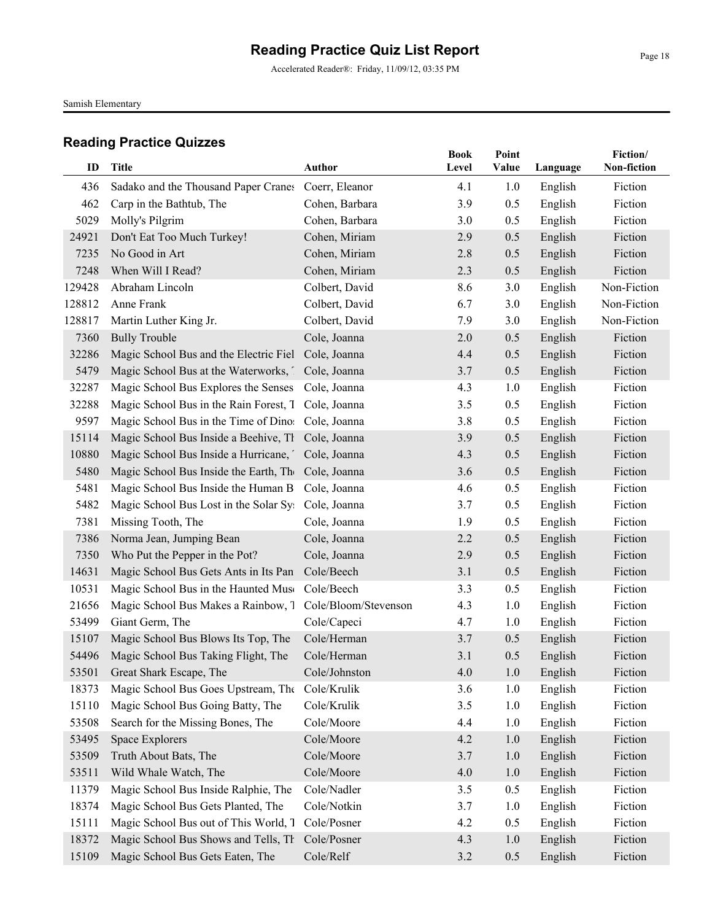# Reading Practice Quiz List Report

Accelerated Reader®: Friday, 11/09/12, 03:35 PM

Samish Elementary

## Reading Practice Quizzes

| ID | Title | Author | Book Level | Point Value | Language | Fiction/ Non-fiction |
|---|---|---|---|---|---|---|
| 436 | Sadako and the Thousand Paper Cranes | Coerr, Eleanor | 4.1 | 1.0 | English | Fiction |
| 462 | Carp in the Bathtub, The | Cohen, Barbara | 3.9 | 0.5 | English | Fiction |
| 5029 | Molly's Pilgrim | Cohen, Barbara | 3.0 | 0.5 | English | Fiction |
| 24921 | Don't Eat Too Much Turkey! | Cohen, Miriam | 2.9 | 0.5 | English | Fiction |
| 7235 | No Good in Art | Cohen, Miriam | 2.8 | 0.5 | English | Fiction |
| 7248 | When Will I Read? | Cohen, Miriam | 2.3 | 0.5 | English | Fiction |
| 129428 | Abraham Lincoln | Colbert, David | 8.6 | 3.0 | English | Non-Fiction |
| 128812 | Anne Frank | Colbert, David | 6.7 | 3.0 | English | Non-Fiction |
| 128817 | Martin Luther King Jr. | Colbert, David | 7.9 | 3.0 | English | Non-Fiction |
| 7360 | Bully Trouble | Cole, Joanna | 2.0 | 0.5 | English | Fiction |
| 32286 | Magic School Bus and the Electric Fiel | Cole, Joanna | 4.4 | 0.5 | English | Fiction |
| 5479 | Magic School Bus at the Waterworks, | Cole, Joanna | 3.7 | 0.5 | English | Fiction |
| 32287 | Magic School Bus Explores the Senses | Cole, Joanna | 4.3 | 1.0 | English | Fiction |
| 32288 | Magic School Bus in the Rain Forest, T | Cole, Joanna | 3.5 | 0.5 | English | Fiction |
| 9597 | Magic School Bus in the Time of Dino | Cole, Joanna | 3.8 | 0.5 | English | Fiction |
| 15114 | Magic School Bus Inside a Beehive, Th | Cole, Joanna | 3.9 | 0.5 | English | Fiction |
| 10880 | Magic School Bus Inside a Hurricane, | Cole, Joanna | 4.3 | 0.5 | English | Fiction |
| 5480 | Magic School Bus Inside the Earth, Th | Cole, Joanna | 3.6 | 0.5 | English | Fiction |
| 5481 | Magic School Bus Inside the Human B | Cole, Joanna | 4.6 | 0.5 | English | Fiction |
| 5482 | Magic School Bus Lost in the Solar Sy | Cole, Joanna | 3.7 | 0.5 | English | Fiction |
| 7381 | Missing Tooth, The | Cole, Joanna | 1.9 | 0.5 | English | Fiction |
| 7386 | Norma Jean, Jumping Bean | Cole, Joanna | 2.2 | 0.5 | English | Fiction |
| 7350 | Who Put the Pepper in the Pot? | Cole, Joanna | 2.9 | 0.5 | English | Fiction |
| 14631 | Magic School Bus Gets Ants in Its Pan | Cole/Beech | 3.1 | 0.5 | English | Fiction |
| 10531 | Magic School Bus in the Haunted Mus | Cole/Beech | 3.3 | 0.5 | English | Fiction |
| 21656 | Magic School Bus Makes a Rainbow, T | Cole/Bloom/Stevenson | 4.3 | 1.0 | English | Fiction |
| 53499 | Giant Germ, The | Cole/Capeci | 4.7 | 1.0 | English | Fiction |
| 15107 | Magic School Bus Blows Its Top, The | Cole/Herman | 3.7 | 0.5 | English | Fiction |
| 54496 | Magic School Bus Taking Flight, The | Cole/Herman | 3.1 | 0.5 | English | Fiction |
| 53501 | Great Shark Escape, The | Cole/Johnston | 4.0 | 1.0 | English | Fiction |
| 18373 | Magic School Bus Goes Upstream, The | Cole/Krulik | 3.6 | 1.0 | English | Fiction |
| 15110 | Magic School Bus Going Batty, The | Cole/Krulik | 3.5 | 1.0 | English | Fiction |
| 53508 | Search for the Missing Bones, The | Cole/Moore | 4.4 | 1.0 | English | Fiction |
| 53495 | Space Explorers | Cole/Moore | 4.2 | 1.0 | English | Fiction |
| 53509 | Truth About Bats, The | Cole/Moore | 3.7 | 1.0 | English | Fiction |
| 53511 | Wild Whale Watch, The | Cole/Moore | 4.0 | 1.0 | English | Fiction |
| 11379 | Magic School Bus Inside Ralphie, The | Cole/Nadler | 3.5 | 0.5 | English | Fiction |
| 18374 | Magic School Bus Gets Planted, The | Cole/Notkin | 3.7 | 1.0 | English | Fiction |
| 15111 | Magic School Bus out of This World, T | Cole/Posner | 4.2 | 0.5 | English | Fiction |
| 18372 | Magic School Bus Shows and Tells, Th | Cole/Posner | 4.3 | 1.0 | English | Fiction |
| 15109 | Magic School Bus Gets Eaten, The | Cole/Relf | 3.2 | 0.5 | English | Fiction |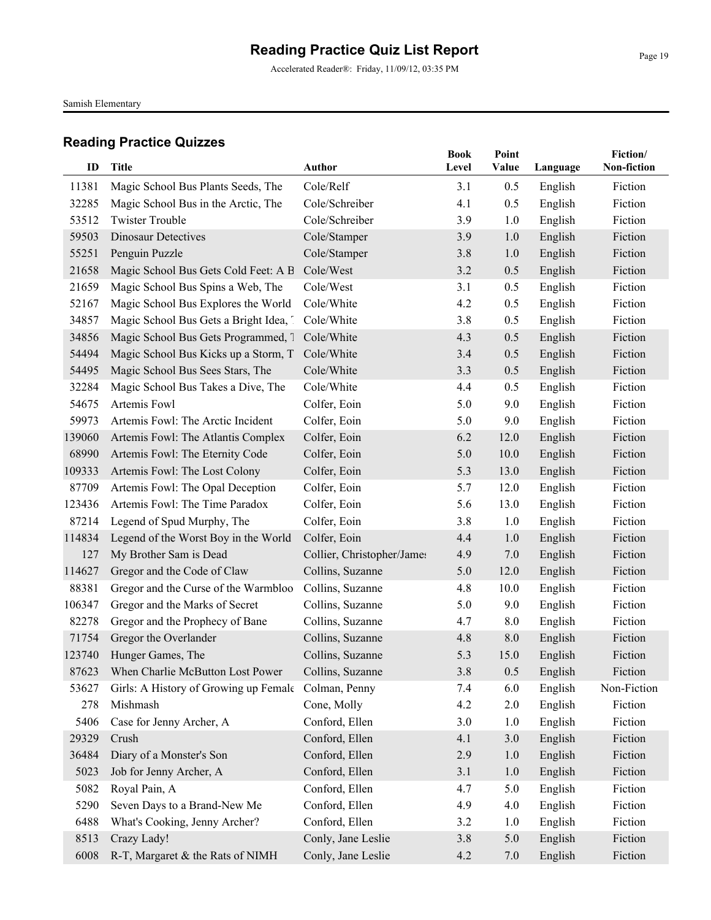# Reading Practice Quiz List Report

Accelerated Reader®: Friday, 11/09/12, 03:35 PM

Samish Elementary

## Reading Practice Quizzes

| ID | Title | Author | Book Level | Point Value | Language | Fiction/ Non-fiction |
|---|---|---|---|---|---|---|
| 11381 | Magic School Bus Plants Seeds, The | Cole/Relf | 3.1 | 0.5 | English | Fiction |
| 32285 | Magic School Bus in the Arctic, The | Cole/Schreiber | 4.1 | 0.5 | English | Fiction |
| 53512 | Twister Trouble | Cole/Schreiber | 3.9 | 1.0 | English | Fiction |
| 59503 | Dinosaur Detectives | Cole/Stamper | 3.9 | 1.0 | English | Fiction |
| 55251 | Penguin Puzzle | Cole/Stamper | 3.8 | 1.0 | English | Fiction |
| 21658 | Magic School Bus Gets Cold Feet: A B | Cole/West | 3.2 | 0.5 | English | Fiction |
| 21659 | Magic School Bus Spins a Web, The | Cole/West | 3.1 | 0.5 | English | Fiction |
| 52167 | Magic School Bus Explores the World | Cole/White | 4.2 | 0.5 | English | Fiction |
| 34857 | Magic School Bus Gets a Bright Idea, T | Cole/White | 3.8 | 0.5 | English | Fiction |
| 34856 | Magic School Bus Gets Programmed, T | Cole/White | 4.3 | 0.5 | English | Fiction |
| 54494 | Magic School Bus Kicks up a Storm, T | Cole/White | 3.4 | 0.5 | English | Fiction |
| 54495 | Magic School Bus Sees Stars, The | Cole/White | 3.3 | 0.5 | English | Fiction |
| 32284 | Magic School Bus Takes a Dive, The | Cole/White | 4.4 | 0.5 | English | Fiction |
| 54675 | Artemis Fowl | Colfer, Eoin | 5.0 | 9.0 | English | Fiction |
| 59973 | Artemis Fowl: The Arctic Incident | Colfer, Eoin | 5.0 | 9.0 | English | Fiction |
| 139060 | Artemis Fowl: The Atlantis Complex | Colfer, Eoin | 6.2 | 12.0 | English | Fiction |
| 68990 | Artemis Fowl: The Eternity Code | Colfer, Eoin | 5.0 | 10.0 | English | Fiction |
| 109333 | Artemis Fowl: The Lost Colony | Colfer, Eoin | 5.3 | 13.0 | English | Fiction |
| 87709 | Artemis Fowl: The Opal Deception | Colfer, Eoin | 5.7 | 12.0 | English | Fiction |
| 123436 | Artemis Fowl: The Time Paradox | Colfer, Eoin | 5.6 | 13.0 | English | Fiction |
| 87214 | Legend of Spud Murphy, The | Colfer, Eoin | 3.8 | 1.0 | English | Fiction |
| 114834 | Legend of the Worst Boy in the World | Colfer, Eoin | 4.4 | 1.0 | English | Fiction |
| 127 | My Brother Sam is Dead | Collier, Christopher/James | 4.9 | 7.0 | English | Fiction |
| 114627 | Gregor and the Code of Claw | Collins, Suzanne | 5.0 | 12.0 | English | Fiction |
| 88381 | Gregor and the Curse of the Warmbloo | Collins, Suzanne | 4.8 | 10.0 | English | Fiction |
| 106347 | Gregor and the Marks of Secret | Collins, Suzanne | 5.0 | 9.0 | English | Fiction |
| 82278 | Gregor and the Prophecy of Bane | Collins, Suzanne | 4.7 | 8.0 | English | Fiction |
| 71754 | Gregor the Overlander | Collins, Suzanne | 4.8 | 8.0 | English | Fiction |
| 123740 | Hunger Games, The | Collins, Suzanne | 5.3 | 15.0 | English | Fiction |
| 87623 | When Charlie McButton Lost Power | Collins, Suzanne | 3.8 | 0.5 | English | Fiction |
| 53627 | Girls: A History of Growing up Female | Colman, Penny | 7.4 | 6.0 | English | Non-Fiction |
| 278 | Mishmash | Cone, Molly | 4.2 | 2.0 | English | Fiction |
| 5406 | Case for Jenny Archer, A | Conford, Ellen | 3.0 | 1.0 | English | Fiction |
| 29329 | Crush | Conford, Ellen | 4.1 | 3.0 | English | Fiction |
| 36484 | Diary of a Monster's Son | Conford, Ellen | 2.9 | 1.0 | English | Fiction |
| 5023 | Job for Jenny Archer, A | Conford, Ellen | 3.1 | 1.0 | English | Fiction |
| 5082 | Royal Pain, A | Conford, Ellen | 4.7 | 5.0 | English | Fiction |
| 5290 | Seven Days to a Brand-New Me | Conford, Ellen | 4.9 | 4.0 | English | Fiction |
| 6488 | What's Cooking, Jenny Archer? | Conford, Ellen | 3.2 | 1.0 | English | Fiction |
| 8513 | Crazy Lady! | Conly, Jane Leslie | 3.8 | 5.0 | English | Fiction |
| 6008 | R-T, Margaret & the Rats of NIMH | Conly, Jane Leslie | 4.2 | 7.0 | English | Fiction |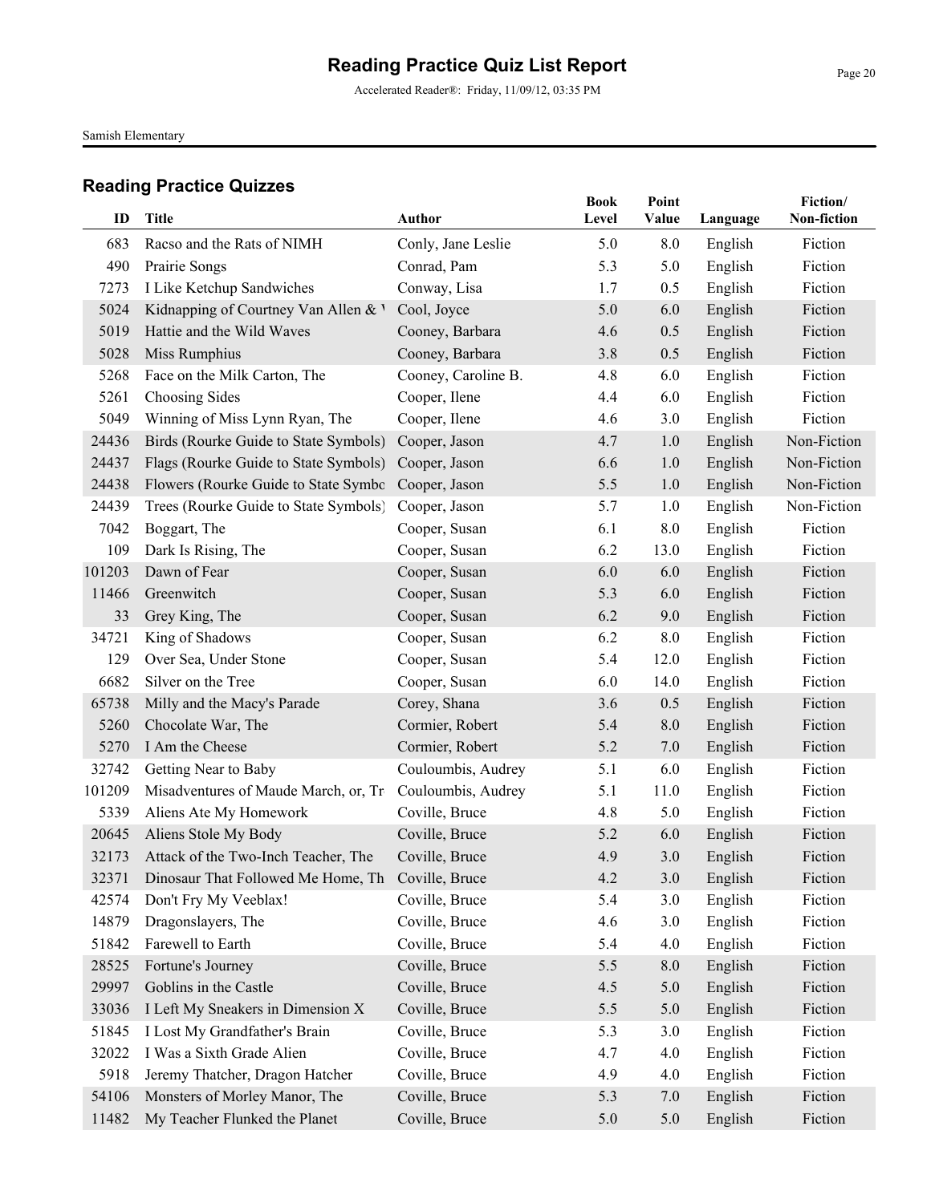# Reading Practice Quiz List Report

Accelerated Reader®: Friday, 11/09/12, 03:35 PM

Samish Elementary

## Reading Practice Quizzes

| ID | Title | Author | Book Level | Point Value | Language | Fiction/ Non-fiction |
|---|---|---|---|---|---|---|
| 683 | Racso and the Rats of NIMH | Conly, Jane Leslie | 5.0 | 8.0 | English | Fiction |
| 490 | Prairie Songs | Conrad, Pam | 5.3 | 5.0 | English | Fiction |
| 7273 | I Like Ketchup Sandwiches | Conway, Lisa | 1.7 | 0.5 | English | Fiction |
| 5024 | Kidnapping of Courtney Van Allen & W | Cool, Joyce | 5.0 | 6.0 | English | Fiction |
| 5019 | Hattie and the Wild Waves | Cooney, Barbara | 4.6 | 0.5 | English | Fiction |
| 5028 | Miss Rumphius | Cooney, Barbara | 3.8 | 0.5 | English | Fiction |
| 5268 | Face on the Milk Carton, The | Cooney, Caroline B. | 4.8 | 6.0 | English | Fiction |
| 5261 | Choosing Sides | Cooper, Ilene | 4.4 | 6.0 | English | Fiction |
| 5049 | Winning of Miss Lynn Ryan, The | Cooper, Ilene | 4.6 | 3.0 | English | Fiction |
| 24436 | Birds (Rourke Guide to State Symbols) | Cooper, Jason | 4.7 | 1.0 | English | Non-Fiction |
| 24437 | Flags (Rourke Guide to State Symbols) | Cooper, Jason | 6.6 | 1.0 | English | Non-Fiction |
| 24438 | Flowers (Rourke Guide to State Symbo | Cooper, Jason | 5.5 | 1.0 | English | Non-Fiction |
| 24439 | Trees (Rourke Guide to State Symbols) | Cooper, Jason | 5.7 | 1.0 | English | Non-Fiction |
| 7042 | Boggart, The | Cooper, Susan | 6.1 | 8.0 | English | Fiction |
| 109 | Dark Is Rising, The | Cooper, Susan | 6.2 | 13.0 | English | Fiction |
| 101203 | Dawn of Fear | Cooper, Susan | 6.0 | 6.0 | English | Fiction |
| 11466 | Greenwitch | Cooper, Susan | 5.3 | 6.0 | English | Fiction |
| 33 | Grey King, The | Cooper, Susan | 6.2 | 9.0 | English | Fiction |
| 34721 | King of Shadows | Cooper, Susan | 6.2 | 8.0 | English | Fiction |
| 129 | Over Sea, Under Stone | Cooper, Susan | 5.4 | 12.0 | English | Fiction |
| 6682 | Silver on the Tree | Cooper, Susan | 6.0 | 14.0 | English | Fiction |
| 65738 | Milly and the Macy's Parade | Corey, Shana | 3.6 | 0.5 | English | Fiction |
| 5260 | Chocolate War, The | Cormier, Robert | 5.4 | 8.0 | English | Fiction |
| 5270 | I Am the Cheese | Cormier, Robert | 5.2 | 7.0 | English | Fiction |
| 32742 | Getting Near to Baby | Couloumbis, Audrey | 5.1 | 6.0 | English | Fiction |
| 101209 | Misadventures of Maude March, or, Tr | Couloumbis, Audrey | 5.1 | 11.0 | English | Fiction |
| 5339 | Aliens Ate My Homework | Coville, Bruce | 4.8 | 5.0 | English | Fiction |
| 20645 | Aliens Stole My Body | Coville, Bruce | 5.2 | 6.0 | English | Fiction |
| 32173 | Attack of the Two-Inch Teacher, The | Coville, Bruce | 4.9 | 3.0 | English | Fiction |
| 32371 | Dinosaur That Followed Me Home, Th | Coville, Bruce | 4.2 | 3.0 | English | Fiction |
| 42574 | Don't Fry My Veeblax! | Coville, Bruce | 5.4 | 3.0 | English | Fiction |
| 14879 | Dragonslayers, The | Coville, Bruce | 4.6 | 3.0 | English | Fiction |
| 51842 | Farewell to Earth | Coville, Bruce | 5.4 | 4.0 | English | Fiction |
| 28525 | Fortune's Journey | Coville, Bruce | 5.5 | 8.0 | English | Fiction |
| 29997 | Goblins in the Castle | Coville, Bruce | 4.5 | 5.0 | English | Fiction |
| 33036 | I Left My Sneakers in Dimension X | Coville, Bruce | 5.5 | 5.0 | English | Fiction |
| 51845 | I Lost My Grandfather's Brain | Coville, Bruce | 5.3 | 3.0 | English | Fiction |
| 32022 | I Was a Sixth Grade Alien | Coville, Bruce | 4.7 | 4.0 | English | Fiction |
| 5918 | Jeremy Thatcher, Dragon Hatcher | Coville, Bruce | 4.9 | 4.0 | English | Fiction |
| 54106 | Monsters of Morley Manor, The | Coville, Bruce | 5.3 | 7.0 | English | Fiction |
| 11482 | My Teacher Flunked the Planet | Coville, Bruce | 5.0 | 5.0 | English | Fiction |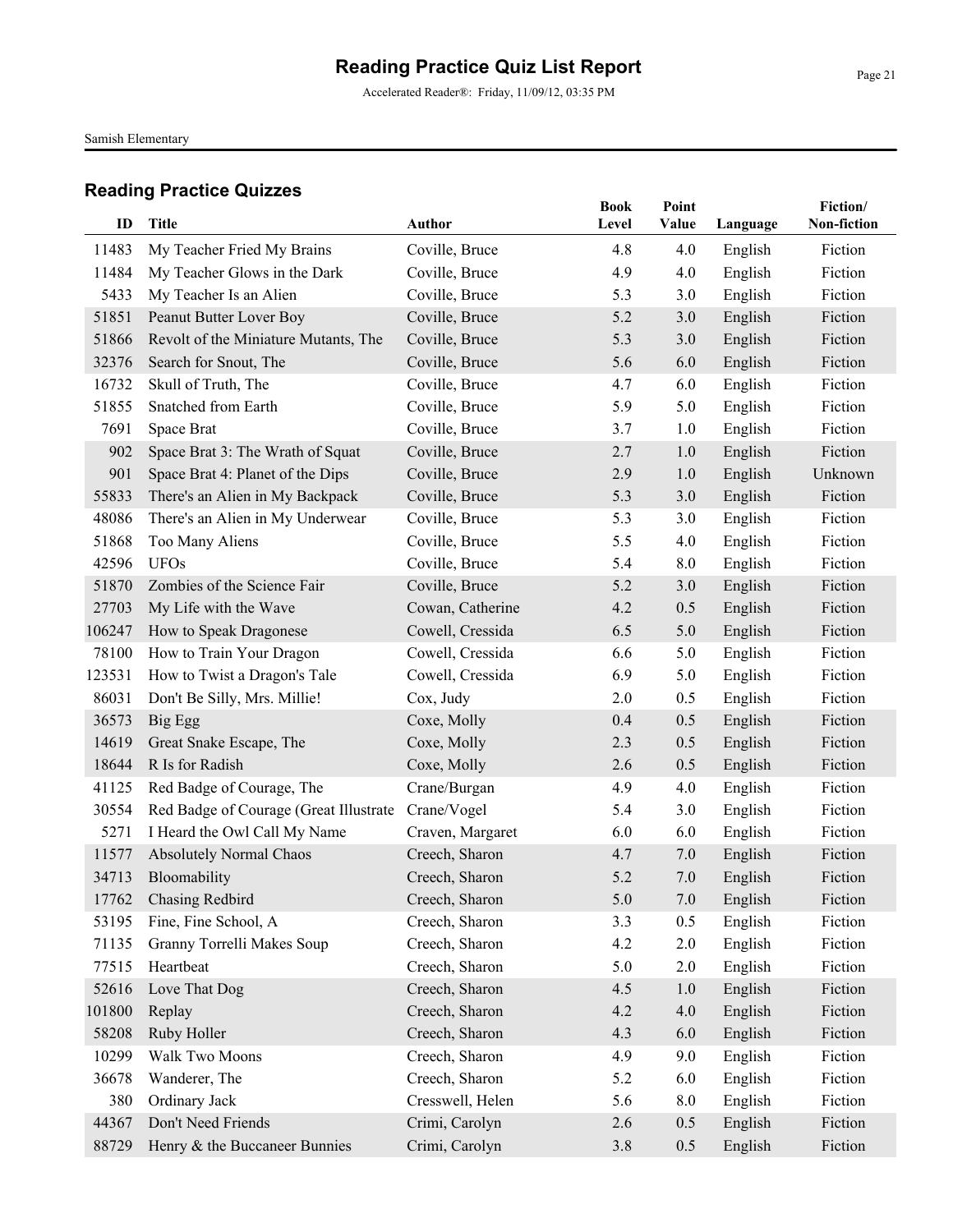# Reading Practice Quiz List Report

Accelerated Reader®: Friday, 11/09/12, 03:35 PM

Samish Elementary

## Reading Practice Quizzes

| ID | Title | Author | Book Level | Point Value | Language | Fiction/ Non-fiction |
|---|---|---|---|---|---|---|
| 11483 | My Teacher Fried My Brains | Coville, Bruce | 4.8 | 4.0 | English | Fiction |
| 11484 | My Teacher Glows in the Dark | Coville, Bruce | 4.9 | 4.0 | English | Fiction |
| 5433 | My Teacher Is an Alien | Coville, Bruce | 5.3 | 3.0 | English | Fiction |
| 51851 | Peanut Butter Lover Boy | Coville, Bruce | 5.2 | 3.0 | English | Fiction |
| 51866 | Revolt of the Miniature Mutants, The | Coville, Bruce | 5.3 | 3.0 | English | Fiction |
| 32376 | Search for Snout, The | Coville, Bruce | 5.6 | 6.0 | English | Fiction |
| 16732 | Skull of Truth, The | Coville, Bruce | 4.7 | 6.0 | English | Fiction |
| 51855 | Snatched from Earth | Coville, Bruce | 5.9 | 5.0 | English | Fiction |
| 7691 | Space Brat | Coville, Bruce | 3.7 | 1.0 | English | Fiction |
| 902 | Space Brat 3: The Wrath of Squat | Coville, Bruce | 2.7 | 1.0 | English | Fiction |
| 901 | Space Brat 4: Planet of the Dips | Coville, Bruce | 2.9 | 1.0 | English | Unknown |
| 55833 | There's an Alien in My Backpack | Coville, Bruce | 5.3 | 3.0 | English | Fiction |
| 48086 | There's an Alien in My Underwear | Coville, Bruce | 5.3 | 3.0 | English | Fiction |
| 51868 | Too Many Aliens | Coville, Bruce | 5.5 | 4.0 | English | Fiction |
| 42596 | UFOs | Coville, Bruce | 5.4 | 8.0 | English | Fiction |
| 51870 | Zombies of the Science Fair | Coville, Bruce | 5.2 | 3.0 | English | Fiction |
| 27703 | My Life with the Wave | Cowan, Catherine | 4.2 | 0.5 | English | Fiction |
| 106247 | How to Speak Dragonese | Cowell, Cressida | 6.5 | 5.0 | English | Fiction |
| 78100 | How to Train Your Dragon | Cowell, Cressida | 6.6 | 5.0 | English | Fiction |
| 123531 | How to Twist a Dragon's Tale | Cowell, Cressida | 6.9 | 5.0 | English | Fiction |
| 86031 | Don't Be Silly, Mrs. Millie! | Cox, Judy | 2.0 | 0.5 | English | Fiction |
| 36573 | Big Egg | Coxe, Molly | 0.4 | 0.5 | English | Fiction |
| 14619 | Great Snake Escape, The | Coxe, Molly | 2.3 | 0.5 | English | Fiction |
| 18644 | R Is for Radish | Coxe, Molly | 2.6 | 0.5 | English | Fiction |
| 41125 | Red Badge of Courage, The | Crane/Burgan | 4.9 | 4.0 | English | Fiction |
| 30554 | Red Badge of Courage (Great Illustrate | Crane/Vogel | 5.4 | 3.0 | English | Fiction |
| 5271 | I Heard the Owl Call My Name | Craven, Margaret | 6.0 | 6.0 | English | Fiction |
| 11577 | Absolutely Normal Chaos | Creech, Sharon | 4.7 | 7.0 | English | Fiction |
| 34713 | Bloomability | Creech, Sharon | 5.2 | 7.0 | English | Fiction |
| 17762 | Chasing Redbird | Creech, Sharon | 5.0 | 7.0 | English | Fiction |
| 53195 | Fine, Fine School, A | Creech, Sharon | 3.3 | 0.5 | English | Fiction |
| 71135 | Granny Torrelli Makes Soup | Creech, Sharon | 4.2 | 2.0 | English | Fiction |
| 77515 | Heartbeat | Creech, Sharon | 5.0 | 2.0 | English | Fiction |
| 52616 | Love That Dog | Creech, Sharon | 4.5 | 1.0 | English | Fiction |
| 101800 | Replay | Creech, Sharon | 4.2 | 4.0 | English | Fiction |
| 58208 | Ruby Holler | Creech, Sharon | 4.3 | 6.0 | English | Fiction |
| 10299 | Walk Two Moons | Creech, Sharon | 4.9 | 9.0 | English | Fiction |
| 36678 | Wanderer, The | Creech, Sharon | 5.2 | 6.0 | English | Fiction |
| 380 | Ordinary Jack | Cresswell, Helen | 5.6 | 8.0 | English | Fiction |
| 44367 | Don't Need Friends | Crimi, Carolyn | 2.6 | 0.5 | English | Fiction |
| 88729 | Henry & the Buccaneer Bunnies | Crimi, Carolyn | 3.8 | 0.5 | English | Fiction |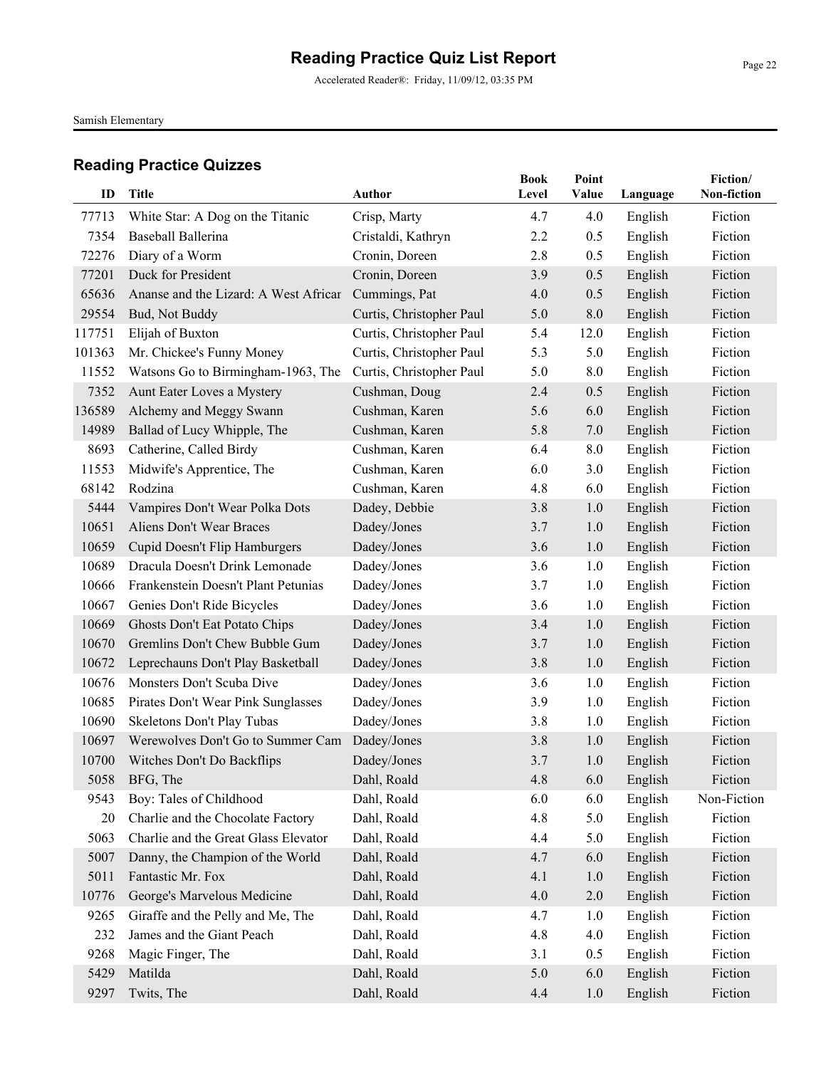# Reading Practice Quiz List Report

Accelerated Reader®: Friday, 11/09/12, 03:35 PM

Samish Elementary

## Reading Practice Quizzes

| ID | Title | Author | Book Level | Point Value | Language | Fiction/ Non-fiction |
|---|---|---|---|---|---|---|
| 77713 | White Star: A Dog on the Titanic | Crisp, Marty | 4.7 | 4.0 | English | Fiction |
| 7354 | Baseball Ballerina | Cristaldi, Kathryn | 2.2 | 0.5 | English | Fiction |
| 72276 | Diary of a Worm | Cronin, Doreen | 2.8 | 0.5 | English | Fiction |
| 77201 | Duck for President | Cronin, Doreen | 3.9 | 0.5 | English | Fiction |
| 65636 | Ananse and the Lizard: A West Africar | Cummings, Pat | 4.0 | 0.5 | English | Fiction |
| 29554 | Bud, Not Buddy | Curtis, Christopher Paul | 5.0 | 8.0 | English | Fiction |
| 117751 | Elijah of Buxton | Curtis, Christopher Paul | 5.4 | 12.0 | English | Fiction |
| 101363 | Mr. Chickee's Funny Money | Curtis, Christopher Paul | 5.3 | 5.0 | English | Fiction |
| 11552 | Watsons Go to Birmingham-1963, The | Curtis, Christopher Paul | 5.0 | 8.0 | English | Fiction |
| 7352 | Aunt Eater Loves a Mystery | Cushman, Doug | 2.4 | 0.5 | English | Fiction |
| 136589 | Alchemy and Meggy Swann | Cushman, Karen | 5.6 | 6.0 | English | Fiction |
| 14989 | Ballad of Lucy Whipple, The | Cushman, Karen | 5.8 | 7.0 | English | Fiction |
| 8693 | Catherine, Called Birdy | Cushman, Karen | 6.4 | 8.0 | English | Fiction |
| 11553 | Midwife's Apprentice, The | Cushman, Karen | 6.0 | 3.0 | English | Fiction |
| 68142 | Rodzina | Cushman, Karen | 4.8 | 6.0 | English | Fiction |
| 5444 | Vampires Don't Wear Polka Dots | Dadey, Debbie | 3.8 | 1.0 | English | Fiction |
| 10651 | Aliens Don't Wear Braces | Dadey/Jones | 3.7 | 1.0 | English | Fiction |
| 10659 | Cupid Doesn't Flip Hamburgers | Dadey/Jones | 3.6 | 1.0 | English | Fiction |
| 10689 | Dracula Doesn't Drink Lemonade | Dadey/Jones | 3.6 | 1.0 | English | Fiction |
| 10666 | Frankenstein Doesn't Plant Petunias | Dadey/Jones | 3.7 | 1.0 | English | Fiction |
| 10667 | Genies Don't Ride Bicycles | Dadey/Jones | 3.6 | 1.0 | English | Fiction |
| 10669 | Ghosts Don't Eat Potato Chips | Dadey/Jones | 3.4 | 1.0 | English | Fiction |
| 10670 | Gremlins Don't Chew Bubble Gum | Dadey/Jones | 3.7 | 1.0 | English | Fiction |
| 10672 | Leprechauns Don't Play Basketball | Dadey/Jones | 3.8 | 1.0 | English | Fiction |
| 10676 | Monsters Don't Scuba Dive | Dadey/Jones | 3.6 | 1.0 | English | Fiction |
| 10685 | Pirates Don't Wear Pink Sunglasses | Dadey/Jones | 3.9 | 1.0 | English | Fiction |
| 10690 | Skeletons Don't Play Tubas | Dadey/Jones | 3.8 | 1.0 | English | Fiction |
| 10697 | Werewolves Don't Go to Summer Cam | Dadey/Jones | 3.8 | 1.0 | English | Fiction |
| 10700 | Witches Don't Do Backflips | Dadey/Jones | 3.7 | 1.0 | English | Fiction |
| 5058 | BFG, The | Dahl, Roald | 4.8 | 6.0 | English | Fiction |
| 9543 | Boy: Tales of Childhood | Dahl, Roald | 6.0 | 6.0 | English | Non-Fiction |
| 20 | Charlie and the Chocolate Factory | Dahl, Roald | 4.8 | 5.0 | English | Fiction |
| 5063 | Charlie and the Great Glass Elevator | Dahl, Roald | 4.4 | 5.0 | English | Fiction |
| 5007 | Danny, the Champion of the World | Dahl, Roald | 4.7 | 6.0 | English | Fiction |
| 5011 | Fantastic Mr. Fox | Dahl, Roald | 4.1 | 1.0 | English | Fiction |
| 10776 | George's Marvelous Medicine | Dahl, Roald | 4.0 | 2.0 | English | Fiction |
| 9265 | Giraffe and the Pelly and Me, The | Dahl, Roald | 4.7 | 1.0 | English | Fiction |
| 232 | James and the Giant Peach | Dahl, Roald | 4.8 | 4.0 | English | Fiction |
| 9268 | Magic Finger, The | Dahl, Roald | 3.1 | 0.5 | English | Fiction |
| 5429 | Matilda | Dahl, Roald | 5.0 | 6.0 | English | Fiction |
| 9297 | Twits, The | Dahl, Roald | 4.4 | 1.0 | English | Fiction |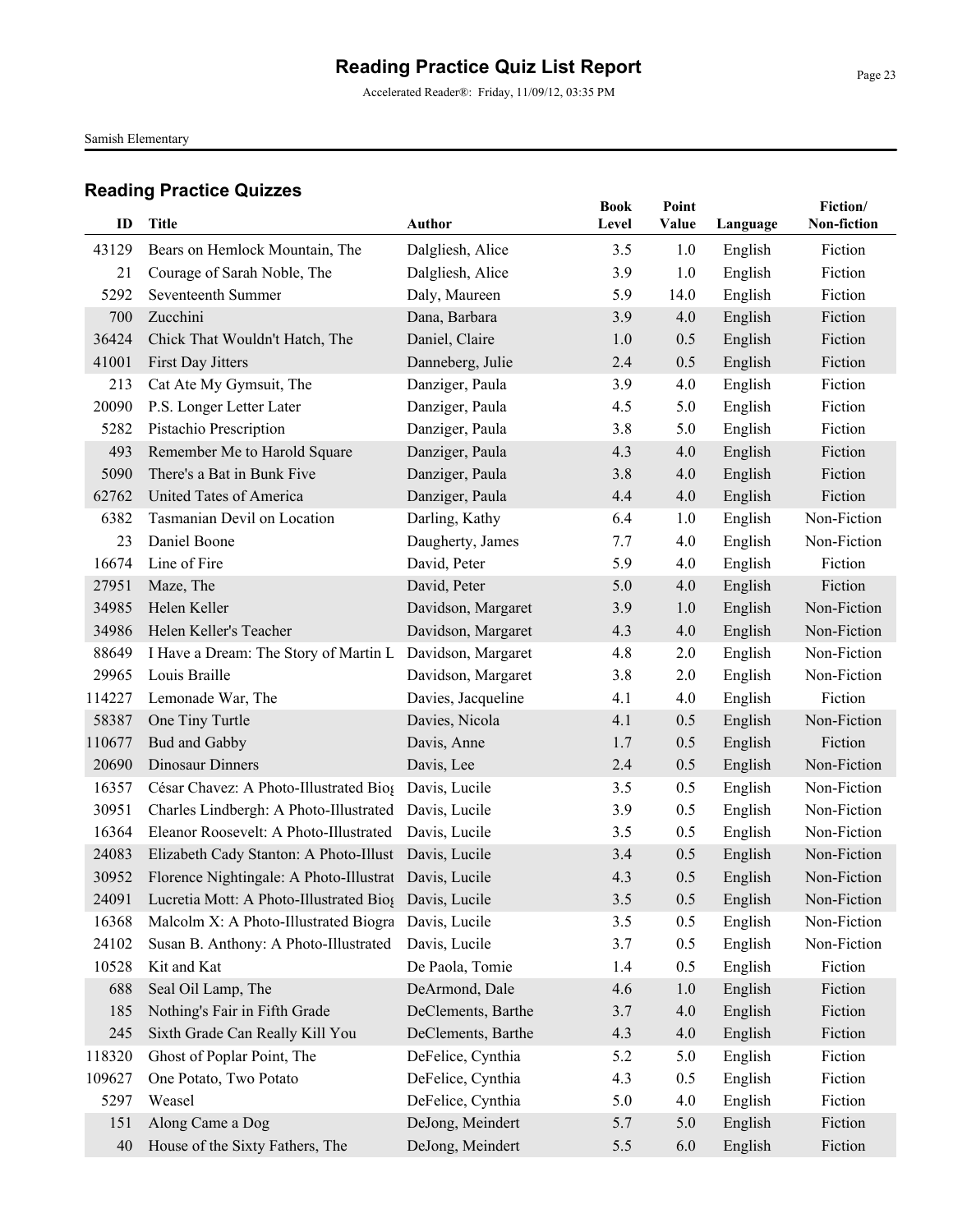# Reading Practice Quiz List Report

Accelerated Reader®: Friday, 11/09/12, 03:35 PM

Samish Elementary

## Reading Practice Quizzes

| ID | Title | Author | Book Level | Point Value | Language | Fiction/ Non-fiction |
|---|---|---|---|---|---|---|
| 43129 | Bears on Hemlock Mountain, The | Dalgliesh, Alice | 3.5 | 1.0 | English | Fiction |
| 21 | Courage of Sarah Noble, The | Dalgliesh, Alice | 3.9 | 1.0 | English | Fiction |
| 5292 | Seventeenth Summer | Daly, Maureen | 5.9 | 14.0 | English | Fiction |
| 700 | Zucchini | Dana, Barbara | 3.9 | 4.0 | English | Fiction |
| 36424 | Chick That Wouldn't Hatch, The | Daniel, Claire | 1.0 | 0.5 | English | Fiction |
| 41001 | First Day Jitters | Danneberg, Julie | 2.4 | 0.5 | English | Fiction |
| 213 | Cat Ate My Gymsuit, The | Danziger, Paula | 3.9 | 4.0 | English | Fiction |
| 20090 | P.S. Longer Letter Later | Danziger, Paula | 4.5 | 5.0 | English | Fiction |
| 5282 | Pistachio Prescription | Danziger, Paula | 3.8 | 5.0 | English | Fiction |
| 493 | Remember Me to Harold Square | Danziger, Paula | 4.3 | 4.0 | English | Fiction |
| 5090 | There's a Bat in Bunk Five | Danziger, Paula | 3.8 | 4.0 | English | Fiction |
| 62762 | United Tates of America | Danziger, Paula | 4.4 | 4.0 | English | Fiction |
| 6382 | Tasmanian Devil on Location | Darling, Kathy | 6.4 | 1.0 | English | Non-Fiction |
| 23 | Daniel Boone | Daugherty, James | 7.7 | 4.0 | English | Non-Fiction |
| 16674 | Line of Fire | David, Peter | 5.9 | 4.0 | English | Fiction |
| 27951 | Maze, The | David, Peter | 5.0 | 4.0 | English | Fiction |
| 34985 | Helen Keller | Davidson, Margaret | 3.9 | 1.0 | English | Non-Fiction |
| 34986 | Helen Keller's Teacher | Davidson, Margaret | 4.3 | 4.0 | English | Non-Fiction |
| 88649 | I Have a Dream: The Story of Martin L | Davidson, Margaret | 4.8 | 2.0 | English | Non-Fiction |
| 29965 | Louis Braille | Davidson, Margaret | 3.8 | 2.0 | English | Non-Fiction |
| 114227 | Lemonade War, The | Davies, Jacqueline | 4.1 | 4.0 | English | Fiction |
| 58387 | One Tiny Turtle | Davies, Nicola | 4.1 | 0.5 | English | Non-Fiction |
| 110677 | Bud and Gabby | Davis, Anne | 1.7 | 0.5 | English | Fiction |
| 20690 | Dinosaur Dinners | Davis, Lee | 2.4 | 0.5 | English | Non-Fiction |
| 16357 | César Chavez: A Photo-Illustrated Biog | Davis, Lucile | 3.5 | 0.5 | English | Non-Fiction |
| 30951 | Charles Lindbergh: A Photo-Illustrated | Davis, Lucile | 3.9 | 0.5 | English | Non-Fiction |
| 16364 | Eleanor Roosevelt: A Photo-Illustrated | Davis, Lucile | 3.5 | 0.5 | English | Non-Fiction |
| 24083 | Elizabeth Cady Stanton: A Photo-Illust | Davis, Lucile | 3.4 | 0.5 | English | Non-Fiction |
| 30952 | Florence Nightingale: A Photo-Illustrat | Davis, Lucile | 4.3 | 0.5 | English | Non-Fiction |
| 24091 | Lucretia Mott: A Photo-Illustrated Biog | Davis, Lucile | 3.5 | 0.5 | English | Non-Fiction |
| 16368 | Malcolm X: A Photo-Illustrated Biogra | Davis, Lucile | 3.5 | 0.5 | English | Non-Fiction |
| 24102 | Susan B. Anthony: A Photo-Illustrated | Davis, Lucile | 3.7 | 0.5 | English | Non-Fiction |
| 10528 | Kit and Kat | De Paola, Tomie | 1.4 | 0.5 | English | Fiction |
| 688 | Seal Oil Lamp, The | DeArmond, Dale | 4.6 | 1.0 | English | Fiction |
| 185 | Nothing's Fair in Fifth Grade | DeClements, Barthe | 3.7 | 4.0 | English | Fiction |
| 245 | Sixth Grade Can Really Kill You | DeClements, Barthe | 4.3 | 4.0 | English | Fiction |
| 118320 | Ghost of Poplar Point, The | DeFelice, Cynthia | 5.2 | 5.0 | English | Fiction |
| 109627 | One Potato, Two Potato | DeFelice, Cynthia | 4.3 | 0.5 | English | Fiction |
| 5297 | Weasel | DeFelice, Cynthia | 5.0 | 4.0 | English | Fiction |
| 151 | Along Came a Dog | DeJong, Meindert | 5.7 | 5.0 | English | Fiction |
| 40 | House of the Sixty Fathers, The | DeJong, Meindert | 5.5 | 6.0 | English | Fiction |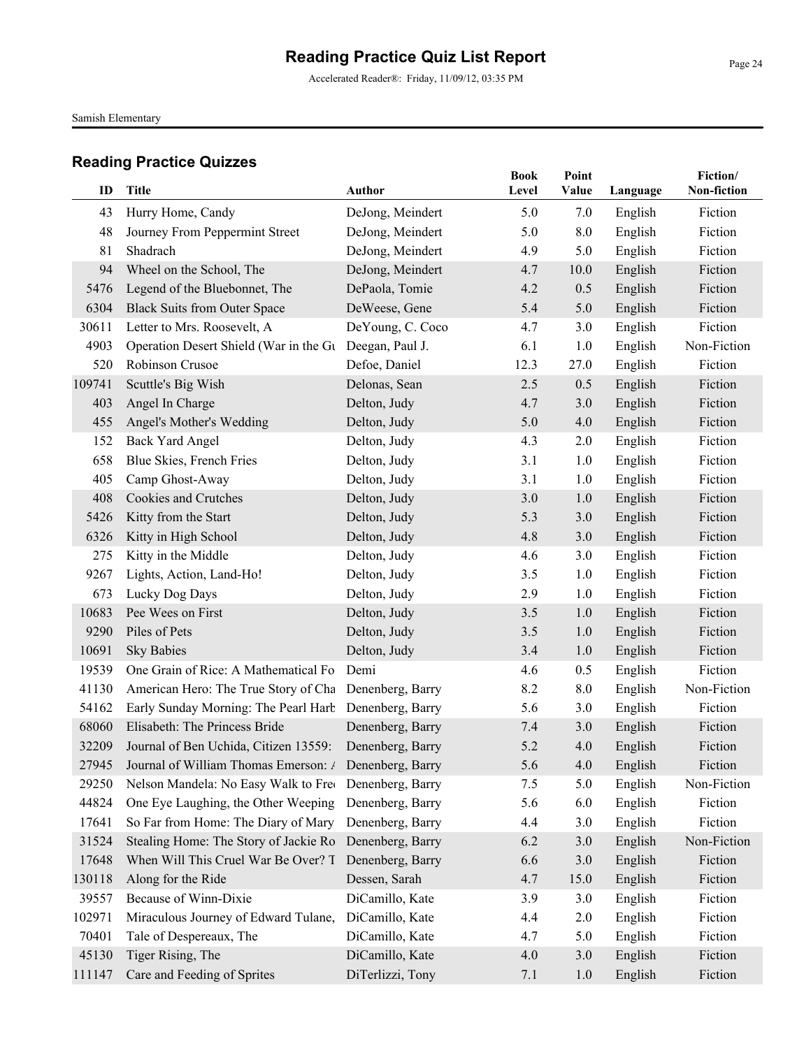# Reading Practice Quiz List Report

Accelerated Reader®: Friday, 11/09/12, 03:35 PM

Samish Elementary

## Reading Practice Quizzes

| ID | Title | Author | Book Level | Point Value | Language | Fiction/ Non-fiction |
|---|---|---|---|---|---|---|
| 43 | Hurry Home, Candy | DeJong, Meindert | 5.0 | 7.0 | English | Fiction |
| 48 | Journey From Peppermint Street | DeJong, Meindert | 5.0 | 8.0 | English | Fiction |
| 81 | Shadrach | DeJong, Meindert | 4.9 | 5.0 | English | Fiction |
| 94 | Wheel on the School, The | DeJong, Meindert | 4.7 | 10.0 | English | Fiction |
| 5476 | Legend of the Bluebonnet, The | DePaola, Tomie | 4.2 | 0.5 | English | Fiction |
| 6304 | Black Suits from Outer Space | DeWeese, Gene | 5.4 | 5.0 | English | Fiction |
| 30611 | Letter to Mrs. Roosevelt, A | DeYoung, C. Coco | 4.7 | 3.0 | English | Fiction |
| 4903 | Operation Desert Shield (War in the Gu | Deegan, Paul J. | 6.1 | 1.0 | English | Non-Fiction |
| 520 | Robinson Crusoe | Defoe, Daniel | 12.3 | 27.0 | English | Fiction |
| 109741 | Scuttle's Big Wish | Delonas, Sean | 2.5 | 0.5 | English | Fiction |
| 403 | Angel In Charge | Delton, Judy | 4.7 | 3.0 | English | Fiction |
| 455 | Angel's Mother's Wedding | Delton, Judy | 5.0 | 4.0 | English | Fiction |
| 152 | Back Yard Angel | Delton, Judy | 4.3 | 2.0 | English | Fiction |
| 658 | Blue Skies, French Fries | Delton, Judy | 3.1 | 1.0 | English | Fiction |
| 405 | Camp Ghost-Away | Delton, Judy | 3.1 | 1.0 | English | Fiction |
| 408 | Cookies and Crutches | Delton, Judy | 3.0 | 1.0 | English | Fiction |
| 5426 | Kitty from the Start | Delton, Judy | 5.3 | 3.0 | English | Fiction |
| 6326 | Kitty in High School | Delton, Judy | 4.8 | 3.0 | English | Fiction |
| 275 | Kitty in the Middle | Delton, Judy | 4.6 | 3.0 | English | Fiction |
| 9267 | Lights, Action, Land-Ho! | Delton, Judy | 3.5 | 1.0 | English | Fiction |
| 673 | Lucky Dog Days | Delton, Judy | 2.9 | 1.0 | English | Fiction |
| 10683 | Pee Wees on First | Delton, Judy | 3.5 | 1.0 | English | Fiction |
| 9290 | Piles of Pets | Delton, Judy | 3.5 | 1.0 | English | Fiction |
| 10691 | Sky Babies | Delton, Judy | 3.4 | 1.0 | English | Fiction |
| 19539 | One Grain of Rice: A Mathematical Fo | Demi | 4.6 | 0.5 | English | Fiction |
| 41130 | American Hero: The True Story of Cha | Denenberg, Barry | 8.2 | 8.0 | English | Non-Fiction |
| 54162 | Early Sunday Morning: The Pearl Harb | Denenberg, Barry | 5.6 | 3.0 | English | Fiction |
| 68060 | Elisabeth: The Princess Bride | Denenberg, Barry | 7.4 | 3.0 | English | Fiction |
| 32209 | Journal of Ben Uchida, Citizen 13559: | Denenberg, Barry | 5.2 | 4.0 | English | Fiction |
| 27945 | Journal of William Thomas Emerson: A | Denenberg, Barry | 5.6 | 4.0 | English | Fiction |
| 29250 | Nelson Mandela: No Easy Walk to Fre | Denenberg, Barry | 7.5 | 5.0 | English | Non-Fiction |
| 44824 | One Eye Laughing, the Other Weeping | Denenberg, Barry | 5.6 | 6.0 | English | Fiction |
| 17641 | So Far from Home: The Diary of Mary | Denenberg, Barry | 4.4 | 3.0 | English | Fiction |
| 31524 | Stealing Home: The Story of Jackie Ro | Denenberg, Barry | 6.2 | 3.0 | English | Non-Fiction |
| 17648 | When Will This Cruel War Be Over? T | Denenberg, Barry | 6.6 | 3.0 | English | Fiction |
| 130118 | Along for the Ride | Dessen, Sarah | 4.7 | 15.0 | English | Fiction |
| 39557 | Because of Winn-Dixie | DiCamillo, Kate | 3.9 | 3.0 | English | Fiction |
| 102971 | Miraculous Journey of Edward Tulane, | DiCamillo, Kate | 4.4 | 2.0 | English | Fiction |
| 70401 | Tale of Despereaux, The | DiCamillo, Kate | 4.7 | 5.0 | English | Fiction |
| 45130 | Tiger Rising, The | DiCamillo, Kate | 4.0 | 3.0 | English | Fiction |
| 111147 | Care and Feeding of Sprites | DiTerlizzi, Tony | 7.1 | 1.0 | English | Fiction |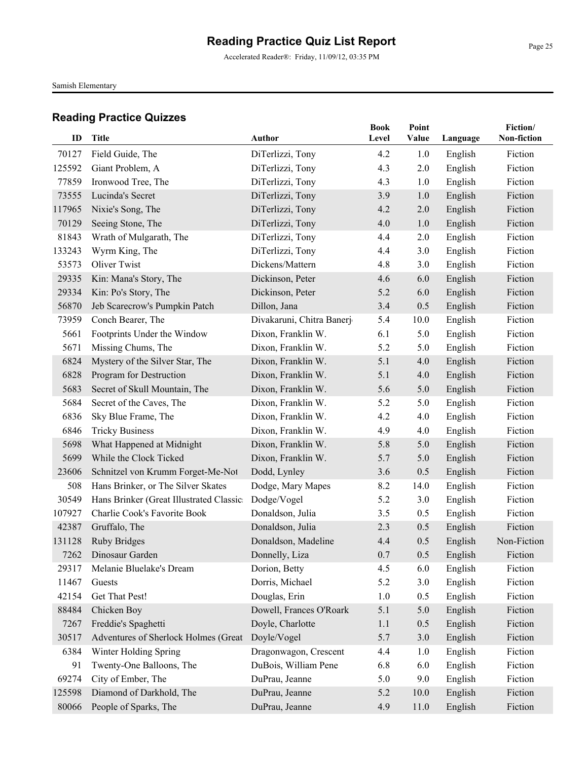# Reading Practice Quiz List Report

Accelerated Reader®: Friday, 11/09/12, 03:35 PM

Samish Elementary

## Reading Practice Quizzes

| ID | Title | Author | Book Level | Point Value | Language | Fiction/ Non-fiction |
|---|---|---|---|---|---|---|
| 70127 | Field Guide, The | DiTerlizzi, Tony | 4.2 | 1.0 | English | Fiction |
| 125592 | Giant Problem, A | DiTerlizzi, Tony | 4.3 | 2.0 | English | Fiction |
| 77859 | Ironwood Tree, The | DiTerlizzi, Tony | 4.3 | 1.0 | English | Fiction |
| 73555 | Lucinda's Secret | DiTerlizzi, Tony | 3.9 | 1.0 | English | Fiction |
| 117965 | Nixie's Song, The | DiTerlizzi, Tony | 4.2 | 2.0 | English | Fiction |
| 70129 | Seeing Stone, The | DiTerlizzi, Tony | 4.0 | 1.0 | English | Fiction |
| 81843 | Wrath of Mulgarath, The | DiTerlizzi, Tony | 4.4 | 2.0 | English | Fiction |
| 133243 | Wyrm King, The | DiTerlizzi, Tony | 4.4 | 3.0 | English | Fiction |
| 53573 | Oliver Twist | Dickens/Mattern | 4.8 | 3.0 | English | Fiction |
| 29335 | Kin: Mana's Story, The | Dickinson, Peter | 4.6 | 6.0 | English | Fiction |
| 29334 | Kin: Po's Story, The | Dickinson, Peter | 5.2 | 6.0 | English | Fiction |
| 56870 | Jeb Scarecrow's Pumpkin Patch | Dillon, Jana | 3.4 | 0.5 | English | Fiction |
| 73959 | Conch Bearer, The | Divakaruni, Chitra Banerj | 5.4 | 10.0 | English | Fiction |
| 5661 | Footprints Under the Window | Dixon, Franklin W. | 6.1 | 5.0 | English | Fiction |
| 5671 | Missing Chums, The | Dixon, Franklin W. | 5.2 | 5.0 | English | Fiction |
| 6824 | Mystery of the Silver Star, The | Dixon, Franklin W. | 5.1 | 4.0 | English | Fiction |
| 6828 | Program for Destruction | Dixon, Franklin W. | 5.1 | 4.0 | English | Fiction |
| 5683 | Secret of Skull Mountain, The | Dixon, Franklin W. | 5.6 | 5.0 | English | Fiction |
| 5684 | Secret of the Caves, The | Dixon, Franklin W. | 5.2 | 5.0 | English | Fiction |
| 6836 | Sky Blue Frame, The | Dixon, Franklin W. | 4.2 | 4.0 | English | Fiction |
| 6846 | Tricky Business | Dixon, Franklin W. | 4.9 | 4.0 | English | Fiction |
| 5698 | What Happened at Midnight | Dixon, Franklin W. | 5.8 | 5.0 | English | Fiction |
| 5699 | While the Clock Ticked | Dixon, Franklin W. | 5.7 | 5.0 | English | Fiction |
| 23606 | Schnitzel von Krumm Forget-Me-Not | Dodd, Lynley | 3.6 | 0.5 | English | Fiction |
| 508 | Hans Brinker, or The Silver Skates | Dodge, Mary Mapes | 8.2 | 14.0 | English | Fiction |
| 30549 | Hans Brinker (Great Illustrated Classics | Dodge/Vogel | 5.2 | 3.0 | English | Fiction |
| 107927 | Charlie Cook's Favorite Book | Donaldson, Julia | 3.5 | 0.5 | English | Fiction |
| 42387 | Gruffalo, The | Donaldson, Julia | 2.3 | 0.5 | English | Fiction |
| 131128 | Ruby Bridges | Donaldson, Madeline | 4.4 | 0.5 | English | Non-Fiction |
| 7262 | Dinosaur Garden | Donnelly, Liza | 0.7 | 0.5 | English | Fiction |
| 29317 | Melanie Bluelake's Dream | Dorion, Betty | 4.5 | 6.0 | English | Fiction |
| 11467 | Guests | Dorris, Michael | 5.2 | 3.0 | English | Fiction |
| 42154 | Get That Pest! | Douglas, Erin | 1.0 | 0.5 | English | Fiction |
| 88484 | Chicken Boy | Dowell, Frances O'Roark | 5.1 | 5.0 | English | Fiction |
| 7267 | Freddie's Spaghetti | Doyle, Charlotte | 1.1 | 0.5 | English | Fiction |
| 30517 | Adventures of Sherlock Holmes (Great | Doyle/Vogel | 5.7 | 3.0 | English | Fiction |
| 6384 | Winter Holding Spring | Dragonwagon, Crescent | 4.4 | 1.0 | English | Fiction |
| 91 | Twenty-One Balloons, The | DuBois, William Pene | 6.8 | 6.0 | English | Fiction |
| 69274 | City of Ember, The | DuPrau, Jeanne | 5.0 | 9.0 | English | Fiction |
| 125598 | Diamond of Darkhold, The | DuPrau, Jeanne | 5.2 | 10.0 | English | Fiction |
| 80066 | People of Sparks, The | DuPrau, Jeanne | 4.9 | 11.0 | English | Fiction |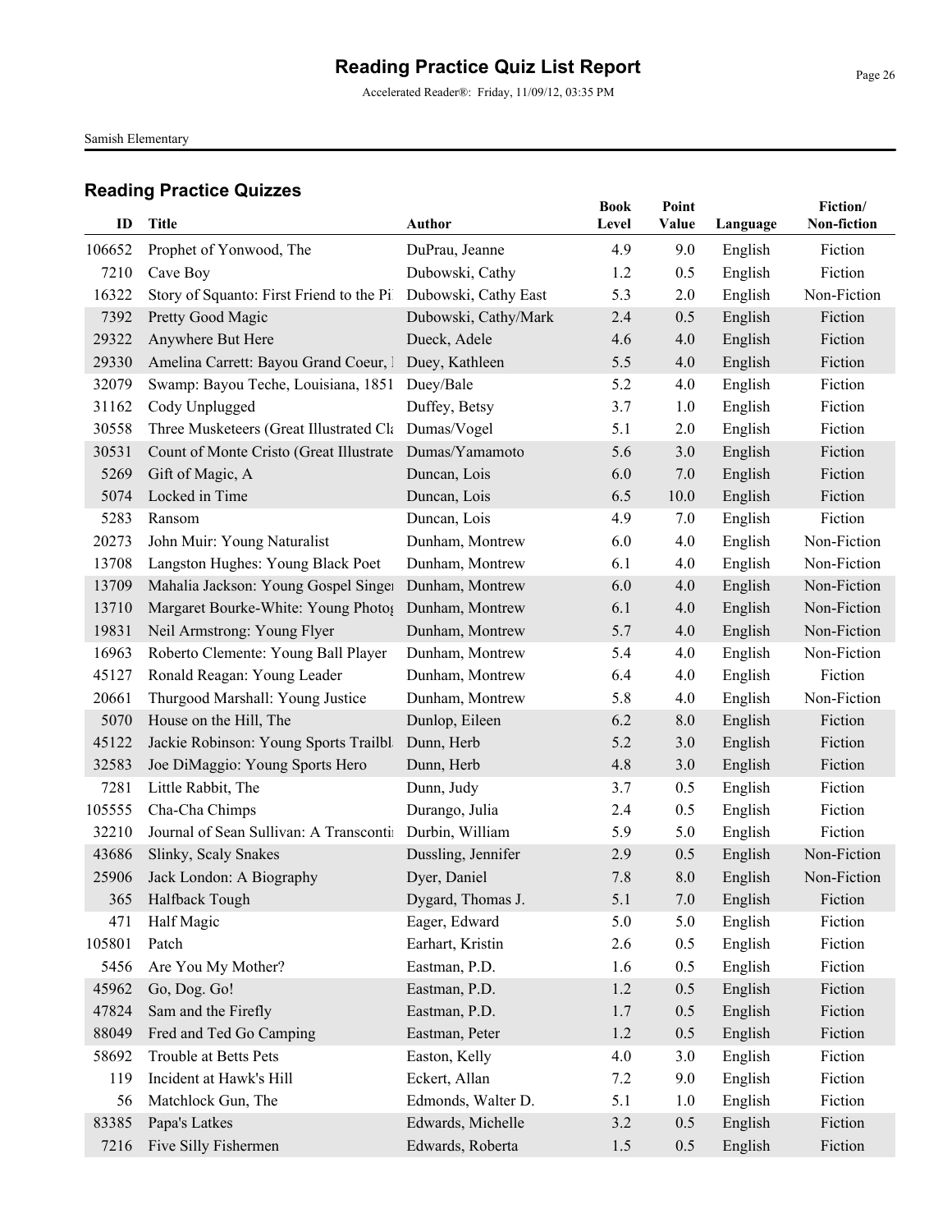# Reading Practice Quiz List Report

Accelerated Reader®: Friday, 11/09/12, 03:35 PM

Samish Elementary

## Reading Practice Quizzes

| ID | Title | Author | Book Level | Point Value | Language | Fiction/ Non-fiction |
|---|---|---|---|---|---|---|
| 106652 | Prophet of Yonwood, The | DuPrau, Jeanne | 4.9 | 9.0 | English | Fiction |
| 7210 | Cave Boy | Dubowski, Cathy | 1.2 | 0.5 | English | Fiction |
| 16322 | Story of Squanto: First Friend to the Pi | Dubowski, Cathy East | 5.3 | 2.0 | English | Non-Fiction |
| 7392 | Pretty Good Magic | Dubowski, Cathy/Mark | 2.4 | 0.5 | English | Fiction |
| 29322 | Anywhere But Here | Dueck, Adele | 4.6 | 4.0 | English | Fiction |
| 29330 | Amelina Carrett: Bayou Grand Coeur, I | Duey, Kathleen | 5.5 | 4.0 | English | Fiction |
| 32079 | Swamp: Bayou Teche, Louisiana, 1851 | Duey/Bale | 5.2 | 4.0 | English | Fiction |
| 31162 | Cody Unplugged | Duffey, Betsy | 3.7 | 1.0 | English | Fiction |
| 30558 | Three Musketeers (Great Illustrated Cla | Dumas/Vogel | 5.1 | 2.0 | English | Fiction |
| 30531 | Count of Monte Cristo (Great Illustrate | Dumas/Yamamoto | 5.6 | 3.0 | English | Fiction |
| 5269 | Gift of Magic, A | Duncan, Lois | 6.0 | 7.0 | English | Fiction |
| 5074 | Locked in Time | Duncan, Lois | 6.5 | 10.0 | English | Fiction |
| 5283 | Ransom | Duncan, Lois | 4.9 | 7.0 | English | Fiction |
| 20273 | John Muir: Young Naturalist | Dunham, Montrew | 6.0 | 4.0 | English | Non-Fiction |
| 13708 | Langston Hughes: Young Black Poet | Dunham, Montrew | 6.1 | 4.0 | English | Non-Fiction |
| 13709 | Mahalia Jackson: Young Gospel Singer | Dunham, Montrew | 6.0 | 4.0 | English | Non-Fiction |
| 13710 | Margaret Bourke-White: Young Photog | Dunham, Montrew | 6.1 | 4.0 | English | Non-Fiction |
| 19831 | Neil Armstrong: Young Flyer | Dunham, Montrew | 5.7 | 4.0 | English | Non-Fiction |
| 16963 | Roberto Clemente: Young Ball Player | Dunham, Montrew | 5.4 | 4.0 | English | Non-Fiction |
| 45127 | Ronald Reagan: Young Leader | Dunham, Montrew | 6.4 | 4.0 | English | Fiction |
| 20661 | Thurgood Marshall: Young Justice | Dunham, Montrew | 5.8 | 4.0 | English | Non-Fiction |
| 5070 | House on the Hill, The | Dunlop, Eileen | 6.2 | 8.0 | English | Fiction |
| 45122 | Jackie Robinson: Young Sports Trailbl | Dunn, Herb | 5.2 | 3.0 | English | Fiction |
| 32583 | Joe DiMaggio: Young Sports Hero | Dunn, Herb | 4.8 | 3.0 | English | Fiction |
| 7281 | Little Rabbit, The | Dunn, Judy | 3.7 | 0.5 | English | Fiction |
| 105555 | Cha-Cha Chimps | Durango, Julia | 2.4 | 0.5 | English | Fiction |
| 32210 | Journal of Sean Sullivan: A Transconti | Durbin, William | 5.9 | 5.0 | English | Fiction |
| 43686 | Slinky, Scaly Snakes | Dussling, Jennifer | 2.9 | 0.5 | English | Non-Fiction |
| 25906 | Jack London: A Biography | Dyer, Daniel | 7.8 | 8.0 | English | Non-Fiction |
| 365 | Halfback Tough | Dygard, Thomas J. | 5.1 | 7.0 | English | Fiction |
| 471 | Half Magic | Eager, Edward | 5.0 | 5.0 | English | Fiction |
| 105801 | Patch | Earhart, Kristin | 2.6 | 0.5 | English | Fiction |
| 5456 | Are You My Mother? | Eastman, P.D. | 1.6 | 0.5 | English | Fiction |
| 45962 | Go, Dog. Go! | Eastman, P.D. | 1.2 | 0.5 | English | Fiction |
| 47824 | Sam and the Firefly | Eastman, P.D. | 1.7 | 0.5 | English | Fiction |
| 88049 | Fred and Ted Go Camping | Eastman, Peter | 1.2 | 0.5 | English | Fiction |
| 58692 | Trouble at Betts Pets | Easton, Kelly | 4.0 | 3.0 | English | Fiction |
| 119 | Incident at Hawk's Hill | Eckert, Allan | 7.2 | 9.0 | English | Fiction |
| 56 | Matchlock Gun, The | Edmonds, Walter D. | 5.1 | 1.0 | English | Fiction |
| 83385 | Papa's Latkes | Edwards, Michelle | 3.2 | 0.5 | English | Fiction |
| 7216 | Five Silly Fishermen | Edwards, Roberta | 1.5 | 0.5 | English | Fiction |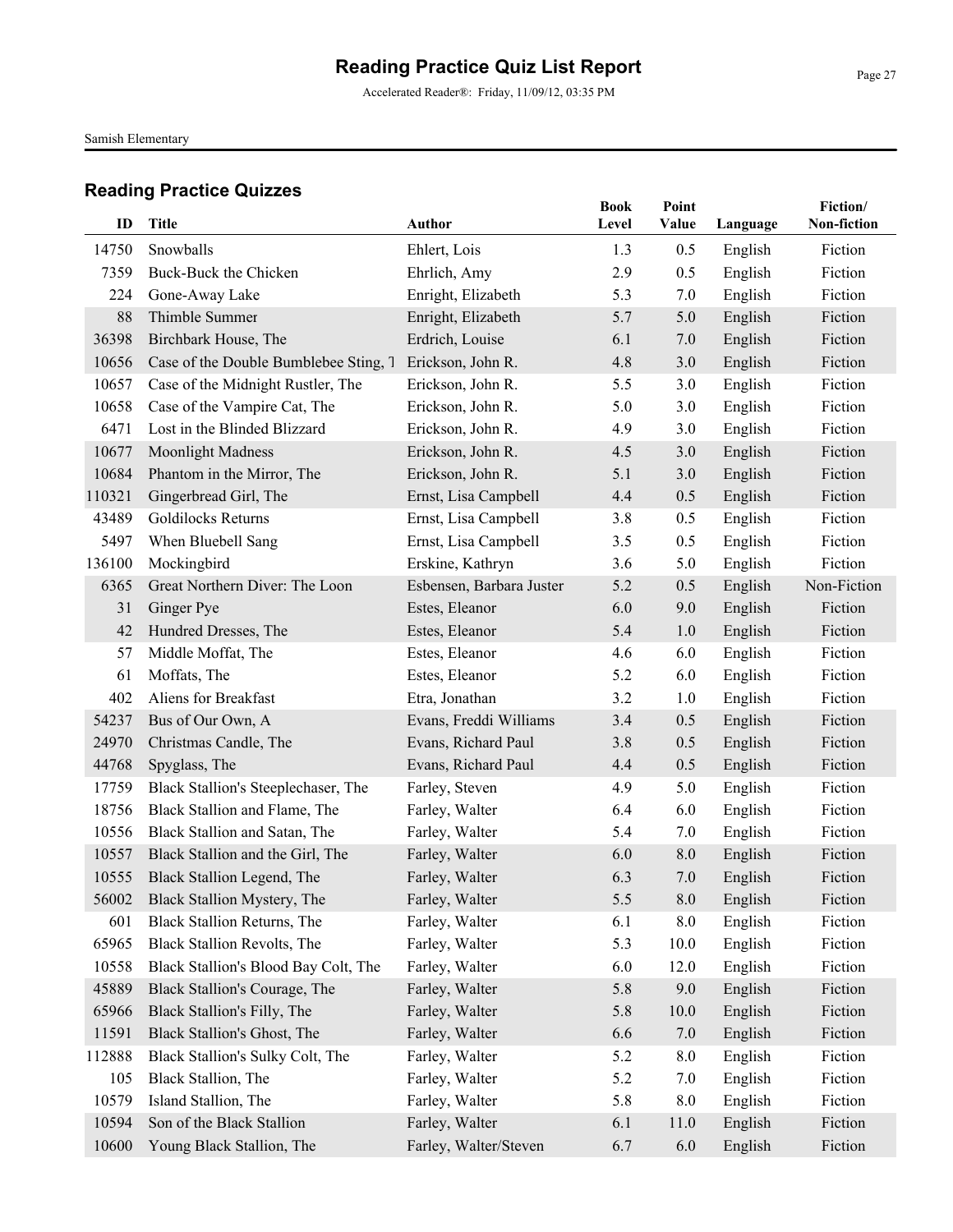# Reading Practice Quiz List Report

Accelerated Reader®: Friday, 11/09/12, 03:35 PM

Samish Elementary

## Reading Practice Quizzes

| ID | Title | Author | Book Level | Point Value | Language | Fiction/ Non-fiction |
|---|---|---|---|---|---|---|
| 14750 | Snowballs | Ehlert, Lois | 1.3 | 0.5 | English | Fiction |
| 7359 | Buck-Buck the Chicken | Ehrlich, Amy | 2.9 | 0.5 | English | Fiction |
| 224 | Gone-Away Lake | Enright, Elizabeth | 5.3 | 7.0 | English | Fiction |
| 88 | Thimble Summer | Enright, Elizabeth | 5.7 | 5.0 | English | Fiction |
| 36398 | Birchbark House, The | Erdrich, Louise | 6.1 | 7.0 | English | Fiction |
| 10656 | Case of the Double Bumblebee Sting, T | Erickson, John R. | 4.8 | 3.0 | English | Fiction |
| 10657 | Case of the Midnight Rustler, The | Erickson, John R. | 5.5 | 3.0 | English | Fiction |
| 10658 | Case of the Vampire Cat, The | Erickson, John R. | 5.0 | 3.0 | English | Fiction |
| 6471 | Lost in the Blinded Blizzard | Erickson, John R. | 4.9 | 3.0 | English | Fiction |
| 10677 | Moonlight Madness | Erickson, John R. | 4.5 | 3.0 | English | Fiction |
| 10684 | Phantom in the Mirror, The | Erickson, John R. | 5.1 | 3.0 | English | Fiction |
| 110321 | Gingerbread Girl, The | Ernst, Lisa Campbell | 4.4 | 0.5 | English | Fiction |
| 43489 | Goldilocks Returns | Ernst, Lisa Campbell | 3.8 | 0.5 | English | Fiction |
| 5497 | When Bluebell Sang | Ernst, Lisa Campbell | 3.5 | 0.5 | English | Fiction |
| 136100 | Mockingbird | Erskine, Kathryn | 3.6 | 5.0 | English | Fiction |
| 6365 | Great Northern Diver: The Loon | Esbensen, Barbara Juster | 5.2 | 0.5 | English | Non-Fiction |
| 31 | Ginger Pye | Estes, Eleanor | 6.0 | 9.0 | English | Fiction |
| 42 | Hundred Dresses, The | Estes, Eleanor | 5.4 | 1.0 | English | Fiction |
| 57 | Middle Moffat, The | Estes, Eleanor | 4.6 | 6.0 | English | Fiction |
| 61 | Moffats, The | Estes, Eleanor | 5.2 | 6.0 | English | Fiction |
| 402 | Aliens for Breakfast | Etra, Jonathan | 3.2 | 1.0 | English | Fiction |
| 54237 | Bus of Our Own, A | Evans, Freddi Williams | 3.4 | 0.5 | English | Fiction |
| 24970 | Christmas Candle, The | Evans, Richard Paul | 3.8 | 0.5 | English | Fiction |
| 44768 | Spyglass, The | Evans, Richard Paul | 4.4 | 0.5 | English | Fiction |
| 17759 | Black Stallion's Steeplechaser, The | Farley, Steven | 4.9 | 5.0 | English | Fiction |
| 18756 | Black Stallion and Flame, The | Farley, Walter | 6.4 | 6.0 | English | Fiction |
| 10556 | Black Stallion and Satan, The | Farley, Walter | 5.4 | 7.0 | English | Fiction |
| 10557 | Black Stallion and the Girl, The | Farley, Walter | 6.0 | 8.0 | English | Fiction |
| 10555 | Black Stallion Legend, The | Farley, Walter | 6.3 | 7.0 | English | Fiction |
| 56002 | Black Stallion Mystery, The | Farley, Walter | 5.5 | 8.0 | English | Fiction |
| 601 | Black Stallion Returns, The | Farley, Walter | 6.1 | 8.0 | English | Fiction |
| 65965 | Black Stallion Revolts, The | Farley, Walter | 5.3 | 10.0 | English | Fiction |
| 10558 | Black Stallion's Blood Bay Colt, The | Farley, Walter | 6.0 | 12.0 | English | Fiction |
| 45889 | Black Stallion's Courage, The | Farley, Walter | 5.8 | 9.0 | English | Fiction |
| 65966 | Black Stallion's Filly, The | Farley, Walter | 5.8 | 10.0 | English | Fiction |
| 11591 | Black Stallion's Ghost, The | Farley, Walter | 6.6 | 7.0 | English | Fiction |
| 112888 | Black Stallion's Sulky Colt, The | Farley, Walter | 5.2 | 8.0 | English | Fiction |
| 105 | Black Stallion, The | Farley, Walter | 5.2 | 7.0 | English | Fiction |
| 10579 | Island Stallion, The | Farley, Walter | 5.8 | 8.0 | English | Fiction |
| 10594 | Son of the Black Stallion | Farley, Walter | 6.1 | 11.0 | English | Fiction |
| 10600 | Young Black Stallion, The | Farley, Walter/Steven | 6.7 | 6.0 | English | Fiction |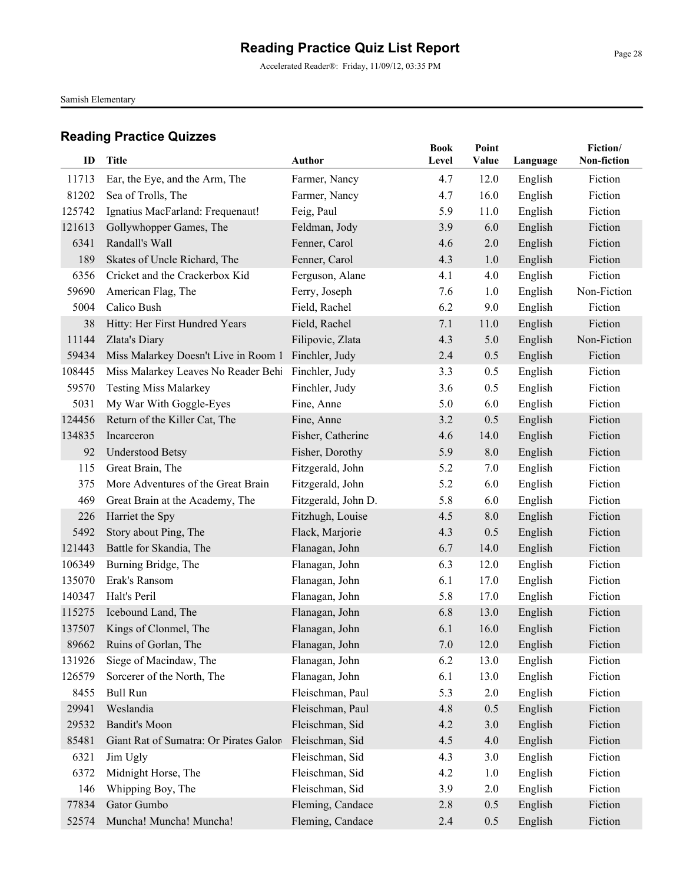# Reading Practice Quiz List Report

Accelerated Reader®: Friday, 11/09/12, 03:35 PM

Samish Elementary

## Reading Practice Quizzes

| ID | Title | Author | Book Level | Point Value | Language | Fiction/ Non-fiction |
|---|---|---|---|---|---|---|
| 11713 | Ear, the Eye, and the Arm, The | Farmer, Nancy | 4.7 | 12.0 | English | Fiction |
| 81202 | Sea of Trolls, The | Farmer, Nancy | 4.7 | 16.0 | English | Fiction |
| 125742 | Ignatius MacFarland: Frequenaut! | Feig, Paul | 5.9 | 11.0 | English | Fiction |
| 121613 | Gollywhopper Games, The | Feldman, Jody | 3.9 | 6.0 | English | Fiction |
| 6341 | Randall's Wall | Fenner, Carol | 4.6 | 2.0 | English | Fiction |
| 189 | Skates of Uncle Richard, The | Fenner, Carol | 4.3 | 1.0 | English | Fiction |
| 6356 | Cricket and the Crackerbox Kid | Ferguson, Alane | 4.1 | 4.0 | English | Fiction |
| 59690 | American Flag, The | Ferry, Joseph | 7.6 | 1.0 | English | Non-Fiction |
| 5004 | Calico Bush | Field, Rachel | 6.2 | 9.0 | English | Fiction |
| 38 | Hitty: Her First Hundred Years | Field, Rachel | 7.1 | 11.0 | English | Fiction |
| 11144 | Zlata's Diary | Filipovic, Zlata | 4.3 | 5.0 | English | Non-Fiction |
| 59434 | Miss Malarkey Doesn't Live in Room 1 | Finchler, Judy | 2.4 | 0.5 | English | Fiction |
| 108445 | Miss Malarkey Leaves No Reader Behi | Finchler, Judy | 3.3 | 0.5 | English | Fiction |
| 59570 | Testing Miss Malarkey | Finchler, Judy | 3.6 | 0.5 | English | Fiction |
| 5031 | My War With Goggle-Eyes | Fine, Anne | 5.0 | 6.0 | English | Fiction |
| 124456 | Return of the Killer Cat, The | Fine, Anne | 3.2 | 0.5 | English | Fiction |
| 134835 | Incarceron | Fisher, Catherine | 4.6 | 14.0 | English | Fiction |
| 92 | Understood Betsy | Fisher, Dorothy | 5.9 | 8.0 | English | Fiction |
| 115 | Great Brain, The | Fitzgerald, John | 5.2 | 7.0 | English | Fiction |
| 375 | More Adventures of the Great Brain | Fitzgerald, John | 5.2 | 6.0 | English | Fiction |
| 469 | Great Brain at the Academy, The | Fitzgerald, John D. | 5.8 | 6.0 | English | Fiction |
| 226 | Harriet the Spy | Fitzhugh, Louise | 4.5 | 8.0 | English | Fiction |
| 5492 | Story about Ping, The | Flack, Marjorie | 4.3 | 0.5 | English | Fiction |
| 121443 | Battle for Skandia, The | Flanagan, John | 6.7 | 14.0 | English | Fiction |
| 106349 | Burning Bridge, The | Flanagan, John | 6.3 | 12.0 | English | Fiction |
| 135070 | Erak's Ransom | Flanagan, John | 6.1 | 17.0 | English | Fiction |
| 140347 | Halt's Peril | Flanagan, John | 5.8 | 17.0 | English | Fiction |
| 115275 | Icebound Land, The | Flanagan, John | 6.8 | 13.0 | English | Fiction |
| 137507 | Kings of Clonmel, The | Flanagan, John | 6.1 | 16.0 | English | Fiction |
| 89662 | Ruins of Gorlan, The | Flanagan, John | 7.0 | 12.0 | English | Fiction |
| 131926 | Siege of Macindaw, The | Flanagan, John | 6.2 | 13.0 | English | Fiction |
| 126579 | Sorcerer of the North, The | Flanagan, John | 6.1 | 13.0 | English | Fiction |
| 8455 | Bull Run | Fleischman, Paul | 5.3 | 2.0 | English | Fiction |
| 29941 | Weslandia | Fleischman, Paul | 4.8 | 0.5 | English | Fiction |
| 29532 | Bandit's Moon | Fleischman, Sid | 4.2 | 3.0 | English | Fiction |
| 85481 | Giant Rat of Sumatra: Or Pirates Galor | Fleischman, Sid | 4.5 | 4.0 | English | Fiction |
| 6321 | Jim Ugly | Fleischman, Sid | 4.3 | 3.0 | English | Fiction |
| 6372 | Midnight Horse, The | Fleischman, Sid | 4.2 | 1.0 | English | Fiction |
| 146 | Whipping Boy, The | Fleischman, Sid | 3.9 | 2.0 | English | Fiction |
| 77834 | Gator Gumbo | Fleming, Candace | 2.8 | 0.5 | English | Fiction |
| 52574 | Muncha! Muncha! Muncha! | Fleming, Candace | 2.4 | 0.5 | English | Fiction |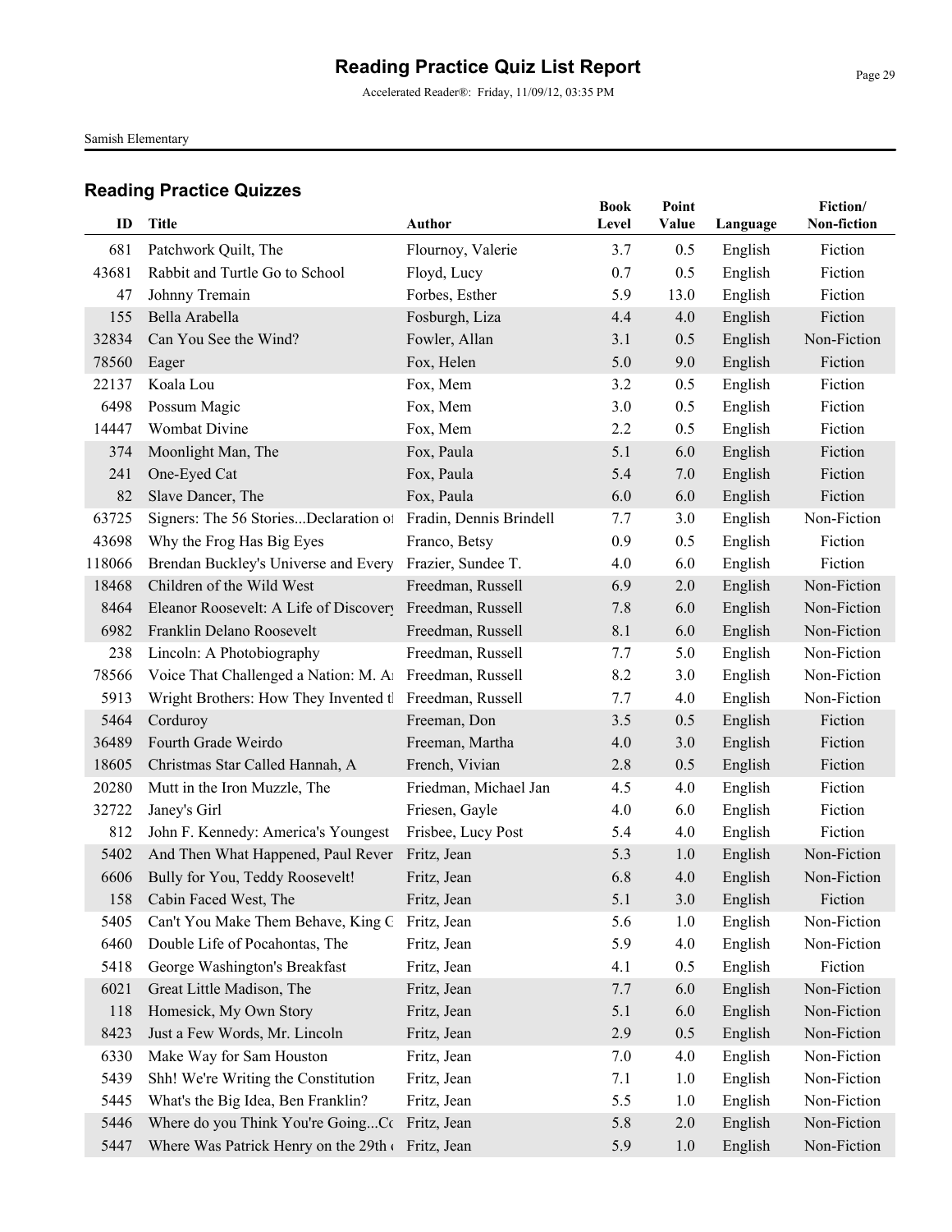# Reading Practice Quiz List Report

Accelerated Reader®: Friday, 11/09/12, 03:35 PM

Samish Elementary

## Reading Practice Quizzes

| ID | Title | Author | Book Level | Point Value | Language | Fiction/ Non-fiction |
|---|---|---|---|---|---|---|
| 681 | Patchwork Quilt, The | Flournoy, Valerie | 3.7 | 0.5 | English | Fiction |
| 43681 | Rabbit and Turtle Go to School | Floyd, Lucy | 0.7 | 0.5 | English | Fiction |
| 47 | Johnny Tremain | Forbes, Esther | 5.9 | 13.0 | English | Fiction |
| 155 | Bella Arabella | Fosburgh, Liza | 4.4 | 4.0 | English | Fiction |
| 32834 | Can You See the Wind? | Fowler, Allan | 3.1 | 0.5 | English | Non-Fiction |
| 78560 | Eager | Fox, Helen | 5.0 | 9.0 | English | Fiction |
| 22137 | Koala Lou | Fox, Mem | 3.2 | 0.5 | English | Fiction |
| 6498 | Possum Magic | Fox, Mem | 3.0 | 0.5 | English | Fiction |
| 14447 | Wombat Divine | Fox, Mem | 2.2 | 0.5 | English | Fiction |
| 374 | Moonlight Man, The | Fox, Paula | 5.1 | 6.0 | English | Fiction |
| 241 | One-Eyed Cat | Fox, Paula | 5.4 | 7.0 | English | Fiction |
| 82 | Slave Dancer, The | Fox, Paula | 6.0 | 6.0 | English | Fiction |
| 63725 | Signers: The 56 Stories...Declaration of | Fradin, Dennis Brindell | 7.7 | 3.0 | English | Non-Fiction |
| 43698 | Why the Frog Has Big Eyes | Franco, Betsy | 0.9 | 0.5 | English | Fiction |
| 118066 | Brendan Buckley's Universe and Every | Frazier, Sundee T. | 4.0 | 6.0 | English | Fiction |
| 18468 | Children of the Wild West | Freedman, Russell | 6.9 | 2.0 | English | Non-Fiction |
| 8464 | Eleanor Roosevelt: A Life of Discovery | Freedman, Russell | 7.8 | 6.0 | English | Non-Fiction |
| 6982 | Franklin Delano Roosevelt | Freedman, Russell | 8.1 | 6.0 | English | Non-Fiction |
| 238 | Lincoln: A Photobiography | Freedman, Russell | 7.7 | 5.0 | English | Non-Fiction |
| 78566 | Voice That Challenged a Nation: M. An | Freedman, Russell | 8.2 | 3.0 | English | Non-Fiction |
| 5913 | Wright Brothers: How They Invented th | Freedman, Russell | 7.7 | 4.0 | English | Non-Fiction |
| 5464 | Corduroy | Freeman, Don | 3.5 | 0.5 | English | Fiction |
| 36489 | Fourth Grade Weirdo | Freeman, Martha | 4.0 | 3.0 | English | Fiction |
| 18605 | Christmas Star Called Hannah, A | French, Vivian | 2.8 | 0.5 | English | Fiction |
| 20280 | Mutt in the Iron Muzzle, The | Friedman, Michael Jan | 4.5 | 4.0 | English | Fiction |
| 32722 | Janey's Girl | Friesen, Gayle | 4.0 | 6.0 | English | Fiction |
| 812 | John F. Kennedy: America's Youngest | Frisbee, Lucy Post | 5.4 | 4.0 | English | Fiction |
| 5402 | And Then What Happened, Paul Rever | Fritz, Jean | 5.3 | 1.0 | English | Non-Fiction |
| 6606 | Bully for You, Teddy Roosevelt! | Fritz, Jean | 6.8 | 4.0 | English | Non-Fiction |
| 158 | Cabin Faced West, The | Fritz, Jean | 5.1 | 3.0 | English | Fiction |
| 5405 | Can't You Make Them Behave, King G | Fritz, Jean | 5.6 | 1.0 | English | Non-Fiction |
| 6460 | Double Life of Pocahontas, The | Fritz, Jean | 5.9 | 4.0 | English | Non-Fiction |
| 5418 | George Washington's Breakfast | Fritz, Jean | 4.1 | 0.5 | English | Fiction |
| 6021 | Great Little Madison, The | Fritz, Jean | 7.7 | 6.0 | English | Non-Fiction |
| 118 | Homesick, My Own Story | Fritz, Jean | 5.1 | 6.0 | English | Non-Fiction |
| 8423 | Just a Few Words, Mr. Lincoln | Fritz, Jean | 2.9 | 0.5 | English | Non-Fiction |
| 6330 | Make Way for Sam Houston | Fritz, Jean | 7.0 | 4.0 | English | Non-Fiction |
| 5439 | Shh! We're Writing the Constitution | Fritz, Jean | 7.1 | 1.0 | English | Non-Fiction |
| 5445 | What's the Big Idea, Ben Franklin? | Fritz, Jean | 5.5 | 1.0 | English | Non-Fiction |
| 5446 | Where do you Think You're Going...Co | Fritz, Jean | 5.8 | 2.0 | English | Non-Fiction |
| 5447 | Where Was Patrick Henry on the 29th o | Fritz, Jean | 5.9 | 1.0 | English | Non-Fiction |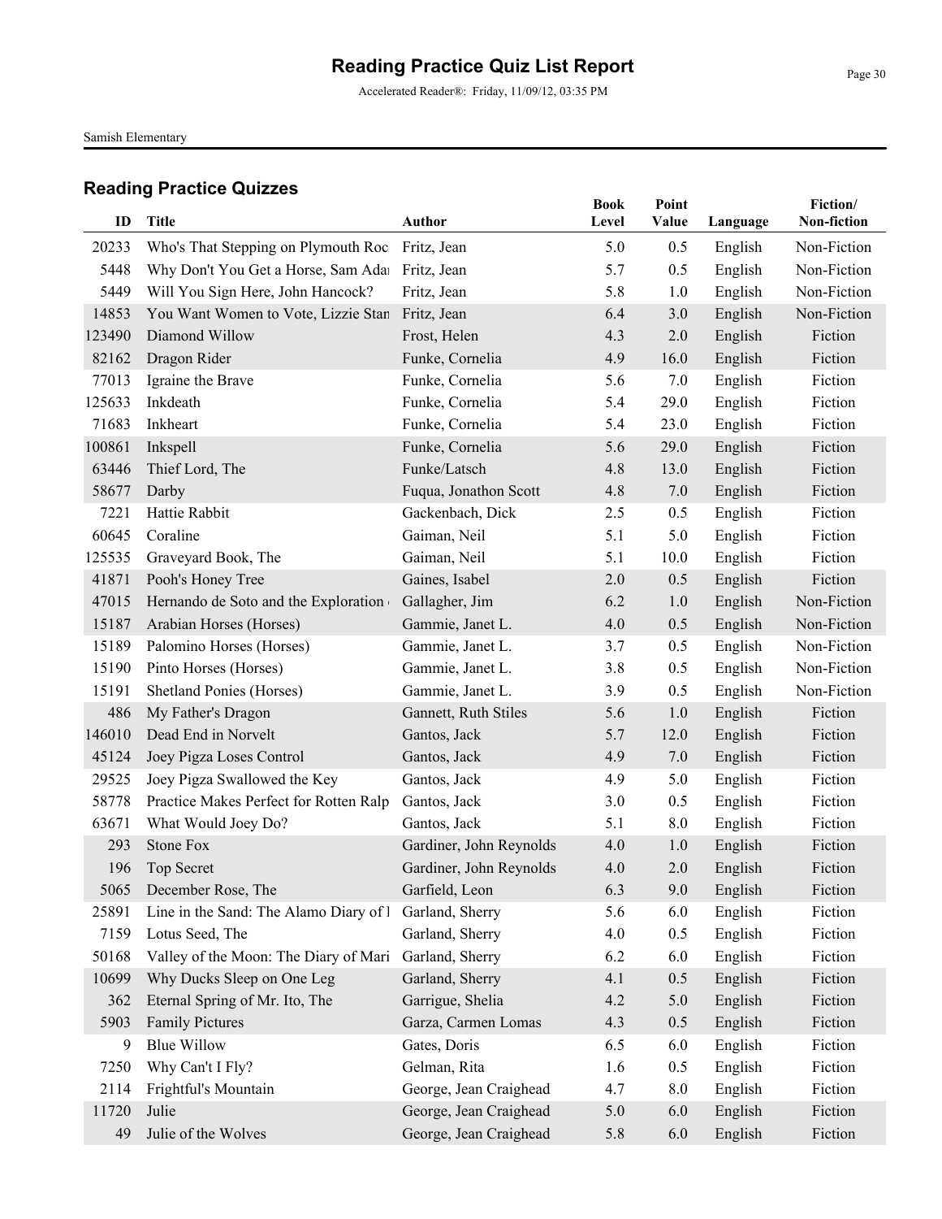# Reading Practice Quiz List Report

Accelerated Reader®: Friday, 11/09/12, 03:35 PM

Samish Elementary

## Reading Practice Quizzes

| ID | Title | Author | Book Level | Point Value | Language | Fiction/ Non-fiction |
|---|---|---|---|---|---|---|
| 20233 | Who's That Stepping on Plymouth Roc | Fritz, Jean | 5.0 | 0.5 | English | Non-Fiction |
| 5448 | Why Don't You Get a Horse, Sam Adai | Fritz, Jean | 5.7 | 0.5 | English | Non-Fiction |
| 5449 | Will You Sign Here, John Hancock? | Fritz, Jean | 5.8 | 1.0 | English | Non-Fiction |
| 14853 | You Want Women to Vote, Lizzie Stan | Fritz, Jean | 6.4 | 3.0 | English | Non-Fiction |
| 123490 | Diamond Willow | Frost, Helen | 4.3 | 2.0 | English | Fiction |
| 82162 | Dragon Rider | Funke, Cornelia | 4.9 | 16.0 | English | Fiction |
| 77013 | Igraine the Brave | Funke, Cornelia | 5.6 | 7.0 | English | Fiction |
| 125633 | Inkdeath | Funke, Cornelia | 5.4 | 29.0 | English | Fiction |
| 71683 | Inkheart | Funke, Cornelia | 5.4 | 23.0 | English | Fiction |
| 100861 | Inkspell | Funke, Cornelia | 5.6 | 29.0 | English | Fiction |
| 63446 | Thief Lord, The | Funke/Latsch | 4.8 | 13.0 | English | Fiction |
| 58677 | Darby | Fuqua, Jonathon Scott | 4.8 | 7.0 | English | Fiction |
| 7221 | Hattie Rabbit | Gackenbach, Dick | 2.5 | 0.5 | English | Fiction |
| 60645 | Coraline | Gaiman, Neil | 5.1 | 5.0 | English | Fiction |
| 125535 | Graveyard Book, The | Gaiman, Neil | 5.1 | 10.0 | English | Fiction |
| 41871 | Pooh's Honey Tree | Gaines, Isabel | 2.0 | 0.5 | English | Fiction |
| 47015 | Hernando de Soto and the Exploration | Gallagher, Jim | 6.2 | 1.0 | English | Non-Fiction |
| 15187 | Arabian Horses (Horses) | Gammie, Janet L. | 4.0 | 0.5 | English | Non-Fiction |
| 15189 | Palomino Horses (Horses) | Gammie, Janet L. | 3.7 | 0.5 | English | Non-Fiction |
| 15190 | Pinto Horses (Horses) | Gammie, Janet L. | 3.8 | 0.5 | English | Non-Fiction |
| 15191 | Shetland Ponies (Horses) | Gammie, Janet L. | 3.9 | 0.5 | English | Non-Fiction |
| 486 | My Father's Dragon | Gannett, Ruth Stiles | 5.6 | 1.0 | English | Fiction |
| 146010 | Dead End in Norvelt | Gantos, Jack | 5.7 | 12.0 | English | Fiction |
| 45124 | Joey Pigza Loses Control | Gantos, Jack | 4.9 | 7.0 | English | Fiction |
| 29525 | Joey Pigza Swallowed the Key | Gantos, Jack | 4.9 | 5.0 | English | Fiction |
| 58778 | Practice Makes Perfect for Rotten Ralp | Gantos, Jack | 3.0 | 0.5 | English | Fiction |
| 63671 | What Would Joey Do? | Gantos, Jack | 5.1 | 8.0 | English | Fiction |
| 293 | Stone Fox | Gardiner, John Reynolds | 4.0 | 1.0 | English | Fiction |
| 196 | Top Secret | Gardiner, John Reynolds | 4.0 | 2.0 | English | Fiction |
| 5065 | December Rose, The | Garfield, Leon | 6.3 | 9.0 | English | Fiction |
| 25891 | Line in the Sand: The Alamo Diary of l | Garland, Sherry | 5.6 | 6.0 | English | Fiction |
| 7159 | Lotus Seed, The | Garland, Sherry | 4.0 | 0.5 | English | Fiction |
| 50168 | Valley of the Moon: The Diary of Mari | Garland, Sherry | 6.2 | 6.0 | English | Fiction |
| 10699 | Why Ducks Sleep on One Leg | Garland, Sherry | 4.1 | 0.5 | English | Fiction |
| 362 | Eternal Spring of Mr. Ito, The | Garrigue, Shelia | 4.2 | 5.0 | English | Fiction |
| 5903 | Family Pictures | Garza, Carmen Lomas | 4.3 | 0.5 | English | Fiction |
| 9 | Blue Willow | Gates, Doris | 6.5 | 6.0 | English | Fiction |
| 7250 | Why Can't I Fly? | Gelman, Rita | 1.6 | 0.5 | English | Fiction |
| 2114 | Frightful's Mountain | George, Jean Craighead | 4.7 | 8.0 | English | Fiction |
| 11720 | Julie | George, Jean Craighead | 5.0 | 6.0 | English | Fiction |
| 49 | Julie of the Wolves | George, Jean Craighead | 5.8 | 6.0 | English | Fiction |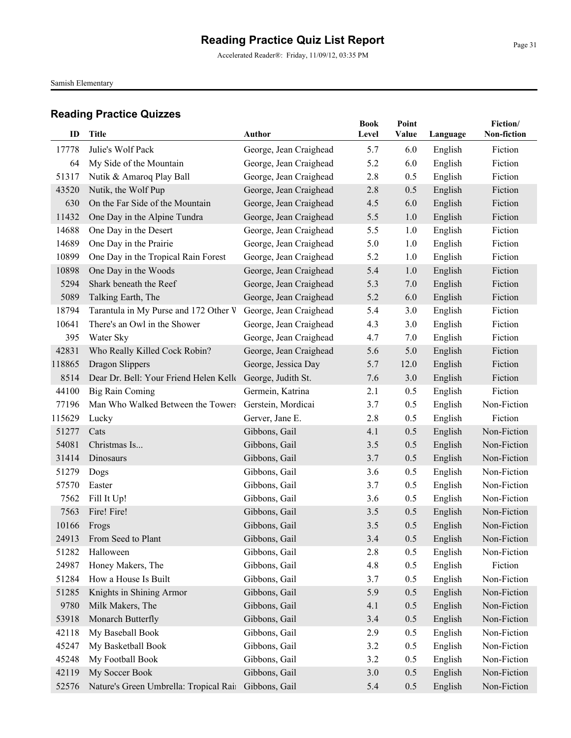# Reading Practice Quiz List Report

Accelerated Reader®: Friday, 11/09/12, 03:35 PM

Samish Elementary

## Reading Practice Quizzes

| ID | Title | Author | Book Level | Point Value | Language | Fiction/ Non-fiction |
|---|---|---|---|---|---|---|
| 17778 | Julie's Wolf Pack | George, Jean Craighead | 5.7 | 6.0 | English | Fiction |
| 64 | My Side of the Mountain | George, Jean Craighead | 5.2 | 6.0 | English | Fiction |
| 51317 | Nutik & Amaroq Play Ball | George, Jean Craighead | 2.8 | 0.5 | English | Fiction |
| 43520 | Nutik, the Wolf Pup | George, Jean Craighead | 2.8 | 0.5 | English | Fiction |
| 630 | On the Far Side of the Mountain | George, Jean Craighead | 4.5 | 6.0 | English | Fiction |
| 11432 | One Day in the Alpine Tundra | George, Jean Craighead | 5.5 | 1.0 | English | Fiction |
| 14688 | One Day in the Desert | George, Jean Craighead | 5.5 | 1.0 | English | Fiction |
| 14689 | One Day in the Prairie | George, Jean Craighead | 5.0 | 1.0 | English | Fiction |
| 10899 | One Day in the Tropical Rain Forest | George, Jean Craighead | 5.2 | 1.0 | English | Fiction |
| 10898 | One Day in the Woods | George, Jean Craighead | 5.4 | 1.0 | English | Fiction |
| 5294 | Shark beneath the Reef | George, Jean Craighead | 5.3 | 7.0 | English | Fiction |
| 5089 | Talking Earth, The | George, Jean Craighead | 5.2 | 6.0 | English | Fiction |
| 18794 | Tarantula in My Purse and 172 Other V | George, Jean Craighead | 5.4 | 3.0 | English | Fiction |
| 10641 | There's an Owl in the Shower | George, Jean Craighead | 4.3 | 3.0 | English | Fiction |
| 395 | Water Sky | George, Jean Craighead | 4.7 | 7.0 | English | Fiction |
| 42831 | Who Really Killed Cock Robin? | George, Jean Craighead | 5.6 | 5.0 | English | Fiction |
| 118865 | Dragon Slippers | George, Jessica Day | 5.7 | 12.0 | English | Fiction |
| 8514 | Dear Dr. Bell: Your Friend Helen Kelle | George, Judith St. | 7.6 | 3.0 | English | Fiction |
| 44100 | Big Rain Coming | Germein, Katrina | 2.1 | 0.5 | English | Fiction |
| 77196 | Man Who Walked Between the Towers | Gerstein, Mordicai | 3.7 | 0.5 | English | Non-Fiction |
| 115629 | Lucky | Gerver, Jane E. | 2.8 | 0.5 | English | Fiction |
| 51277 | Cats | Gibbons, Gail | 4.1 | 0.5 | English | Non-Fiction |
| 54081 | Christmas Is... | Gibbons, Gail | 3.5 | 0.5 | English | Non-Fiction |
| 31414 | Dinosaurs | Gibbons, Gail | 3.7 | 0.5 | English | Non-Fiction |
| 51279 | Dogs | Gibbons, Gail | 3.6 | 0.5 | English | Non-Fiction |
| 57570 | Easter | Gibbons, Gail | 3.7 | 0.5 | English | Non-Fiction |
| 7562 | Fill It Up! | Gibbons, Gail | 3.6 | 0.5 | English | Non-Fiction |
| 7563 | Fire! Fire! | Gibbons, Gail | 3.5 | 0.5 | English | Non-Fiction |
| 10166 | Frogs | Gibbons, Gail | 3.5 | 0.5 | English | Non-Fiction |
| 24913 | From Seed to Plant | Gibbons, Gail | 3.4 | 0.5 | English | Non-Fiction |
| 51282 | Halloween | Gibbons, Gail | 2.8 | 0.5 | English | Non-Fiction |
| 24987 | Honey Makers, The | Gibbons, Gail | 4.8 | 0.5 | English | Fiction |
| 51284 | How a House Is Built | Gibbons, Gail | 3.7 | 0.5 | English | Non-Fiction |
| 51285 | Knights in Shining Armor | Gibbons, Gail | 5.9 | 0.5 | English | Non-Fiction |
| 9780 | Milk Makers, The | Gibbons, Gail | 4.1 | 0.5 | English | Non-Fiction |
| 53918 | Monarch Butterfly | Gibbons, Gail | 3.4 | 0.5 | English | Non-Fiction |
| 42118 | My Baseball Book | Gibbons, Gail | 2.9 | 0.5 | English | Non-Fiction |
| 45247 | My Basketball Book | Gibbons, Gail | 3.2 | 0.5 | English | Non-Fiction |
| 45248 | My Football Book | Gibbons, Gail | 3.2 | 0.5 | English | Non-Fiction |
| 42119 | My Soccer Book | Gibbons, Gail | 3.0 | 0.5 | English | Non-Fiction |
| 52576 | Nature's Green Umbrella: Tropical Rai | Gibbons, Gail | 5.4 | 0.5 | English | Non-Fiction |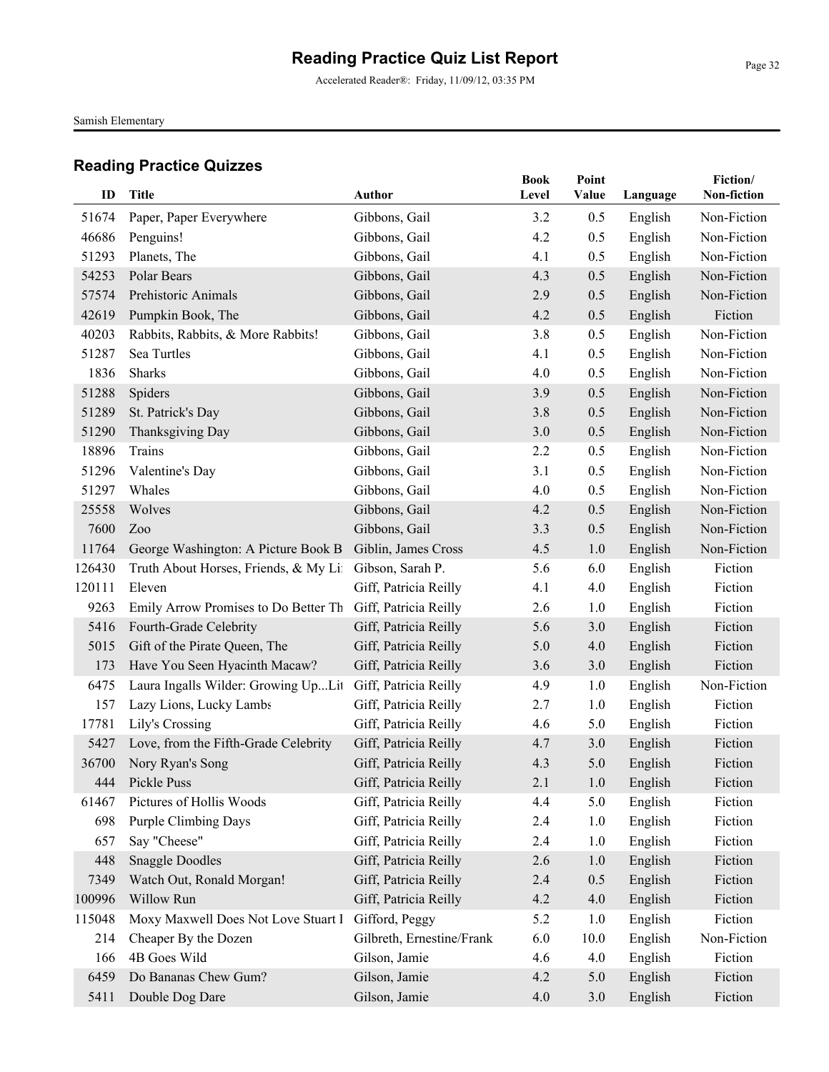# Reading Practice Quiz List Report

Accelerated Reader®: Friday, 11/09/12, 03:35 PM

Samish Elementary

## Reading Practice Quizzes

| ID | Title | Author | Book Level | Point Value | Language | Fiction/ Non-fiction |
|---|---|---|---|---|---|---|
| 51674 | Paper, Paper Everywhere | Gibbons, Gail | 3.2 | 0.5 | English | Non-Fiction |
| 46686 | Penguins! | Gibbons, Gail | 4.2 | 0.5 | English | Non-Fiction |
| 51293 | Planets, The | Gibbons, Gail | 4.1 | 0.5 | English | Non-Fiction |
| 54253 | Polar Bears | Gibbons, Gail | 4.3 | 0.5 | English | Non-Fiction |
| 57574 | Prehistoric Animals | Gibbons, Gail | 2.9 | 0.5 | English | Non-Fiction |
| 42619 | Pumpkin Book, The | Gibbons, Gail | 4.2 | 0.5 | English | Fiction |
| 40203 | Rabbits, Rabbits, & More Rabbits! | Gibbons, Gail | 3.8 | 0.5 | English | Non-Fiction |
| 51287 | Sea Turtles | Gibbons, Gail | 4.1 | 0.5 | English | Non-Fiction |
| 1836 | Sharks | Gibbons, Gail | 4.0 | 0.5 | English | Non-Fiction |
| 51288 | Spiders | Gibbons, Gail | 3.9 | 0.5 | English | Non-Fiction |
| 51289 | St. Patrick's Day | Gibbons, Gail | 3.8 | 0.5 | English | Non-Fiction |
| 51290 | Thanksgiving Day | Gibbons, Gail | 3.0 | 0.5 | English | Non-Fiction |
| 18896 | Trains | Gibbons, Gail | 2.2 | 0.5 | English | Non-Fiction |
| 51296 | Valentine's Day | Gibbons, Gail | 3.1 | 0.5 | English | Non-Fiction |
| 51297 | Whales | Gibbons, Gail | 4.0 | 0.5 | English | Non-Fiction |
| 25558 | Wolves | Gibbons, Gail | 4.2 | 0.5 | English | Non-Fiction |
| 7600 | Zoo | Gibbons, Gail | 3.3 | 0.5 | English | Non-Fiction |
| 11764 | George Washington: A Picture Book B | Giblin, James Cross | 4.5 | 1.0 | English | Non-Fiction |
| 126430 | Truth About Horses, Friends, & My Li | Gibson, Sarah P. | 5.6 | 6.0 | English | Fiction |
| 120111 | Eleven | Giff, Patricia Reilly | 4.1 | 4.0 | English | Fiction |
| 9263 | Emily Arrow Promises to Do Better Th | Giff, Patricia Reilly | 2.6 | 1.0 | English | Fiction |
| 5416 | Fourth-Grade Celebrity | Giff, Patricia Reilly | 5.6 | 3.0 | English | Fiction |
| 5015 | Gift of the Pirate Queen, The | Giff, Patricia Reilly | 5.0 | 4.0 | English | Fiction |
| 173 | Have You Seen Hyacinth Macaw? | Giff, Patricia Reilly | 3.6 | 3.0 | English | Fiction |
| 6475 | Laura Ingalls Wilder: Growing Up...Lit | Giff, Patricia Reilly | 4.9 | 1.0 | English | Non-Fiction |
| 157 | Lazy Lions, Lucky Lambs | Giff, Patricia Reilly | 2.7 | 1.0 | English | Fiction |
| 17781 | Lily's Crossing | Giff, Patricia Reilly | 4.6 | 5.0 | English | Fiction |
| 5427 | Love, from the Fifth-Grade Celebrity | Giff, Patricia Reilly | 4.7 | 3.0 | English | Fiction |
| 36700 | Nory Ryan's Song | Giff, Patricia Reilly | 4.3 | 5.0 | English | Fiction |
| 444 | Pickle Puss | Giff, Patricia Reilly | 2.1 | 1.0 | English | Fiction |
| 61467 | Pictures of Hollis Woods | Giff, Patricia Reilly | 4.4 | 5.0 | English | Fiction |
| 698 | Purple Climbing Days | Giff, Patricia Reilly | 2.4 | 1.0 | English | Fiction |
| 657 | Say "Cheese" | Giff, Patricia Reilly | 2.4 | 1.0 | English | Fiction |
| 448 | Snaggle Doodles | Giff, Patricia Reilly | 2.6 | 1.0 | English | Fiction |
| 7349 | Watch Out, Ronald Morgan! | Giff, Patricia Reilly | 2.4 | 0.5 | English | Fiction |
| 100996 | Willow Run | Giff, Patricia Reilly | 4.2 | 4.0 | English | Fiction |
| 115048 | Moxy Maxwell Does Not Love Stuart I | Gifford, Peggy | 5.2 | 1.0 | English | Fiction |
| 214 | Cheaper By the Dozen | Gilbreth, Ernestine/Frank | 6.0 | 10.0 | English | Non-Fiction |
| 166 | 4B Goes Wild | Gilson, Jamie | 4.6 | 4.0 | English | Fiction |
| 6459 | Do Bananas Chew Gum? | Gilson, Jamie | 4.2 | 5.0 | English | Fiction |
| 5411 | Double Dog Dare | Gilson, Jamie | 4.0 | 3.0 | English | Fiction |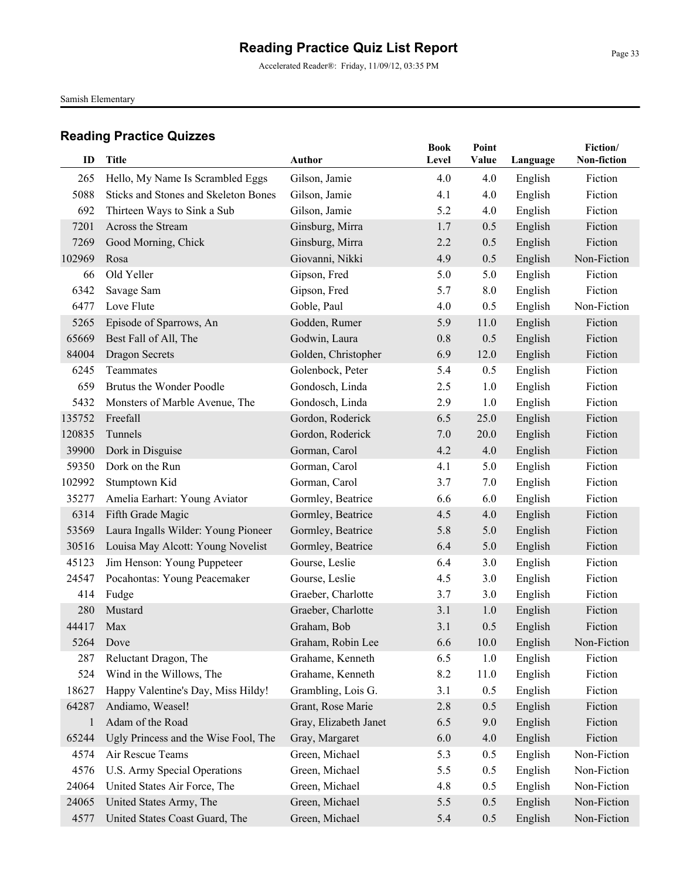# Reading Practice Quiz List Report

Accelerated Reader®: Friday, 11/09/12, 03:35 PM

Samish Elementary

## Reading Practice Quizzes

| ID | Title | Author | Book Level | Point Value | Language | Fiction/ Non-fiction |
|---|---|---|---|---|---|---|
| 265 | Hello, My Name Is Scrambled Eggs | Gilson, Jamie | 4.0 | 4.0 | English | Fiction |
| 5088 | Sticks and Stones and Skeleton Bones | Gilson, Jamie | 4.1 | 4.0 | English | Fiction |
| 692 | Thirteen Ways to Sink a Sub | Gilson, Jamie | 5.2 | 4.0 | English | Fiction |
| 7201 | Across the Stream | Ginsburg, Mirra | 1.7 | 0.5 | English | Fiction |
| 7269 | Good Morning, Chick | Ginsburg, Mirra | 2.2 | 0.5 | English | Fiction |
| 102969 | Rosa | Giovanni, Nikki | 4.9 | 0.5 | English | Non-Fiction |
| 66 | Old Yeller | Gipson, Fred | 5.0 | 5.0 | English | Fiction |
| 6342 | Savage Sam | Gipson, Fred | 5.7 | 8.0 | English | Fiction |
| 6477 | Love Flute | Goble, Paul | 4.0 | 0.5 | English | Non-Fiction |
| 5265 | Episode of Sparrows, An | Godden, Rumer | 5.9 | 11.0 | English | Fiction |
| 65669 | Best Fall of All, The | Godwin, Laura | 0.8 | 0.5 | English | Fiction |
| 84004 | Dragon Secrets | Golden, Christopher | 6.9 | 12.0 | English | Fiction |
| 6245 | Teammates | Golenbock, Peter | 5.4 | 0.5 | English | Fiction |
| 659 | Brutus the Wonder Poodle | Gondosch, Linda | 2.5 | 1.0 | English | Fiction |
| 5432 | Monsters of Marble Avenue, The | Gondosch, Linda | 2.9 | 1.0 | English | Fiction |
| 135752 | Freefall | Gordon, Roderick | 6.5 | 25.0 | English | Fiction |
| 120835 | Tunnels | Gordon, Roderick | 7.0 | 20.0 | English | Fiction |
| 39900 | Dork in Disguise | Gorman, Carol | 4.2 | 4.0 | English | Fiction |
| 59350 | Dork on the Run | Gorman, Carol | 4.1 | 5.0 | English | Fiction |
| 102992 | Stumptown Kid | Gorman, Carol | 3.7 | 7.0 | English | Fiction |
| 35277 | Amelia Earhart: Young Aviator | Gormley, Beatrice | 6.6 | 6.0 | English | Fiction |
| 6314 | Fifth Grade Magic | Gormley, Beatrice | 4.5 | 4.0 | English | Fiction |
| 53569 | Laura Ingalls Wilder: Young Pioneer | Gormley, Beatrice | 5.8 | 5.0 | English | Fiction |
| 30516 | Louisa May Alcott: Young Novelist | Gormley, Beatrice | 6.4 | 5.0 | English | Fiction |
| 45123 | Jim Henson: Young Puppeteer | Gourse, Leslie | 6.4 | 3.0 | English | Fiction |
| 24547 | Pocahontas: Young Peacemaker | Gourse, Leslie | 4.5 | 3.0 | English | Fiction |
| 414 | Fudge | Graeber, Charlotte | 3.7 | 3.0 | English | Fiction |
| 280 | Mustard | Graeber, Charlotte | 3.1 | 1.0 | English | Fiction |
| 44417 | Max | Graham, Bob | 3.1 | 0.5 | English | Fiction |
| 5264 | Dove | Graham, Robin Lee | 6.6 | 10.0 | English | Non-Fiction |
| 287 | Reluctant Dragon, The | Grahame, Kenneth | 6.5 | 1.0 | English | Fiction |
| 524 | Wind in the Willows, The | Grahame, Kenneth | 8.2 | 11.0 | English | Fiction |
| 18627 | Happy Valentine's Day, Miss Hildy! | Grambling, Lois G. | 3.1 | 0.5 | English | Fiction |
| 64287 | Andiamo, Weasel! | Grant, Rose Marie | 2.8 | 0.5 | English | Fiction |
| 1 | Adam of the Road | Gray, Elizabeth Janet | 6.5 | 9.0 | English | Fiction |
| 65244 | Ugly Princess and the Wise Fool, The | Gray, Margaret | 6.0 | 4.0 | English | Fiction |
| 4574 | Air Rescue Teams | Green, Michael | 5.3 | 0.5 | English | Non-Fiction |
| 4576 | U.S. Army Special Operations | Green, Michael | 5.5 | 0.5 | English | Non-Fiction |
| 24064 | United States Air Force, The | Green, Michael | 4.8 | 0.5 | English | Non-Fiction |
| 24065 | United States Army, The | Green, Michael | 5.5 | 0.5 | English | Non-Fiction |
| 4577 | United States Coast Guard, The | Green, Michael | 5.4 | 0.5 | English | Non-Fiction |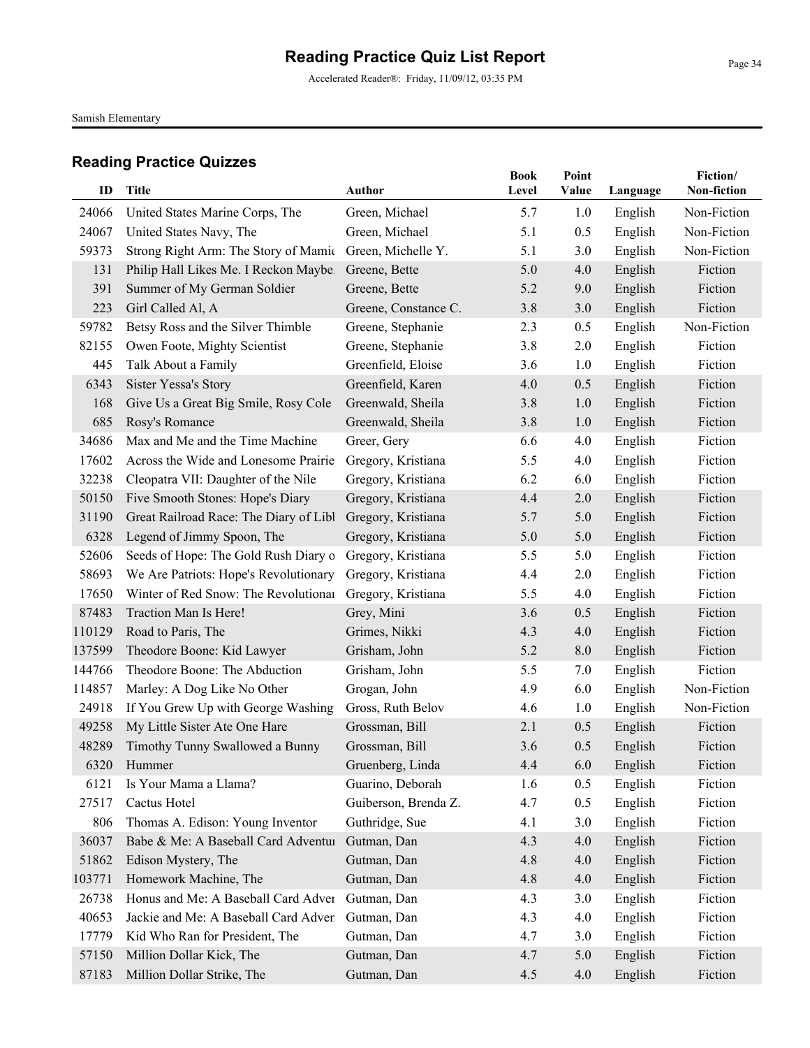# Reading Practice Quiz List Report

Accelerated Reader®: Friday, 11/09/12, 03:35 PM

Samish Elementary

## Reading Practice Quizzes

| ID | Title | Author | Book Level | Point Value | Language | Fiction/ Non-fiction |
|---|---|---|---|---|---|---|
| 24066 | United States Marine Corps, The | Green, Michael | 5.7 | 1.0 | English | Non-Fiction |
| 24067 | United States Navy, The | Green, Michael | 5.1 | 0.5 | English | Non-Fiction |
| 59373 | Strong Right Arm: The Story of Mamie | Green, Michelle Y. | 5.1 | 3.0 | English | Non-Fiction |
| 131 | Philip Hall Likes Me. I Reckon Maybe | Greene, Bette | 5.0 | 4.0 | English | Fiction |
| 391 | Summer of My German Soldier | Greene, Bette | 5.2 | 9.0 | English | Fiction |
| 223 | Girl Called Al, A | Greene, Constance C. | 3.8 | 3.0 | English | Fiction |
| 59782 | Betsy Ross and the Silver Thimble | Greene, Stephanie | 2.3 | 0.5 | English | Non-Fiction |
| 82155 | Owen Foote, Mighty Scientist | Greene, Stephanie | 3.8 | 2.0 | English | Fiction |
| 445 | Talk About a Family | Greenfield, Eloise | 3.6 | 1.0 | English | Fiction |
| 6343 | Sister Yessa's Story | Greenfield, Karen | 4.0 | 0.5 | English | Fiction |
| 168 | Give Us a Great Big Smile, Rosy Cole | Greenwald, Sheila | 3.8 | 1.0 | English | Fiction |
| 685 | Rosy's Romance | Greenwald, Sheila | 3.8 | 1.0 | English | Fiction |
| 34686 | Max and Me and the Time Machine | Greer, Gery | 6.6 | 4.0 | English | Fiction |
| 17602 | Across the Wide and Lonesome Prairie | Gregory, Kristiana | 5.5 | 4.0 | English | Fiction |
| 32238 | Cleopatra VII: Daughter of the Nile | Gregory, Kristiana | 6.2 | 6.0 | English | Fiction |
| 50150 | Five Smooth Stones: Hope's Diary | Gregory, Kristiana | 4.4 | 2.0 | English | Fiction |
| 31190 | Great Railroad Race: The Diary of Libl | Gregory, Kristiana | 5.7 | 5.0 | English | Fiction |
| 6328 | Legend of Jimmy Spoon, The | Gregory, Kristiana | 5.0 | 5.0 | English | Fiction |
| 52606 | Seeds of Hope: The Gold Rush Diary o | Gregory, Kristiana | 5.5 | 5.0 | English | Fiction |
| 58693 | We Are Patriots: Hope's Revolutionary | Gregory, Kristiana | 4.4 | 2.0 | English | Fiction |
| 17650 | Winter of Red Snow: The Revolutionar | Gregory, Kristiana | 5.5 | 4.0 | English | Fiction |
| 87483 | Traction Man Is Here! | Grey, Mini | 3.6 | 0.5 | English | Fiction |
| 110129 | Road to Paris, The | Grimes, Nikki | 4.3 | 4.0 | English | Fiction |
| 137599 | Theodore Boone: Kid Lawyer | Grisham, John | 5.2 | 8.0 | English | Fiction |
| 144766 | Theodore Boone: The Abduction | Grisham, John | 5.5 | 7.0 | English | Fiction |
| 114857 | Marley: A Dog Like No Other | Grogan, John | 4.9 | 6.0 | English | Non-Fiction |
| 24918 | If You Grew Up with George Washing | Gross, Ruth Belov | 4.6 | 1.0 | English | Non-Fiction |
| 49258 | My Little Sister Ate One Hare | Grossman, Bill | 2.1 | 0.5 | English | Fiction |
| 48289 | Timothy Tunny Swallowed a Bunny | Grossman, Bill | 3.6 | 0.5 | English | Fiction |
| 6320 | Hummer | Gruenberg, Linda | 4.4 | 6.0 | English | Fiction |
| 6121 | Is Your Mama a Llama? | Guarino, Deborah | 1.6 | 0.5 | English | Fiction |
| 27517 | Cactus Hotel | Guiberson, Brenda Z. | 4.7 | 0.5 | English | Fiction |
| 806 | Thomas A. Edison: Young Inventor | Guthridge, Sue | 4.1 | 3.0 | English | Fiction |
| 36037 | Babe & Me: A Baseball Card Adventur | Gutman, Dan | 4.3 | 4.0 | English | Fiction |
| 51862 | Edison Mystery, The | Gutman, Dan | 4.8 | 4.0 | English | Fiction |
| 103771 | Homework Machine, The | Gutman, Dan | 4.8 | 4.0 | English | Fiction |
| 26738 | Honus and Me: A Baseball Card Adver | Gutman, Dan | 4.3 | 3.0 | English | Fiction |
| 40653 | Jackie and Me: A Baseball Card Adver | Gutman, Dan | 4.3 | 4.0 | English | Fiction |
| 17779 | Kid Who Ran for President, The | Gutman, Dan | 4.7 | 3.0 | English | Fiction |
| 57150 | Million Dollar Kick, The | Gutman, Dan | 4.7 | 5.0 | English | Fiction |
| 87183 | Million Dollar Strike, The | Gutman, Dan | 4.5 | 4.0 | English | Fiction |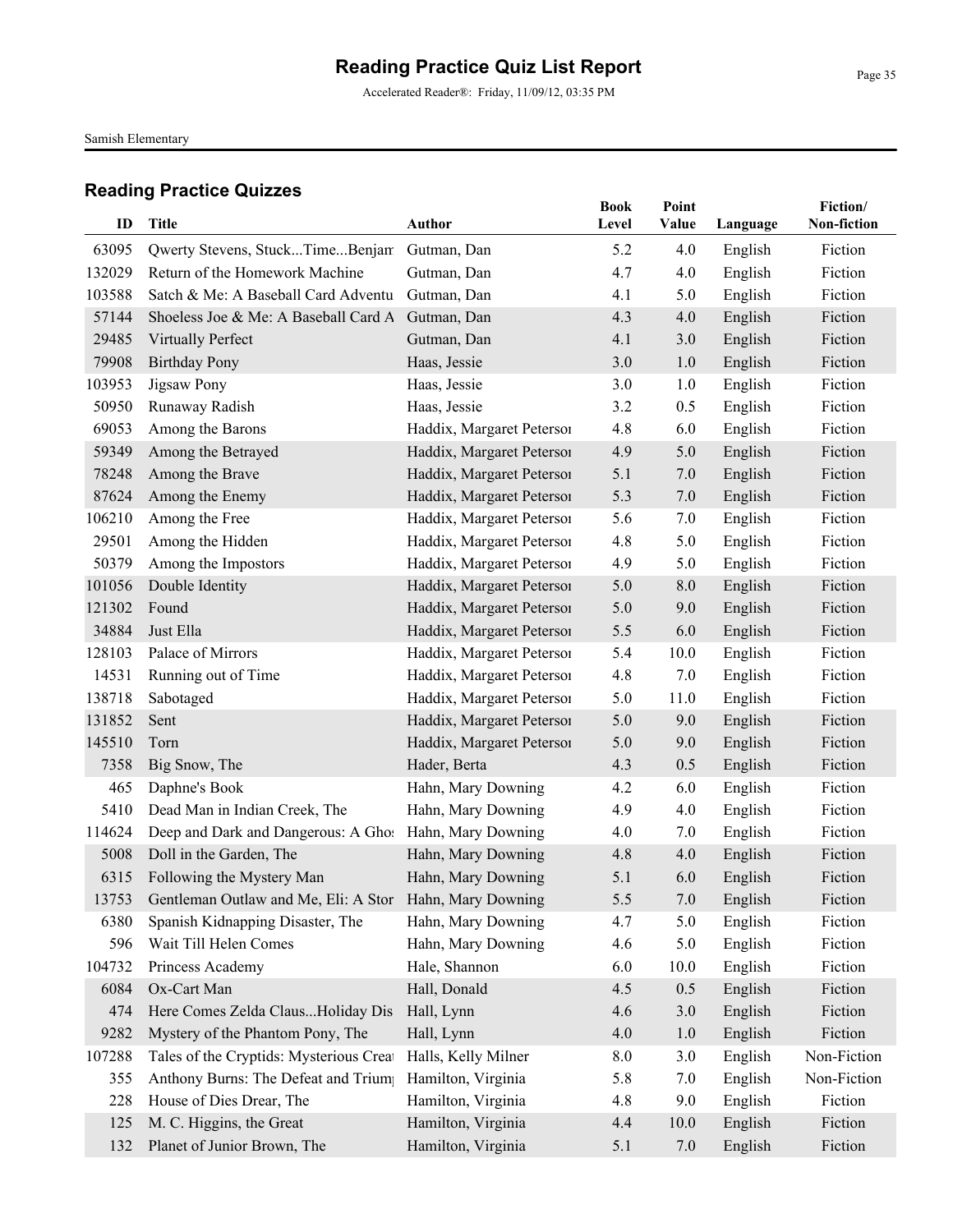# Reading Practice Quiz List Report

Accelerated Reader®: Friday, 11/09/12, 03:35 PM

Samish Elementary

## Reading Practice Quizzes

| ID | Title | Author | Book Level | Point Value | Language | Fiction/ Non-fiction |
|---|---|---|---|---|---|---|
| 63095 | Qwerty Stevens, Stuck...Time...Benjam | Gutman, Dan | 5.2 | 4.0 | English | Fiction |
| 132029 | Return of the Homework Machine | Gutman, Dan | 4.7 | 4.0 | English | Fiction |
| 103588 | Satch & Me: A Baseball Card Adventu | Gutman, Dan | 4.1 | 5.0 | English | Fiction |
| 57144 | Shoeless Joe & Me: A Baseball Card A | Gutman, Dan | 4.3 | 4.0 | English | Fiction |
| 29485 | Virtually Perfect | Gutman, Dan | 4.1 | 3.0 | English | Fiction |
| 79908 | Birthday Pony | Haas, Jessie | 3.0 | 1.0 | English | Fiction |
| 103953 | Jigsaw Pony | Haas, Jessie | 3.0 | 1.0 | English | Fiction |
| 50950 | Runaway Radish | Haas, Jessie | 3.2 | 0.5 | English | Fiction |
| 69053 | Among the Barons | Haddix, Margaret Petersor | 4.8 | 6.0 | English | Fiction |
| 59349 | Among the Betrayed | Haddix, Margaret Petersor | 4.9 | 5.0 | English | Fiction |
| 78248 | Among the Brave | Haddix, Margaret Petersor | 5.1 | 7.0 | English | Fiction |
| 87624 | Among the Enemy | Haddix, Margaret Petersor | 5.3 | 7.0 | English | Fiction |
| 106210 | Among the Free | Haddix, Margaret Petersor | 5.6 | 7.0 | English | Fiction |
| 29501 | Among the Hidden | Haddix, Margaret Petersor | 4.8 | 5.0 | English | Fiction |
| 50379 | Among the Impostors | Haddix, Margaret Petersor | 4.9 | 5.0 | English | Fiction |
| 101056 | Double Identity | Haddix, Margaret Petersor | 5.0 | 8.0 | English | Fiction |
| 121302 | Found | Haddix, Margaret Petersor | 5.0 | 9.0 | English | Fiction |
| 34884 | Just Ella | Haddix, Margaret Petersor | 5.5 | 6.0 | English | Fiction |
| 128103 | Palace of Mirrors | Haddix, Margaret Petersor | 5.4 | 10.0 | English | Fiction |
| 14531 | Running out of Time | Haddix, Margaret Petersor | 4.8 | 7.0 | English | Fiction |
| 138718 | Sabotaged | Haddix, Margaret Petersor | 5.0 | 11.0 | English | Fiction |
| 131852 | Sent | Haddix, Margaret Petersor | 5.0 | 9.0 | English | Fiction |
| 145510 | Torn | Haddix, Margaret Petersor | 5.0 | 9.0 | English | Fiction |
| 7358 | Big Snow, The | Hader, Berta | 4.3 | 0.5 | English | Fiction |
| 465 | Daphne's Book | Hahn, Mary Downing | 4.2 | 6.0 | English | Fiction |
| 5410 | Dead Man in Indian Creek, The | Hahn, Mary Downing | 4.9 | 4.0 | English | Fiction |
| 114624 | Deep and Dark and Dangerous: A Ghos | Hahn, Mary Downing | 4.0 | 7.0 | English | Fiction |
| 5008 | Doll in the Garden, The | Hahn, Mary Downing | 4.8 | 4.0 | English | Fiction |
| 6315 | Following the Mystery Man | Hahn, Mary Downing | 5.1 | 6.0 | English | Fiction |
| 13753 | Gentleman Outlaw and Me, Eli: A Stor | Hahn, Mary Downing | 5.5 | 7.0 | English | Fiction |
| 6380 | Spanish Kidnapping Disaster, The | Hahn, Mary Downing | 4.7 | 5.0 | English | Fiction |
| 596 | Wait Till Helen Comes | Hahn, Mary Downing | 4.6 | 5.0 | English | Fiction |
| 104732 | Princess Academy | Hale, Shannon | 6.0 | 10.0 | English | Fiction |
| 6084 | Ox-Cart Man | Hall, Donald | 4.5 | 0.5 | English | Fiction |
| 474 | Here Comes Zelda Claus...Holiday Dis | Hall, Lynn | 4.6 | 3.0 | English | Fiction |
| 9282 | Mystery of the Phantom Pony, The | Hall, Lynn | 4.0 | 1.0 | English | Fiction |
| 107288 | Tales of the Cryptids: Mysterious Creat | Halls, Kelly Milner | 8.0 | 3.0 | English | Non-Fiction |
| 355 | Anthony Burns: The Defeat and Trium | Hamilton, Virginia | 5.8 | 7.0 | English | Non-Fiction |
| 228 | House of Dies Drear, The | Hamilton, Virginia | 4.8 | 9.0 | English | Fiction |
| 125 | M. C. Higgins, the Great | Hamilton, Virginia | 4.4 | 10.0 | English | Fiction |
| 132 | Planet of Junior Brown, The | Hamilton, Virginia | 5.1 | 7.0 | English | Fiction |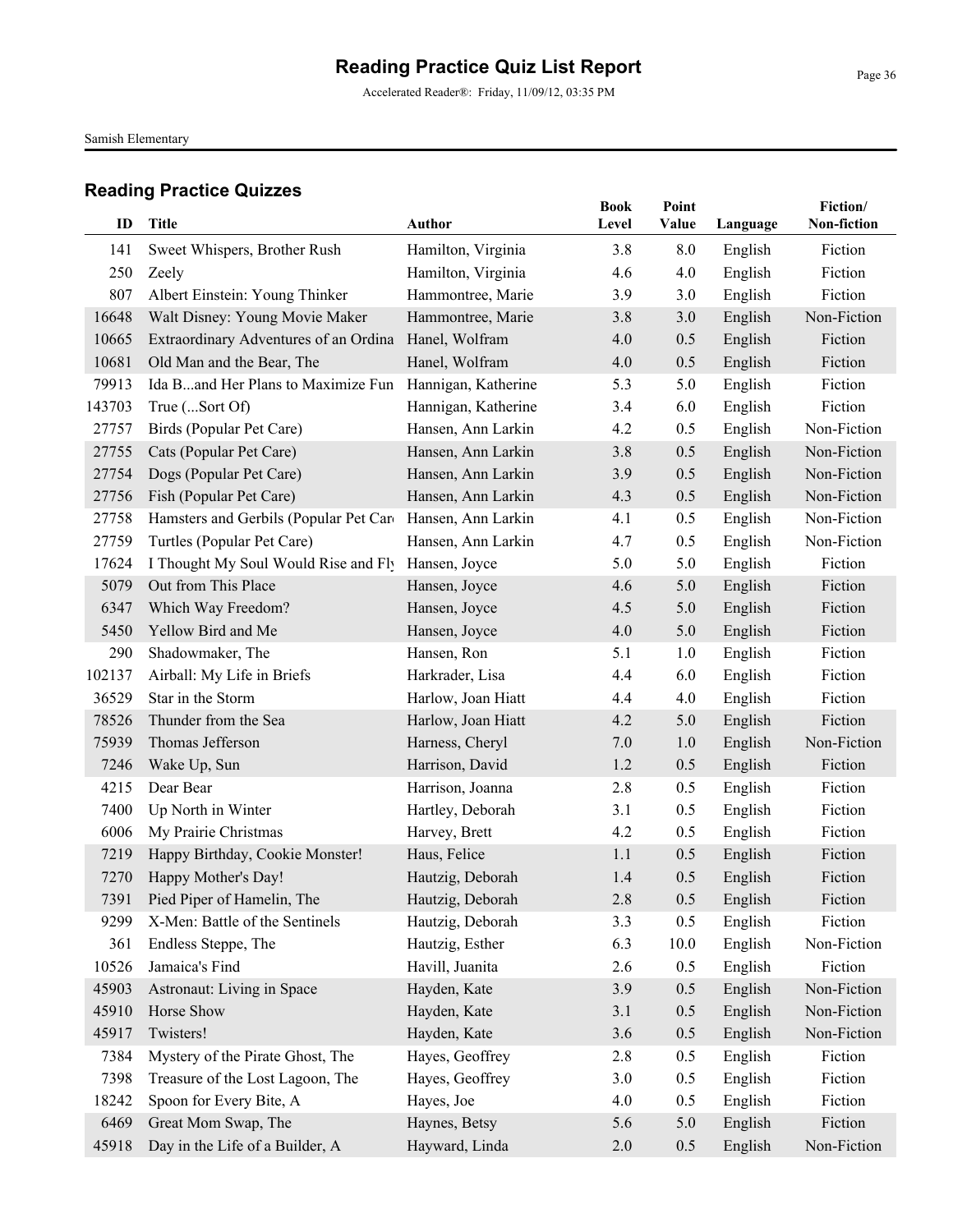# Reading Practice Quiz List Report

Accelerated Reader®: Friday, 11/09/12, 03:35 PM

Samish Elementary

## Reading Practice Quizzes

| ID | Title | Author | Book Level | Point Value | Language | Fiction/ Non-fiction |
|---|---|---|---|---|---|---|
| 141 | Sweet Whispers, Brother Rush | Hamilton, Virginia | 3.8 | 8.0 | English | Fiction |
| 250 | Zeely | Hamilton, Virginia | 4.6 | 4.0 | English | Fiction |
| 807 | Albert Einstein: Young Thinker | Hammontree, Marie | 3.9 | 3.0 | English | Fiction |
| 16648 | Walt Disney: Young Movie Maker | Hammontree, Marie | 3.8 | 3.0 | English | Non-Fiction |
| 10665 | Extraordinary Adventures of an Ordina | Hanel, Wolfram | 4.0 | 0.5 | English | Fiction |
| 10681 | Old Man and the Bear, The | Hanel, Wolfram | 4.0 | 0.5 | English | Fiction |
| 79913 | Ida B...and Her Plans to Maximize Fun | Hannigan, Katherine | 5.3 | 5.0 | English | Fiction |
| 143703 | True (...Sort Of) | Hannigan, Katherine | 3.4 | 6.0 | English | Fiction |
| 27757 | Birds (Popular Pet Care) | Hansen, Ann Larkin | 4.2 | 0.5 | English | Non-Fiction |
| 27755 | Cats (Popular Pet Care) | Hansen, Ann Larkin | 3.8 | 0.5 | English | Non-Fiction |
| 27754 | Dogs (Popular Pet Care) | Hansen, Ann Larkin | 3.9 | 0.5 | English | Non-Fiction |
| 27756 | Fish (Popular Pet Care) | Hansen, Ann Larkin | 4.3 | 0.5 | English | Non-Fiction |
| 27758 | Hamsters and Gerbils (Popular Pet Car | Hansen, Ann Larkin | 4.1 | 0.5 | English | Non-Fiction |
| 27759 | Turtles (Popular Pet Care) | Hansen, Ann Larkin | 4.7 | 0.5 | English | Non-Fiction |
| 17624 | I Thought My Soul Would Rise and Fly | Hansen, Joyce | 5.0 | 5.0 | English | Fiction |
| 5079 | Out from This Place | Hansen, Joyce | 4.6 | 5.0 | English | Fiction |
| 6347 | Which Way Freedom? | Hansen, Joyce | 4.5 | 5.0 | English | Fiction |
| 5450 | Yellow Bird and Me | Hansen, Joyce | 4.0 | 5.0 | English | Fiction |
| 290 | Shadowmaker, The | Hansen, Ron | 5.1 | 1.0 | English | Fiction |
| 102137 | Airball: My Life in Briefs | Harkrader, Lisa | 4.4 | 6.0 | English | Fiction |
| 36529 | Star in the Storm | Harlow, Joan Hiatt | 4.4 | 4.0 | English | Fiction |
| 78526 | Thunder from the Sea | Harlow, Joan Hiatt | 4.2 | 5.0 | English | Fiction |
| 75939 | Thomas Jefferson | Harness, Cheryl | 7.0 | 1.0 | English | Non-Fiction |
| 7246 | Wake Up, Sun | Harrison, David | 1.2 | 0.5 | English | Fiction |
| 4215 | Dear Bear | Harrison, Joanna | 2.8 | 0.5 | English | Fiction |
| 7400 | Up North in Winter | Hartley, Deborah | 3.1 | 0.5 | English | Fiction |
| 6006 | My Prairie Christmas | Harvey, Brett | 4.2 | 0.5 | English | Fiction |
| 7219 | Happy Birthday, Cookie Monster! | Haus, Felice | 1.1 | 0.5 | English | Fiction |
| 7270 | Happy Mother's Day! | Hautzig, Deborah | 1.4 | 0.5 | English | Fiction |
| 7391 | Pied Piper of Hamelin, The | Hautzig, Deborah | 2.8 | 0.5 | English | Fiction |
| 9299 | X-Men: Battle of the Sentinels | Hautzig, Deborah | 3.3 | 0.5 | English | Fiction |
| 361 | Endless Steppe, The | Hautzig, Esther | 6.3 | 10.0 | English | Non-Fiction |
| 10526 | Jamaica's Find | Havill, Juanita | 2.6 | 0.5 | English | Fiction |
| 45903 | Astronaut: Living in Space | Hayden, Kate | 3.9 | 0.5 | English | Non-Fiction |
| 45910 | Horse Show | Hayden, Kate | 3.1 | 0.5 | English | Non-Fiction |
| 45917 | Twisters! | Hayden, Kate | 3.6 | 0.5 | English | Non-Fiction |
| 7384 | Mystery of the Pirate Ghost, The | Hayes, Geoffrey | 2.8 | 0.5 | English | Fiction |
| 7398 | Treasure of the Lost Lagoon, The | Hayes, Geoffrey | 3.0 | 0.5 | English | Fiction |
| 18242 | Spoon for Every Bite, A | Hayes, Joe | 4.0 | 0.5 | English | Fiction |
| 6469 | Great Mom Swap, The | Haynes, Betsy | 5.6 | 5.0 | English | Fiction |
| 45918 | Day in the Life of a Builder, A | Hayward, Linda | 2.0 | 0.5 | English | Non-Fiction |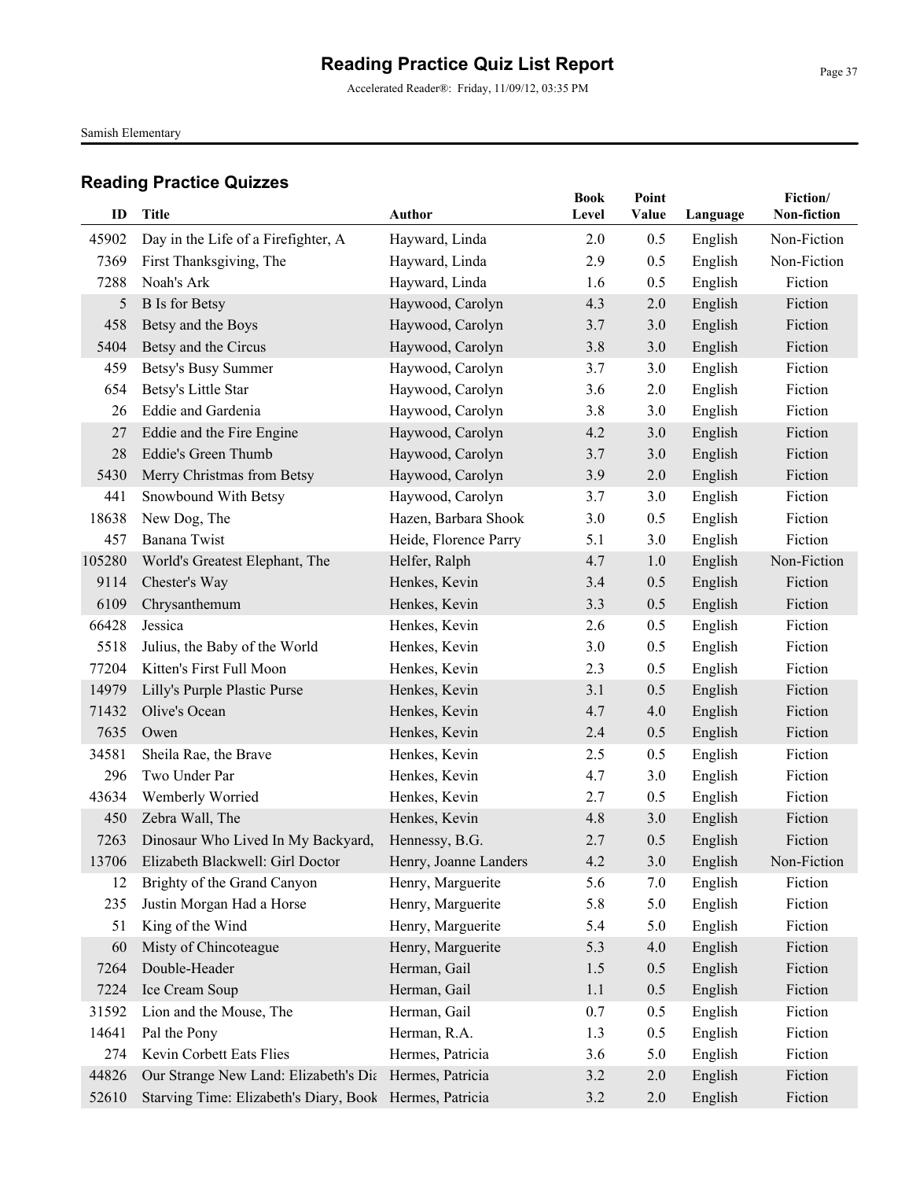# Reading Practice Quiz List Report

Accelerated Reader®: Friday, 11/09/12, 03:35 PM

Samish Elementary

## Reading Practice Quizzes

| ID | Title | Author | Book Level | Point Value | Language | Fiction/ Non-fiction |
|---|---|---|---|---|---|---|
| 45902 | Day in the Life of a Firefighter, A | Hayward, Linda | 2.0 | 0.5 | English | Non-Fiction |
| 7369 | First Thanksgiving, The | Hayward, Linda | 2.9 | 0.5 | English | Non-Fiction |
| 7288 | Noah's Ark | Hayward, Linda | 1.6 | 0.5 | English | Fiction |
| 5 | B Is for Betsy | Haywood, Carolyn | 4.3 | 2.0 | English | Fiction |
| 458 | Betsy and the Boys | Haywood, Carolyn | 3.7 | 3.0 | English | Fiction |
| 5404 | Betsy and the Circus | Haywood, Carolyn | 3.8 | 3.0 | English | Fiction |
| 459 | Betsy's Busy Summer | Haywood, Carolyn | 3.7 | 3.0 | English | Fiction |
| 654 | Betsy's Little Star | Haywood, Carolyn | 3.6 | 2.0 | English | Fiction |
| 26 | Eddie and Gardenia | Haywood, Carolyn | 3.8 | 3.0 | English | Fiction |
| 27 | Eddie and the Fire Engine | Haywood, Carolyn | 4.2 | 3.0 | English | Fiction |
| 28 | Eddie's Green Thumb | Haywood, Carolyn | 3.7 | 3.0 | English | Fiction |
| 5430 | Merry Christmas from Betsy | Haywood, Carolyn | 3.9 | 2.0 | English | Fiction |
| 441 | Snowbound With Betsy | Haywood, Carolyn | 3.7 | 3.0 | English | Fiction |
| 18638 | New Dog, The | Hazen, Barbara Shook | 3.0 | 0.5 | English | Fiction |
| 457 | Banana Twist | Heide, Florence Parry | 5.1 | 3.0 | English | Fiction |
| 105280 | World's Greatest Elephant, The | Helfer, Ralph | 4.7 | 1.0 | English | Non-Fiction |
| 9114 | Chester's Way | Henkes, Kevin | 3.4 | 0.5 | English | Fiction |
| 6109 | Chrysanthemum | Henkes, Kevin | 3.3 | 0.5 | English | Fiction |
| 66428 | Jessica | Henkes, Kevin | 2.6 | 0.5 | English | Fiction |
| 5518 | Julius, the Baby of the World | Henkes, Kevin | 3.0 | 0.5 | English | Fiction |
| 77204 | Kitten's First Full Moon | Henkes, Kevin | 2.3 | 0.5 | English | Fiction |
| 14979 | Lilly's Purple Plastic Purse | Henkes, Kevin | 3.1 | 0.5 | English | Fiction |
| 71432 | Olive's Ocean | Henkes, Kevin | 4.7 | 4.0 | English | Fiction |
| 7635 | Owen | Henkes, Kevin | 2.4 | 0.5 | English | Fiction |
| 34581 | Sheila Rae, the Brave | Henkes, Kevin | 2.5 | 0.5 | English | Fiction |
| 296 | Two Under Par | Henkes, Kevin | 4.7 | 3.0 | English | Fiction |
| 43634 | Wemberly Worried | Henkes, Kevin | 2.7 | 0.5 | English | Fiction |
| 450 | Zebra Wall, The | Henkes, Kevin | 4.8 | 3.0 | English | Fiction |
| 7263 | Dinosaur Who Lived In My Backyard, | Hennessy, B.G. | 2.7 | 0.5 | English | Fiction |
| 13706 | Elizabeth Blackwell: Girl Doctor | Henry, Joanne Landers | 4.2 | 3.0 | English | Non-Fiction |
| 12 | Brighty of the Grand Canyon | Henry, Marguerite | 5.6 | 7.0 | English | Fiction |
| 235 | Justin Morgan Had a Horse | Henry, Marguerite | 5.8 | 5.0 | English | Fiction |
| 51 | King of the Wind | Henry, Marguerite | 5.4 | 5.0 | English | Fiction |
| 60 | Misty of Chincoteague | Henry, Marguerite | 5.3 | 4.0 | English | Fiction |
| 7264 | Double-Header | Herman, Gail | 1.5 | 0.5 | English | Fiction |
| 7224 | Ice Cream Soup | Herman, Gail | 1.1 | 0.5 | English | Fiction |
| 31592 | Lion and the Mouse, The | Herman, Gail | 0.7 | 0.5 | English | Fiction |
| 14641 | Pal the Pony | Herman, R.A. | 1.3 | 0.5 | English | Fiction |
| 274 | Kevin Corbett Eats Flies | Hermes, Patricia | 3.6 | 5.0 | English | Fiction |
| 44826 | Our Strange New Land: Elizabeth's Dia | Hermes, Patricia | 3.2 | 2.0 | English | Fiction |
| 52610 | Starving Time: Elizabeth's Diary, Book | Hermes, Patricia | 3.2 | 2.0 | English | Fiction |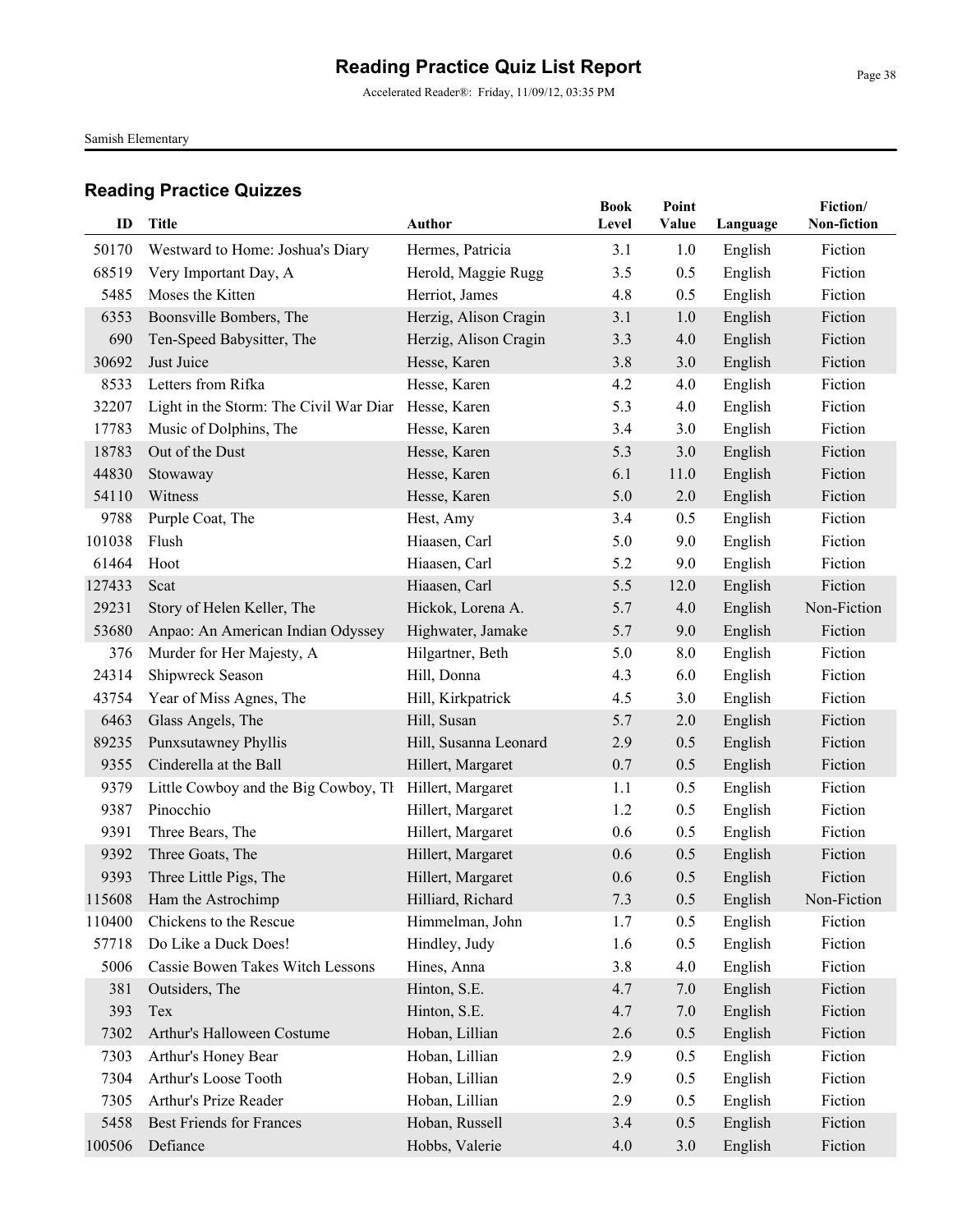# Reading Practice Quiz List Report

Accelerated Reader®: Friday, 11/09/12, 03:35 PM

Samish Elementary

## Reading Practice Quizzes

| ID | Title | Author | Book Level | Point Value | Language | Fiction/ Non-fiction |
|---|---|---|---|---|---|---|
| 50170 | Westward to Home: Joshua's Diary | Hermes, Patricia | 3.1 | 1.0 | English | Fiction |
| 68519 | Very Important Day, A | Herold, Maggie Rugg | 3.5 | 0.5 | English | Fiction |
| 5485 | Moses the Kitten | Herriot, James | 4.8 | 0.5 | English | Fiction |
| 6353 | Boonsville Bombers, The | Herzig, Alison Cragin | 3.1 | 1.0 | English | Fiction |
| 690 | Ten-Speed Babysitter, The | Herzig, Alison Cragin | 3.3 | 4.0 | English | Fiction |
| 30692 | Just Juice | Hesse, Karen | 3.8 | 3.0 | English | Fiction |
| 8533 | Letters from Rifka | Hesse, Karen | 4.2 | 4.0 | English | Fiction |
| 32207 | Light in the Storm: The Civil War Diar | Hesse, Karen | 5.3 | 4.0 | English | Fiction |
| 17783 | Music of Dolphins, The | Hesse, Karen | 3.4 | 3.0 | English | Fiction |
| 18783 | Out of the Dust | Hesse, Karen | 5.3 | 3.0 | English | Fiction |
| 44830 | Stowaway | Hesse, Karen | 6.1 | 11.0 | English | Fiction |
| 54110 | Witness | Hesse, Karen | 5.0 | 2.0 | English | Fiction |
| 9788 | Purple Coat, The | Hest, Amy | 3.4 | 0.5 | English | Fiction |
| 101038 | Flush | Hiaasen, Carl | 5.0 | 9.0 | English | Fiction |
| 61464 | Hoot | Hiaasen, Carl | 5.2 | 9.0 | English | Fiction |
| 127433 | Scat | Hiaasen, Carl | 5.5 | 12.0 | English | Fiction |
| 29231 | Story of Helen Keller, The | Hickok, Lorena A. | 5.7 | 4.0 | English | Non-Fiction |
| 53680 | Anpao: An American Indian Odyssey | Highwater, Jamake | 5.7 | 9.0 | English | Fiction |
| 376 | Murder for Her Majesty, A | Hilgartner, Beth | 5.0 | 8.0 | English | Fiction |
| 24314 | Shipwreck Season | Hill, Donna | 4.3 | 6.0 | English | Fiction |
| 43754 | Year of Miss Agnes, The | Hill, Kirkpatrick | 4.5 | 3.0 | English | Fiction |
| 6463 | Glass Angels, The | Hill, Susan | 5.7 | 2.0 | English | Fiction |
| 89235 | Punxsutawney Phyllis | Hill, Susanna Leonard | 2.9 | 0.5 | English | Fiction |
| 9355 | Cinderella at the Ball | Hillert, Margaret | 0.7 | 0.5 | English | Fiction |
| 9379 | Little Cowboy and the Big Cowboy, Th | Hillert, Margaret | 1.1 | 0.5 | English | Fiction |
| 9387 | Pinocchio | Hillert, Margaret | 1.2 | 0.5 | English | Fiction |
| 9391 | Three Bears, The | Hillert, Margaret | 0.6 | 0.5 | English | Fiction |
| 9392 | Three Goats, The | Hillert, Margaret | 0.6 | 0.5 | English | Fiction |
| 9393 | Three Little Pigs, The | Hillert, Margaret | 0.6 | 0.5 | English | Fiction |
| 115608 | Ham the Astrochimp | Hilliard, Richard | 7.3 | 0.5 | English | Non-Fiction |
| 110400 | Chickens to the Rescue | Himmelman, John | 1.7 | 0.5 | English | Fiction |
| 57718 | Do Like a Duck Does! | Hindley, Judy | 1.6 | 0.5 | English | Fiction |
| 5006 | Cassie Bowen Takes Witch Lessons | Hines, Anna | 3.8 | 4.0 | English | Fiction |
| 381 | Outsiders, The | Hinton, S.E. | 4.7 | 7.0 | English | Fiction |
| 393 | Tex | Hinton, S.E. | 4.7 | 7.0 | English | Fiction |
| 7302 | Arthur's Halloween Costume | Hoban, Lillian | 2.6 | 0.5 | English | Fiction |
| 7303 | Arthur's Honey Bear | Hoban, Lillian | 2.9 | 0.5 | English | Fiction |
| 7304 | Arthur's Loose Tooth | Hoban, Lillian | 2.9 | 0.5 | English | Fiction |
| 7305 | Arthur's Prize Reader | Hoban, Lillian | 2.9 | 0.5 | English | Fiction |
| 5458 | Best Friends for Frances | Hoban, Russell | 3.4 | 0.5 | English | Fiction |
| 100506 | Defiance | Hobbs, Valerie | 4.0 | 3.0 | English | Fiction |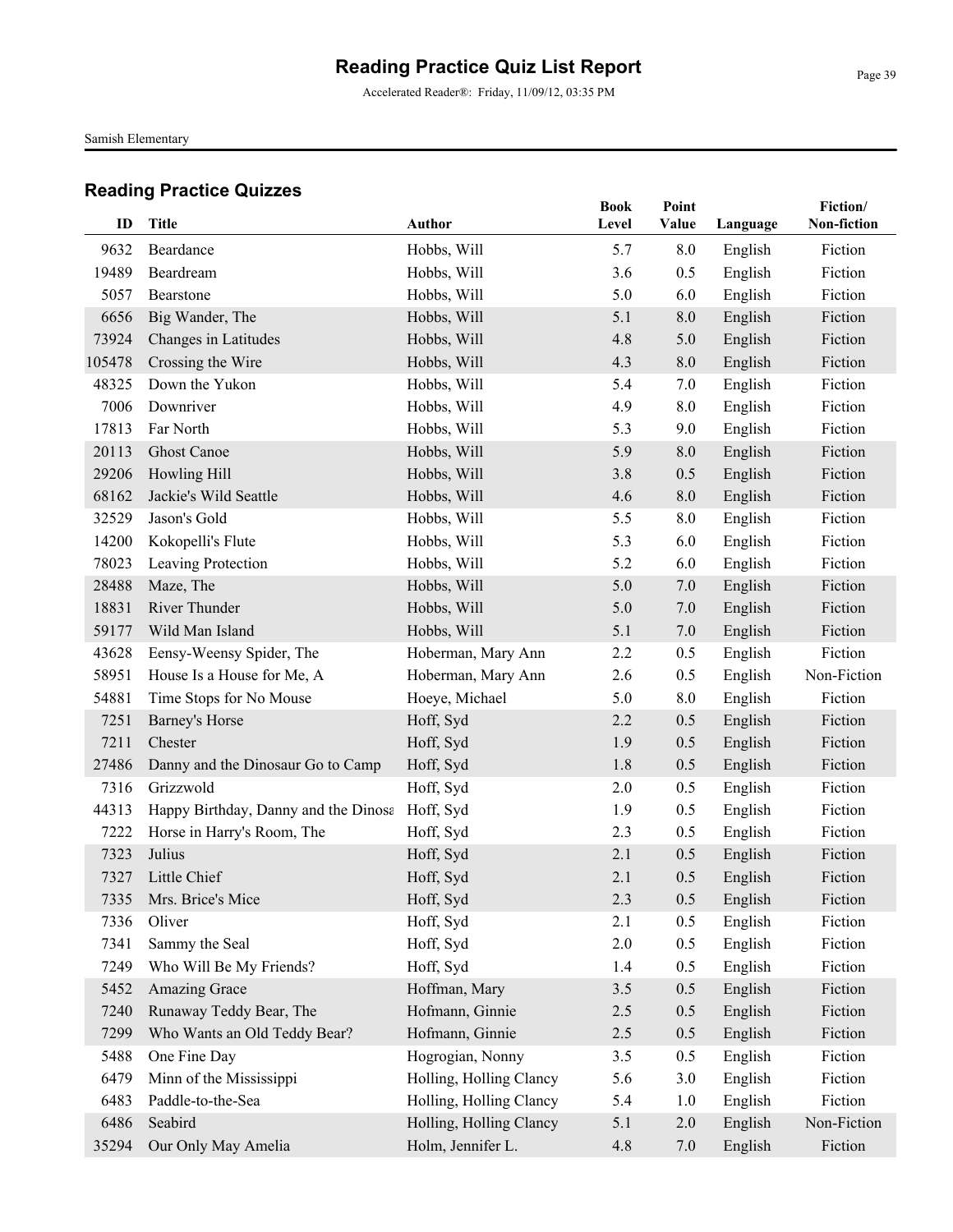# Reading Practice Quiz List Report

Accelerated Reader®: Friday, 11/09/12, 03:35 PM

Samish Elementary

## Reading Practice Quizzes

| ID | Title | Author | Book Level | Point Value | Language | Fiction/ Non-fiction |
|---|---|---|---|---|---|---|
| 9632 | Beardance | Hobbs, Will | 5.7 | 8.0 | English | Fiction |
| 19489 | Beardream | Hobbs, Will | 3.6 | 0.5 | English | Fiction |
| 5057 | Bearstone | Hobbs, Will | 5.0 | 6.0 | English | Fiction |
| 6656 | Big Wander, The | Hobbs, Will | 5.1 | 8.0 | English | Fiction |
| 73924 | Changes in Latitudes | Hobbs, Will | 4.8 | 5.0 | English | Fiction |
| 105478 | Crossing the Wire | Hobbs, Will | 4.3 | 8.0 | English | Fiction |
| 48325 | Down the Yukon | Hobbs, Will | 5.4 | 7.0 | English | Fiction |
| 7006 | Downriver | Hobbs, Will | 4.9 | 8.0 | English | Fiction |
| 17813 | Far North | Hobbs, Will | 5.3 | 9.0 | English | Fiction |
| 20113 | Ghost Canoe | Hobbs, Will | 5.9 | 8.0 | English | Fiction |
| 29206 | Howling Hill | Hobbs, Will | 3.8 | 0.5 | English | Fiction |
| 68162 | Jackie's Wild Seattle | Hobbs, Will | 4.6 | 8.0 | English | Fiction |
| 32529 | Jason's Gold | Hobbs, Will | 5.5 | 8.0 | English | Fiction |
| 14200 | Kokopelli's Flute | Hobbs, Will | 5.3 | 6.0 | English | Fiction |
| 78023 | Leaving Protection | Hobbs, Will | 5.2 | 6.0 | English | Fiction |
| 28488 | Maze, The | Hobbs, Will | 5.0 | 7.0 | English | Fiction |
| 18831 | River Thunder | Hobbs, Will | 5.0 | 7.0 | English | Fiction |
| 59177 | Wild Man Island | Hobbs, Will | 5.1 | 7.0 | English | Fiction |
| 43628 | Eensy-Weensy Spider, The | Hoberman, Mary Ann | 2.2 | 0.5 | English | Fiction |
| 58951 | House Is a House for Me, A | Hoberman, Mary Ann | 2.6 | 0.5 | English | Non-Fiction |
| 54881 | Time Stops for No Mouse | Hoeye, Michael | 5.0 | 8.0 | English | Fiction |
| 7251 | Barney's Horse | Hoff, Syd | 2.2 | 0.5 | English | Fiction |
| 7211 | Chester | Hoff, Syd | 1.9 | 0.5 | English | Fiction |
| 27486 | Danny and the Dinosaur Go to Camp | Hoff, Syd | 1.8 | 0.5 | English | Fiction |
| 7316 | Grizzwold | Hoff, Syd | 2.0 | 0.5 | English | Fiction |
| 44313 | Happy Birthday, Danny and the Dinosa | Hoff, Syd | 1.9 | 0.5 | English | Fiction |
| 7222 | Horse in Harry's Room, The | Hoff, Syd | 2.3 | 0.5 | English | Fiction |
| 7323 | Julius | Hoff, Syd | 2.1 | 0.5 | English | Fiction |
| 7327 | Little Chief | Hoff, Syd | 2.1 | 0.5 | English | Fiction |
| 7335 | Mrs. Brice's Mice | Hoff, Syd | 2.3 | 0.5 | English | Fiction |
| 7336 | Oliver | Hoff, Syd | 2.1 | 0.5 | English | Fiction |
| 7341 | Sammy the Seal | Hoff, Syd | 2.0 | 0.5 | English | Fiction |
| 7249 | Who Will Be My Friends? | Hoff, Syd | 1.4 | 0.5 | English | Fiction |
| 5452 | Amazing Grace | Hoffman, Mary | 3.5 | 0.5 | English | Fiction |
| 7240 | Runaway Teddy Bear, The | Hofmann, Ginnie | 2.5 | 0.5 | English | Fiction |
| 7299 | Who Wants an Old Teddy Bear? | Hofmann, Ginnie | 2.5 | 0.5 | English | Fiction |
| 5488 | One Fine Day | Hogrogian, Nonny | 3.5 | 0.5 | English | Fiction |
| 6479 | Minn of the Mississippi | Holling, Holling Clancy | 5.6 | 3.0 | English | Fiction |
| 6483 | Paddle-to-the-Sea | Holling, Holling Clancy | 5.4 | 1.0 | English | Fiction |
| 6486 | Seabird | Holling, Holling Clancy | 5.1 | 2.0 | English | Non-Fiction |
| 35294 | Our Only May Amelia | Holm, Jennifer L. | 4.8 | 7.0 | English | Fiction |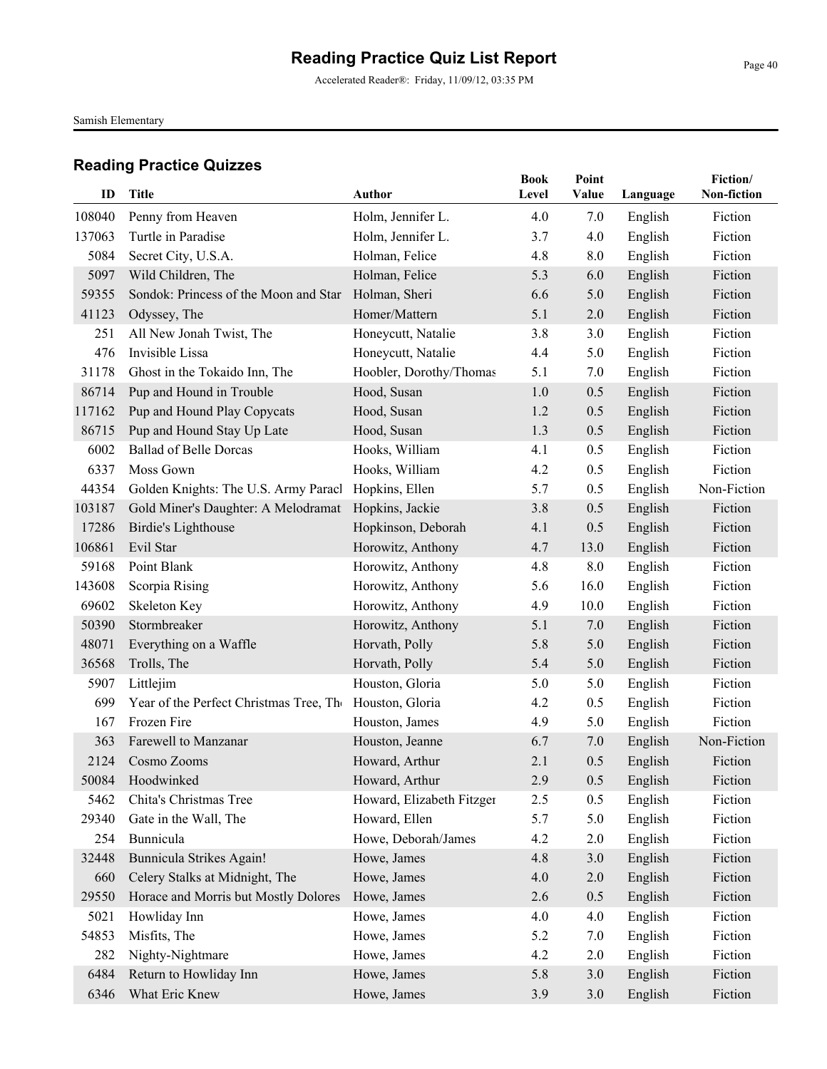# Reading Practice Quiz List Report

Accelerated Reader®: Friday, 11/09/12, 03:35 PM

Samish Elementary

## Reading Practice Quizzes

| ID | Title | Author | Book Level | Point Value | Language | Fiction/ Non-fiction |
|---|---|---|---|---|---|---|
| 108040 | Penny from Heaven | Holm, Jennifer L. | 4.0 | 7.0 | English | Fiction |
| 137063 | Turtle in Paradise | Holm, Jennifer L. | 3.7 | 4.0 | English | Fiction |
| 5084 | Secret City, U.S.A. | Holman, Felice | 4.8 | 8.0 | English | Fiction |
| 5097 | Wild Children, The | Holman, Felice | 5.3 | 6.0 | English | Fiction |
| 59355 | Sondok: Princess of the Moon and Star | Holman, Sheri | 6.6 | 5.0 | English | Fiction |
| 41123 | Odyssey, The | Homer/Mattern | 5.1 | 2.0 | English | Fiction |
| 251 | All New Jonah Twist, The | Honeycutt, Natalie | 3.8 | 3.0 | English | Fiction |
| 476 | Invisible Lissa | Honeycutt, Natalie | 4.4 | 5.0 | English | Fiction |
| 31178 | Ghost in the Tokaido Inn, The | Hoobler, Dorothy/Thomas | 5.1 | 7.0 | English | Fiction |
| 86714 | Pup and Hound in Trouble | Hood, Susan | 1.0 | 0.5 | English | Fiction |
| 117162 | Pup and Hound Play Copycats | Hood, Susan | 1.2 | 0.5 | English | Fiction |
| 86715 | Pup and Hound Stay Up Late | Hood, Susan | 1.3 | 0.5 | English | Fiction |
| 6002 | Ballad of Belle Dorcas | Hooks, William | 4.1 | 0.5 | English | Fiction |
| 6337 | Moss Gown | Hooks, William | 4.2 | 0.5 | English | Fiction |
| 44354 | Golden Knights: The U.S. Army Paracl | Hopkins, Ellen | 5.7 | 0.5 | English | Non-Fiction |
| 103187 | Gold Miner's Daughter: A Melodramat | Hopkins, Jackie | 3.8 | 0.5 | English | Fiction |
| 17286 | Birdie's Lighthouse | Hopkinson, Deborah | 4.1 | 0.5 | English | Fiction |
| 106861 | Evil Star | Horowitz, Anthony | 4.7 | 13.0 | English | Fiction |
| 59168 | Point Blank | Horowitz, Anthony | 4.8 | 8.0 | English | Fiction |
| 143608 | Scorpia Rising | Horowitz, Anthony | 5.6 | 16.0 | English | Fiction |
| 69602 | Skeleton Key | Horowitz, Anthony | 4.9 | 10.0 | English | Fiction |
| 50390 | Stormbreaker | Horowitz, Anthony | 5.1 | 7.0 | English | Fiction |
| 48071 | Everything on a Waffle | Horvath, Polly | 5.8 | 5.0 | English | Fiction |
| 36568 | Trolls, The | Horvath, Polly | 5.4 | 5.0 | English | Fiction |
| 5907 | Littlejim | Houston, Gloria | 5.0 | 5.0 | English | Fiction |
| 699 | Year of the Perfect Christmas Tree, Th | Houston, Gloria | 4.2 | 0.5 | English | Fiction |
| 167 | Frozen Fire | Houston, James | 4.9 | 5.0 | English | Fiction |
| 363 | Farewell to Manzanar | Houston, Jeanne | 6.7 | 7.0 | English | Non-Fiction |
| 2124 | Cosmo Zooms | Howard, Arthur | 2.1 | 0.5 | English | Fiction |
| 50084 | Hoodwinked | Howard, Arthur | 2.9 | 0.5 | English | Fiction |
| 5462 | Chita's Christmas Tree | Howard, Elizabeth Fitzger | 2.5 | 0.5 | English | Fiction |
| 29340 | Gate in the Wall, The | Howard, Ellen | 5.7 | 5.0 | English | Fiction |
| 254 | Bunnicula | Howe, Deborah/James | 4.2 | 2.0 | English | Fiction |
| 32448 | Bunnicula Strikes Again! | Howe, James | 4.8 | 3.0 | English | Fiction |
| 660 | Celery Stalks at Midnight, The | Howe, James | 4.0 | 2.0 | English | Fiction |
| 29550 | Horace and Morris but Mostly Dolores | Howe, James | 2.6 | 0.5 | English | Fiction |
| 5021 | Howliday Inn | Howe, James | 4.0 | 4.0 | English | Fiction |
| 54853 | Misfits, The | Howe, James | 5.2 | 7.0 | English | Fiction |
| 282 | Nighty-Nightmare | Howe, James | 4.2 | 2.0 | English | Fiction |
| 6484 | Return to Howliday Inn | Howe, James | 5.8 | 3.0 | English | Fiction |
| 6346 | What Eric Knew | Howe, James | 3.9 | 3.0 | English | Fiction |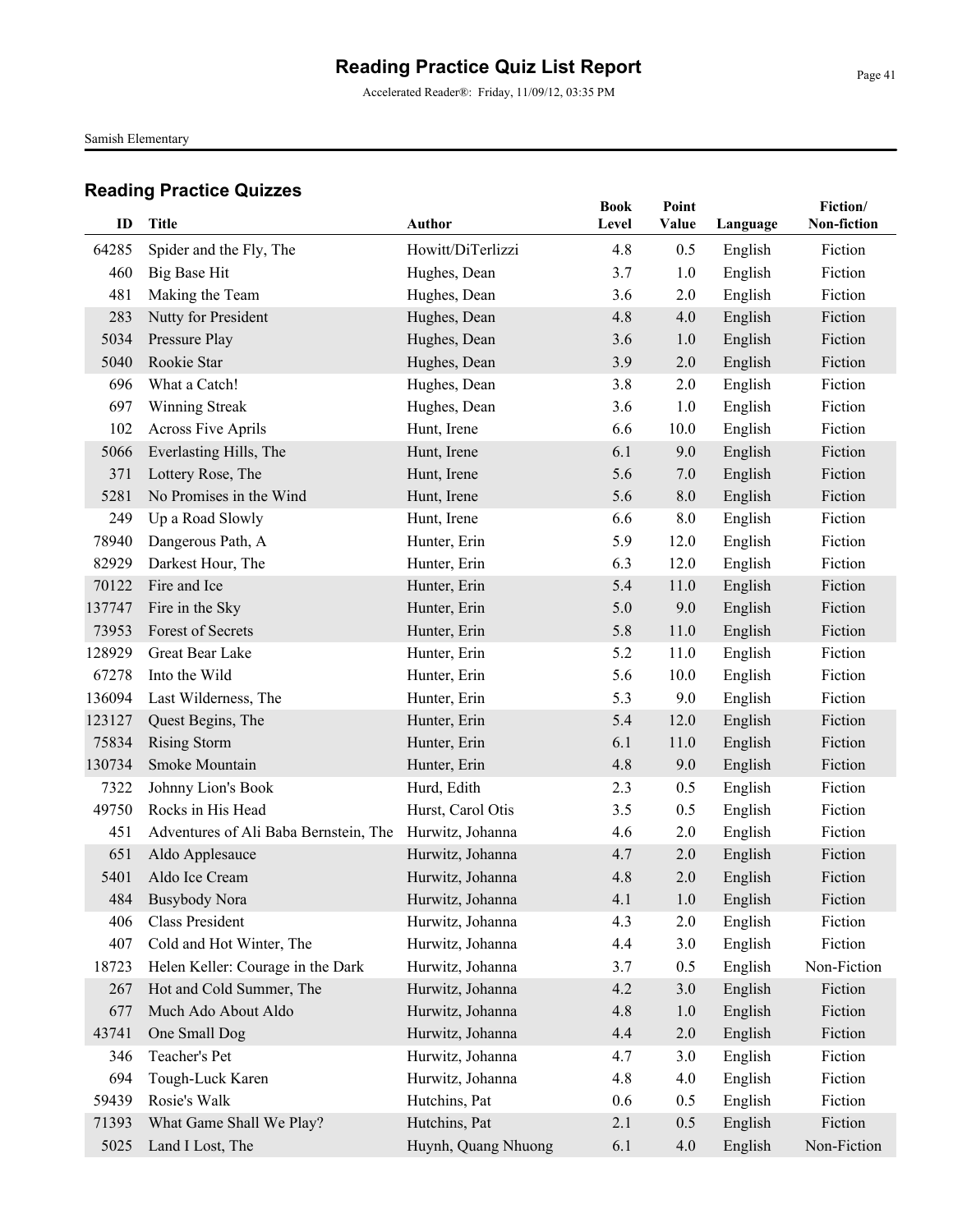# Reading Practice Quiz List Report

Accelerated Reader®: Friday, 11/09/12, 03:35 PM

Samish Elementary

## Reading Practice Quizzes

| ID | Title | Author | Book Level | Point Value | Language | Fiction/ Non-fiction |
|---|---|---|---|---|---|---|
| 64285 | Spider and the Fly, The | Howitt/DiTerlizzi | 4.8 | 0.5 | English | Fiction |
| 460 | Big Base Hit | Hughes, Dean | 3.7 | 1.0 | English | Fiction |
| 481 | Making the Team | Hughes, Dean | 3.6 | 2.0 | English | Fiction |
| 283 | Nutty for President | Hughes, Dean | 4.8 | 4.0 | English | Fiction |
| 5034 | Pressure Play | Hughes, Dean | 3.6 | 1.0 | English | Fiction |
| 5040 | Rookie Star | Hughes, Dean | 3.9 | 2.0 | English | Fiction |
| 696 | What a Catch! | Hughes, Dean | 3.8 | 2.0 | English | Fiction |
| 697 | Winning Streak | Hughes, Dean | 3.6 | 1.0 | English | Fiction |
| 102 | Across Five Aprils | Hunt, Irene | 6.6 | 10.0 | English | Fiction |
| 5066 | Everlasting Hills, The | Hunt, Irene | 6.1 | 9.0 | English | Fiction |
| 371 | Lottery Rose, The | Hunt, Irene | 5.6 | 7.0 | English | Fiction |
| 5281 | No Promises in the Wind | Hunt, Irene | 5.6 | 8.0 | English | Fiction |
| 249 | Up a Road Slowly | Hunt, Irene | 6.6 | 8.0 | English | Fiction |
| 78940 | Dangerous Path, A | Hunter, Erin | 5.9 | 12.0 | English | Fiction |
| 82929 | Darkest Hour, The | Hunter, Erin | 6.3 | 12.0 | English | Fiction |
| 70122 | Fire and Ice | Hunter, Erin | 5.4 | 11.0 | English | Fiction |
| 137747 | Fire in the Sky | Hunter, Erin | 5.0 | 9.0 | English | Fiction |
| 73953 | Forest of Secrets | Hunter, Erin | 5.8 | 11.0 | English | Fiction |
| 128929 | Great Bear Lake | Hunter, Erin | 5.2 | 11.0 | English | Fiction |
| 67278 | Into the Wild | Hunter, Erin | 5.6 | 10.0 | English | Fiction |
| 136094 | Last Wilderness, The | Hunter, Erin | 5.3 | 9.0 | English | Fiction |
| 123127 | Quest Begins, The | Hunter, Erin | 5.4 | 12.0 | English | Fiction |
| 75834 | Rising Storm | Hunter, Erin | 6.1 | 11.0 | English | Fiction |
| 130734 | Smoke Mountain | Hunter, Erin | 4.8 | 9.0 | English | Fiction |
| 7322 | Johnny Lion's Book | Hurd, Edith | 2.3 | 0.5 | English | Fiction |
| 49750 | Rocks in His Head | Hurst, Carol Otis | 3.5 | 0.5 | English | Fiction |
| 451 | Adventures of Ali Baba Bernstein, The | Hurwitz, Johanna | 4.6 | 2.0 | English | Fiction |
| 651 | Aldo Applesauce | Hurwitz, Johanna | 4.7 | 2.0 | English | Fiction |
| 5401 | Aldo Ice Cream | Hurwitz, Johanna | 4.8 | 2.0 | English | Fiction |
| 484 | Busybody Nora | Hurwitz, Johanna | 4.1 | 1.0 | English | Fiction |
| 406 | Class President | Hurwitz, Johanna | 4.3 | 2.0 | English | Fiction |
| 407 | Cold and Hot Winter, The | Hurwitz, Johanna | 4.4 | 3.0 | English | Fiction |
| 18723 | Helen Keller: Courage in the Dark | Hurwitz, Johanna | 3.7 | 0.5 | English | Non-Fiction |
| 267 | Hot and Cold Summer, The | Hurwitz, Johanna | 4.2 | 3.0 | English | Fiction |
| 677 | Much Ado About Aldo | Hurwitz, Johanna | 4.8 | 1.0 | English | Fiction |
| 43741 | One Small Dog | Hurwitz, Johanna | 4.4 | 2.0 | English | Fiction |
| 346 | Teacher's Pet | Hurwitz, Johanna | 4.7 | 3.0 | English | Fiction |
| 694 | Tough-Luck Karen | Hurwitz, Johanna | 4.8 | 4.0 | English | Fiction |
| 59439 | Rosie's Walk | Hutchins, Pat | 0.6 | 0.5 | English | Fiction |
| 71393 | What Game Shall We Play? | Hutchins, Pat | 2.1 | 0.5 | English | Fiction |
| 5025 | Land I Lost, The | Huynh, Quang Nhuong | 6.1 | 4.0 | English | Non-Fiction |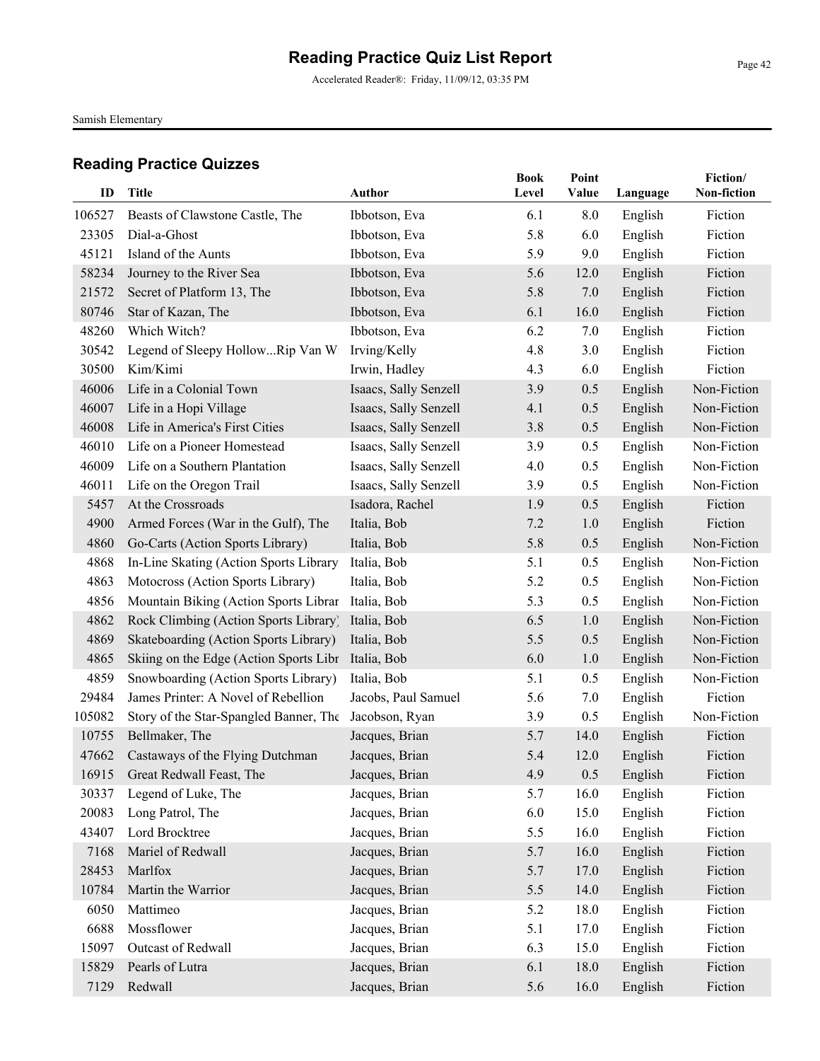# Reading Practice Quiz List Report

Accelerated Reader®: Friday, 11/09/12, 03:35 PM

Samish Elementary

## Reading Practice Quizzes

| ID | Title | Author | Book Level | Point Value | Language | Fiction/ Non-fiction |
|---|---|---|---|---|---|---|
| 106527 | Beasts of Clawstone Castle, The | Ibbotson, Eva | 6.1 | 8.0 | English | Fiction |
| 23305 | Dial-a-Ghost | Ibbotson, Eva | 5.8 | 6.0 | English | Fiction |
| 45121 | Island of the Aunts | Ibbotson, Eva | 5.9 | 9.0 | English | Fiction |
| 58234 | Journey to the River Sea | Ibbotson, Eva | 5.6 | 12.0 | English | Fiction |
| 21572 | Secret of Platform 13, The | Ibbotson, Eva | 5.8 | 7.0 | English | Fiction |
| 80746 | Star of Kazan, The | Ibbotson, Eva | 6.1 | 16.0 | English | Fiction |
| 48260 | Which Witch? | Ibbotson, Eva | 6.2 | 7.0 | English | Fiction |
| 30542 | Legend of Sleepy Hollow...Rip Van W | Irving/Kelly | 4.8 | 3.0 | English | Fiction |
| 30500 | Kim/Kimi | Irwin, Hadley | 4.3 | 6.0 | English | Fiction |
| 46006 | Life in a Colonial Town | Isaacs, Sally Senzell | 3.9 | 0.5 | English | Non-Fiction |
| 46007 | Life in a Hopi Village | Isaacs, Sally Senzell | 4.1 | 0.5 | English | Non-Fiction |
| 46008 | Life in America's First Cities | Isaacs, Sally Senzell | 3.8 | 0.5 | English | Non-Fiction |
| 46010 | Life on a Pioneer Homestead | Isaacs, Sally Senzell | 3.9 | 0.5 | English | Non-Fiction |
| 46009 | Life on a Southern Plantation | Isaacs, Sally Senzell | 4.0 | 0.5 | English | Non-Fiction |
| 46011 | Life on the Oregon Trail | Isaacs, Sally Senzell | 3.9 | 0.5 | English | Non-Fiction |
| 5457 | At the Crossroads | Isadora, Rachel | 1.9 | 0.5 | English | Fiction |
| 4900 | Armed Forces (War in the Gulf), The | Italia, Bob | 7.2 | 1.0 | English | Fiction |
| 4860 | Go-Carts (Action Sports Library) | Italia, Bob | 5.8 | 0.5 | English | Non-Fiction |
| 4868 | In-Line Skating (Action Sports Library | Italia, Bob | 5.1 | 0.5 | English | Non-Fiction |
| 4863 | Motocross (Action Sports Library) | Italia, Bob | 5.2 | 0.5 | English | Non-Fiction |
| 4856 | Mountain Biking (Action Sports Librar | Italia, Bob | 5.3 | 0.5 | English | Non-Fiction |
| 4862 | Rock Climbing (Action Sports Library) | Italia, Bob | 6.5 | 1.0 | English | Non-Fiction |
| 4869 | Skateboarding (Action Sports Library) | Italia, Bob | 5.5 | 0.5 | English | Non-Fiction |
| 4865 | Skiing on the Edge (Action Sports Libr | Italia, Bob | 6.0 | 1.0 | English | Non-Fiction |
| 4859 | Snowboarding (Action Sports Library) | Italia, Bob | 5.1 | 0.5 | English | Non-Fiction |
| 29484 | James Printer: A Novel of Rebellion | Jacobs, Paul Samuel | 5.6 | 7.0 | English | Fiction |
| 105082 | Story of the Star-Spangled Banner, The | Jacobson, Ryan | 3.9 | 0.5 | English | Non-Fiction |
| 10755 | Bellmaker, The | Jacques, Brian | 5.7 | 14.0 | English | Fiction |
| 47662 | Castaways of the Flying Dutchman | Jacques, Brian | 5.4 | 12.0 | English | Fiction |
| 16915 | Great Redwall Feast, The | Jacques, Brian | 4.9 | 0.5 | English | Fiction |
| 30337 | Legend of Luke, The | Jacques, Brian | 5.7 | 16.0 | English | Fiction |
| 20083 | Long Patrol, The | Jacques, Brian | 6.0 | 15.0 | English | Fiction |
| 43407 | Lord Brocktree | Jacques, Brian | 5.5 | 16.0 | English | Fiction |
| 7168 | Mariel of Redwall | Jacques, Brian | 5.7 | 16.0 | English | Fiction |
| 28453 | Marlfox | Jacques, Brian | 5.7 | 17.0 | English | Fiction |
| 10784 | Martin the Warrior | Jacques, Brian | 5.5 | 14.0 | English | Fiction |
| 6050 | Mattimeo | Jacques, Brian | 5.2 | 18.0 | English | Fiction |
| 6688 | Mossflower | Jacques, Brian | 5.1 | 17.0 | English | Fiction |
| 15097 | Outcast of Redwall | Jacques, Brian | 6.3 | 15.0 | English | Fiction |
| 15829 | Pearls of Lutra | Jacques, Brian | 6.1 | 18.0 | English | Fiction |
| 7129 | Redwall | Jacques, Brian | 5.6 | 16.0 | English | Fiction |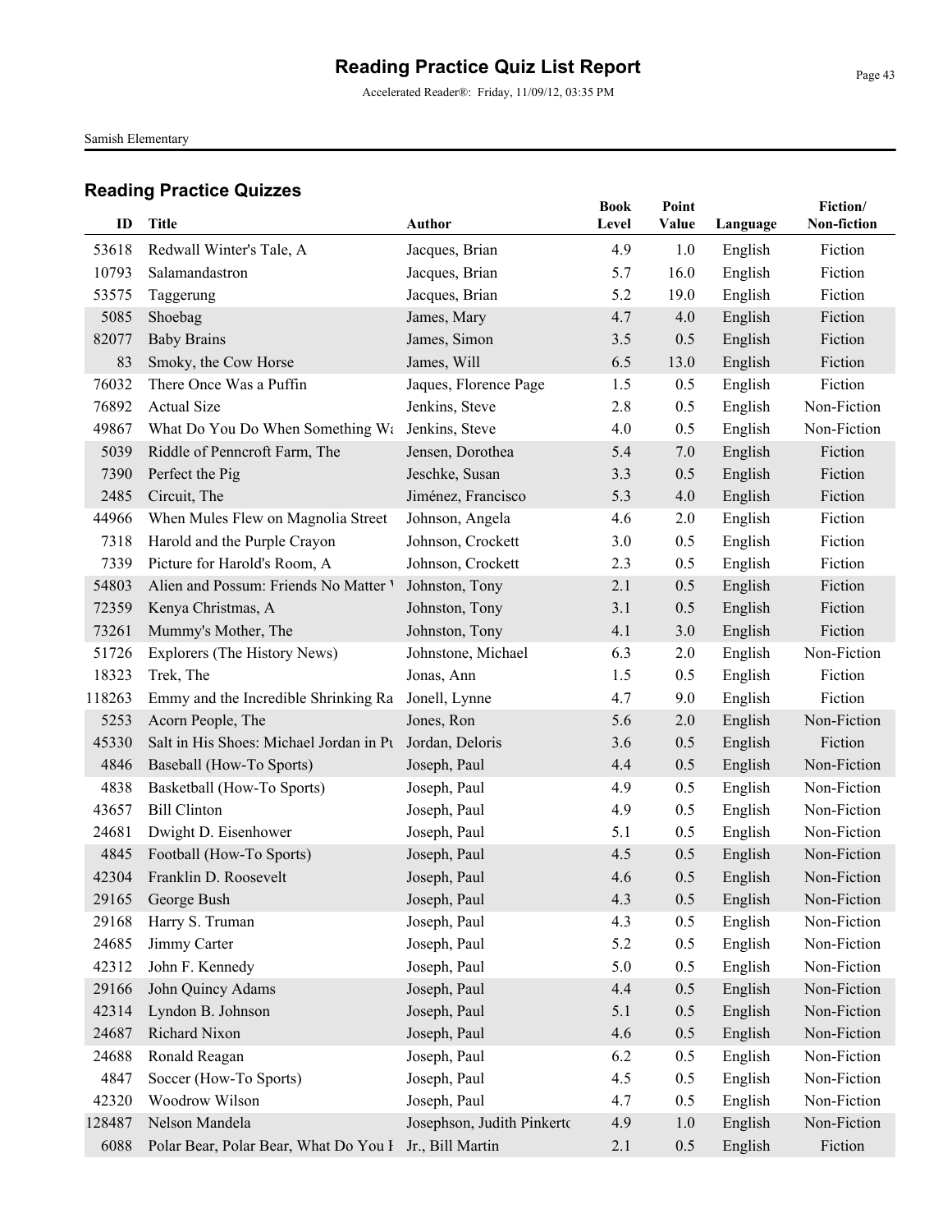# Reading Practice Quiz List Report

Accelerated Reader®: Friday, 11/09/12, 03:35 PM

Samish Elementary

## Reading Practice Quizzes

| ID | Title | Author | Book Level | Point Value | Language | Fiction/ Non-fiction |
|---|---|---|---|---|---|---|
| 53618 | Redwall Winter's Tale, A | Jacques, Brian | 4.9 | 1.0 | English | Fiction |
| 10793 | Salamandastron | Jacques, Brian | 5.7 | 16.0 | English | Fiction |
| 53575 | Taggerung | Jacques, Brian | 5.2 | 19.0 | English | Fiction |
| 5085 | Shoebag | James, Mary | 4.7 | 4.0 | English | Fiction |
| 82077 | Baby Brains | James, Simon | 3.5 | 0.5 | English | Fiction |
| 83 | Smoky, the Cow Horse | James, Will | 6.5 | 13.0 | English | Fiction |
| 76032 | There Once Was a Puffin | Jaques, Florence Page | 1.5 | 0.5 | English | Fiction |
| 76892 | Actual Size | Jenkins, Steve | 2.8 | 0.5 | English | Non-Fiction |
| 49867 | What Do You Do When Something Wa | Jenkins, Steve | 4.0 | 0.5 | English | Non-Fiction |
| 5039 | Riddle of Penncroft Farm, The | Jensen, Dorothea | 5.4 | 7.0 | English | Fiction |
| 7390 | Perfect the Pig | Jeschke, Susan | 3.3 | 0.5 | English | Fiction |
| 2485 | Circuit, The | Jiménez, Francisco | 5.3 | 4.0 | English | Fiction |
| 44966 | When Mules Flew on Magnolia Street | Johnson, Angela | 4.6 | 2.0 | English | Fiction |
| 7318 | Harold and the Purple Crayon | Johnson, Crockett | 3.0 | 0.5 | English | Fiction |
| 7339 | Picture for Harold's Room, A | Johnson, Crockett | 2.3 | 0.5 | English | Fiction |
| 54803 | Alien and Possum: Friends No Matter \ | Johnston, Tony | 2.1 | 0.5 | English | Fiction |
| 72359 | Kenya Christmas, A | Johnston, Tony | 3.1 | 0.5 | English | Fiction |
| 73261 | Mummy's Mother, The | Johnston, Tony | 4.1 | 3.0 | English | Fiction |
| 51726 | Explorers (The History News) | Johnstone, Michael | 6.3 | 2.0 | English | Non-Fiction |
| 18323 | Trek, The | Jonas, Ann | 1.5 | 0.5 | English | Fiction |
| 118263 | Emmy and the Incredible Shrinking Ra | Jonell, Lynne | 4.7 | 9.0 | English | Fiction |
| 5253 | Acorn People, The | Jones, Ron | 5.6 | 2.0 | English | Non-Fiction |
| 45330 | Salt in His Shoes: Michael Jordan in Pu | Jordan, Deloris | 3.6 | 0.5 | English | Fiction |
| 4846 | Baseball (How-To Sports) | Joseph, Paul | 4.4 | 0.5 | English | Non-Fiction |
| 4838 | Basketball (How-To Sports) | Joseph, Paul | 4.9 | 0.5 | English | Non-Fiction |
| 43657 | Bill Clinton | Joseph, Paul | 4.9 | 0.5 | English | Non-Fiction |
| 24681 | Dwight D. Eisenhower | Joseph, Paul | 5.1 | 0.5 | English | Non-Fiction |
| 4845 | Football (How-To Sports) | Joseph, Paul | 4.5 | 0.5 | English | Non-Fiction |
| 42304 | Franklin D. Roosevelt | Joseph, Paul | 4.6 | 0.5 | English | Non-Fiction |
| 29165 | George Bush | Joseph, Paul | 4.3 | 0.5 | English | Non-Fiction |
| 29168 | Harry S. Truman | Joseph, Paul | 4.3 | 0.5 | English | Non-Fiction |
| 24685 | Jimmy Carter | Joseph, Paul | 5.2 | 0.5 | English | Non-Fiction |
| 42312 | John F. Kennedy | Joseph, Paul | 5.0 | 0.5 | English | Non-Fiction |
| 29166 | John Quincy Adams | Joseph, Paul | 4.4 | 0.5 | English | Non-Fiction |
| 42314 | Lyndon B. Johnson | Joseph, Paul | 5.1 | 0.5 | English | Non-Fiction |
| 24687 | Richard Nixon | Joseph, Paul | 4.6 | 0.5 | English | Non-Fiction |
| 24688 | Ronald Reagan | Joseph, Paul | 6.2 | 0.5 | English | Non-Fiction |
| 4847 | Soccer (How-To Sports) | Joseph, Paul | 4.5 | 0.5 | English | Non-Fiction |
| 42320 | Woodrow Wilson | Joseph, Paul | 4.7 | 0.5 | English | Non-Fiction |
| 128487 | Nelson Mandela | Josephson, Judith Pinkerto | 4.9 | 1.0 | English | Non-Fiction |
| 6088 | Polar Bear, Polar Bear, What Do You I | Jr., Bill Martin | 2.1 | 0.5 | English | Fiction |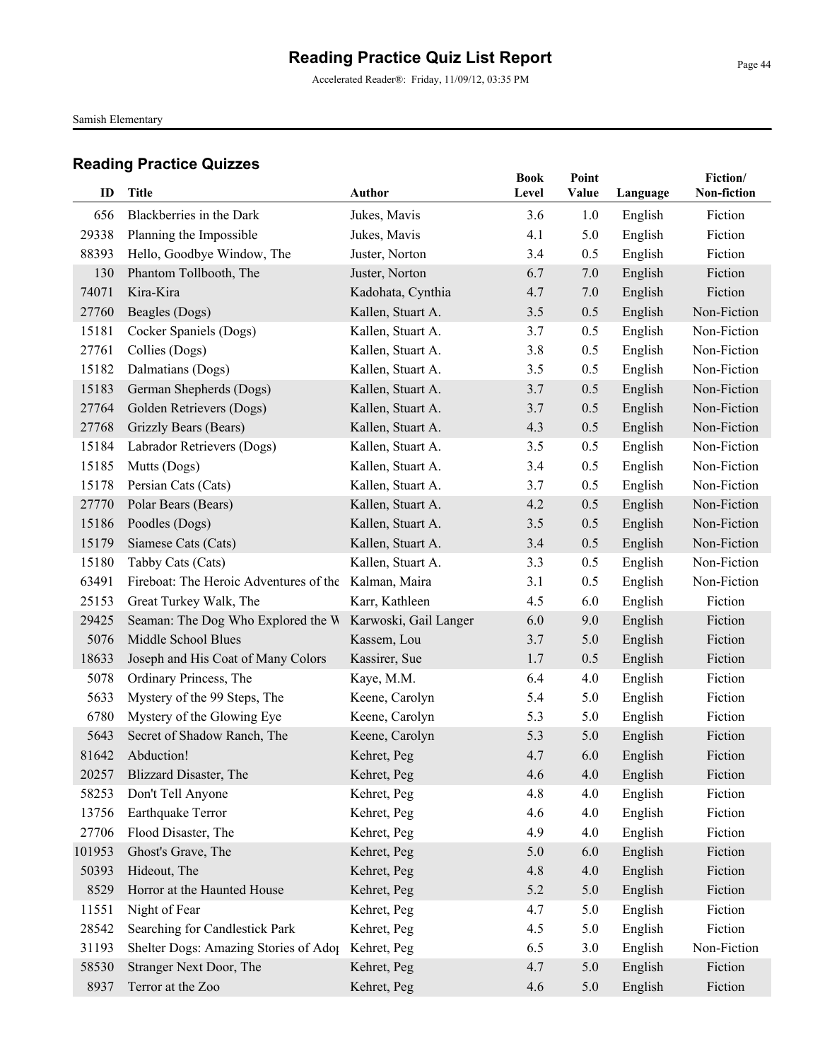# Reading Practice Quiz List Report

Accelerated Reader®: Friday, 11/09/12, 03:35 PM

Samish Elementary

## Reading Practice Quizzes

| ID | Title | Author | Book Level | Point Value | Language | Fiction/ Non-fiction |
|---|---|---|---|---|---|---|
| 656 | Blackberries in the Dark | Jukes, Mavis | 3.6 | 1.0 | English | Fiction |
| 29338 | Planning the Impossible | Jukes, Mavis | 4.1 | 5.0 | English | Fiction |
| 88393 | Hello, Goodbye Window, The | Juster, Norton | 3.4 | 0.5 | English | Fiction |
| 130 | Phantom Tollbooth, The | Juster, Norton | 6.7 | 7.0 | English | Fiction |
| 74071 | Kira-Kira | Kadohata, Cynthia | 4.7 | 7.0 | English | Fiction |
| 27760 | Beagles (Dogs) | Kallen, Stuart A. | 3.5 | 0.5 | English | Non-Fiction |
| 15181 | Cocker Spaniels (Dogs) | Kallen, Stuart A. | 3.7 | 0.5 | English | Non-Fiction |
| 27761 | Collies (Dogs) | Kallen, Stuart A. | 3.8 | 0.5 | English | Non-Fiction |
| 15182 | Dalmatians (Dogs) | Kallen, Stuart A. | 3.5 | 0.5 | English | Non-Fiction |
| 15183 | German Shepherds (Dogs) | Kallen, Stuart A. | 3.7 | 0.5 | English | Non-Fiction |
| 27764 | Golden Retrievers (Dogs) | Kallen, Stuart A. | 3.7 | 0.5 | English | Non-Fiction |
| 27768 | Grizzly Bears (Bears) | Kallen, Stuart A. | 4.3 | 0.5 | English | Non-Fiction |
| 15184 | Labrador Retrievers (Dogs) | Kallen, Stuart A. | 3.5 | 0.5 | English | Non-Fiction |
| 15185 | Mutts (Dogs) | Kallen, Stuart A. | 3.4 | 0.5 | English | Non-Fiction |
| 15178 | Persian Cats (Cats) | Kallen, Stuart A. | 3.7 | 0.5 | English | Non-Fiction |
| 27770 | Polar Bears (Bears) | Kallen, Stuart A. | 4.2 | 0.5 | English | Non-Fiction |
| 15186 | Poodles (Dogs) | Kallen, Stuart A. | 3.5 | 0.5 | English | Non-Fiction |
| 15179 | Siamese Cats (Cats) | Kallen, Stuart A. | 3.4 | 0.5 | English | Non-Fiction |
| 15180 | Tabby Cats (Cats) | Kallen, Stuart A. | 3.3 | 0.5 | English | Non-Fiction |
| 63491 | Fireboat: The Heroic Adventures of the | Kalman, Maira | 3.1 | 0.5 | English | Non-Fiction |
| 25153 | Great Turkey Walk, The | Karr, Kathleen | 4.5 | 6.0 | English | Fiction |
| 29425 | Seaman: The Dog Who Explored the W | Karwoski, Gail Langer | 6.0 | 9.0 | English | Fiction |
| 5076 | Middle School Blues | Kassem, Lou | 3.7 | 5.0 | English | Fiction |
| 18633 | Joseph and His Coat of Many Colors | Kassirer, Sue | 1.7 | 0.5 | English | Fiction |
| 5078 | Ordinary Princess, The | Kaye, M.M. | 6.4 | 4.0 | English | Fiction |
| 5633 | Mystery of the 99 Steps, The | Keene, Carolyn | 5.4 | 5.0 | English | Fiction |
| 6780 | Mystery of the Glowing Eye | Keene, Carolyn | 5.3 | 5.0 | English | Fiction |
| 5643 | Secret of Shadow Ranch, The | Keene, Carolyn | 5.3 | 5.0 | English | Fiction |
| 81642 | Abduction! | Kehret, Peg | 4.7 | 6.0 | English | Fiction |
| 20257 | Blizzard Disaster, The | Kehret, Peg | 4.6 | 4.0 | English | Fiction |
| 58253 | Don't Tell Anyone | Kehret, Peg | 4.8 | 4.0 | English | Fiction |
| 13756 | Earthquake Terror | Kehret, Peg | 4.6 | 4.0 | English | Fiction |
| 27706 | Flood Disaster, The | Kehret, Peg | 4.9 | 4.0 | English | Fiction |
| 101953 | Ghost's Grave, The | Kehret, Peg | 5.0 | 6.0 | English | Fiction |
| 50393 | Hideout, The | Kehret, Peg | 4.8 | 4.0 | English | Fiction |
| 8529 | Horror at the Haunted House | Kehret, Peg | 5.2 | 5.0 | English | Fiction |
| 11551 | Night of Fear | Kehret, Peg | 4.7 | 5.0 | English | Fiction |
| 28542 | Searching for Candlestick Park | Kehret, Peg | 4.5 | 5.0 | English | Fiction |
| 31193 | Shelter Dogs: Amazing Stories of Adop | Kehret, Peg | 6.5 | 3.0 | English | Non-Fiction |
| 58530 | Stranger Next Door, The | Kehret, Peg | 4.7 | 5.0 | English | Fiction |
| 8937 | Terror at the Zoo | Kehret, Peg | 4.6 | 5.0 | English | Fiction |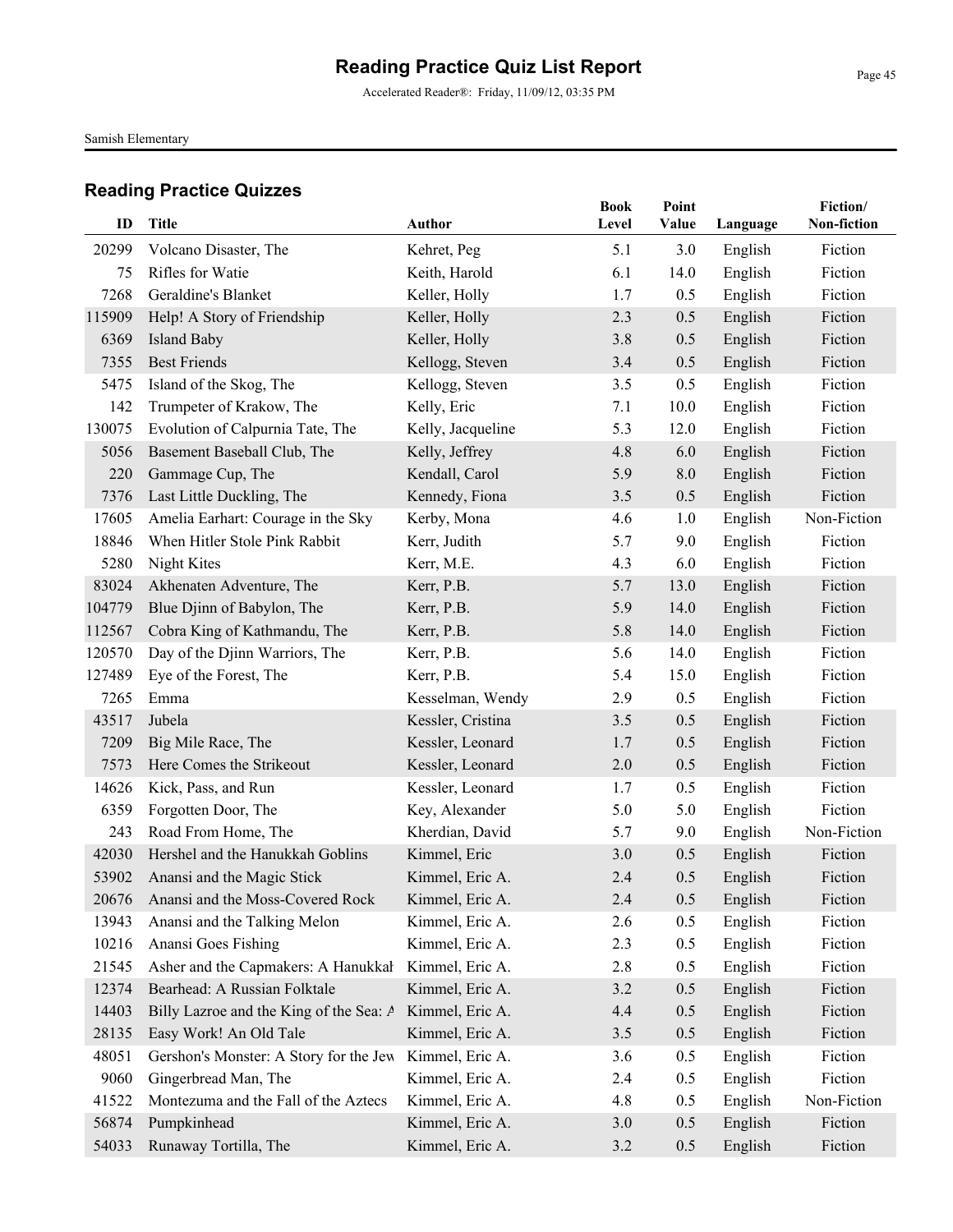# Reading Practice Quiz List Report

Accelerated Reader®: Friday, 11/09/12, 03:35 PM

Samish Elementary

## Reading Practice Quizzes

| ID | Title | Author | Book Level | Point Value | Language | Fiction/ Non-fiction |
|---|---|---|---|---|---|---|
| 20299 | Volcano Disaster, The | Kehret, Peg | 5.1 | 3.0 | English | Fiction |
| 75 | Rifles for Watie | Keith, Harold | 6.1 | 14.0 | English | Fiction |
| 7268 | Geraldine's Blanket | Keller, Holly | 1.7 | 0.5 | English | Fiction |
| 115909 | Help! A Story of Friendship | Keller, Holly | 2.3 | 0.5 | English | Fiction |
| 6369 | Island Baby | Keller, Holly | 3.8 | 0.5 | English | Fiction |
| 7355 | Best Friends | Kellogg, Steven | 3.4 | 0.5 | English | Fiction |
| 5475 | Island of the Skog, The | Kellogg, Steven | 3.5 | 0.5 | English | Fiction |
| 142 | Trumpeter of Krakow, The | Kelly, Eric | 7.1 | 10.0 | English | Fiction |
| 130075 | Evolution of Calpurnia Tate, The | Kelly, Jacqueline | 5.3 | 12.0 | English | Fiction |
| 5056 | Basement Baseball Club, The | Kelly, Jeffrey | 4.8 | 6.0 | English | Fiction |
| 220 | Gammage Cup, The | Kendall, Carol | 5.9 | 8.0 | English | Fiction |
| 7376 | Last Little Duckling, The | Kennedy, Fiona | 3.5 | 0.5 | English | Fiction |
| 17605 | Amelia Earhart: Courage in the Sky | Kerby, Mona | 4.6 | 1.0 | English | Non-Fiction |
| 18846 | When Hitler Stole Pink Rabbit | Kerr, Judith | 5.7 | 9.0 | English | Fiction |
| 5280 | Night Kites | Kerr, M.E. | 4.3 | 6.0 | English | Fiction |
| 83024 | Akhenaten Adventure, The | Kerr, P.B. | 5.7 | 13.0 | English | Fiction |
| 104779 | Blue Djinn of Babylon, The | Kerr, P.B. | 5.9 | 14.0 | English | Fiction |
| 112567 | Cobra King of Kathmandu, The | Kerr, P.B. | 5.8 | 14.0 | English | Fiction |
| 120570 | Day of the Djinn Warriors, The | Kerr, P.B. | 5.6 | 14.0 | English | Fiction |
| 127489 | Eye of the Forest, The | Kerr, P.B. | 5.4 | 15.0 | English | Fiction |
| 7265 | Emma | Kesselman, Wendy | 2.9 | 0.5 | English | Fiction |
| 43517 | Jubela | Kessler, Cristina | 3.5 | 0.5 | English | Fiction |
| 7209 | Big Mile Race, The | Kessler, Leonard | 1.7 | 0.5 | English | Fiction |
| 7573 | Here Comes the Strikeout | Kessler, Leonard | 2.0 | 0.5 | English | Fiction |
| 14626 | Kick, Pass, and Run | Kessler, Leonard | 1.7 | 0.5 | English | Fiction |
| 6359 | Forgotten Door, The | Key, Alexander | 5.0 | 5.0 | English | Fiction |
| 243 | Road From Home, The | Kherdian, David | 5.7 | 9.0 | English | Non-Fiction |
| 42030 | Hershel and the Hanukkah Goblins | Kimmel, Eric | 3.0 | 0.5 | English | Fiction |
| 53902 | Anansi and the Magic Stick | Kimmel, Eric A. | 2.4 | 0.5 | English | Fiction |
| 20676 | Anansi and the Moss-Covered Rock | Kimmel, Eric A. | 2.4 | 0.5 | English | Fiction |
| 13943 | Anansi and the Talking Melon | Kimmel, Eric A. | 2.6 | 0.5 | English | Fiction |
| 10216 | Anansi Goes Fishing | Kimmel, Eric A. | 2.3 | 0.5 | English | Fiction |
| 21545 | Asher and the Capmakers: A Hanukkah | Kimmel, Eric A. | 2.8 | 0.5 | English | Fiction |
| 12374 | Bearhead: A Russian Folktale | Kimmel, Eric A. | 3.2 | 0.5 | English | Fiction |
| 14403 | Billy Lazroe and the King of the Sea: A | Kimmel, Eric A. | 4.4 | 0.5 | English | Fiction |
| 28135 | Easy Work! An Old Tale | Kimmel, Eric A. | 3.5 | 0.5 | English | Fiction |
| 48051 | Gershon's Monster: A Story for the Jew | Kimmel, Eric A. | 3.6 | 0.5 | English | Fiction |
| 9060 | Gingerbread Man, The | Kimmel, Eric A. | 2.4 | 0.5 | English | Fiction |
| 41522 | Montezuma and the Fall of the Aztecs | Kimmel, Eric A. | 4.8 | 0.5 | English | Non-Fiction |
| 56874 | Pumpkinhead | Kimmel, Eric A. | 3.0 | 0.5 | English | Fiction |
| 54033 | Runaway Tortilla, The | Kimmel, Eric A. | 3.2 | 0.5 | English | Fiction |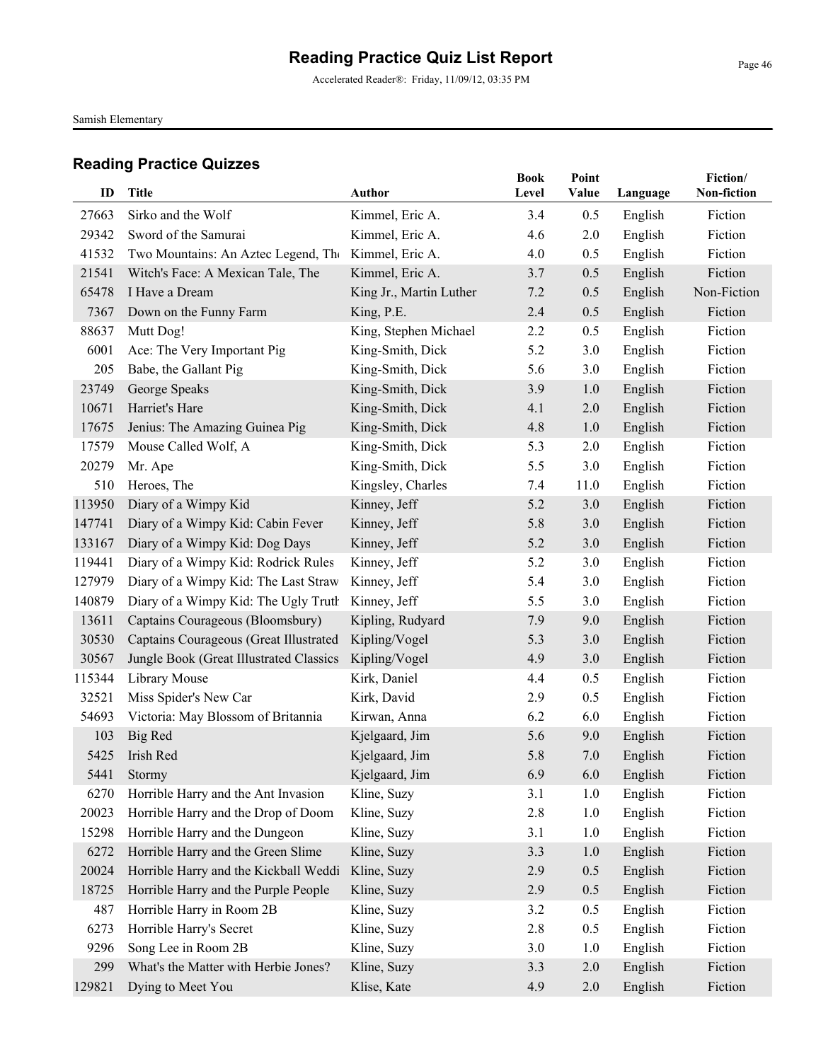# Reading Practice Quiz List Report

Accelerated Reader®: Friday, 11/09/12, 03:35 PM

Samish Elementary

## Reading Practice Quizzes

| ID | Title | Author | Book Level | Point Value | Language | Fiction/ Non-fiction |
|---|---|---|---|---|---|---|
| 27663 | Sirko and the Wolf | Kimmel, Eric A. | 3.4 | 0.5 | English | Fiction |
| 29342 | Sword of the Samurai | Kimmel, Eric A. | 4.6 | 2.0 | English | Fiction |
| 41532 | Two Mountains: An Aztec Legend, The | Kimmel, Eric A. | 4.0 | 0.5 | English | Fiction |
| 21541 | Witch's Face: A Mexican Tale, The | Kimmel, Eric A. | 3.7 | 0.5 | English | Fiction |
| 65478 | I Have a Dream | King Jr., Martin Luther | 7.2 | 0.5 | English | Non-Fiction |
| 7367 | Down on the Funny Farm | King, P.E. | 2.4 | 0.5 | English | Fiction |
| 88637 | Mutt Dog! | King, Stephen Michael | 2.2 | 0.5 | English | Fiction |
| 6001 | Ace: The Very Important Pig | King-Smith, Dick | 5.2 | 3.0 | English | Fiction |
| 205 | Babe, the Gallant Pig | King-Smith, Dick | 5.6 | 3.0 | English | Fiction |
| 23749 | George Speaks | King-Smith, Dick | 3.9 | 1.0 | English | Fiction |
| 10671 | Harriet's Hare | King-Smith, Dick | 4.1 | 2.0 | English | Fiction |
| 17675 | Jenius: The Amazing Guinea Pig | King-Smith, Dick | 4.8 | 1.0 | English | Fiction |
| 17579 | Mouse Called Wolf, A | King-Smith, Dick | 5.3 | 2.0 | English | Fiction |
| 20279 | Mr. Ape | King-Smith, Dick | 5.5 | 3.0 | English | Fiction |
| 510 | Heroes, The | Kingsley, Charles | 7.4 | 11.0 | English | Fiction |
| 113950 | Diary of a Wimpy Kid | Kinney, Jeff | 5.2 | 3.0 | English | Fiction |
| 147741 | Diary of a Wimpy Kid: Cabin Fever | Kinney, Jeff | 5.8 | 3.0 | English | Fiction |
| 133167 | Diary of a Wimpy Kid: Dog Days | Kinney, Jeff | 5.2 | 3.0 | English | Fiction |
| 119441 | Diary of a Wimpy Kid: Rodrick Rules | Kinney, Jeff | 5.2 | 3.0 | English | Fiction |
| 127979 | Diary of a Wimpy Kid: The Last Straw | Kinney, Jeff | 5.4 | 3.0 | English | Fiction |
| 140879 | Diary of a Wimpy Kid: The Ugly Truth | Kinney, Jeff | 5.5 | 3.0 | English | Fiction |
| 13611 | Captains Courageous (Bloomsbury) | Kipling, Rudyard | 7.9 | 9.0 | English | Fiction |
| 30530 | Captains Courageous (Great Illustrated | Kipling/Vogel | 5.3 | 3.0 | English | Fiction |
| 30567 | Jungle Book (Great Illustrated Classics | Kipling/Vogel | 4.9 | 3.0 | English | Fiction |
| 115344 | Library Mouse | Kirk, Daniel | 4.4 | 0.5 | English | Fiction |
| 32521 | Miss Spider's New Car | Kirk, David | 2.9 | 0.5 | English | Fiction |
| 54693 | Victoria: May Blossom of Britannia | Kirwan, Anna | 6.2 | 6.0 | English | Fiction |
| 103 | Big Red | Kjelgaard, Jim | 5.6 | 9.0 | English | Fiction |
| 5425 | Irish Red | Kjelgaard, Jim | 5.8 | 7.0 | English | Fiction |
| 5441 | Stormy | Kjelgaard, Jim | 6.9 | 6.0 | English | Fiction |
| 6270 | Horrible Harry and the Ant Invasion | Kline, Suzy | 3.1 | 1.0 | English | Fiction |
| 20023 | Horrible Harry and the Drop of Doom | Kline, Suzy | 2.8 | 1.0 | English | Fiction |
| 15298 | Horrible Harry and the Dungeon | Kline, Suzy | 3.1 | 1.0 | English | Fiction |
| 6272 | Horrible Harry and the Green Slime | Kline, Suzy | 3.3 | 1.0 | English | Fiction |
| 20024 | Horrible Harry and the Kickball Weddi | Kline, Suzy | 2.9 | 0.5 | English | Fiction |
| 18725 | Horrible Harry and the Purple People | Kline, Suzy | 2.9 | 0.5 | English | Fiction |
| 487 | Horrible Harry in Room 2B | Kline, Suzy | 3.2 | 0.5 | English | Fiction |
| 6273 | Horrible Harry's Secret | Kline, Suzy | 2.8 | 0.5 | English | Fiction |
| 9296 | Song Lee in Room 2B | Kline, Suzy | 3.0 | 1.0 | English | Fiction |
| 299 | What's the Matter with Herbie Jones? | Kline, Suzy | 3.3 | 2.0 | English | Fiction |
| 129821 | Dying to Meet You | Klise, Kate | 4.9 | 2.0 | English | Fiction |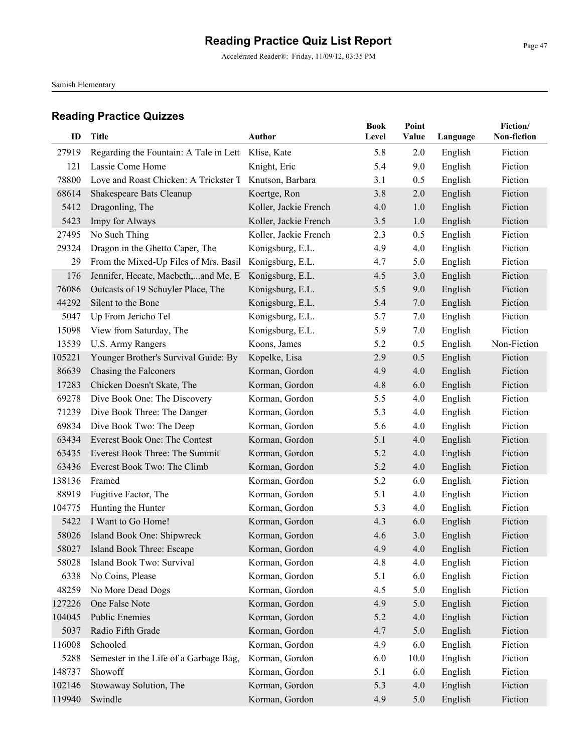# Reading Practice Quiz List Report

Accelerated Reader®: Friday, 11/09/12, 03:35 PM

Samish Elementary

## Reading Practice Quizzes

| ID | Title | Author | Book Level | Point Value | Language | Fiction/ Non-fiction |
|---|---|---|---|---|---|---|
| 27919 | Regarding the Fountain: A Tale in Lett | Klise, Kate | 5.8 | 2.0 | English | Fiction |
| 121 | Lassie Come Home | Knight, Eric | 5.4 | 9.0 | English | Fiction |
| 78800 | Love and Roast Chicken: A Trickster T | Knutson, Barbara | 3.1 | 0.5 | English | Fiction |
| 68614 | Shakespeare Bats Cleanup | Koertge, Ron | 3.8 | 2.0 | English | Fiction |
| 5412 | Dragonling, The | Koller, Jackie French | 4.0 | 1.0 | English | Fiction |
| 5423 | Impy for Always | Koller, Jackie French | 3.5 | 1.0 | English | Fiction |
| 27495 | No Such Thing | Koller, Jackie French | 2.3 | 0.5 | English | Fiction |
| 29324 | Dragon in the Ghetto Caper, The | Konigsburg, E.L. | 4.9 | 4.0 | English | Fiction |
| 29 | From the Mixed-Up Files of Mrs. Basil | Konigsburg, E.L. | 4.7 | 5.0 | English | Fiction |
| 176 | Jennifer, Hecate, Macbeth,...and Me, E | Konigsburg, E.L. | 4.5 | 3.0 | English | Fiction |
| 76086 | Outcasts of 19 Schuyler Place, The | Konigsburg, E.L. | 5.5 | 9.0 | English | Fiction |
| 44292 | Silent to the Bone | Konigsburg, E.L. | 5.4 | 7.0 | English | Fiction |
| 5047 | Up From Jericho Tel | Konigsburg, E.L. | 5.7 | 7.0 | English | Fiction |
| 15098 | View from Saturday, The | Konigsburg, E.L. | 5.9 | 7.0 | English | Fiction |
| 13539 | U.S. Army Rangers | Koons, James | 5.2 | 0.5 | English | Non-Fiction |
| 105221 | Younger Brother's Survival Guide: By | Kopelke, Lisa | 2.9 | 0.5 | English | Fiction |
| 86639 | Chasing the Falconers | Korman, Gordon | 4.9 | 4.0 | English | Fiction |
| 17283 | Chicken Doesn't Skate, The | Korman, Gordon | 4.8 | 6.0 | English | Fiction |
| 69278 | Dive Book One: The Discovery | Korman, Gordon | 5.5 | 4.0 | English | Fiction |
| 71239 | Dive Book Three: The Danger | Korman, Gordon | 5.3 | 4.0 | English | Fiction |
| 69834 | Dive Book Two: The Deep | Korman, Gordon | 5.6 | 4.0 | English | Fiction |
| 63434 | Everest Book One: The Contest | Korman, Gordon | 5.1 | 4.0 | English | Fiction |
| 63435 | Everest Book Three: The Summit | Korman, Gordon | 5.2 | 4.0 | English | Fiction |
| 63436 | Everest Book Two: The Climb | Korman, Gordon | 5.2 | 4.0 | English | Fiction |
| 138136 | Framed | Korman, Gordon | 5.2 | 6.0 | English | Fiction |
| 88919 | Fugitive Factor, The | Korman, Gordon | 5.1 | 4.0 | English | Fiction |
| 104775 | Hunting the Hunter | Korman, Gordon | 5.3 | 4.0 | English | Fiction |
| 5422 | I Want to Go Home! | Korman, Gordon | 4.3 | 6.0 | English | Fiction |
| 58026 | Island Book One: Shipwreck | Korman, Gordon | 4.6 | 3.0 | English | Fiction |
| 58027 | Island Book Three: Escape | Korman, Gordon | 4.9 | 4.0 | English | Fiction |
| 58028 | Island Book Two: Survival | Korman, Gordon | 4.8 | 4.0 | English | Fiction |
| 6338 | No Coins, Please | Korman, Gordon | 5.1 | 6.0 | English | Fiction |
| 48259 | No More Dead Dogs | Korman, Gordon | 4.5 | 5.0 | English | Fiction |
| 127226 | One False Note | Korman, Gordon | 4.9 | 5.0 | English | Fiction |
| 104045 | Public Enemies | Korman, Gordon | 5.2 | 4.0 | English | Fiction |
| 5037 | Radio Fifth Grade | Korman, Gordon | 4.7 | 5.0 | English | Fiction |
| 116008 | Schooled | Korman, Gordon | 4.9 | 6.0 | English | Fiction |
| 5288 | Semester in the Life of a Garbage Bag, | Korman, Gordon | 6.0 | 10.0 | English | Fiction |
| 148737 | Showoff | Korman, Gordon | 5.1 | 6.0 | English | Fiction |
| 102146 | Stowaway Solution, The | Korman, Gordon | 5.3 | 4.0 | English | Fiction |
| 119940 | Swindle | Korman, Gordon | 4.9 | 5.0 | English | Fiction |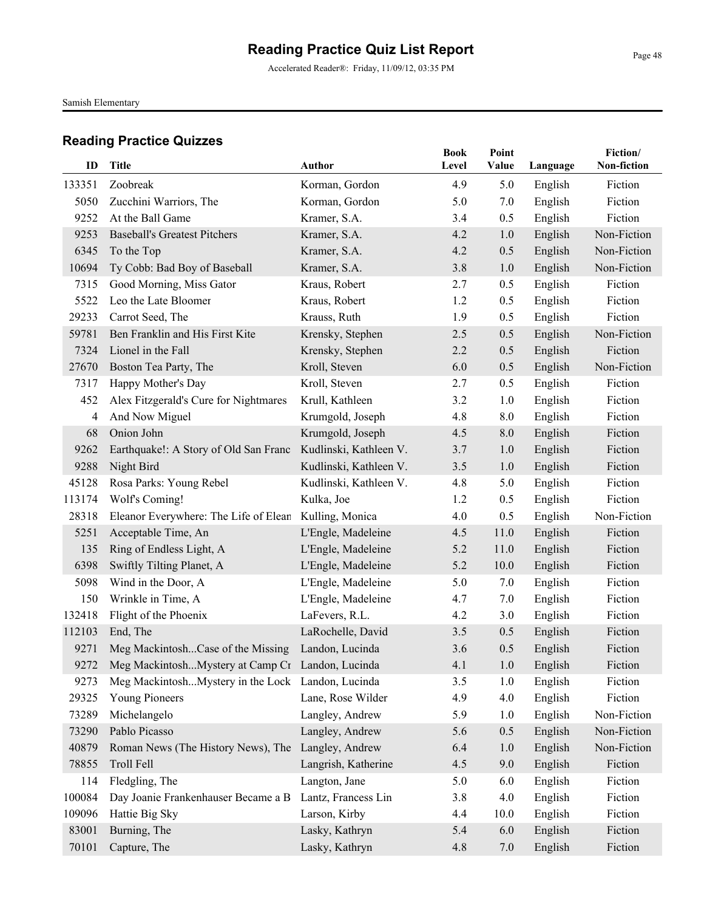# Reading Practice Quiz List Report

Accelerated Reader®: Friday, 11/09/12, 03:35 PM

Samish Elementary

## Reading Practice Quizzes

| ID | Title | Author | Book Level | Point Value | Language | Fiction/ Non-fiction |
|---|---|---|---|---|---|---|
| 133351 | Zoobreak | Korman, Gordon | 4.9 | 5.0 | English | Fiction |
| 5050 | Zucchini Warriors, The | Korman, Gordon | 5.0 | 7.0 | English | Fiction |
| 9252 | At the Ball Game | Kramer, S.A. | 3.4 | 0.5 | English | Fiction |
| 9253 | Baseball's Greatest Pitchers | Kramer, S.A. | 4.2 | 1.0 | English | Non-Fiction |
| 6345 | To the Top | Kramer, S.A. | 4.2 | 0.5 | English | Non-Fiction |
| 10694 | Ty Cobb: Bad Boy of Baseball | Kramer, S.A. | 3.8 | 1.0 | English | Non-Fiction |
| 7315 | Good Morning, Miss Gator | Kraus, Robert | 2.7 | 0.5 | English | Fiction |
| 5522 | Leo the Late Bloomer | Kraus, Robert | 1.2 | 0.5 | English | Fiction |
| 29233 | Carrot Seed, The | Krauss, Ruth | 1.9 | 0.5 | English | Fiction |
| 59781 | Ben Franklin and His First Kite | Krensky, Stephen | 2.5 | 0.5 | English | Non-Fiction |
| 7324 | Lionel in the Fall | Krensky, Stephen | 2.2 | 0.5 | English | Fiction |
| 27670 | Boston Tea Party, The | Kroll, Steven | 6.0 | 0.5 | English | Non-Fiction |
| 7317 | Happy Mother's Day | Kroll, Steven | 2.7 | 0.5 | English | Fiction |
| 452 | Alex Fitzgerald's Cure for Nightmares | Krull, Kathleen | 3.2 | 1.0 | English | Fiction |
| 4 | And Now Miguel | Krumgold, Joseph | 4.8 | 8.0 | English | Fiction |
| 68 | Onion John | Krumgold, Joseph | 4.5 | 8.0 | English | Fiction |
| 9262 | Earthquake!: A Story of Old San Franc | Kudlinski, Kathleen V. | 3.7 | 1.0 | English | Fiction |
| 9288 | Night Bird | Kudlinski, Kathleen V. | 3.5 | 1.0 | English | Fiction |
| 45128 | Rosa Parks: Young Rebel | Kudlinski, Kathleen V. | 4.8 | 5.0 | English | Fiction |
| 113174 | Wolf's Coming! | Kulka, Joe | 1.2 | 0.5 | English | Fiction |
| 28318 | Eleanor Everywhere: The Life of Elean | Kulling, Monica | 4.0 | 0.5 | English | Non-Fiction |
| 5251 | Acceptable Time, An | L'Engle, Madeleine | 4.5 | 11.0 | English | Fiction |
| 135 | Ring of Endless Light, A | L'Engle, Madeleine | 5.2 | 11.0 | English | Fiction |
| 6398 | Swiftly Tilting Planet, A | L'Engle, Madeleine | 5.2 | 10.0 | English | Fiction |
| 5098 | Wind in the Door, A | L'Engle, Madeleine | 5.0 | 7.0 | English | Fiction |
| 150 | Wrinkle in Time, A | L'Engle, Madeleine | 4.7 | 7.0 | English | Fiction |
| 132418 | Flight of the Phoenix | LaFevers, R.L. | 4.2 | 3.0 | English | Fiction |
| 112103 | End, The | LaRochelle, David | 3.5 | 0.5 | English | Fiction |
| 9271 | Meg Mackintosh...Case of the Missing | Landon, Lucinda | 3.6 | 0.5 | English | Fiction |
| 9272 | Meg Mackintosh...Mystery at Camp Cr | Landon, Lucinda | 4.1 | 1.0 | English | Fiction |
| 9273 | Meg Mackintosh...Mystery in the Lock | Landon, Lucinda | 3.5 | 1.0 | English | Fiction |
| 29325 | Young Pioneers | Lane, Rose Wilder | 4.9 | 4.0 | English | Fiction |
| 73289 | Michelangelo | Langley, Andrew | 5.9 | 1.0 | English | Non-Fiction |
| 73290 | Pablo Picasso | Langley, Andrew | 5.6 | 0.5 | English | Non-Fiction |
| 40879 | Roman News (The History News), The | Langley, Andrew | 6.4 | 1.0 | English | Non-Fiction |
| 78855 | Troll Fell | Langrish, Katherine | 4.5 | 9.0 | English | Fiction |
| 114 | Fledgling, The | Langton, Jane | 5.0 | 6.0 | English | Fiction |
| 100084 | Day Joanie Frankenhauser Became a B | Lantz, Francess Lin | 3.8 | 4.0 | English | Fiction |
| 109096 | Hattie Big Sky | Larson, Kirby | 4.4 | 10.0 | English | Fiction |
| 83001 | Burning, The | Lasky, Kathryn | 5.4 | 6.0 | English | Fiction |
| 70101 | Capture, The | Lasky, Kathryn | 4.8 | 7.0 | English | Fiction |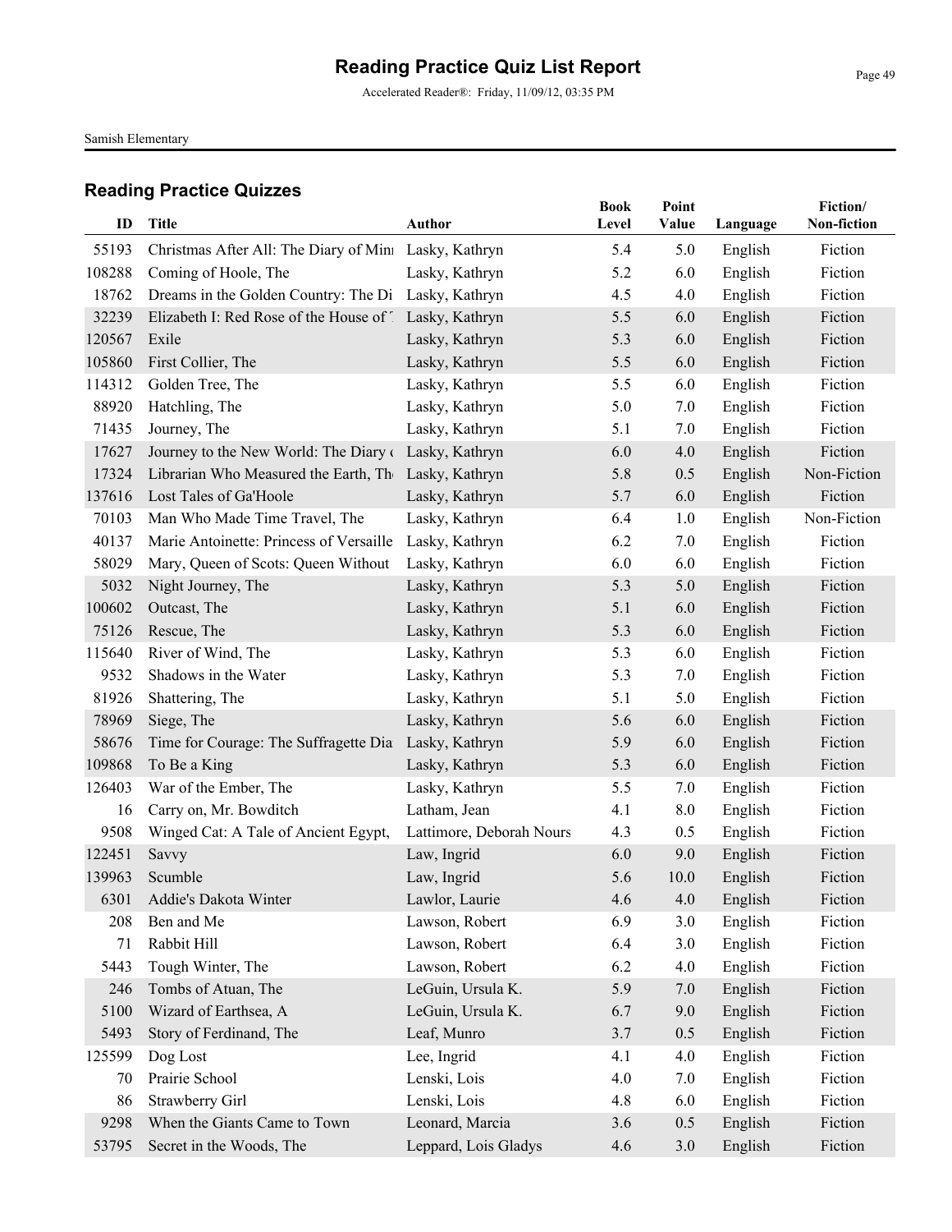# Reading Practice Quiz List Report

Accelerated Reader®: Friday, 11/09/12, 03:35 PM

Samish Elementary

## Reading Practice Quizzes

| ID | Title | Author | Book Level | Point Value | Language | Fiction/ Non-fiction |
|---|---|---|---|---|---|---|
| 55193 | Christmas After All: The Diary of Min | Lasky, Kathryn | 5.4 | 5.0 | English | Fiction |
| 108288 | Coming of Hoole, The | Lasky, Kathryn | 5.2 | 6.0 | English | Fiction |
| 18762 | Dreams in the Golden Country: The Di | Lasky, Kathryn | 4.5 | 4.0 | English | Fiction |
| 32239 | Elizabeth I: Red Rose of the House of | Lasky, Kathryn | 5.5 | 6.0 | English | Fiction |
| 120567 | Exile | Lasky, Kathryn | 5.3 | 6.0 | English | Fiction |
| 105860 | First Collier, The | Lasky, Kathryn | 5.5 | 6.0 | English | Fiction |
| 114312 | Golden Tree, The | Lasky, Kathryn | 5.5 | 6.0 | English | Fiction |
| 88920 | Hatchling, The | Lasky, Kathryn | 5.0 | 7.0 | English | Fiction |
| 71435 | Journey, The | Lasky, Kathryn | 5.1 | 7.0 | English | Fiction |
| 17627 | Journey to the New World: The Diary ( | Lasky, Kathryn | 6.0 | 4.0 | English | Fiction |
| 17324 | Librarian Who Measured the Earth, Th | Lasky, Kathryn | 5.8 | 0.5 | English | Non-Fiction |
| 137616 | Lost Tales of Ga'Hoole | Lasky, Kathryn | 5.7 | 6.0 | English | Fiction |
| 70103 | Man Who Made Time Travel, The | Lasky, Kathryn | 6.4 | 1.0 | English | Non-Fiction |
| 40137 | Marie Antoinette: Princess of Versaille | Lasky, Kathryn | 6.2 | 7.0 | English | Fiction |
| 58029 | Mary, Queen of Scots: Queen Without | Lasky, Kathryn | 6.0 | 6.0 | English | Fiction |
| 5032 | Night Journey, The | Lasky, Kathryn | 5.3 | 5.0 | English | Fiction |
| 100602 | Outcast, The | Lasky, Kathryn | 5.1 | 6.0 | English | Fiction |
| 75126 | Rescue, The | Lasky, Kathryn | 5.3 | 6.0 | English | Fiction |
| 115640 | River of Wind, The | Lasky, Kathryn | 5.3 | 6.0 | English | Fiction |
| 9532 | Shadows in the Water | Lasky, Kathryn | 5.3 | 7.0 | English | Fiction |
| 81926 | Shattering, The | Lasky, Kathryn | 5.1 | 5.0 | English | Fiction |
| 78969 | Siege, The | Lasky, Kathryn | 5.6 | 6.0 | English | Fiction |
| 58676 | Time for Courage: The Suffragette Dia | Lasky, Kathryn | 5.9 | 6.0 | English | Fiction |
| 109868 | To Be a King | Lasky, Kathryn | 5.3 | 6.0 | English | Fiction |
| 126403 | War of the Ember, The | Lasky, Kathryn | 5.5 | 7.0 | English | Fiction |
| 16 | Carry on, Mr. Bowditch | Latham, Jean | 4.1 | 8.0 | English | Fiction |
| 9508 | Winged Cat: A Tale of Ancient Egypt, | Lattimore, Deborah Nours | 4.3 | 0.5 | English | Fiction |
| 122451 | Savvy | Law, Ingrid | 6.0 | 9.0 | English | Fiction |
| 139963 | Scumble | Law, Ingrid | 5.6 | 10.0 | English | Fiction |
| 6301 | Addie's Dakota Winter | Lawlor, Laurie | 4.6 | 4.0 | English | Fiction |
| 208 | Ben and Me | Lawson, Robert | 6.9 | 3.0 | English | Fiction |
| 71 | Rabbit Hill | Lawson, Robert | 6.4 | 3.0 | English | Fiction |
| 5443 | Tough Winter, The | Lawson, Robert | 6.2 | 4.0 | English | Fiction |
| 246 | Tombs of Atuan, The | LeGuin, Ursula K. | 5.9 | 7.0 | English | Fiction |
| 5100 | Wizard of Earthsea, A | LeGuin, Ursula K. | 6.7 | 9.0 | English | Fiction |
| 5493 | Story of Ferdinand, The | Leaf, Munro | 3.7 | 0.5 | English | Fiction |
| 125599 | Dog Lost | Lee, Ingrid | 4.1 | 4.0 | English | Fiction |
| 70 | Prairie School | Lenski, Lois | 4.0 | 7.0 | English | Fiction |
| 86 | Strawberry Girl | Lenski, Lois | 4.8 | 6.0 | English | Fiction |
| 9298 | When the Giants Came to Town | Leonard, Marcia | 3.6 | 0.5 | English | Fiction |
| 53795 | Secret in the Woods, The | Leppard, Lois Gladys | 4.6 | 3.0 | English | Fiction |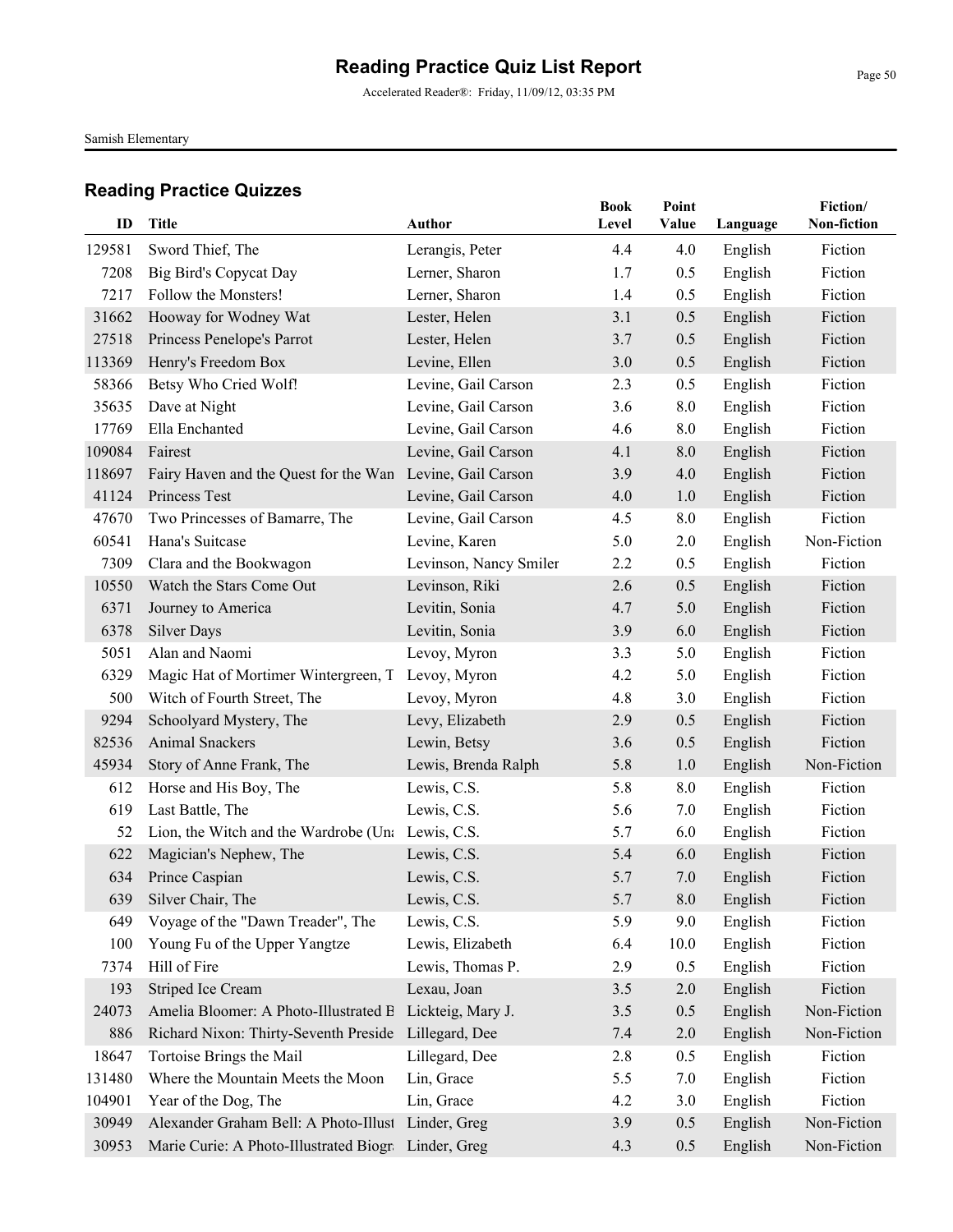# Reading Practice Quiz List Report

Accelerated Reader®: Friday, 11/09/12, 03:35 PM

Samish Elementary

## Reading Practice Quizzes

| ID | Title | Author | Book Level | Point Value | Language | Fiction/ Non-fiction |
|---|---|---|---|---|---|---|
| 129581 | Sword Thief, The | Lerangis, Peter | 4.4 | 4.0 | English | Fiction |
| 7208 | Big Bird's Copycat Day | Lerner, Sharon | 1.7 | 0.5 | English | Fiction |
| 7217 | Follow the Monsters! | Lerner, Sharon | 1.4 | 0.5 | English | Fiction |
| 31662 | Hooway for Wodney Wat | Lester, Helen | 3.1 | 0.5 | English | Fiction |
| 27518 | Princess Penelope's Parrot | Lester, Helen | 3.7 | 0.5 | English | Fiction |
| 113369 | Henry's Freedom Box | Levine, Ellen | 3.0 | 0.5 | English | Fiction |
| 58366 | Betsy Who Cried Wolf! | Levine, Gail Carson | 2.3 | 0.5 | English | Fiction |
| 35635 | Dave at Night | Levine, Gail Carson | 3.6 | 8.0 | English | Fiction |
| 17769 | Ella Enchanted | Levine, Gail Carson | 4.6 | 8.0 | English | Fiction |
| 109084 | Fairest | Levine, Gail Carson | 4.1 | 8.0 | English | Fiction |
| 118697 | Fairy Haven and the Quest for the Wan | Levine, Gail Carson | 3.9 | 4.0 | English | Fiction |
| 41124 | Princess Test | Levine, Gail Carson | 4.0 | 1.0 | English | Fiction |
| 47670 | Two Princesses of Bamarre, The | Levine, Gail Carson | 4.5 | 8.0 | English | Fiction |
| 60541 | Hana's Suitcase | Levine, Karen | 5.0 | 2.0 | English | Non-Fiction |
| 7309 | Clara and the Bookwagon | Levinson, Nancy Smiler | 2.2 | 0.5 | English | Fiction |
| 10550 | Watch the Stars Come Out | Levinson, Riki | 2.6 | 0.5 | English | Fiction |
| 6371 | Journey to America | Levitin, Sonia | 4.7 | 5.0 | English | Fiction |
| 6378 | Silver Days | Levitin, Sonia | 3.9 | 6.0 | English | Fiction |
| 5051 | Alan and Naomi | Levoy, Myron | 3.3 | 5.0 | English | Fiction |
| 6329 | Magic Hat of Mortimer Wintergreen, T | Levoy, Myron | 4.2 | 5.0 | English | Fiction |
| 500 | Witch of Fourth Street, The | Levoy, Myron | 4.8 | 3.0 | English | Fiction |
| 9294 | Schoolyard Mystery, The | Levy, Elizabeth | 2.9 | 0.5 | English | Fiction |
| 82536 | Animal Snackers | Lewin, Betsy | 3.6 | 0.5 | English | Fiction |
| 45934 | Story of Anne Frank, The | Lewis, Brenda Ralph | 5.8 | 1.0 | English | Non-Fiction |
| 612 | Horse and His Boy, The | Lewis, C.S. | 5.8 | 8.0 | English | Fiction |
| 619 | Last Battle, The | Lewis, C.S. | 5.6 | 7.0 | English | Fiction |
| 52 | Lion, the Witch and the Wardrobe (Una | Lewis, C.S. | 5.7 | 6.0 | English | Fiction |
| 622 | Magician's Nephew, The | Lewis, C.S. | 5.4 | 6.0 | English | Fiction |
| 634 | Prince Caspian | Lewis, C.S. | 5.7 | 7.0 | English | Fiction |
| 639 | Silver Chair, The | Lewis, C.S. | 5.7 | 8.0 | English | Fiction |
| 649 | Voyage of the "Dawn Treader", The | Lewis, C.S. | 5.9 | 9.0 | English | Fiction |
| 100 | Young Fu of the Upper Yangtze | Lewis, Elizabeth | 6.4 | 10.0 | English | Fiction |
| 7374 | Hill of Fire | Lewis, Thomas P. | 2.9 | 0.5 | English | Fiction |
| 193 | Striped Ice Cream | Lexau, Joan | 3.5 | 2.0 | English | Fiction |
| 24073 | Amelia Bloomer: A Photo-Illustrated B | Lickteig, Mary J. | 3.5 | 0.5 | English | Non-Fiction |
| 886 | Richard Nixon: Thirty-Seventh Preside | Lillegard, Dee | 7.4 | 2.0 | English | Non-Fiction |
| 18647 | Tortoise Brings the Mail | Lillegard, Dee | 2.8 | 0.5 | English | Fiction |
| 131480 | Where the Mountain Meets the Moon | Lin, Grace | 5.5 | 7.0 | English | Fiction |
| 104901 | Year of the Dog, The | Lin, Grace | 4.2 | 3.0 | English | Fiction |
| 30949 | Alexander Graham Bell: A Photo-Illust | Linder, Greg | 3.9 | 0.5 | English | Non-Fiction |
| 30953 | Marie Curie: A Photo-Illustrated Biogr | Linder, Greg | 4.3 | 0.5 | English | Non-Fiction |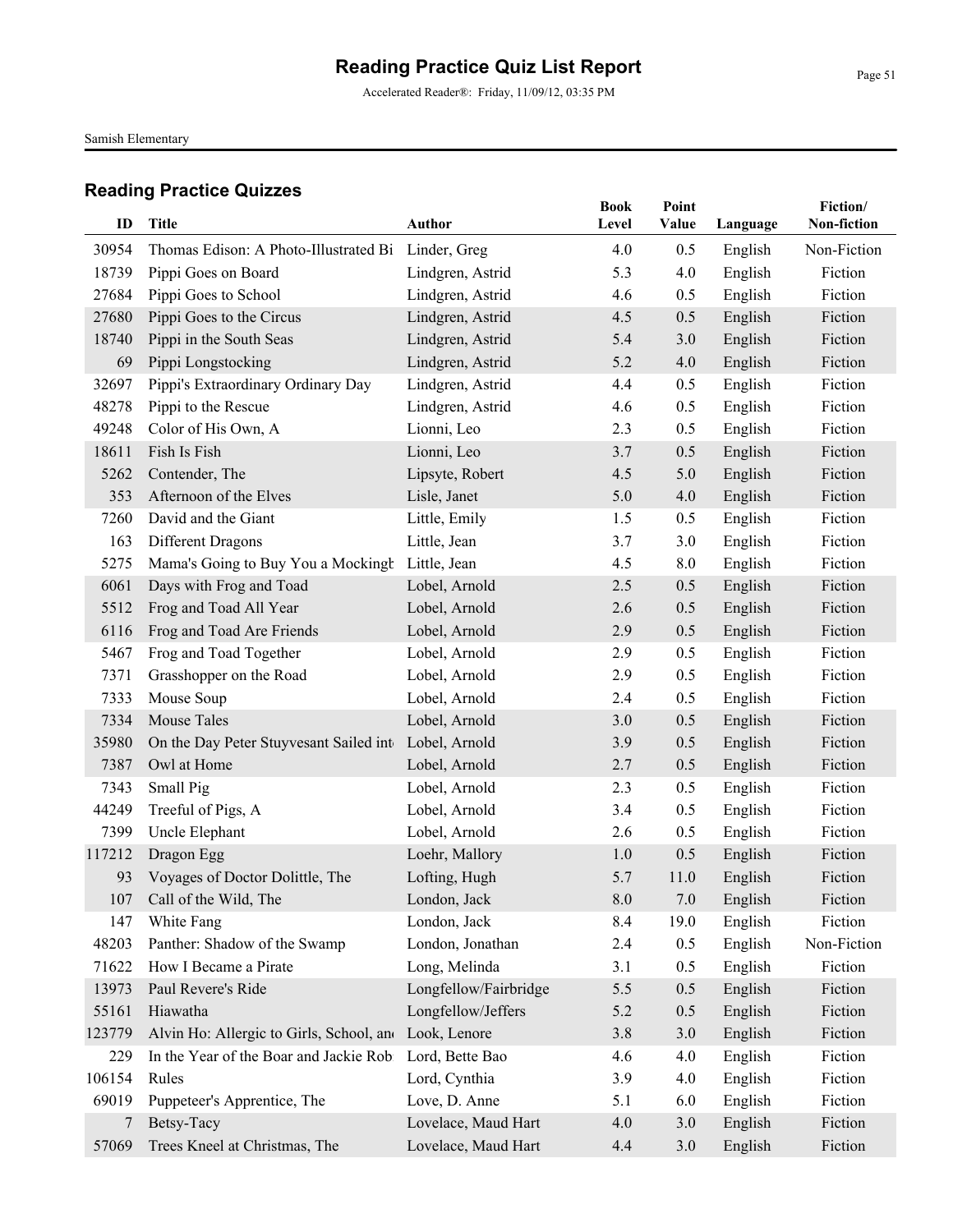# Reading Practice Quiz List Report

Accelerated Reader®: Friday, 11/09/12, 03:35 PM

Samish Elementary

## Reading Practice Quizzes

| ID | Title | Author | Book Level | Point Value | Language | Fiction/ Non-fiction |
|---|---|---|---|---|---|---|
| 30954 | Thomas Edison: A Photo-Illustrated Bi | Linder, Greg | 4.0 | 0.5 | English | Non-Fiction |
| 18739 | Pippi Goes on Board | Lindgren, Astrid | 5.3 | 4.0 | English | Fiction |
| 27684 | Pippi Goes to School | Lindgren, Astrid | 4.6 | 0.5 | English | Fiction |
| 27680 | Pippi Goes to the Circus | Lindgren, Astrid | 4.5 | 0.5 | English | Fiction |
| 18740 | Pippi in the South Seas | Lindgren, Astrid | 5.4 | 3.0 | English | Fiction |
| 69 | Pippi Longstocking | Lindgren, Astrid | 5.2 | 4.0 | English | Fiction |
| 32697 | Pippi's Extraordinary Ordinary Day | Lindgren, Astrid | 4.4 | 0.5 | English | Fiction |
| 48278 | Pippi to the Rescue | Lindgren, Astrid | 4.6 | 0.5 | English | Fiction |
| 49248 | Color of His Own, A | Lionni, Leo | 2.3 | 0.5 | English | Fiction |
| 18611 | Fish Is Fish | Lionni, Leo | 3.7 | 0.5 | English | Fiction |
| 5262 | Contender, The | Lipsyte, Robert | 4.5 | 5.0 | English | Fiction |
| 353 | Afternoon of the Elves | Lisle, Janet | 5.0 | 4.0 | English | Fiction |
| 7260 | David and the Giant | Little, Emily | 1.5 | 0.5 | English | Fiction |
| 163 | Different Dragons | Little, Jean | 3.7 | 3.0 | English | Fiction |
| 5275 | Mama's Going to Buy You a Mockingb | Little, Jean | 4.5 | 8.0 | English | Fiction |
| 6061 | Days with Frog and Toad | Lobel, Arnold | 2.5 | 0.5 | English | Fiction |
| 5512 | Frog and Toad All Year | Lobel, Arnold | 2.6 | 0.5 | English | Fiction |
| 6116 | Frog and Toad Are Friends | Lobel, Arnold | 2.9 | 0.5 | English | Fiction |
| 5467 | Frog and Toad Together | Lobel, Arnold | 2.9 | 0.5 | English | Fiction |
| 7371 | Grasshopper on the Road | Lobel, Arnold | 2.9 | 0.5 | English | Fiction |
| 7333 | Mouse Soup | Lobel, Arnold | 2.4 | 0.5 | English | Fiction |
| 7334 | Mouse Tales | Lobel, Arnold | 3.0 | 0.5 | English | Fiction |
| 35980 | On the Day Peter Stuyvesant Sailed int | Lobel, Arnold | 3.9 | 0.5 | English | Fiction |
| 7387 | Owl at Home | Lobel, Arnold | 2.7 | 0.5 | English | Fiction |
| 7343 | Small Pig | Lobel, Arnold | 2.3 | 0.5 | English | Fiction |
| 44249 | Treeful of Pigs, A | Lobel, Arnold | 3.4 | 0.5 | English | Fiction |
| 7399 | Uncle Elephant | Lobel, Arnold | 2.6 | 0.5 | English | Fiction |
| 117212 | Dragon Egg | Loehr, Mallory | 1.0 | 0.5 | English | Fiction |
| 93 | Voyages of Doctor Dolittle, The | Lofting, Hugh | 5.7 | 11.0 | English | Fiction |
| 107 | Call of the Wild, The | London, Jack | 8.0 | 7.0 | English | Fiction |
| 147 | White Fang | London, Jack | 8.4 | 19.0 | English | Fiction |
| 48203 | Panther: Shadow of the Swamp | London, Jonathan | 2.4 | 0.5 | English | Non-Fiction |
| 71622 | How I Became a Pirate | Long, Melinda | 3.1 | 0.5 | English | Fiction |
| 13973 | Paul Revere's Ride | Longfellow/Fairbridge | 5.5 | 0.5 | English | Fiction |
| 55161 | Hiawatha | Longfellow/Jeffers | 5.2 | 0.5 | English | Fiction |
| 123779 | Alvin Ho: Allergic to Girls, School, and | Look, Lenore | 3.8 | 3.0 | English | Fiction |
| 229 | In the Year of the Boar and Jackie Rob | Lord, Bette Bao | 4.6 | 4.0 | English | Fiction |
| 106154 | Rules | Lord, Cynthia | 3.9 | 4.0 | English | Fiction |
| 69019 | Puppeteer's Apprentice, The | Love, D. Anne | 5.1 | 6.0 | English | Fiction |
| 7 | Betsy-Tacy | Lovelace, Maud Hart | 4.0 | 3.0 | English | Fiction |
| 57069 | Trees Kneel at Christmas, The | Lovelace, Maud Hart | 4.4 | 3.0 | English | Fiction |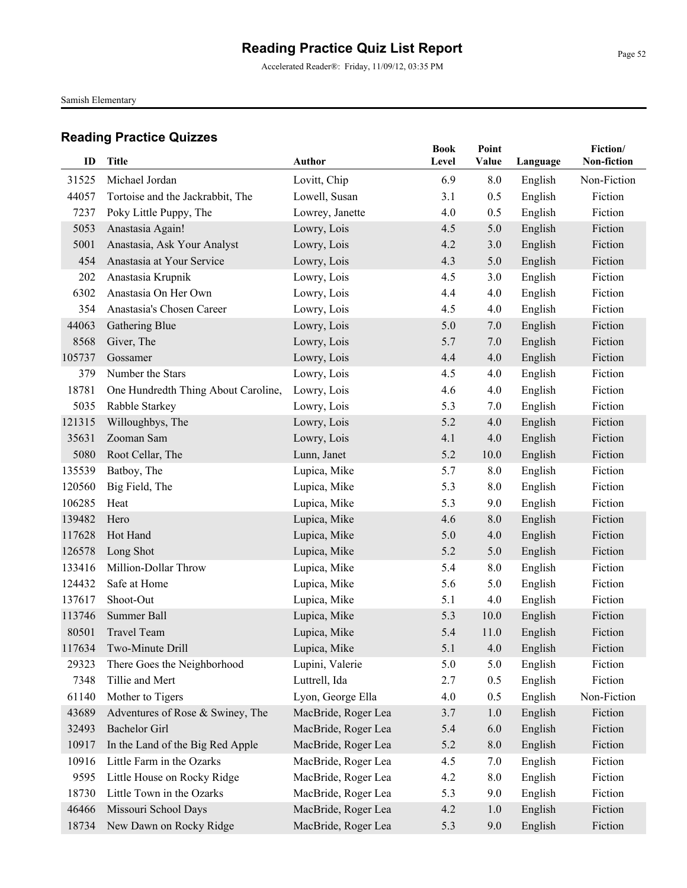# Reading Practice Quiz List Report

Accelerated Reader®: Friday, 11/09/12, 03:35 PM

Samish Elementary

## Reading Practice Quizzes

| ID | Title | Author | Book Level | Point Value | Language | Fiction/ Non-fiction |
|---|---|---|---|---|---|---|
| 31525 | Michael Jordan | Lovitt, Chip | 6.9 | 8.0 | English | Non-Fiction |
| 44057 | Tortoise and the Jackrabbit, The | Lowell, Susan | 3.1 | 0.5 | English | Fiction |
| 7237 | Poky Little Puppy, The | Lowrey, Janette | 4.0 | 0.5 | English | Fiction |
| 5053 | Anastasia Again! | Lowry, Lois | 4.5 | 5.0 | English | Fiction |
| 5001 | Anastasia, Ask Your Analyst | Lowry, Lois | 4.2 | 3.0 | English | Fiction |
| 454 | Anastasia at Your Service | Lowry, Lois | 4.3 | 5.0 | English | Fiction |
| 202 | Anastasia Krupnik | Lowry, Lois | 4.5 | 3.0 | English | Fiction |
| 6302 | Anastasia On Her Own | Lowry, Lois | 4.4 | 4.0 | English | Fiction |
| 354 | Anastasia's Chosen Career | Lowry, Lois | 4.5 | 4.0 | English | Fiction |
| 44063 | Gathering Blue | Lowry, Lois | 5.0 | 7.0 | English | Fiction |
| 8568 | Giver, The | Lowry, Lois | 5.7 | 7.0 | English | Fiction |
| 105737 | Gossamer | Lowry, Lois | 4.4 | 4.0 | English | Fiction |
| 379 | Number the Stars | Lowry, Lois | 4.5 | 4.0 | English | Fiction |
| 18781 | One Hundredth Thing About Caroline, | Lowry, Lois | 4.6 | 4.0 | English | Fiction |
| 5035 | Rabble Starkey | Lowry, Lois | 5.3 | 7.0 | English | Fiction |
| 121315 | Willoughbys, The | Lowry, Lois | 5.2 | 4.0 | English | Fiction |
| 35631 | Zooman Sam | Lowry, Lois | 4.1 | 4.0 | English | Fiction |
| 5080 | Root Cellar, The | Lunn, Janet | 5.2 | 10.0 | English | Fiction |
| 135539 | Batboy, The | Lupica, Mike | 5.7 | 8.0 | English | Fiction |
| 120560 | Big Field, The | Lupica, Mike | 5.3 | 8.0 | English | Fiction |
| 106285 | Heat | Lupica, Mike | 5.3 | 9.0 | English | Fiction |
| 139482 | Hero | Lupica, Mike | 4.6 | 8.0 | English | Fiction |
| 117628 | Hot Hand | Lupica, Mike | 5.0 | 4.0 | English | Fiction |
| 126578 | Long Shot | Lupica, Mike | 5.2 | 5.0 | English | Fiction |
| 133416 | Million-Dollar Throw | Lupica, Mike | 5.4 | 8.0 | English | Fiction |
| 124432 | Safe at Home | Lupica, Mike | 5.6 | 5.0 | English | Fiction |
| 137617 | Shoot-Out | Lupica, Mike | 5.1 | 4.0 | English | Fiction |
| 113746 | Summer Ball | Lupica, Mike | 5.3 | 10.0 | English | Fiction |
| 80501 | Travel Team | Lupica, Mike | 5.4 | 11.0 | English | Fiction |
| 117634 | Two-Minute Drill | Lupica, Mike | 5.1 | 4.0 | English | Fiction |
| 29323 | There Goes the Neighborhood | Lupini, Valerie | 5.0 | 5.0 | English | Fiction |
| 7348 | Tillie and Mert | Luttrell, Ida | 2.7 | 0.5 | English | Fiction |
| 61140 | Mother to Tigers | Lyon, George Ella | 4.0 | 0.5 | English | Non-Fiction |
| 43689 | Adventures of Rose & Swiney, The | MacBride, Roger Lea | 3.7 | 1.0 | English | Fiction |
| 32493 | Bachelor Girl | MacBride, Roger Lea | 5.4 | 6.0 | English | Fiction |
| 10917 | In the Land of the Big Red Apple | MacBride, Roger Lea | 5.2 | 8.0 | English | Fiction |
| 10916 | Little Farm in the Ozarks | MacBride, Roger Lea | 4.5 | 7.0 | English | Fiction |
| 9595 | Little House on Rocky Ridge | MacBride, Roger Lea | 4.2 | 8.0 | English | Fiction |
| 18730 | Little Town in the Ozarks | MacBride, Roger Lea | 5.3 | 9.0 | English | Fiction |
| 46466 | Missouri School Days | MacBride, Roger Lea | 4.2 | 1.0 | English | Fiction |
| 18734 | New Dawn on Rocky Ridge | MacBride, Roger Lea | 5.3 | 9.0 | English | Fiction |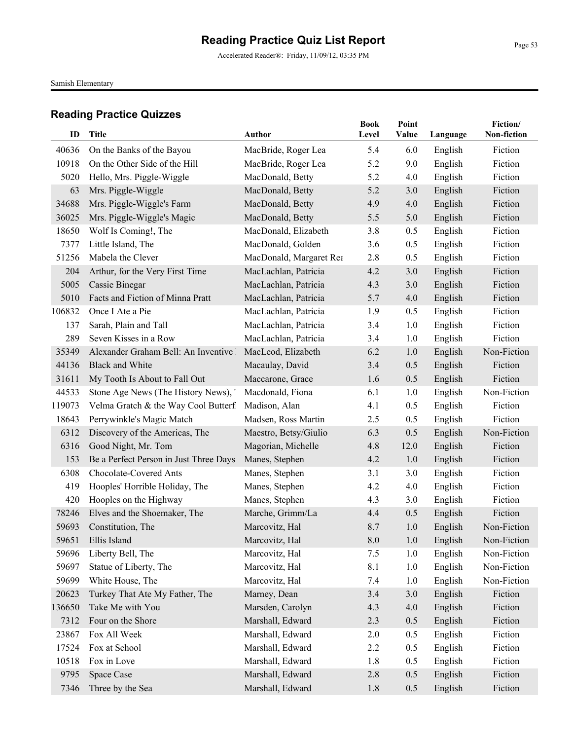# Reading Practice Quiz List Report

Accelerated Reader®: Friday, 11/09/12, 03:35 PM

Samish Elementary

## Reading Practice Quizzes

| ID | Title | Author | Book Level | Point Value | Language | Fiction/ Non-fiction |
|---|---|---|---|---|---|---|
| 40636 | On the Banks of the Bayou | MacBride, Roger Lea | 5.4 | 6.0 | English | Fiction |
| 10918 | On the Other Side of the Hill | MacBride, Roger Lea | 5.2 | 9.0 | English | Fiction |
| 5020 | Hello, Mrs. Piggle-Wiggle | MacDonald, Betty | 5.2 | 4.0 | English | Fiction |
| 63 | Mrs. Piggle-Wiggle | MacDonald, Betty | 5.2 | 3.0 | English | Fiction |
| 34688 | Mrs. Piggle-Wiggle's Farm | MacDonald, Betty | 4.9 | 4.0 | English | Fiction |
| 36025 | Mrs. Piggle-Wiggle's Magic | MacDonald, Betty | 5.5 | 5.0 | English | Fiction |
| 18650 | Wolf Is Coming!, The | MacDonald, Elizabeth | 3.8 | 0.5 | English | Fiction |
| 7377 | Little Island, The | MacDonald, Golden | 3.6 | 0.5 | English | Fiction |
| 51256 | Mabela the Clever | MacDonald, Margaret Rea | 2.8 | 0.5 | English | Fiction |
| 204 | Arthur, for the Very First Time | MacLachlan, Patricia | 4.2 | 3.0 | English | Fiction |
| 5005 | Cassie Binegar | MacLachlan, Patricia | 4.3 | 3.0 | English | Fiction |
| 5010 | Facts and Fiction of Minna Pratt | MacLachlan, Patricia | 5.7 | 4.0 | English | Fiction |
| 106832 | Once I Ate a Pie | MacLachlan, Patricia | 1.9 | 0.5 | English | Fiction |
| 137 | Sarah, Plain and Tall | MacLachlan, Patricia | 3.4 | 1.0 | English | Fiction |
| 289 | Seven Kisses in a Row | MacLachlan, Patricia | 3.4 | 1.0 | English | Fiction |
| 35349 | Alexander Graham Bell: An Inventive | MacLeod, Elizabeth | 6.2 | 1.0 | English | Non-Fiction |
| 44136 | Black and White | Macaulay, David | 3.4 | 0.5 | English | Fiction |
| 31611 | My Tooth Is About to Fall Out | Maccarone, Grace | 1.6 | 0.5 | English | Fiction |
| 44533 | Stone Age News (The History News), | Macdonald, Fiona | 6.1 | 1.0 | English | Non-Fiction |
| 119073 | Velma Gratch & the Way Cool Butterfl | Madison, Alan | 4.1 | 0.5 | English | Fiction |
| 18643 | Perrywinkle's Magic Match | Madsen, Ross Martin | 2.5 | 0.5 | English | Fiction |
| 6312 | Discovery of the Americas, The | Maestro, Betsy/Giulio | 6.3 | 0.5 | English | Non-Fiction |
| 6316 | Good Night, Mr. Tom | Magorian, Michelle | 4.8 | 12.0 | English | Fiction |
| 153 | Be a Perfect Person in Just Three Days | Manes, Stephen | 4.2 | 1.0 | English | Fiction |
| 6308 | Chocolate-Covered Ants | Manes, Stephen | 3.1 | 3.0 | English | Fiction |
| 419 | Hooples' Horrible Holiday, The | Manes, Stephen | 4.2 | 4.0 | English | Fiction |
| 420 | Hooples on the Highway | Manes, Stephen | 4.3 | 3.0 | English | Fiction |
| 78246 | Elves and the Shoemaker, The | Marche, Grimm/La | 4.4 | 0.5 | English | Fiction |
| 59693 | Constitution, The | Marcovitz, Hal | 8.7 | 1.0 | English | Non-Fiction |
| 59651 | Ellis Island | Marcovitz, Hal | 8.0 | 1.0 | English | Non-Fiction |
| 59696 | Liberty Bell, The | Marcovitz, Hal | 7.5 | 1.0 | English | Non-Fiction |
| 59697 | Statue of Liberty, The | Marcovitz, Hal | 8.1 | 1.0 | English | Non-Fiction |
| 59699 | White House, The | Marcovitz, Hal | 7.4 | 1.0 | English | Non-Fiction |
| 20623 | Turkey That Ate My Father, The | Marney, Dean | 3.4 | 3.0 | English | Fiction |
| 136650 | Take Me with You | Marsden, Carolyn | 4.3 | 4.0 | English | Fiction |
| 7312 | Four on the Shore | Marshall, Edward | 2.3 | 0.5 | English | Fiction |
| 23867 | Fox All Week | Marshall, Edward | 2.0 | 0.5 | English | Fiction |
| 17524 | Fox at School | Marshall, Edward | 2.2 | 0.5 | English | Fiction |
| 10518 | Fox in Love | Marshall, Edward | 1.8 | 0.5 | English | Fiction |
| 9795 | Space Case | Marshall, Edward | 2.8 | 0.5 | English | Fiction |
| 7346 | Three by the Sea | Marshall, Edward | 1.8 | 0.5 | English | Fiction |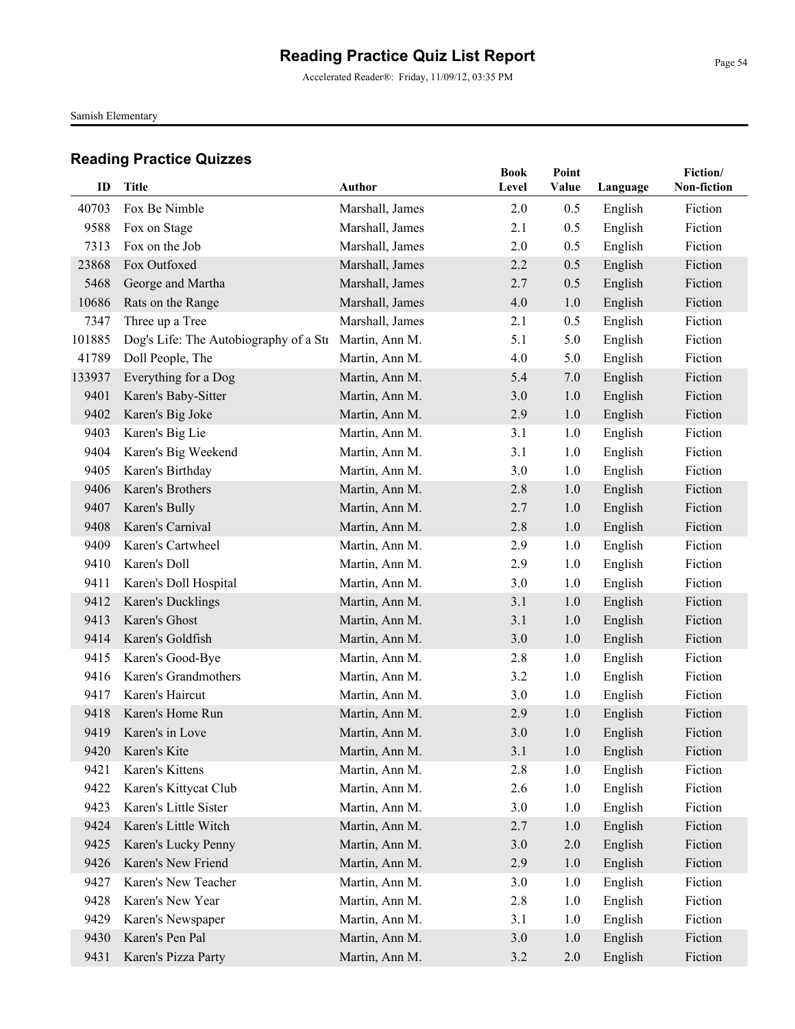# Reading Practice Quiz List Report

Accelerated Reader®: Friday, 11/09/12, 03:35 PM

Samish Elementary

## Reading Practice Quizzes

| ID | Title | Author | Book Level | Point Value | Language | Fiction/ Non-fiction |
|---|---|---|---|---|---|---|
| 40703 | Fox Be Nimble | Marshall, James | 2.0 | 0.5 | English | Fiction |
| 9588 | Fox on Stage | Marshall, James | 2.1 | 0.5 | English | Fiction |
| 7313 | Fox on the Job | Marshall, James | 2.0 | 0.5 | English | Fiction |
| 23868 | Fox Outfoxed | Marshall, James | 2.2 | 0.5 | English | Fiction |
| 5468 | George and Martha | Marshall, James | 2.7 | 0.5 | English | Fiction |
| 10686 | Rats on the Range | Marshall, James | 4.0 | 1.0 | English | Fiction |
| 7347 | Three up a Tree | Marshall, James | 2.1 | 0.5 | English | Fiction |
| 101885 | Dog's Life: The Autobiography of a Str | Martin, Ann M. | 5.1 | 5.0 | English | Fiction |
| 41789 | Doll People, The | Martin, Ann M. | 4.0 | 5.0 | English | Fiction |
| 133937 | Everything for a Dog | Martin, Ann M. | 5.4 | 7.0 | English | Fiction |
| 9401 | Karen's Baby-Sitter | Martin, Ann M. | 3.0 | 1.0 | English | Fiction |
| 9402 | Karen's Big Joke | Martin, Ann M. | 2.9 | 1.0 | English | Fiction |
| 9403 | Karen's Big Lie | Martin, Ann M. | 3.1 | 1.0 | English | Fiction |
| 9404 | Karen's Big Weekend | Martin, Ann M. | 3.1 | 1.0 | English | Fiction |
| 9405 | Karen's Birthday | Martin, Ann M. | 3.0 | 1.0 | English | Fiction |
| 9406 | Karen's Brothers | Martin, Ann M. | 2.8 | 1.0 | English | Fiction |
| 9407 | Karen's Bully | Martin, Ann M. | 2.7 | 1.0 | English | Fiction |
| 9408 | Karen's Carnival | Martin, Ann M. | 2.8 | 1.0 | English | Fiction |
| 9409 | Karen's Cartwheel | Martin, Ann M. | 2.9 | 1.0 | English | Fiction |
| 9410 | Karen's Doll | Martin, Ann M. | 2.9 | 1.0 | English | Fiction |
| 9411 | Karen's Doll Hospital | Martin, Ann M. | 3.0 | 1.0 | English | Fiction |
| 9412 | Karen's Ducklings | Martin, Ann M. | 3.1 | 1.0 | English | Fiction |
| 9413 | Karen's Ghost | Martin, Ann M. | 3.1 | 1.0 | English | Fiction |
| 9414 | Karen's Goldfish | Martin, Ann M. | 3.0 | 1.0 | English | Fiction |
| 9415 | Karen's Good-Bye | Martin, Ann M. | 2.8 | 1.0 | English | Fiction |
| 9416 | Karen's Grandmothers | Martin, Ann M. | 3.2 | 1.0 | English | Fiction |
| 9417 | Karen's Haircut | Martin, Ann M. | 3.0 | 1.0 | English | Fiction |
| 9418 | Karen's Home Run | Martin, Ann M. | 2.9 | 1.0 | English | Fiction |
| 9419 | Karen's in Love | Martin, Ann M. | 3.0 | 1.0 | English | Fiction |
| 9420 | Karen's Kite | Martin, Ann M. | 3.1 | 1.0 | English | Fiction |
| 9421 | Karen's Kittens | Martin, Ann M. | 2.8 | 1.0 | English | Fiction |
| 9422 | Karen's Kittycat Club | Martin, Ann M. | 2.6 | 1.0 | English | Fiction |
| 9423 | Karen's Little Sister | Martin, Ann M. | 3.0 | 1.0 | English | Fiction |
| 9424 | Karen's Little Witch | Martin, Ann M. | 2.7 | 1.0 | English | Fiction |
| 9425 | Karen's Lucky Penny | Martin, Ann M. | 3.0 | 2.0 | English | Fiction |
| 9426 | Karen's New Friend | Martin, Ann M. | 2.9 | 1.0 | English | Fiction |
| 9427 | Karen's New Teacher | Martin, Ann M. | 3.0 | 1.0 | English | Fiction |
| 9428 | Karen's New Year | Martin, Ann M. | 2.8 | 1.0 | English | Fiction |
| 9429 | Karen's Newspaper | Martin, Ann M. | 3.1 | 1.0 | English | Fiction |
| 9430 | Karen's Pen Pal | Martin, Ann M. | 3.0 | 1.0 | English | Fiction |
| 9431 | Karen's Pizza Party | Martin, Ann M. | 3.2 | 2.0 | English | Fiction |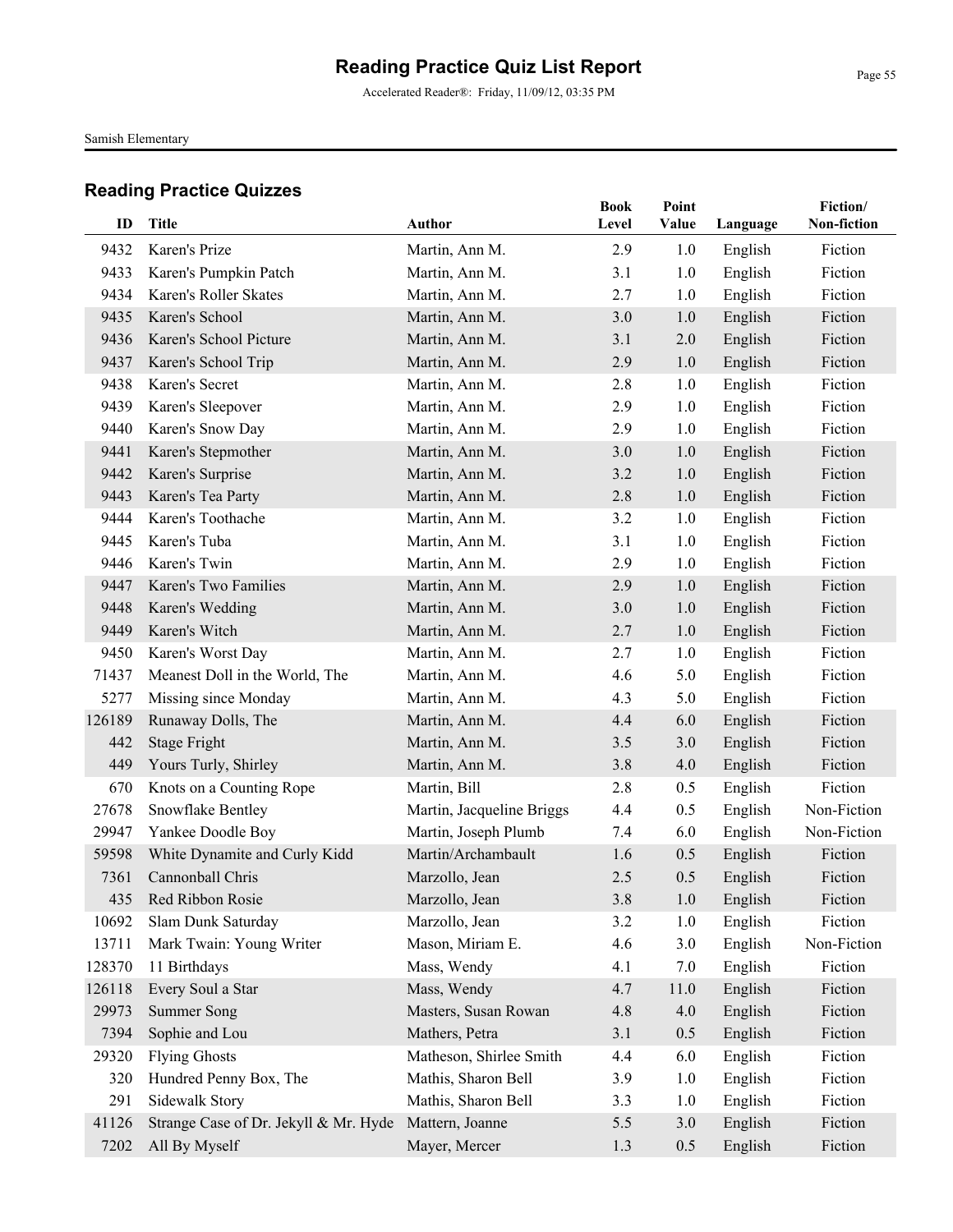# Reading Practice Quiz List Report

Accelerated Reader®: Friday, 11/09/12, 03:35 PM

Samish Elementary

## Reading Practice Quizzes

| ID | Title | Author | Book Level | Point Value | Language | Fiction/ Non-fiction |
|---|---|---|---|---|---|---|
| 9432 | Karen's Prize | Martin, Ann M. | 2.9 | 1.0 | English | Fiction |
| 9433 | Karen's Pumpkin Patch | Martin, Ann M. | 3.1 | 1.0 | English | Fiction |
| 9434 | Karen's Roller Skates | Martin, Ann M. | 2.7 | 1.0 | English | Fiction |
| 9435 | Karen's School | Martin, Ann M. | 3.0 | 1.0 | English | Fiction |
| 9436 | Karen's School Picture | Martin, Ann M. | 3.1 | 2.0 | English | Fiction |
| 9437 | Karen's School Trip | Martin, Ann M. | 2.9 | 1.0 | English | Fiction |
| 9438 | Karen's Secret | Martin, Ann M. | 2.8 | 1.0 | English | Fiction |
| 9439 | Karen's Sleepover | Martin, Ann M. | 2.9 | 1.0 | English | Fiction |
| 9440 | Karen's Snow Day | Martin, Ann M. | 2.9 | 1.0 | English | Fiction |
| 9441 | Karen's Stepmother | Martin, Ann M. | 3.0 | 1.0 | English | Fiction |
| 9442 | Karen's Surprise | Martin, Ann M. | 3.2 | 1.0 | English | Fiction |
| 9443 | Karen's Tea Party | Martin, Ann M. | 2.8 | 1.0 | English | Fiction |
| 9444 | Karen's Toothache | Martin, Ann M. | 3.2 | 1.0 | English | Fiction |
| 9445 | Karen's Tuba | Martin, Ann M. | 3.1 | 1.0 | English | Fiction |
| 9446 | Karen's Twin | Martin, Ann M. | 2.9 | 1.0 | English | Fiction |
| 9447 | Karen's Two Families | Martin, Ann M. | 2.9 | 1.0 | English | Fiction |
| 9448 | Karen's Wedding | Martin, Ann M. | 3.0 | 1.0 | English | Fiction |
| 9449 | Karen's Witch | Martin, Ann M. | 2.7 | 1.0 | English | Fiction |
| 9450 | Karen's Worst Day | Martin, Ann M. | 2.7 | 1.0 | English | Fiction |
| 71437 | Meanest Doll in the World, The | Martin, Ann M. | 4.6 | 5.0 | English | Fiction |
| 5277 | Missing since Monday | Martin, Ann M. | 4.3 | 5.0 | English | Fiction |
| 126189 | Runaway Dolls, The | Martin, Ann M. | 4.4 | 6.0 | English | Fiction |
| 442 | Stage Fright | Martin, Ann M. | 3.5 | 3.0 | English | Fiction |
| 449 | Yours Turly, Shirley | Martin, Ann M. | 3.8 | 4.0 | English | Fiction |
| 670 | Knots on a Counting Rope | Martin, Bill | 2.8 | 0.5 | English | Fiction |
| 27678 | Snowflake Bentley | Martin, Jacqueline Briggs | 4.4 | 0.5 | English | Non-Fiction |
| 29947 | Yankee Doodle Boy | Martin, Joseph Plumb | 7.4 | 6.0 | English | Non-Fiction |
| 59598 | White Dynamite and Curly Kidd | Martin/Archambault | 1.6 | 0.5 | English | Fiction |
| 7361 | Cannonball Chris | Marzollo, Jean | 2.5 | 0.5 | English | Fiction |
| 435 | Red Ribbon Rosie | Marzollo, Jean | 3.8 | 1.0 | English | Fiction |
| 10692 | Slam Dunk Saturday | Marzollo, Jean | 3.2 | 1.0 | English | Fiction |
| 13711 | Mark Twain: Young Writer | Mason, Miriam E. | 4.6 | 3.0 | English | Non-Fiction |
| 128370 | 11 Birthdays | Mass, Wendy | 4.1 | 7.0 | English | Fiction |
| 126118 | Every Soul a Star | Mass, Wendy | 4.7 | 11.0 | English | Fiction |
| 29973 | Summer Song | Masters, Susan Rowan | 4.8 | 4.0 | English | Fiction |
| 7394 | Sophie and Lou | Mathers, Petra | 3.1 | 0.5 | English | Fiction |
| 29320 | Flying Ghosts | Matheson, Shirlee Smith | 4.4 | 6.0 | English | Fiction |
| 320 | Hundred Penny Box, The | Mathis, Sharon Bell | 3.9 | 1.0 | English | Fiction |
| 291 | Sidewalk Story | Mathis, Sharon Bell | 3.3 | 1.0 | English | Fiction |
| 41126 | Strange Case of Dr. Jekyll & Mr. Hyde | Mattern, Joanne | 5.5 | 3.0 | English | Fiction |
| 7202 | All By Myself | Mayer, Mercer | 1.3 | 0.5 | English | Fiction |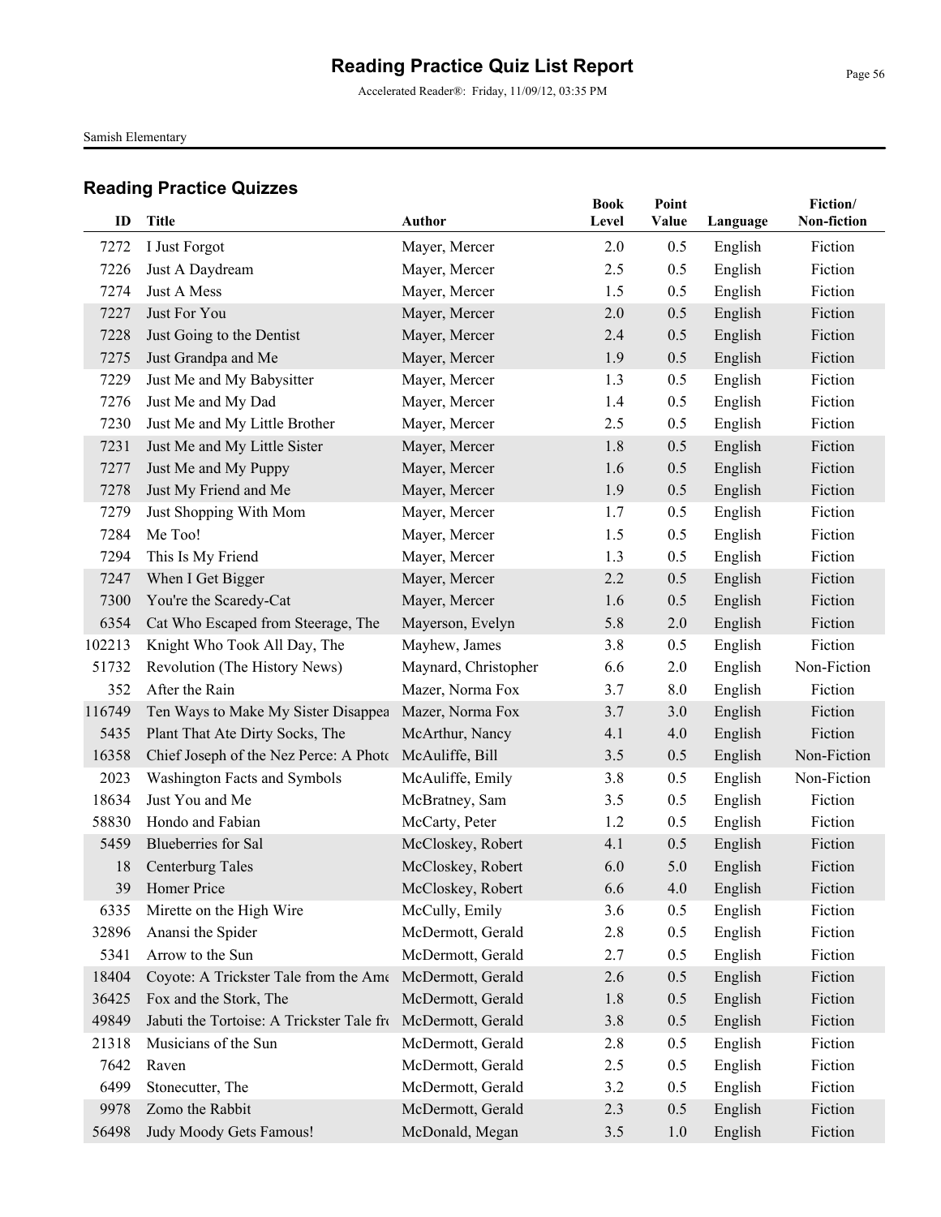# Reading Practice Quiz List Report

Accelerated Reader®: Friday, 11/09/12, 03:35 PM

Samish Elementary

## Reading Practice Quizzes

| ID | Title | Author | Book Level | Point Value | Language | Fiction/ Non-fiction |
|---|---|---|---|---|---|---|
| 7272 | I Just Forgot | Mayer, Mercer | 2.0 | 0.5 | English | Fiction |
| 7226 | Just A Daydream | Mayer, Mercer | 2.5 | 0.5 | English | Fiction |
| 7274 | Just A Mess | Mayer, Mercer | 1.5 | 0.5 | English | Fiction |
| 7227 | Just For You | Mayer, Mercer | 2.0 | 0.5 | English | Fiction |
| 7228 | Just Going to the Dentist | Mayer, Mercer | 2.4 | 0.5 | English | Fiction |
| 7275 | Just Grandpa and Me | Mayer, Mercer | 1.9 | 0.5 | English | Fiction |
| 7229 | Just Me and My Babysitter | Mayer, Mercer | 1.3 | 0.5 | English | Fiction |
| 7276 | Just Me and My Dad | Mayer, Mercer | 1.4 | 0.5 | English | Fiction |
| 7230 | Just Me and My Little Brother | Mayer, Mercer | 2.5 | 0.5 | English | Fiction |
| 7231 | Just Me and My Little Sister | Mayer, Mercer | 1.8 | 0.5 | English | Fiction |
| 7277 | Just Me and My Puppy | Mayer, Mercer | 1.6 | 0.5 | English | Fiction |
| 7278 | Just My Friend and Me | Mayer, Mercer | 1.9 | 0.5 | English | Fiction |
| 7279 | Just Shopping With Mom | Mayer, Mercer | 1.7 | 0.5 | English | Fiction |
| 7284 | Me Too! | Mayer, Mercer | 1.5 | 0.5 | English | Fiction |
| 7294 | This Is My Friend | Mayer, Mercer | 1.3 | 0.5 | English | Fiction |
| 7247 | When I Get Bigger | Mayer, Mercer | 2.2 | 0.5 | English | Fiction |
| 7300 | You're the Scaredy-Cat | Mayer, Mercer | 1.6 | 0.5 | English | Fiction |
| 6354 | Cat Who Escaped from Steerage, The | Mayerson, Evelyn | 5.8 | 2.0 | English | Fiction |
| 102213 | Knight Who Took All Day, The | Mayhew, James | 3.8 | 0.5 | English | Fiction |
| 51732 | Revolution (The History News) | Maynard, Christopher | 6.6 | 2.0 | English | Non-Fiction |
| 352 | After the Rain | Mazer, Norma Fox | 3.7 | 8.0 | English | Fiction |
| 116749 | Ten Ways to Make My Sister Disappea | Mazer, Norma Fox | 3.7 | 3.0 | English | Fiction |
| 5435 | Plant That Ate Dirty Socks, The | McArthur, Nancy | 4.1 | 4.0 | English | Fiction |
| 16358 | Chief Joseph of the Nez Perce: A Photo | McAuliffe, Bill | 3.5 | 0.5 | English | Non-Fiction |
| 2023 | Washington Facts and Symbols | McAuliffe, Emily | 3.8 | 0.5 | English | Non-Fiction |
| 18634 | Just You and Me | McBratney, Sam | 3.5 | 0.5 | English | Fiction |
| 58830 | Hondo and Fabian | McCarty, Peter | 1.2 | 0.5 | English | Fiction |
| 5459 | Blueberries for Sal | McCloskey, Robert | 4.1 | 0.5 | English | Fiction |
| 18 | Centerburg Tales | McCloskey, Robert | 6.0 | 5.0 | English | Fiction |
| 39 | Homer Price | McCloskey, Robert | 6.6 | 4.0 | English | Fiction |
| 6335 | Mirette on the High Wire | McCully, Emily | 3.6 | 0.5 | English | Fiction |
| 32896 | Anansi the Spider | McDermott, Gerald | 2.8 | 0.5 | English | Fiction |
| 5341 | Arrow to the Sun | McDermott, Gerald | 2.7 | 0.5 | English | Fiction |
| 18404 | Coyote: A Trickster Tale from the Ame | McDermott, Gerald | 2.6 | 0.5 | English | Fiction |
| 36425 | Fox and the Stork, The | McDermott, Gerald | 1.8 | 0.5 | English | Fiction |
| 49849 | Jabuti the Tortoise: A Trickster Tale fro | McDermott, Gerald | 3.8 | 0.5 | English | Fiction |
| 21318 | Musicians of the Sun | McDermott, Gerald | 2.8 | 0.5 | English | Fiction |
| 7642 | Raven | McDermott, Gerald | 2.5 | 0.5 | English | Fiction |
| 6499 | Stonecutter, The | McDermott, Gerald | 3.2 | 0.5 | English | Fiction |
| 9978 | Zomo the Rabbit | McDermott, Gerald | 2.3 | 0.5 | English | Fiction |
| 56498 | Judy Moody Gets Famous! | McDonald, Megan | 3.5 | 1.0 | English | Fiction |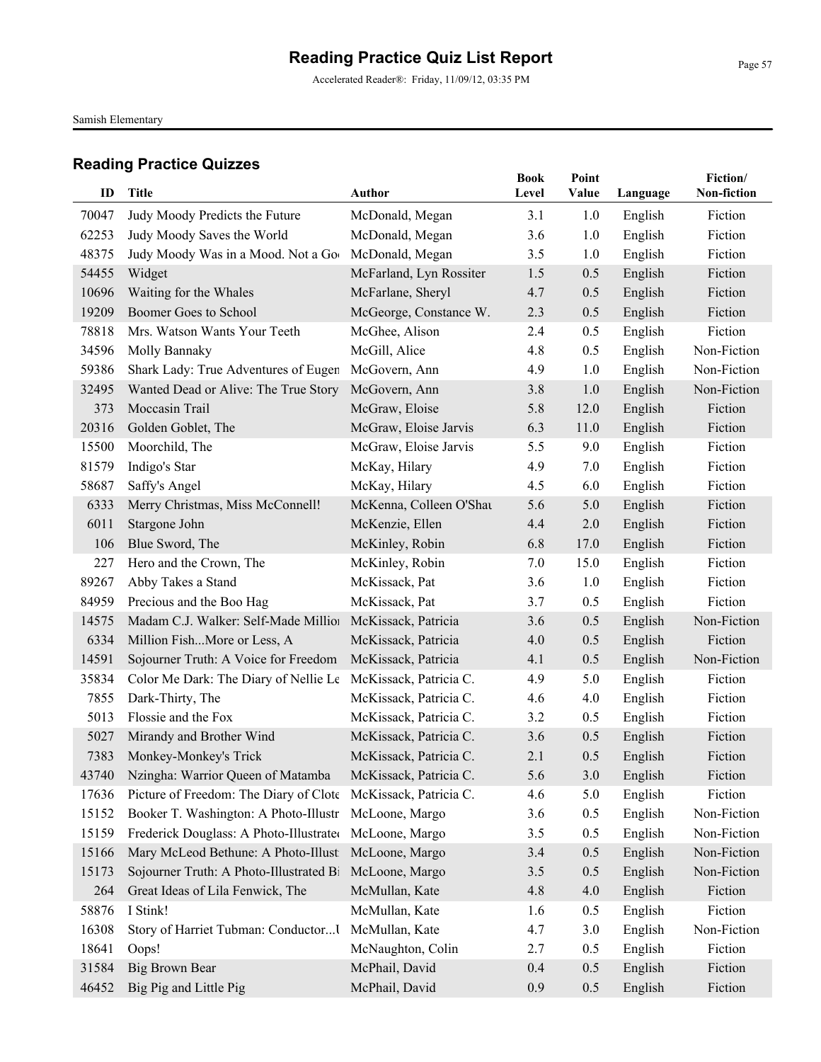# Reading Practice Quiz List Report

Accelerated Reader®: Friday, 11/09/12, 03:35 PM

Samish Elementary

## Reading Practice Quizzes

| ID | Title | Author | Book Level | Point Value | Language | Fiction/ Non-fiction |
|---|---|---|---|---|---|---|
| 70047 | Judy Moody Predicts the Future | McDonald, Megan | 3.1 | 1.0 | English | Fiction |
| 62253 | Judy Moody Saves the World | McDonald, Megan | 3.6 | 1.0 | English | Fiction |
| 48375 | Judy Moody Was in a Mood. Not a Go | McDonald, Megan | 3.5 | 1.0 | English | Fiction |
| 54455 | Widget | McFarland, Lyn Rossiter | 1.5 | 0.5 | English | Fiction |
| 10696 | Waiting for the Whales | McFarlane, Sheryl | 4.7 | 0.5 | English | Fiction |
| 19209 | Boomer Goes to School | McGeorge, Constance W. | 2.3 | 0.5 | English | Fiction |
| 78818 | Mrs. Watson Wants Your Teeth | McGhee, Alison | 2.4 | 0.5 | English | Fiction |
| 34596 | Molly Bannaky | McGill, Alice | 4.8 | 0.5 | English | Non-Fiction |
| 59386 | Shark Lady: True Adventures of Eugen | McGovern, Ann | 4.9 | 1.0 | English | Non-Fiction |
| 32495 | Wanted Dead or Alive: The True Story | McGovern, Ann | 3.8 | 1.0 | English | Non-Fiction |
| 373 | Moccasin Trail | McGraw, Eloise | 5.8 | 12.0 | English | Fiction |
| 20316 | Golden Goblet, The | McGraw, Eloise Jarvis | 6.3 | 11.0 | English | Fiction |
| 15500 | Moorchild, The | McGraw, Eloise Jarvis | 5.5 | 9.0 | English | Fiction |
| 81579 | Indigo's Star | McKay, Hilary | 4.9 | 7.0 | English | Fiction |
| 58687 | Saffy's Angel | McKay, Hilary | 4.5 | 6.0 | English | Fiction |
| 6333 | Merry Christmas, Miss McConnell! | McKenna, Colleen O'Shau | 5.6 | 5.0 | English | Fiction |
| 6011 | Stargone John | McKenzie, Ellen | 4.4 | 2.0 | English | Fiction |
| 106 | Blue Sword, The | McKinley, Robin | 6.8 | 17.0 | English | Fiction |
| 227 | Hero and the Crown, The | McKinley, Robin | 7.0 | 15.0 | English | Fiction |
| 89267 | Abby Takes a Stand | McKissack, Pat | 3.6 | 1.0 | English | Fiction |
| 84959 | Precious and the Boo Hag | McKissack, Pat | 3.7 | 0.5 | English | Fiction |
| 14575 | Madam C.J. Walker: Self-Made Millior | McKissack, Patricia | 3.6 | 0.5 | English | Non-Fiction |
| 6334 | Million Fish...More or Less, A | McKissack, Patricia | 4.0 | 0.5 | English | Fiction |
| 14591 | Sojourner Truth: A Voice for Freedom | McKissack, Patricia | 4.1 | 0.5 | English | Non-Fiction |
| 35834 | Color Me Dark: The Diary of Nellie Le | McKissack, Patricia C. | 4.9 | 5.0 | English | Fiction |
| 7855 | Dark-Thirty, The | McKissack, Patricia C. | 4.6 | 4.0 | English | Fiction |
| 5013 | Flossie and the Fox | McKissack, Patricia C. | 3.2 | 0.5 | English | Fiction |
| 5027 | Mirandy and Brother Wind | McKissack, Patricia C. | 3.6 | 0.5 | English | Fiction |
| 7383 | Monkey-Monkey's Trick | McKissack, Patricia C. | 2.1 | 0.5 | English | Fiction |
| 43740 | Nzingha: Warrior Queen of Matamba | McKissack, Patricia C. | 5.6 | 3.0 | English | Fiction |
| 17636 | Picture of Freedom: The Diary of Clote | McKissack, Patricia C. | 4.6 | 5.0 | English | Fiction |
| 15152 | Booker T. Washington: A Photo-Illustr | McLoone, Margo | 3.6 | 0.5 | English | Non-Fiction |
| 15159 | Frederick Douglass: A Photo-Illustrated | McLoone, Margo | 3.5 | 0.5 | English | Non-Fiction |
| 15166 | Mary McLeod Bethune: A Photo-Illust | McLoone, Margo | 3.4 | 0.5 | English | Non-Fiction |
| 15173 | Sojourner Truth: A Photo-Illustrated Bi | McLoone, Margo | 3.5 | 0.5 | English | Non-Fiction |
| 264 | Great Ideas of Lila Fenwick, The | McMullan, Kate | 4.8 | 4.0 | English | Fiction |
| 58876 | I Stink! | McMullan, Kate | 1.6 | 0.5 | English | Fiction |
| 16308 | Story of Harriet Tubman: Conductor...U | McMullan, Kate | 4.7 | 3.0 | English | Non-Fiction |
| 18641 | Oops! | McNaughton, Colin | 2.7 | 0.5 | English | Fiction |
| 31584 | Big Brown Bear | McPhail, David | 0.4 | 0.5 | English | Fiction |
| 46452 | Big Pig and Little Pig | McPhail, David | 0.9 | 0.5 | English | Fiction |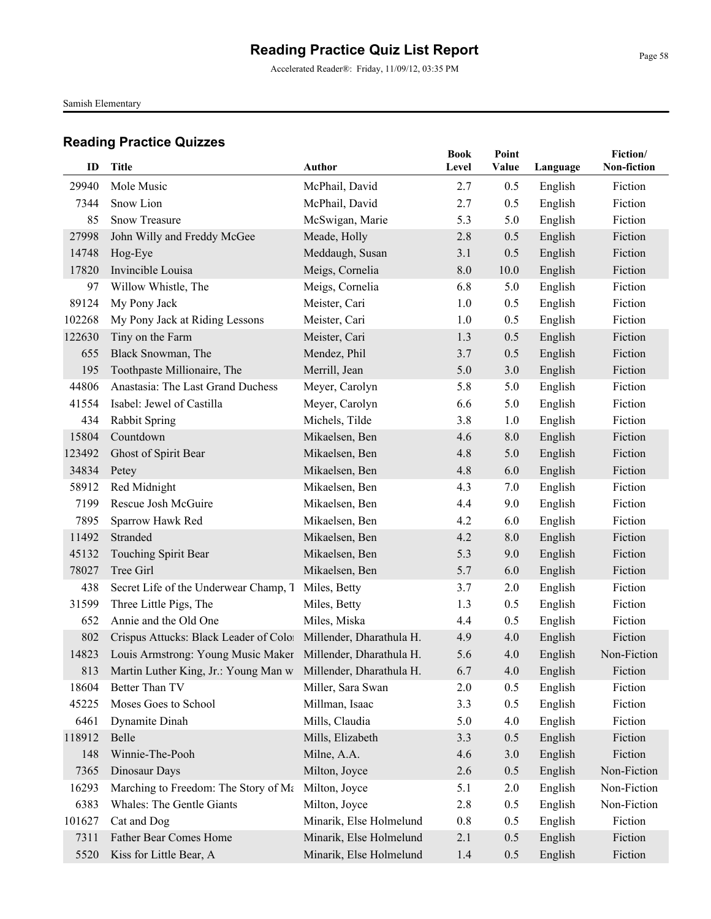# Reading Practice Quiz List Report

Accelerated Reader®: Friday, 11/09/12, 03:35 PM

Samish Elementary

## Reading Practice Quizzes

| ID | Title | Author | Book Level | Point Value | Language | Fiction/ Non-fiction |
|---|---|---|---|---|---|---|
| 29940 | Mole Music | McPhail, David | 2.7 | 0.5 | English | Fiction |
| 7344 | Snow Lion | McPhail, David | 2.7 | 0.5 | English | Fiction |
| 85 | Snow Treasure | McSwigan, Marie | 5.3 | 5.0 | English | Fiction |
| 27998 | John Willy and Freddy McGee | Meade, Holly | 2.8 | 0.5 | English | Fiction |
| 14748 | Hog-Eye | Meddaugh, Susan | 3.1 | 0.5 | English | Fiction |
| 17820 | Invincible Louisa | Meigs, Cornelia | 8.0 | 10.0 | English | Fiction |
| 97 | Willow Whistle, The | Meigs, Cornelia | 6.8 | 5.0 | English | Fiction |
| 89124 | My Pony Jack | Meister, Cari | 1.0 | 0.5 | English | Fiction |
| 102268 | My Pony Jack at Riding Lessons | Meister, Cari | 1.0 | 0.5 | English | Fiction |
| 122630 | Tiny on the Farm | Meister, Cari | 1.3 | 0.5 | English | Fiction |
| 655 | Black Snowman, The | Mendez, Phil | 3.7 | 0.5 | English | Fiction |
| 195 | Toothpaste Millionaire, The | Merrill, Jean | 5.0 | 3.0 | English | Fiction |
| 44806 | Anastasia: The Last Grand Duchess | Meyer, Carolyn | 5.8 | 5.0 | English | Fiction |
| 41554 | Isabel: Jewel of Castilla | Meyer, Carolyn | 6.6 | 5.0 | English | Fiction |
| 434 | Rabbit Spring | Michels, Tilde | 3.8 | 1.0 | English | Fiction |
| 15804 | Countdown | Mikaelsen, Ben | 4.6 | 8.0 | English | Fiction |
| 123492 | Ghost of Spirit Bear | Mikaelsen, Ben | 4.8 | 5.0 | English | Fiction |
| 34834 | Petey | Mikaelsen, Ben | 4.8 | 6.0 | English | Fiction |
| 58912 | Red Midnight | Mikaelsen, Ben | 4.3 | 7.0 | English | Fiction |
| 7199 | Rescue Josh McGuire | Mikaelsen, Ben | 4.4 | 9.0 | English | Fiction |
| 7895 | Sparrow Hawk Red | Mikaelsen, Ben | 4.2 | 6.0 | English | Fiction |
| 11492 | Stranded | Mikaelsen, Ben | 4.2 | 8.0 | English | Fiction |
| 45132 | Touching Spirit Bear | Mikaelsen, Ben | 5.3 | 9.0 | English | Fiction |
| 78027 | Tree Girl | Mikaelsen, Ben | 5.7 | 6.0 | English | Fiction |
| 438 | Secret Life of the Underwear Champ, T | Miles, Betty | 3.7 | 2.0 | English | Fiction |
| 31599 | Three Little Pigs, The | Miles, Betty | 1.3 | 0.5 | English | Fiction |
| 652 | Annie and the Old One | Miles, Miska | 4.4 | 0.5 | English | Fiction |
| 802 | Crispus Attucks: Black Leader of Colo | Millender, Dharathula H. | 4.9 | 4.0 | English | Fiction |
| 14823 | Louis Armstrong: Young Music Maker | Millender, Dharathula H. | 5.6 | 4.0 | English | Non-Fiction |
| 813 | Martin Luther King, Jr.: Young Man w | Millender, Dharathula H. | 6.7 | 4.0 | English | Fiction |
| 18604 | Better Than TV | Miller, Sara Swan | 2.0 | 0.5 | English | Fiction |
| 45225 | Moses Goes to School | Millman, Isaac | 3.3 | 0.5 | English | Fiction |
| 6461 | Dynamite Dinah | Mills, Claudia | 5.0 | 4.0 | English | Fiction |
| 118912 | Belle | Mills, Elizabeth | 3.3 | 0.5 | English | Fiction |
| 148 | Winnie-The-Pooh | Milne, A.A. | 4.6 | 3.0 | English | Fiction |
| 7365 | Dinosaur Days | Milton, Joyce | 2.6 | 0.5 | English | Non-Fiction |
| 16293 | Marching to Freedom: The Story of Ma | Milton, Joyce | 5.1 | 2.0 | English | Non-Fiction |
| 6383 | Whales: The Gentle Giants | Milton, Joyce | 2.8 | 0.5 | English | Non-Fiction |
| 101627 | Cat and Dog | Minarik, Else Holmelund | 0.8 | 0.5 | English | Fiction |
| 7311 | Father Bear Comes Home | Minarik, Else Holmelund | 2.1 | 0.5 | English | Fiction |
| 5520 | Kiss for Little Bear, A | Minarik, Else Holmelund | 1.4 | 0.5 | English | Fiction |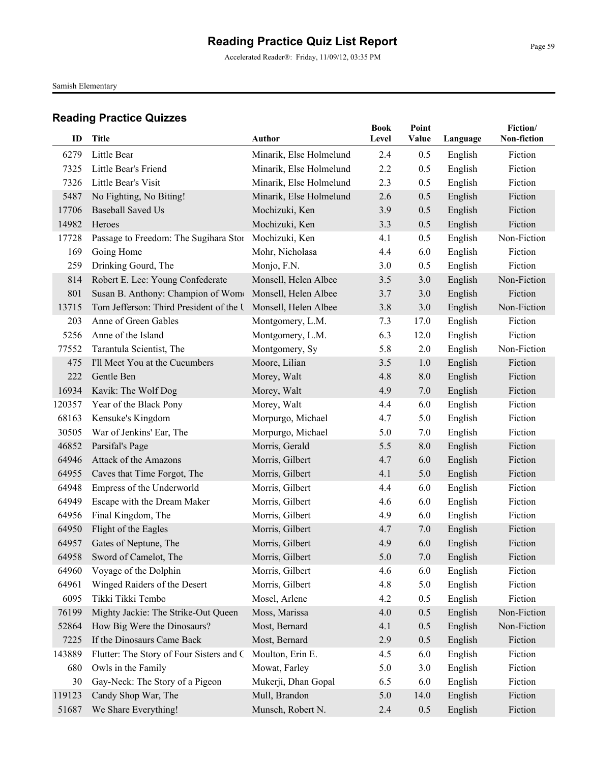# Reading Practice Quiz List Report

Accelerated Reader®: Friday, 11/09/12, 03:35 PM

Samish Elementary

## Reading Practice Quizzes

| ID | Title | Author | Book Level | Point Value | Language | Fiction/ Non-fiction |
|---|---|---|---|---|---|---|
| 6279 | Little Bear | Minarik, Else Holmelund | 2.4 | 0.5 | English | Fiction |
| 7325 | Little Bear's Friend | Minarik, Else Holmelund | 2.2 | 0.5 | English | Fiction |
| 7326 | Little Bear's Visit | Minarik, Else Holmelund | 2.3 | 0.5 | English | Fiction |
| 5487 | No Fighting, No Biting! | Minarik, Else Holmelund | 2.6 | 0.5 | English | Fiction |
| 17706 | Baseball Saved Us | Mochizuki, Ken | 3.9 | 0.5 | English | Fiction |
| 14982 | Heroes | Mochizuki, Ken | 3.3 | 0.5 | English | Fiction |
| 17728 | Passage to Freedom: The Sugihara Stor | Mochizuki, Ken | 4.1 | 0.5 | English | Non-Fiction |
| 169 | Going Home | Mohr, Nicholasa | 4.4 | 6.0 | English | Fiction |
| 259 | Drinking Gourd, The | Monjo, F.N. | 3.0 | 0.5 | English | Fiction |
| 814 | Robert E. Lee: Young Confederate | Monsell, Helen Albee | 3.5 | 3.0 | English | Non-Fiction |
| 801 | Susan B. Anthony: Champion of Wom | Monsell, Helen Albee | 3.7 | 3.0 | English | Fiction |
| 13715 | Tom Jefferson: Third President of the U | Monsell, Helen Albee | 3.8 | 3.0 | English | Non-Fiction |
| 203 | Anne of Green Gables | Montgomery, L.M. | 7.3 | 17.0 | English | Fiction |
| 5256 | Anne of the Island | Montgomery, L.M. | 6.3 | 12.0 | English | Fiction |
| 77552 | Tarantula Scientist, The | Montgomery, Sy | 5.8 | 2.0 | English | Non-Fiction |
| 475 | I'll Meet You at the Cucumbers | Moore, Lilian | 3.5 | 1.0 | English | Fiction |
| 222 | Gentle Ben | Morey, Walt | 4.8 | 8.0 | English | Fiction |
| 16934 | Kavik: The Wolf Dog | Morey, Walt | 4.9 | 7.0 | English | Fiction |
| 120357 | Year of the Black Pony | Morey, Walt | 4.4 | 6.0 | English | Fiction |
| 68163 | Kensuke's Kingdom | Morpurgo, Michael | 4.7 | 5.0 | English | Fiction |
| 30505 | War of Jenkins' Ear, The | Morpurgo, Michael | 5.0 | 7.0 | English | Fiction |
| 46852 | Parsifal's Page | Morris, Gerald | 5.5 | 8.0 | English | Fiction |
| 64946 | Attack of the Amazons | Morris, Gilbert | 4.7 | 6.0 | English | Fiction |
| 64955 | Caves that Time Forgot, The | Morris, Gilbert | 4.1 | 5.0 | English | Fiction |
| 64948 | Empress of the Underworld | Morris, Gilbert | 4.4 | 6.0 | English | Fiction |
| 64949 | Escape with the Dream Maker | Morris, Gilbert | 4.6 | 6.0 | English | Fiction |
| 64956 | Final Kingdom, The | Morris, Gilbert | 4.9 | 6.0 | English | Fiction |
| 64950 | Flight of the Eagles | Morris, Gilbert | 4.7 | 7.0 | English | Fiction |
| 64957 | Gates of Neptune, The | Morris, Gilbert | 4.9 | 6.0 | English | Fiction |
| 64958 | Sword of Camelot, The | Morris, Gilbert | 5.0 | 7.0 | English | Fiction |
| 64960 | Voyage of the Dolphin | Morris, Gilbert | 4.6 | 6.0 | English | Fiction |
| 64961 | Winged Raiders of the Desert | Morris, Gilbert | 4.8 | 5.0 | English | Fiction |
| 6095 | Tikki Tikki Tembo | Mosel, Arlene | 4.2 | 0.5 | English | Fiction |
| 76199 | Mighty Jackie: The Strike-Out Queen | Moss, Marissa | 4.0 | 0.5 | English | Non-Fiction |
| 52864 | How Big Were the Dinosaurs? | Most, Bernard | 4.1 | 0.5 | English | Non-Fiction |
| 7225 | If the Dinosaurs Came Back | Most, Bernard | 2.9 | 0.5 | English | Fiction |
| 143889 | Flutter: The Story of Four Sisters and C | Moulton, Erin E. | 4.5 | 6.0 | English | Fiction |
| 680 | Owls in the Family | Mowat, Farley | 5.0 | 3.0 | English | Fiction |
| 30 | Gay-Neck: The Story of a Pigeon | Mukerji, Dhan Gopal | 6.5 | 6.0 | English | Fiction |
| 119123 | Candy Shop War, The | Mull, Brandon | 5.0 | 14.0 | English | Fiction |
| 51687 | We Share Everything! | Munsch, Robert N. | 2.4 | 0.5 | English | Fiction |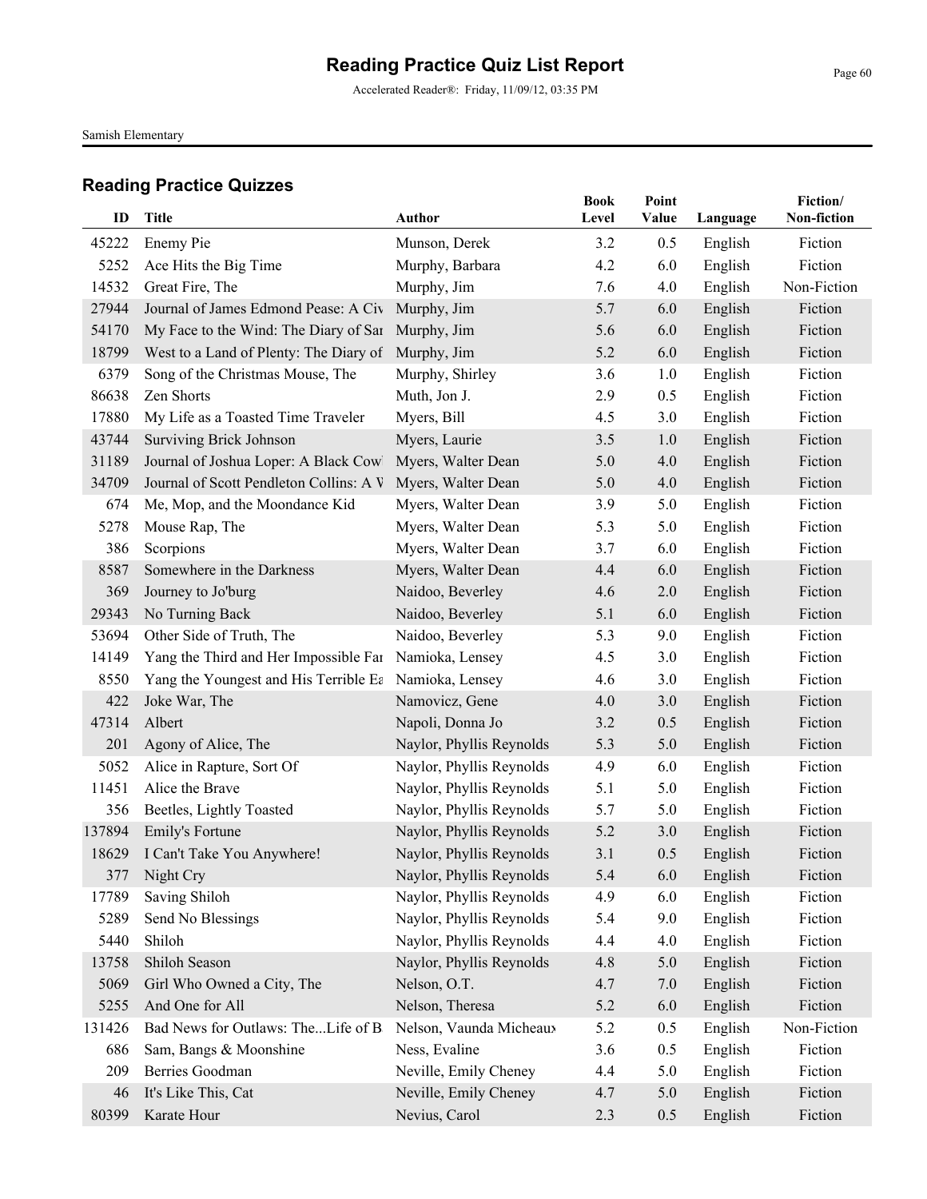# Reading Practice Quiz List Report

Accelerated Reader®: Friday, 11/09/12, 03:35 PM

Samish Elementary

## Reading Practice Quizzes

| ID | Title | Author | Book Level | Point Value | Language | Fiction/ Non-fiction |
|---|---|---|---|---|---|---|
| 45222 | Enemy Pie | Munson, Derek | 3.2 | 0.5 | English | Fiction |
| 5252 | Ace Hits the Big Time | Murphy, Barbara | 4.2 | 6.0 | English | Fiction |
| 14532 | Great Fire, The | Murphy, Jim | 7.6 | 4.0 | English | Non-Fiction |
| 27944 | Journal of James Edmond Pease: A Civ | Murphy, Jim | 5.7 | 6.0 | English | Fiction |
| 54170 | My Face to the Wind: The Diary of Sar | Murphy, Jim | 5.6 | 6.0 | English | Fiction |
| 18799 | West to a Land of Plenty: The Diary of | Murphy, Jim | 5.2 | 6.0 | English | Fiction |
| 6379 | Song of the Christmas Mouse, The | Murphy, Shirley | 3.6 | 1.0 | English | Fiction |
| 86638 | Zen Shorts | Muth, Jon J. | 2.9 | 0.5 | English | Fiction |
| 17880 | My Life as a Toasted Time Traveler | Myers, Bill | 4.5 | 3.0 | English | Fiction |
| 43744 | Surviving Brick Johnson | Myers, Laurie | 3.5 | 1.0 | English | Fiction |
| 31189 | Journal of Joshua Loper: A Black Cowl | Myers, Walter Dean | 5.0 | 4.0 | English | Fiction |
| 34709 | Journal of Scott Pendleton Collins: A W | Myers, Walter Dean | 5.0 | 4.0 | English | Fiction |
| 674 | Me, Mop, and the Moondance Kid | Myers, Walter Dean | 3.9 | 5.0 | English | Fiction |
| 5278 | Mouse Rap, The | Myers, Walter Dean | 5.3 | 5.0 | English | Fiction |
| 386 | Scorpions | Myers, Walter Dean | 3.7 | 6.0 | English | Fiction |
| 8587 | Somewhere in the Darkness | Myers, Walter Dean | 4.4 | 6.0 | English | Fiction |
| 369 | Journey to Jo'burg | Naidoo, Beverley | 4.6 | 2.0 | English | Fiction |
| 29343 | No Turning Back | Naidoo, Beverley | 5.1 | 6.0 | English | Fiction |
| 53694 | Other Side of Truth, The | Naidoo, Beverley | 5.3 | 9.0 | English | Fiction |
| 14149 | Yang the Third and Her Impossible Far | Namioka, Lensey | 4.5 | 3.0 | English | Fiction |
| 8550 | Yang the Youngest and His Terrible Ea | Namioka, Lensey | 4.6 | 3.0 | English | Fiction |
| 422 | Joke War, The | Namovicz, Gene | 4.0 | 3.0 | English | Fiction |
| 47314 | Albert | Napoli, Donna Jo | 3.2 | 0.5 | English | Fiction |
| 201 | Agony of Alice, The | Naylor, Phyllis Reynolds | 5.3 | 5.0 | English | Fiction |
| 5052 | Alice in Rapture, Sort Of | Naylor, Phyllis Reynolds | 4.9 | 6.0 | English | Fiction |
| 11451 | Alice the Brave | Naylor, Phyllis Reynolds | 5.1 | 5.0 | English | Fiction |
| 356 | Beetles, Lightly Toasted | Naylor, Phyllis Reynolds | 5.7 | 5.0 | English | Fiction |
| 137894 | Emily's Fortune | Naylor, Phyllis Reynolds | 5.2 | 3.0 | English | Fiction |
| 18629 | I Can't Take You Anywhere! | Naylor, Phyllis Reynolds | 3.1 | 0.5 | English | Fiction |
| 377 | Night Cry | Naylor, Phyllis Reynolds | 5.4 | 6.0 | English | Fiction |
| 17789 | Saving Shiloh | Naylor, Phyllis Reynolds | 4.9 | 6.0 | English | Fiction |
| 5289 | Send No Blessings | Naylor, Phyllis Reynolds | 5.4 | 9.0 | English | Fiction |
| 5440 | Shiloh | Naylor, Phyllis Reynolds | 4.4 | 4.0 | English | Fiction |
| 13758 | Shiloh Season | Naylor, Phyllis Reynolds | 4.8 | 5.0 | English | Fiction |
| 5069 | Girl Who Owned a City, The | Nelson, O.T. | 4.7 | 7.0 | English | Fiction |
| 5255 | And One for All | Nelson, Theresa | 5.2 | 6.0 | English | Fiction |
| 131426 | Bad News for Outlaws: The...Life of B | Nelson, Vaunda Micheaux | 5.2 | 0.5 | English | Non-Fiction |
| 686 | Sam, Bangs & Moonshine | Ness, Evaline | 3.6 | 0.5 | English | Fiction |
| 209 | Berries Goodman | Neville, Emily Cheney | 4.4 | 5.0 | English | Fiction |
| 46 | It's Like This, Cat | Neville, Emily Cheney | 4.7 | 5.0 | English | Fiction |
| 80399 | Karate Hour | Nevius, Carol | 2.3 | 0.5 | English | Fiction |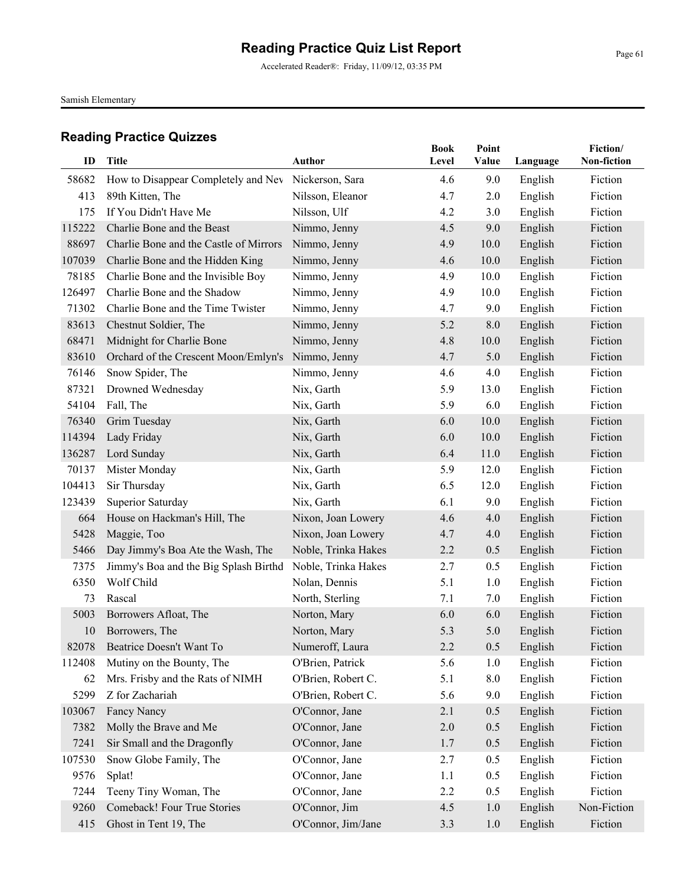# Reading Practice Quiz List Report

Accelerated Reader®: Friday, 11/09/12, 03:35 PM

Samish Elementary

## Reading Practice Quizzes

| ID | Title | Author | Book Level | Point Value | Language | Fiction/ Non-fiction |
|---|---|---|---|---|---|---|
| 58682 | How to Disappear Completely and Nev | Nickerson, Sara | 4.6 | 9.0 | English | Fiction |
| 413 | 89th Kitten, The | Nilsson, Eleanor | 4.7 | 2.0 | English | Fiction |
| 175 | If You Didn't Have Me | Nilsson, Ulf | 4.2 | 3.0 | English | Fiction |
| 115222 | Charlie Bone and the Beast | Nimmo, Jenny | 4.5 | 9.0 | English | Fiction |
| 88697 | Charlie Bone and the Castle of Mirrors | Nimmo, Jenny | 4.9 | 10.0 | English | Fiction |
| 107039 | Charlie Bone and the Hidden King | Nimmo, Jenny | 4.6 | 10.0 | English | Fiction |
| 78185 | Charlie Bone and the Invisible Boy | Nimmo, Jenny | 4.9 | 10.0 | English | Fiction |
| 126497 | Charlie Bone and the Shadow | Nimmo, Jenny | 4.9 | 10.0 | English | Fiction |
| 71302 | Charlie Bone and the Time Twister | Nimmo, Jenny | 4.7 | 9.0 | English | Fiction |
| 83613 | Chestnut Soldier, The | Nimmo, Jenny | 5.2 | 8.0 | English | Fiction |
| 68471 | Midnight for Charlie Bone | Nimmo, Jenny | 4.8 | 10.0 | English | Fiction |
| 83610 | Orchard of the Crescent Moon/Emlyn's | Nimmo, Jenny | 4.7 | 5.0 | English | Fiction |
| 76146 | Snow Spider, The | Nimmo, Jenny | 4.6 | 4.0 | English | Fiction |
| 87321 | Drowned Wednesday | Nix, Garth | 5.9 | 13.0 | English | Fiction |
| 54104 | Fall, The | Nix, Garth | 5.9 | 6.0 | English | Fiction |
| 76340 | Grim Tuesday | Nix, Garth | 6.0 | 10.0 | English | Fiction |
| 114394 | Lady Friday | Nix, Garth | 6.0 | 10.0 | English | Fiction |
| 136287 | Lord Sunday | Nix, Garth | 6.4 | 11.0 | English | Fiction |
| 70137 | Mister Monday | Nix, Garth | 5.9 | 12.0 | English | Fiction |
| 104413 | Sir Thursday | Nix, Garth | 6.5 | 12.0 | English | Fiction |
| 123439 | Superior Saturday | Nix, Garth | 6.1 | 9.0 | English | Fiction |
| 664 | House on Hackman's Hill, The | Nixon, Joan Lowery | 4.6 | 4.0 | English | Fiction |
| 5428 | Maggie, Too | Nixon, Joan Lowery | 4.7 | 4.0 | English | Fiction |
| 5466 | Day Jimmy's Boa Ate the Wash, The | Noble, Trinka Hakes | 2.2 | 0.5 | English | Fiction |
| 7375 | Jimmy's Boa and the Big Splash Birthd | Noble, Trinka Hakes | 2.7 | 0.5 | English | Fiction |
| 6350 | Wolf Child | Nolan, Dennis | 5.1 | 1.0 | English | Fiction |
| 73 | Rascal | North, Sterling | 7.1 | 7.0 | English | Fiction |
| 5003 | Borrowers Afloat, The | Norton, Mary | 6.0 | 6.0 | English | Fiction |
| 10 | Borrowers, The | Norton, Mary | 5.3 | 5.0 | English | Fiction |
| 82078 | Beatrice Doesn't Want To | Numeroff, Laura | 2.2 | 0.5 | English | Fiction |
| 112408 | Mutiny on the Bounty, The | O'Brien, Patrick | 5.6 | 1.0 | English | Fiction |
| 62 | Mrs. Frisby and the Rats of NIMH | O'Brien, Robert C. | 5.1 | 8.0 | English | Fiction |
| 5299 | Z for Zachariah | O'Brien, Robert C. | 5.6 | 9.0 | English | Fiction |
| 103067 | Fancy Nancy | O'Connor, Jane | 2.1 | 0.5 | English | Fiction |
| 7382 | Molly the Brave and Me | O'Connor, Jane | 2.0 | 0.5 | English | Fiction |
| 7241 | Sir Small and the Dragonfly | O'Connor, Jane | 1.7 | 0.5 | English | Fiction |
| 107530 | Snow Globe Family, The | O'Connor, Jane | 2.7 | 0.5 | English | Fiction |
| 9576 | Splat! | O'Connor, Jane | 1.1 | 0.5 | English | Fiction |
| 7244 | Teeny Tiny Woman, The | O'Connor, Jane | 2.2 | 0.5 | English | Fiction |
| 9260 | Comeback! Four True Stories | O'Connor, Jim | 4.5 | 1.0 | English | Non-Fiction |
| 415 | Ghost in Tent 19, The | O'Connor, Jim/Jane | 3.3 | 1.0 | English | Fiction |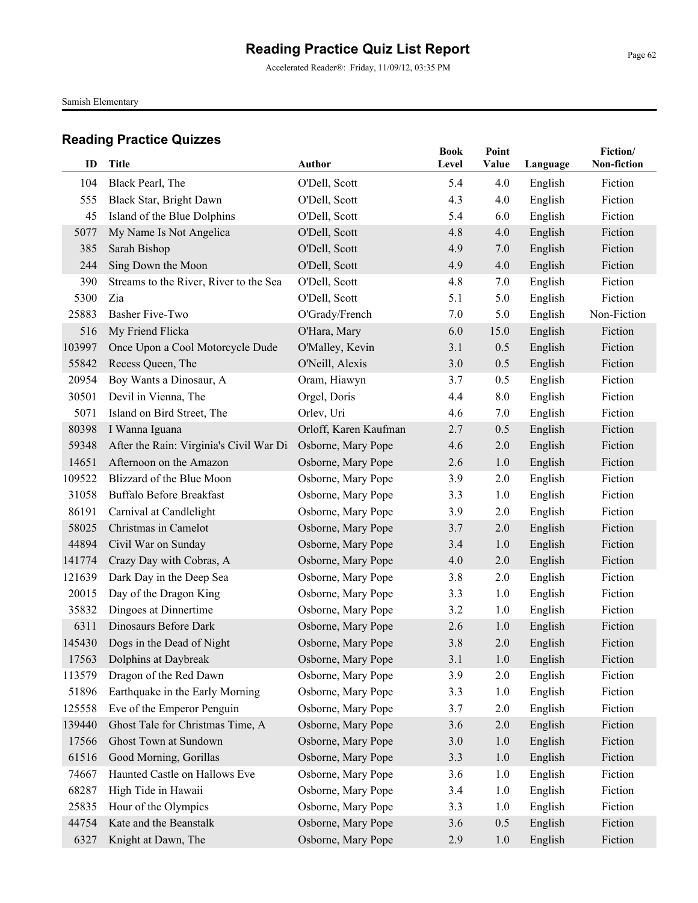# Reading Practice Quiz List Report

Accelerated Reader®: Friday, 11/09/12, 03:35 PM

Samish Elementary

## Reading Practice Quizzes

| ID | Title | Author | Book Level | Point Value | Language | Fiction/ Non-fiction |
|---|---|---|---|---|---|---|
| 104 | Black Pearl, The | O'Dell, Scott | 5.4 | 4.0 | English | Fiction |
| 555 | Black Star, Bright Dawn | O'Dell, Scott | 4.3 | 4.0 | English | Fiction |
| 45 | Island of the Blue Dolphins | O'Dell, Scott | 5.4 | 6.0 | English | Fiction |
| 5077 | My Name Is Not Angelica | O'Dell, Scott | 4.8 | 4.0 | English | Fiction |
| 385 | Sarah Bishop | O'Dell, Scott | 4.9 | 7.0 | English | Fiction |
| 244 | Sing Down the Moon | O'Dell, Scott | 4.9 | 4.0 | English | Fiction |
| 390 | Streams to the River, River to the Sea | O'Dell, Scott | 4.8 | 7.0 | English | Fiction |
| 5300 | Zia | O'Dell, Scott | 5.1 | 5.0 | English | Fiction |
| 25883 | Basher Five-Two | O'Grady/French | 7.0 | 5.0 | English | Non-Fiction |
| 516 | My Friend Flicka | O'Hara, Mary | 6.0 | 15.0 | English | Fiction |
| 103997 | Once Upon a Cool Motorcycle Dude | O'Malley, Kevin | 3.1 | 0.5 | English | Fiction |
| 55842 | Recess Queen, The | O'Neill, Alexis | 3.0 | 0.5 | English | Fiction |
| 20954 | Boy Wants a Dinosaur, A | Oram, Hiawyn | 3.7 | 0.5 | English | Fiction |
| 30501 | Devil in Vienna, The | Orgel, Doris | 4.4 | 8.0 | English | Fiction |
| 5071 | Island on Bird Street, The | Orlev, Uri | 4.6 | 7.0 | English | Fiction |
| 80398 | I Wanna Iguana | Orloff, Karen Kaufman | 2.7 | 0.5 | English | Fiction |
| 59348 | After the Rain: Virginia's Civil War Di | Osborne, Mary Pope | 4.6 | 2.0 | English | Fiction |
| 14651 | Afternoon on the Amazon | Osborne, Mary Pope | 2.6 | 1.0 | English | Fiction |
| 109522 | Blizzard of the Blue Moon | Osborne, Mary Pope | 3.9 | 2.0 | English | Fiction |
| 31058 | Buffalo Before Breakfast | Osborne, Mary Pope | 3.3 | 1.0 | English | Fiction |
| 86191 | Carnival at Candlelight | Osborne, Mary Pope | 3.9 | 2.0 | English | Fiction |
| 58025 | Christmas in Camelot | Osborne, Mary Pope | 3.7 | 2.0 | English | Fiction |
| 44894 | Civil War on Sunday | Osborne, Mary Pope | 3.4 | 1.0 | English | Fiction |
| 141774 | Crazy Day with Cobras, A | Osborne, Mary Pope | 4.0 | 2.0 | English | Fiction |
| 121639 | Dark Day in the Deep Sea | Osborne, Mary Pope | 3.8 | 2.0 | English | Fiction |
| 20015 | Day of the Dragon King | Osborne, Mary Pope | 3.3 | 1.0 | English | Fiction |
| 35832 | Dingoes at Dinnertime | Osborne, Mary Pope | 3.2 | 1.0 | English | Fiction |
| 6311 | Dinosaurs Before Dark | Osborne, Mary Pope | 2.6 | 1.0 | English | Fiction |
| 145430 | Dogs in the Dead of Night | Osborne, Mary Pope | 3.8 | 2.0 | English | Fiction |
| 17563 | Dolphins at Daybreak | Osborne, Mary Pope | 3.1 | 1.0 | English | Fiction |
| 113579 | Dragon of the Red Dawn | Osborne, Mary Pope | 3.9 | 2.0 | English | Fiction |
| 51896 | Earthquake in the Early Morning | Osborne, Mary Pope | 3.3 | 1.0 | English | Fiction |
| 125558 | Eve of the Emperor Penguin | Osborne, Mary Pope | 3.7 | 2.0 | English | Fiction |
| 139440 | Ghost Tale for Christmas Time, A | Osborne, Mary Pope | 3.6 | 2.0 | English | Fiction |
| 17566 | Ghost Town at Sundown | Osborne, Mary Pope | 3.0 | 1.0 | English | Fiction |
| 61516 | Good Morning, Gorillas | Osborne, Mary Pope | 3.3 | 1.0 | English | Fiction |
| 74667 | Haunted Castle on Hallows Eve | Osborne, Mary Pope | 3.6 | 1.0 | English | Fiction |
| 68287 | High Tide in Hawaii | Osborne, Mary Pope | 3.4 | 1.0 | English | Fiction |
| 25835 | Hour of the Olympics | Osborne, Mary Pope | 3.3 | 1.0 | English | Fiction |
| 44754 | Kate and the Beanstalk | Osborne, Mary Pope | 3.6 | 0.5 | English | Fiction |
| 6327 | Knight at Dawn, The | Osborne, Mary Pope | 2.9 | 1.0 | English | Fiction |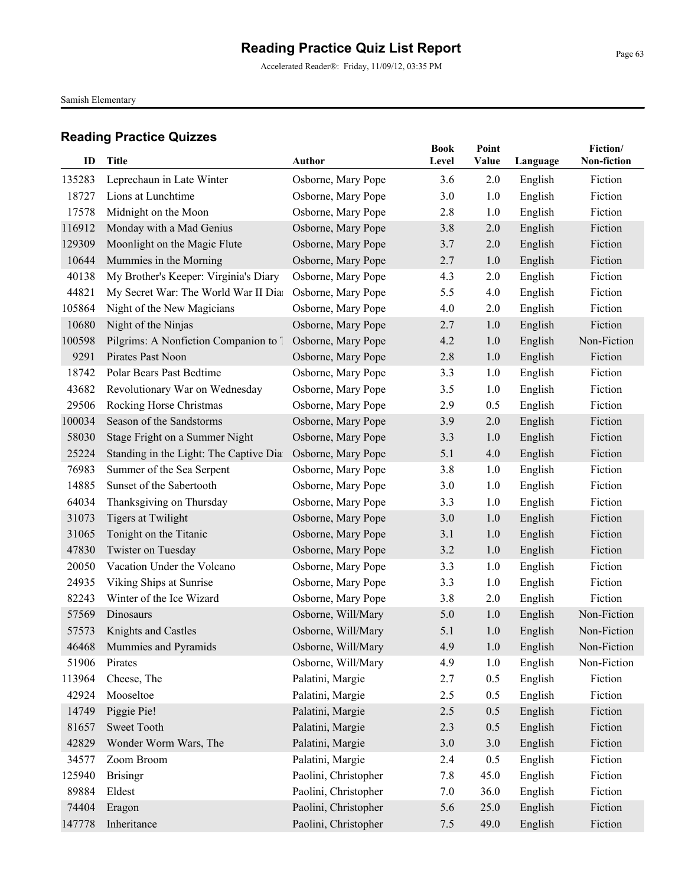# Reading Practice Quiz List Report

Accelerated Reader®: Friday, 11/09/12, 03:35 PM

Samish Elementary

## Reading Practice Quizzes

| ID | Title | Author | Book Level | Point Value | Language | Fiction/ Non-fiction |
|---|---|---|---|---|---|---|
| 135283 | Leprechaun in Late Winter | Osborne, Mary Pope | 3.6 | 2.0 | English | Fiction |
| 18727 | Lions at Lunchtime | Osborne, Mary Pope | 3.0 | 1.0 | English | Fiction |
| 17578 | Midnight on the Moon | Osborne, Mary Pope | 2.8 | 1.0 | English | Fiction |
| 116912 | Monday with a Mad Genius | Osborne, Mary Pope | 3.8 | 2.0 | English | Fiction |
| 129309 | Moonlight on the Magic Flute | Osborne, Mary Pope | 3.7 | 2.0 | English | Fiction |
| 10644 | Mummies in the Morning | Osborne, Mary Pope | 2.7 | 1.0 | English | Fiction |
| 40138 | My Brother's Keeper: Virginia's Diary | Osborne, Mary Pope | 4.3 | 2.0 | English | Fiction |
| 44821 | My Secret War: The World War II Diar | Osborne, Mary Pope | 5.5 | 4.0 | English | Fiction |
| 105864 | Night of the New Magicians | Osborne, Mary Pope | 4.0 | 2.0 | English | Fiction |
| 10680 | Night of the Ninjas | Osborne, Mary Pope | 2.7 | 1.0 | English | Fiction |
| 100598 | Pilgrims: A Nonfiction Companion to T | Osborne, Mary Pope | 4.2 | 1.0 | English | Non-Fiction |
| 9291 | Pirates Past Noon | Osborne, Mary Pope | 2.8 | 1.0 | English | Fiction |
| 18742 | Polar Bears Past Bedtime | Osborne, Mary Pope | 3.3 | 1.0 | English | Fiction |
| 43682 | Revolutionary War on Wednesday | Osborne, Mary Pope | 3.5 | 1.0 | English | Fiction |
| 29506 | Rocking Horse Christmas | Osborne, Mary Pope | 2.9 | 0.5 | English | Fiction |
| 100034 | Season of the Sandstorms | Osborne, Mary Pope | 3.9 | 2.0 | English | Fiction |
| 58030 | Stage Fright on a Summer Night | Osborne, Mary Pope | 3.3 | 1.0 | English | Fiction |
| 25224 | Standing in the Light: The Captive Dia | Osborne, Mary Pope | 5.1 | 4.0 | English | Fiction |
| 76983 | Summer of the Sea Serpent | Osborne, Mary Pope | 3.8 | 1.0 | English | Fiction |
| 14885 | Sunset of the Sabertooth | Osborne, Mary Pope | 3.0 | 1.0 | English | Fiction |
| 64034 | Thanksgiving on Thursday | Osborne, Mary Pope | 3.3 | 1.0 | English | Fiction |
| 31073 | Tigers at Twilight | Osborne, Mary Pope | 3.0 | 1.0 | English | Fiction |
| 31065 | Tonight on the Titanic | Osborne, Mary Pope | 3.1 | 1.0 | English | Fiction |
| 47830 | Twister on Tuesday | Osborne, Mary Pope | 3.2 | 1.0 | English | Fiction |
| 20050 | Vacation Under the Volcano | Osborne, Mary Pope | 3.3 | 1.0 | English | Fiction |
| 24935 | Viking Ships at Sunrise | Osborne, Mary Pope | 3.3 | 1.0 | English | Fiction |
| 82243 | Winter of the Ice Wizard | Osborne, Mary Pope | 3.8 | 2.0 | English | Fiction |
| 57569 | Dinosaurs | Osborne, Will/Mary | 5.0 | 1.0 | English | Non-Fiction |
| 57573 | Knights and Castles | Osborne, Will/Mary | 5.1 | 1.0 | English | Non-Fiction |
| 46468 | Mummies and Pyramids | Osborne, Will/Mary | 4.9 | 1.0 | English | Non-Fiction |
| 51906 | Pirates | Osborne, Will/Mary | 4.9 | 1.0 | English | Non-Fiction |
| 113964 | Cheese, The | Palatini, Margie | 2.7 | 0.5 | English | Fiction |
| 42924 | Mooseltoe | Palatini, Margie | 2.5 | 0.5 | English | Fiction |
| 14749 | Piggie Pie! | Palatini, Margie | 2.5 | 0.5 | English | Fiction |
| 81657 | Sweet Tooth | Palatini, Margie | 2.3 | 0.5 | English | Fiction |
| 42829 | Wonder Worm Wars, The | Palatini, Margie | 3.0 | 3.0 | English | Fiction |
| 34577 | Zoom Broom | Palatini, Margie | 2.4 | 0.5 | English | Fiction |
| 125940 | Brisingr | Paolini, Christopher | 7.8 | 45.0 | English | Fiction |
| 89884 | Eldest | Paolini, Christopher | 7.0 | 36.0 | English | Fiction |
| 74404 | Eragon | Paolini, Christopher | 5.6 | 25.0 | English | Fiction |
| 147778 | Inheritance | Paolini, Christopher | 7.5 | 49.0 | English | Fiction |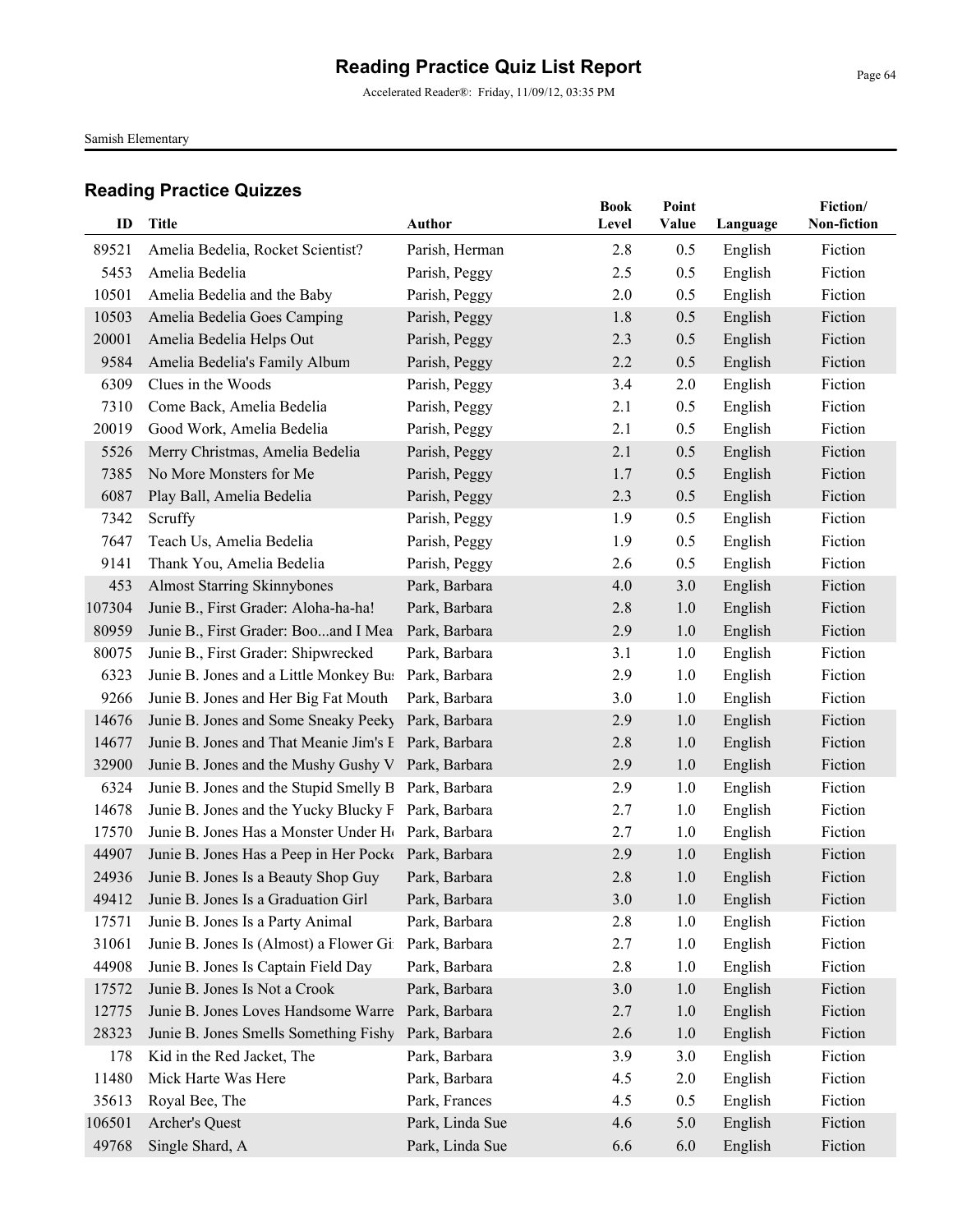# Reading Practice Quiz List Report

Accelerated Reader®: Friday, 11/09/12, 03:35 PM

Samish Elementary

## Reading Practice Quizzes

| ID | Title | Author | Book Level | Point Value | Language | Fiction/ Non-fiction |
|---|---|---|---|---|---|---|
| 89521 | Amelia Bedelia, Rocket Scientist? | Parish, Herman | 2.8 | 0.5 | English | Fiction |
| 5453 | Amelia Bedelia | Parish, Peggy | 2.5 | 0.5 | English | Fiction |
| 10501 | Amelia Bedelia and the Baby | Parish, Peggy | 2.0 | 0.5 | English | Fiction |
| 10503 | Amelia Bedelia Goes Camping | Parish, Peggy | 1.8 | 0.5 | English | Fiction |
| 20001 | Amelia Bedelia Helps Out | Parish, Peggy | 2.3 | 0.5 | English | Fiction |
| 9584 | Amelia Bedelia's Family Album | Parish, Peggy | 2.2 | 0.5 | English | Fiction |
| 6309 | Clues in the Woods | Parish, Peggy | 3.4 | 2.0 | English | Fiction |
| 7310 | Come Back, Amelia Bedelia | Parish, Peggy | 2.1 | 0.5 | English | Fiction |
| 20019 | Good Work, Amelia Bedelia | Parish, Peggy | 2.1 | 0.5 | English | Fiction |
| 5526 | Merry Christmas, Amelia Bedelia | Parish, Peggy | 2.1 | 0.5 | English | Fiction |
| 7385 | No More Monsters for Me | Parish, Peggy | 1.7 | 0.5 | English | Fiction |
| 6087 | Play Ball, Amelia Bedelia | Parish, Peggy | 2.3 | 0.5 | English | Fiction |
| 7342 | Scruffy | Parish, Peggy | 1.9 | 0.5 | English | Fiction |
| 7647 | Teach Us, Amelia Bedelia | Parish, Peggy | 1.9 | 0.5 | English | Fiction |
| 9141 | Thank You, Amelia Bedelia | Parish, Peggy | 2.6 | 0.5 | English | Fiction |
| 453 | Almost Starring Skinnybones | Park, Barbara | 4.0 | 3.0 | English | Fiction |
| 107304 | Junie B., First Grader: Aloha-ha-ha! | Park, Barbara | 2.8 | 1.0 | English | Fiction |
| 80959 | Junie B., First Grader: Boo...and I Mea | Park, Barbara | 2.9 | 1.0 | English | Fiction |
| 80075 | Junie B., First Grader: Shipwrecked | Park, Barbara | 3.1 | 1.0 | English | Fiction |
| 6323 | Junie B. Jones and a Little Monkey Bu | Park, Barbara | 2.9 | 1.0 | English | Fiction |
| 9266 | Junie B. Jones and Her Big Fat Mouth | Park, Barbara | 3.0 | 1.0 | English | Fiction |
| 14676 | Junie B. Jones and Some Sneaky Peeky | Park, Barbara | 2.9 | 1.0 | English | Fiction |
| 14677 | Junie B. Jones and That Meanie Jim's E | Park, Barbara | 2.8 | 1.0 | English | Fiction |
| 32900 | Junie B. Jones and the Mushy Gushy V | Park, Barbara | 2.9 | 1.0 | English | Fiction |
| 6324 | Junie B. Jones and the Stupid Smelly B | Park, Barbara | 2.9 | 1.0 | English | Fiction |
| 14678 | Junie B. Jones and the Yucky Blucky F | Park, Barbara | 2.7 | 1.0 | English | Fiction |
| 17570 | Junie B. Jones Has a Monster Under H | Park, Barbara | 2.7 | 1.0 | English | Fiction |
| 44907 | Junie B. Jones Has a Peep in Her Pock | Park, Barbara | 2.9 | 1.0 | English | Fiction |
| 24936 | Junie B. Jones Is a Beauty Shop Guy | Park, Barbara | 2.8 | 1.0 | English | Fiction |
| 49412 | Junie B. Jones Is a Graduation Girl | Park, Barbara | 3.0 | 1.0 | English | Fiction |
| 17571 | Junie B. Jones Is a Party Animal | Park, Barbara | 2.8 | 1.0 | English | Fiction |
| 31061 | Junie B. Jones Is (Almost) a Flower Gi | Park, Barbara | 2.7 | 1.0 | English | Fiction |
| 44908 | Junie B. Jones Is Captain Field Day | Park, Barbara | 2.8 | 1.0 | English | Fiction |
| 17572 | Junie B. Jones Is Not a Crook | Park, Barbara | 3.0 | 1.0 | English | Fiction |
| 12775 | Junie B. Jones Loves Handsome Warre | Park, Barbara | 2.7 | 1.0 | English | Fiction |
| 28323 | Junie B. Jones Smells Something Fishy | Park, Barbara | 2.6 | 1.0 | English | Fiction |
| 178 | Kid in the Red Jacket, The | Park, Barbara | 3.9 | 3.0 | English | Fiction |
| 11480 | Mick Harte Was Here | Park, Barbara | 4.5 | 2.0 | English | Fiction |
| 35613 | Royal Bee, The | Park, Frances | 4.5 | 0.5 | English | Fiction |
| 106501 | Archer's Quest | Park, Linda Sue | 4.6 | 5.0 | English | Fiction |
| 49768 | Single Shard, A | Park, Linda Sue | 6.6 | 6.0 | English | Fiction |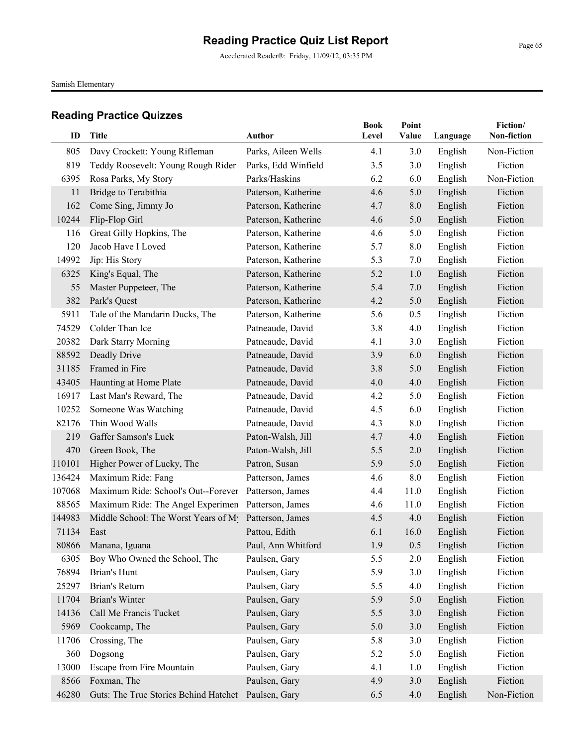# Reading Practice Quiz List Report

Accelerated Reader®: Friday, 11/09/12, 03:35 PM

Samish Elementary

## Reading Practice Quizzes

| ID | Title | Author | Book Level | Point Value | Language | Fiction/ Non-fiction |
|---|---|---|---|---|---|---|
| 805 | Davy Crockett: Young Rifleman | Parks, Aileen Wells | 4.1 | 3.0 | English | Non-Fiction |
| 819 | Teddy Roosevelt: Young Rough Rider | Parks, Edd Winfield | 3.5 | 3.0 | English | Fiction |
| 6395 | Rosa Parks, My Story | Parks/Haskins | 6.2 | 6.0 | English | Non-Fiction |
| 11 | Bridge to Terabithia | Paterson, Katherine | 4.6 | 5.0 | English | Fiction |
| 162 | Come Sing, Jimmy Jo | Paterson, Katherine | 4.7 | 8.0 | English | Fiction |
| 10244 | Flip-Flop Girl | Paterson, Katherine | 4.6 | 5.0 | English | Fiction |
| 116 | Great Gilly Hopkins, The | Paterson, Katherine | 4.6 | 5.0 | English | Fiction |
| 120 | Jacob Have I Loved | Paterson, Katherine | 5.7 | 8.0 | English | Fiction |
| 14992 | Jip: His Story | Paterson, Katherine | 5.3 | 7.0 | English | Fiction |
| 6325 | King's Equal, The | Paterson, Katherine | 5.2 | 1.0 | English | Fiction |
| 55 | Master Puppeteer, The | Paterson, Katherine | 5.4 | 7.0 | English | Fiction |
| 382 | Park's Quest | Paterson, Katherine | 4.2 | 5.0 | English | Fiction |
| 5911 | Tale of the Mandarin Ducks, The | Paterson, Katherine | 5.6 | 0.5 | English | Fiction |
| 74529 | Colder Than Ice | Patneaude, David | 3.8 | 4.0 | English | Fiction |
| 20382 | Dark Starry Morning | Patneaude, David | 4.1 | 3.0 | English | Fiction |
| 88592 | Deadly Drive | Patneaude, David | 3.9 | 6.0 | English | Fiction |
| 31185 | Framed in Fire | Patneaude, David | 3.8 | 5.0 | English | Fiction |
| 43405 | Haunting at Home Plate | Patneaude, David | 4.0 | 4.0 | English | Fiction |
| 16917 | Last Man's Reward, The | Patneaude, David | 4.2 | 5.0 | English | Fiction |
| 10252 | Someone Was Watching | Patneaude, David | 4.5 | 6.0 | English | Fiction |
| 82176 | Thin Wood Walls | Patneaude, David | 4.3 | 8.0 | English | Fiction |
| 219 | Gaffer Samson's Luck | Paton-Walsh, Jill | 4.7 | 4.0 | English | Fiction |
| 470 | Green Book, The | Paton-Walsh, Jill | 5.5 | 2.0 | English | Fiction |
| 110101 | Higher Power of Lucky, The | Patron, Susan | 5.9 | 5.0 | English | Fiction |
| 136424 | Maximum Ride: Fang | Patterson, James | 4.6 | 8.0 | English | Fiction |
| 107068 | Maximum Ride: School's Out--Forever | Patterson, James | 4.4 | 11.0 | English | Fiction |
| 88565 | Maximum Ride: The Angel Experimen | Patterson, James | 4.6 | 11.0 | English | Fiction |
| 144983 | Middle School: The Worst Years of My | Patterson, James | 4.5 | 4.0 | English | Fiction |
| 71134 | East | Pattou, Edith | 6.1 | 16.0 | English | Fiction |
| 80866 | Manana, Iguana | Paul, Ann Whitford | 1.9 | 0.5 | English | Fiction |
| 6305 | Boy Who Owned the School, The | Paulsen, Gary | 5.5 | 2.0 | English | Fiction |
| 76894 | Brian's Hunt | Paulsen, Gary | 5.9 | 3.0 | English | Fiction |
| 25297 | Brian's Return | Paulsen, Gary | 5.5 | 4.0 | English | Fiction |
| 11704 | Brian's Winter | Paulsen, Gary | 5.9 | 5.0 | English | Fiction |
| 14136 | Call Me Francis Tucket | Paulsen, Gary | 5.5 | 3.0 | English | Fiction |
| 5969 | Cookcamp, The | Paulsen, Gary | 5.0 | 3.0 | English | Fiction |
| 11706 | Crossing, The | Paulsen, Gary | 5.8 | 3.0 | English | Fiction |
| 360 | Dogsong | Paulsen, Gary | 5.2 | 5.0 | English | Fiction |
| 13000 | Escape from Fire Mountain | Paulsen, Gary | 4.1 | 1.0 | English | Fiction |
| 8566 | Foxman, The | Paulsen, Gary | 4.9 | 3.0 | English | Fiction |
| 46280 | Guts: The True Stories Behind Hatchet | Paulsen, Gary | 6.5 | 4.0 | English | Non-Fiction |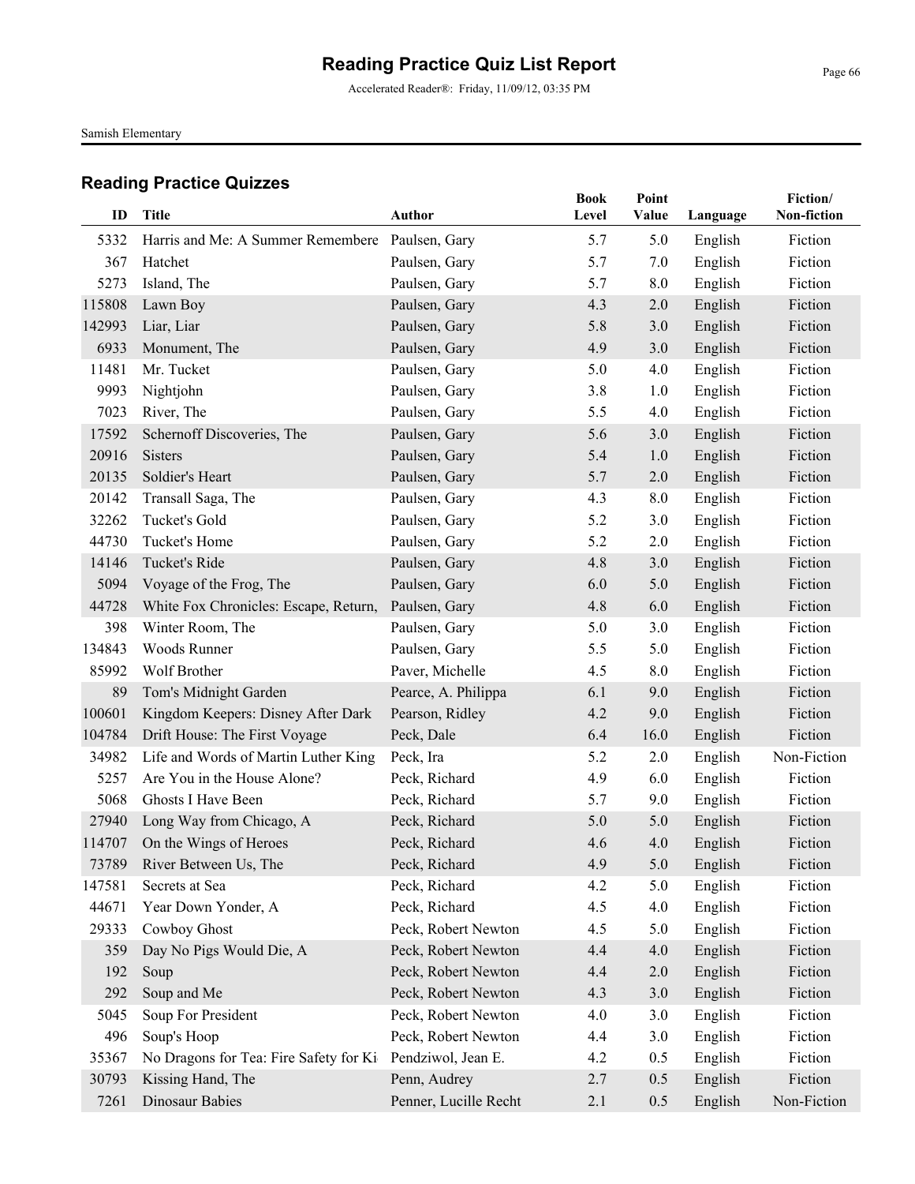# Reading Practice Quiz List Report

Accelerated Reader®: Friday, 11/09/12, 03:35 PM

Samish Elementary

## Reading Practice Quizzes

| ID | Title | Author | Book Level | Point Value | Language | Fiction/ Non-fiction |
|---|---|---|---|---|---|---|
| 5332 | Harris and Me: A Summer Remembere | Paulsen, Gary | 5.7 | 5.0 | English | Fiction |
| 367 | Hatchet | Paulsen, Gary | 5.7 | 7.0 | English | Fiction |
| 5273 | Island, The | Paulsen, Gary | 5.7 | 8.0 | English | Fiction |
| 115808 | Lawn Boy | Paulsen, Gary | 4.3 | 2.0 | English | Fiction |
| 142993 | Liar, Liar | Paulsen, Gary | 5.8 | 3.0 | English | Fiction |
| 6933 | Monument, The | Paulsen, Gary | 4.9 | 3.0 | English | Fiction |
| 11481 | Mr. Tucket | Paulsen, Gary | 5.0 | 4.0 | English | Fiction |
| 9993 | Nightjohn | Paulsen, Gary | 3.8 | 1.0 | English | Fiction |
| 7023 | River, The | Paulsen, Gary | 5.5 | 4.0 | English | Fiction |
| 17592 | Schernoff Discoveries, The | Paulsen, Gary | 5.6 | 3.0 | English | Fiction |
| 20916 | Sisters | Paulsen, Gary | 5.4 | 1.0 | English | Fiction |
| 20135 | Soldier's Heart | Paulsen, Gary | 5.7 | 2.0 | English | Fiction |
| 20142 | Transall Saga, The | Paulsen, Gary | 4.3 | 8.0 | English | Fiction |
| 32262 | Tucket's Gold | Paulsen, Gary | 5.2 | 3.0 | English | Fiction |
| 44730 | Tucket's Home | Paulsen, Gary | 5.2 | 2.0 | English | Fiction |
| 14146 | Tucket's Ride | Paulsen, Gary | 4.8 | 3.0 | English | Fiction |
| 5094 | Voyage of the Frog, The | Paulsen, Gary | 6.0 | 5.0 | English | Fiction |
| 44728 | White Fox Chronicles: Escape, Return, | Paulsen, Gary | 4.8 | 6.0 | English | Fiction |
| 398 | Winter Room, The | Paulsen, Gary | 5.0 | 3.0 | English | Fiction |
| 134843 | Woods Runner | Paulsen, Gary | 5.5 | 5.0 | English | Fiction |
| 85992 | Wolf Brother | Paver, Michelle | 4.5 | 8.0 | English | Fiction |
| 89 | Tom's Midnight Garden | Pearce, A. Philippa | 6.1 | 9.0 | English | Fiction |
| 100601 | Kingdom Keepers: Disney After Dark | Pearson, Ridley | 4.2 | 9.0 | English | Fiction |
| 104784 | Drift House: The First Voyage | Peck, Dale | 6.4 | 16.0 | English | Fiction |
| 34982 | Life and Words of Martin Luther King | Peck, Ira | 5.2 | 2.0 | English | Non-Fiction |
| 5257 | Are You in the House Alone? | Peck, Richard | 4.9 | 6.0 | English | Fiction |
| 5068 | Ghosts I Have Been | Peck, Richard | 5.7 | 9.0 | English | Fiction |
| 27940 | Long Way from Chicago, A | Peck, Richard | 5.0 | 5.0 | English | Fiction |
| 114707 | On the Wings of Heroes | Peck, Richard | 4.6 | 4.0 | English | Fiction |
| 73789 | River Between Us, The | Peck, Richard | 4.9 | 5.0 | English | Fiction |
| 147581 | Secrets at Sea | Peck, Richard | 4.2 | 5.0 | English | Fiction |
| 44671 | Year Down Yonder, A | Peck, Richard | 4.5 | 4.0 | English | Fiction |
| 29333 | Cowboy Ghost | Peck, Robert Newton | 4.5 | 5.0 | English | Fiction |
| 359 | Day No Pigs Would Die, A | Peck, Robert Newton | 4.4 | 4.0 | English | Fiction |
| 192 | Soup | Peck, Robert Newton | 4.4 | 2.0 | English | Fiction |
| 292 | Soup and Me | Peck, Robert Newton | 4.3 | 3.0 | English | Fiction |
| 5045 | Soup For President | Peck, Robert Newton | 4.0 | 3.0 | English | Fiction |
| 496 | Soup's Hoop | Peck, Robert Newton | 4.4 | 3.0 | English | Fiction |
| 35367 | No Dragons for Tea: Fire Safety for Ki | Pendziwol, Jean E. | 4.2 | 0.5 | English | Fiction |
| 30793 | Kissing Hand, The | Penn, Audrey | 2.7 | 0.5 | English | Fiction |
| 7261 | Dinosaur Babies | Penner, Lucille Recht | 2.1 | 0.5 | English | Non-Fiction |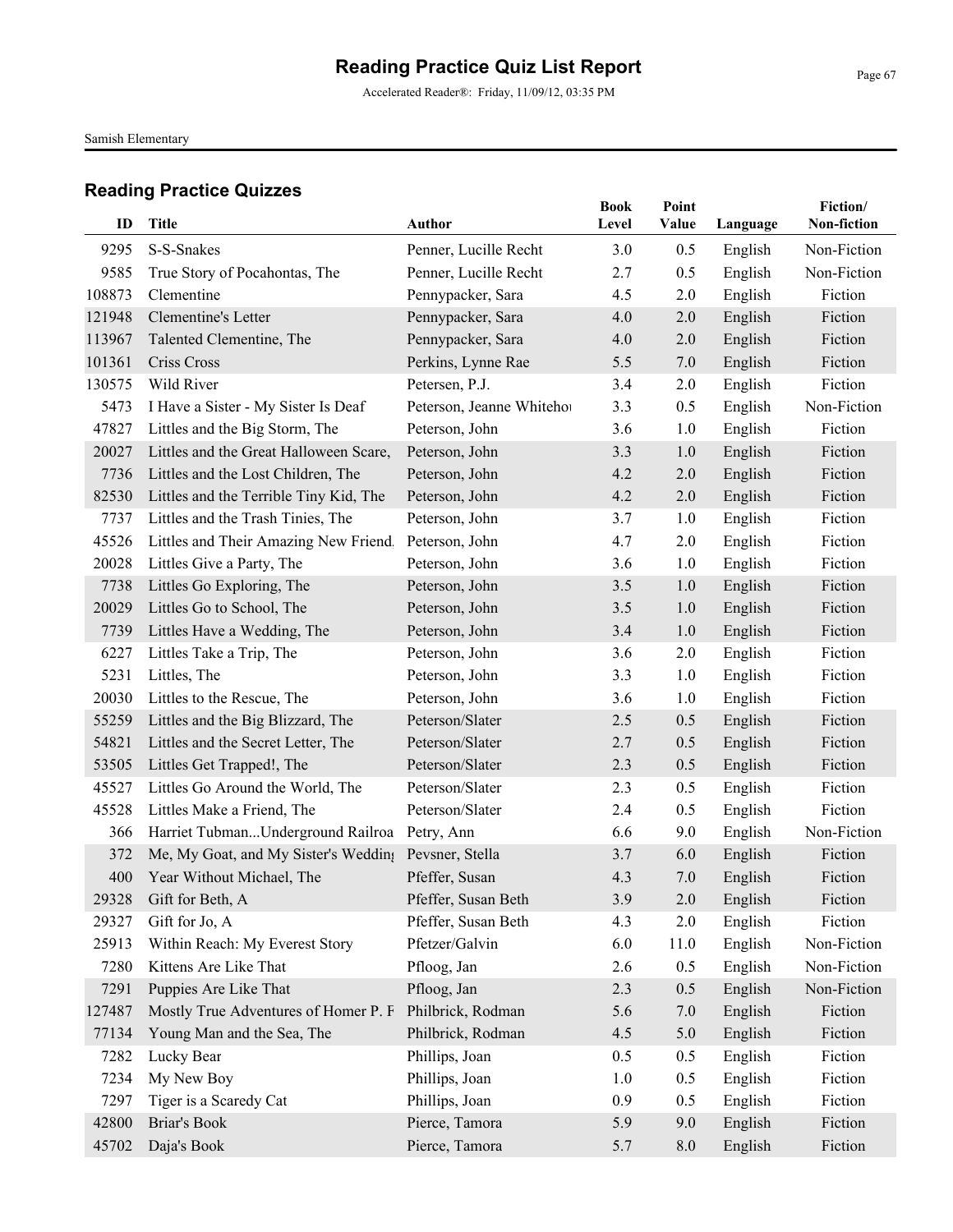# Reading Practice Quiz List Report

Accelerated Reader®: Friday, 11/09/12, 03:35 PM

Samish Elementary

## Reading Practice Quizzes

| ID | Title | Author | Book Level | Point Value | Language | Fiction/ Non-fiction |
|---|---|---|---|---|---|---|
| 9295 | S-S-Snakes | Penner, Lucille Recht | 3.0 | 0.5 | English | Non-Fiction |
| 9585 | True Story of Pocahontas, The | Penner, Lucille Recht | 2.7 | 0.5 | English | Non-Fiction |
| 108873 | Clementine | Pennypacker, Sara | 4.5 | 2.0 | English | Fiction |
| 121948 | Clementine's Letter | Pennypacker, Sara | 4.0 | 2.0 | English | Fiction |
| 113967 | Talented Clementine, The | Pennypacker, Sara | 4.0 | 2.0 | English | Fiction |
| 101361 | Criss Cross | Perkins, Lynne Rae | 5.5 | 7.0 | English | Fiction |
| 130575 | Wild River | Petersen, P.J. | 3.4 | 2.0 | English | Fiction |
| 5473 | I Have a Sister - My Sister Is Deaf | Peterson, Jeanne Whitehou | 3.3 | 0.5 | English | Non-Fiction |
| 47827 | Littles and the Big Storm, The | Peterson, John | 3.6 | 1.0 | English | Fiction |
| 20027 | Littles and the Great Halloween Scare, | Peterson, John | 3.3 | 1.0 | English | Fiction |
| 7736 | Littles and the Lost Children, The | Peterson, John | 4.2 | 2.0 | English | Fiction |
| 82530 | Littles and the Terrible Tiny Kid, The | Peterson, John | 4.2 | 2.0 | English | Fiction |
| 7737 | Littles and the Trash Tinies, The | Peterson, John | 3.7 | 1.0 | English | Fiction |
| 45526 | Littles and Their Amazing New Friend | Peterson, John | 4.7 | 2.0 | English | Fiction |
| 20028 | Littles Give a Party, The | Peterson, John | 3.6 | 1.0 | English | Fiction |
| 7738 | Littles Go Exploring, The | Peterson, John | 3.5 | 1.0 | English | Fiction |
| 20029 | Littles Go to School, The | Peterson, John | 3.5 | 1.0 | English | Fiction |
| 7739 | Littles Have a Wedding, The | Peterson, John | 3.4 | 1.0 | English | Fiction |
| 6227 | Littles Take a Trip, The | Peterson, John | 3.6 | 2.0 | English | Fiction |
| 5231 | Littles, The | Peterson, John | 3.3 | 1.0 | English | Fiction |
| 20030 | Littles to the Rescue, The | Peterson, John | 3.6 | 1.0 | English | Fiction |
| 55259 | Littles and the Big Blizzard, The | Peterson/Slater | 2.5 | 0.5 | English | Fiction |
| 54821 | Littles and the Secret Letter, The | Peterson/Slater | 2.7 | 0.5 | English | Fiction |
| 53505 | Littles Get Trapped!, The | Peterson/Slater | 2.3 | 0.5 | English | Fiction |
| 45527 | Littles Go Around the World, The | Peterson/Slater | 2.3 | 0.5 | English | Fiction |
| 45528 | Littles Make a Friend, The | Peterson/Slater | 2.4 | 0.5 | English | Fiction |
| 366 | Harriet Tubman...Underground Railroa | Petry, Ann | 6.6 | 9.0 | English | Non-Fiction |
| 372 | Me, My Goat, and My Sister's Wedding | Pevsner, Stella | 3.7 | 6.0 | English | Fiction |
| 400 | Year Without Michael, The | Pfeffer, Susan | 4.3 | 7.0 | English | Fiction |
| 29328 | Gift for Beth, A | Pfeffer, Susan Beth | 3.9 | 2.0 | English | Fiction |
| 29327 | Gift for Jo, A | Pfeffer, Susan Beth | 4.3 | 2.0 | English | Fiction |
| 25913 | Within Reach: My Everest Story | Pfetzer/Galvin | 6.0 | 11.0 | English | Non-Fiction |
| 7280 | Kittens Are Like That | Pfloog, Jan | 2.6 | 0.5 | English | Non-Fiction |
| 7291 | Puppies Are Like That | Pfloog, Jan | 2.3 | 0.5 | English | Non-Fiction |
| 127487 | Mostly True Adventures of Homer P. F | Philbrick, Rodman | 5.6 | 7.0 | English | Fiction |
| 77134 | Young Man and the Sea, The | Philbrick, Rodman | 4.5 | 5.0 | English | Fiction |
| 7282 | Lucky Bear | Phillips, Joan | 0.5 | 0.5 | English | Fiction |
| 7234 | My New Boy | Phillips, Joan | 1.0 | 0.5 | English | Fiction |
| 7297 | Tiger is a Scaredy Cat | Phillips, Joan | 0.9 | 0.5 | English | Fiction |
| 42800 | Briar's Book | Pierce, Tamora | 5.9 | 9.0 | English | Fiction |
| 45702 | Daja's Book | Pierce, Tamora | 5.7 | 8.0 | English | Fiction |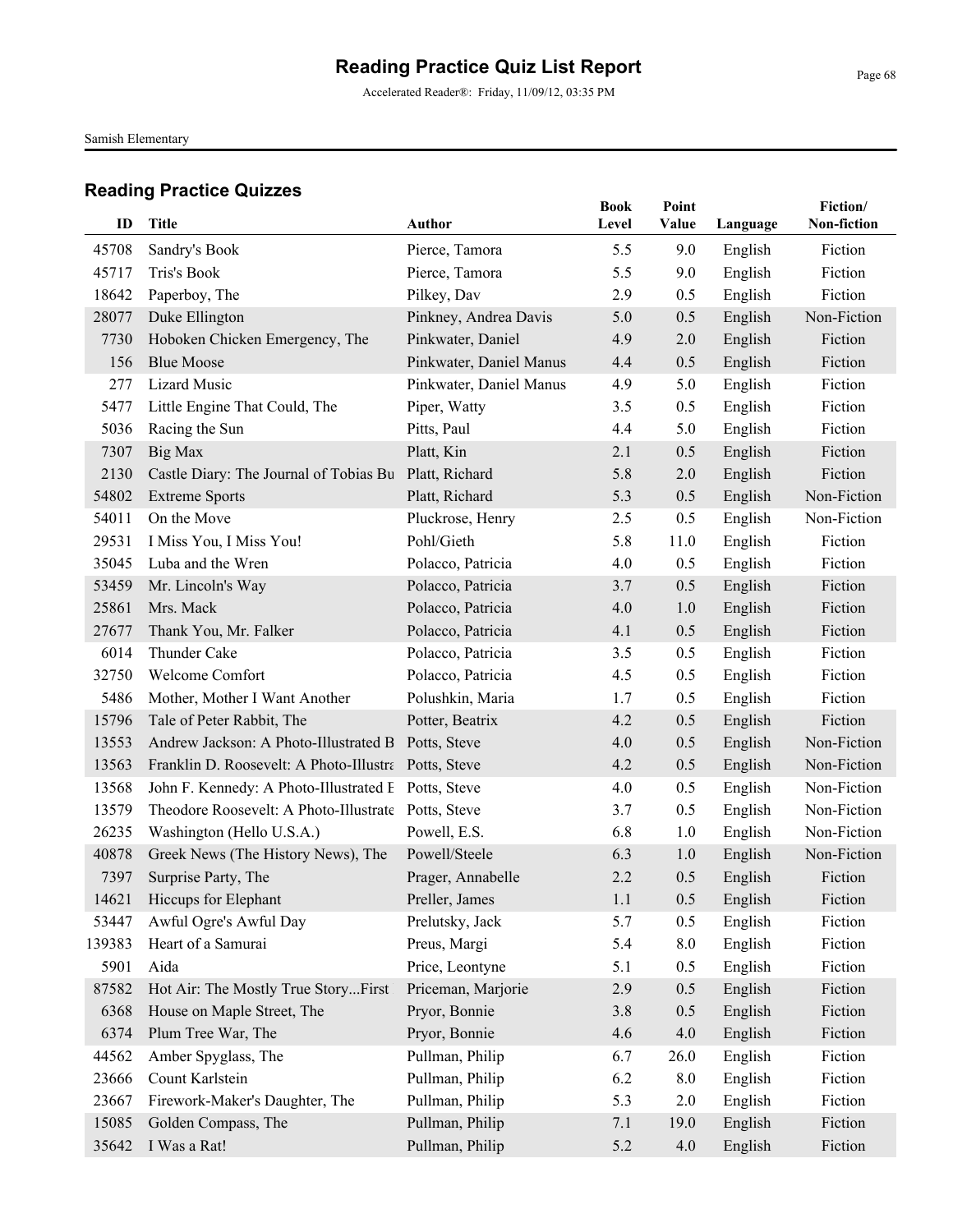# Reading Practice Quiz List Report

Accelerated Reader®: Friday, 11/09/12, 03:35 PM

Samish Elementary

## Reading Practice Quizzes

| ID | Title | Author | Book Level | Point Value | Language | Fiction/ Non-fiction |
|---|---|---|---|---|---|---|
| 45708 | Sandry's Book | Pierce, Tamora | 5.5 | 9.0 | English | Fiction |
| 45717 | Tris's Book | Pierce, Tamora | 5.5 | 9.0 | English | Fiction |
| 18642 | Paperboy, The | Pilkey, Dav | 2.9 | 0.5 | English | Fiction |
| 28077 | Duke Ellington | Pinkney, Andrea Davis | 5.0 | 0.5 | English | Non-Fiction |
| 7730 | Hoboken Chicken Emergency, The | Pinkwater, Daniel | 4.9 | 2.0 | English | Fiction |
| 156 | Blue Moose | Pinkwater, Daniel Manus | 4.4 | 0.5 | English | Fiction |
| 277 | Lizard Music | Pinkwater, Daniel Manus | 4.9 | 5.0 | English | Fiction |
| 5477 | Little Engine That Could, The | Piper, Watty | 3.5 | 0.5 | English | Fiction |
| 5036 | Racing the Sun | Pitts, Paul | 4.4 | 5.0 | English | Fiction |
| 7307 | Big Max | Platt, Kin | 2.1 | 0.5 | English | Fiction |
| 2130 | Castle Diary: The Journal of Tobias Bu | Platt, Richard | 5.8 | 2.0 | English | Fiction |
| 54802 | Extreme Sports | Platt, Richard | 5.3 | 0.5 | English | Non-Fiction |
| 54011 | On the Move | Pluckrose, Henry | 2.5 | 0.5 | English | Non-Fiction |
| 29531 | I Miss You, I Miss You! | Pohl/Gieth | 5.8 | 11.0 | English | Fiction |
| 35045 | Luba and the Wren | Polacco, Patricia | 4.0 | 0.5 | English | Fiction |
| 53459 | Mr. Lincoln's Way | Polacco, Patricia | 3.7 | 0.5 | English | Fiction |
| 25861 | Mrs. Mack | Polacco, Patricia | 4.0 | 1.0 | English | Fiction |
| 27677 | Thank You, Mr. Falker | Polacco, Patricia | 4.1 | 0.5 | English | Fiction |
| 6014 | Thunder Cake | Polacco, Patricia | 3.5 | 0.5 | English | Fiction |
| 32750 | Welcome Comfort | Polacco, Patricia | 4.5 | 0.5 | English | Fiction |
| 5486 | Mother, Mother I Want Another | Polushkin, Maria | 1.7 | 0.5 | English | Fiction |
| 15796 | Tale of Peter Rabbit, The | Potter, Beatrix | 4.2 | 0.5 | English | Fiction |
| 13553 | Andrew Jackson: A Photo-Illustrated B | Potts, Steve | 4.0 | 0.5 | English | Non-Fiction |
| 13563 | Franklin D. Roosevelt: A Photo-Illustra | Potts, Steve | 4.2 | 0.5 | English | Non-Fiction |
| 13568 | John F. Kennedy: A Photo-Illustrated E | Potts, Steve | 4.0 | 0.5 | English | Non-Fiction |
| 13579 | Theodore Roosevelt: A Photo-Illustrate | Potts, Steve | 3.7 | 0.5 | English | Non-Fiction |
| 26235 | Washington (Hello U.S.A.) | Powell, E.S. | 6.8 | 1.0 | English | Non-Fiction |
| 40878 | Greek News (The History News), The | Powell/Steele | 6.3 | 1.0 | English | Non-Fiction |
| 7397 | Surprise Party, The | Prager, Annabelle | 2.2 | 0.5 | English | Fiction |
| 14621 | Hiccups for Elephant | Preller, James | 1.1 | 0.5 | English | Fiction |
| 53447 | Awful Ogre's Awful Day | Prelutsky, Jack | 5.7 | 0.5 | English | Fiction |
| 139383 | Heart of a Samurai | Preus, Margi | 5.4 | 8.0 | English | Fiction |
| 5901 | Aida | Price, Leontyne | 5.1 | 0.5 | English | Fiction |
| 87582 | Hot Air: The Mostly True Story...First | Priceman, Marjorie | 2.9 | 0.5 | English | Fiction |
| 6368 | House on Maple Street, The | Pryor, Bonnie | 3.8 | 0.5 | English | Fiction |
| 6374 | Plum Tree War, The | Pryor, Bonnie | 4.6 | 4.0 | English | Fiction |
| 44562 | Amber Spyglass, The | Pullman, Philip | 6.7 | 26.0 | English | Fiction |
| 23666 | Count Karlstein | Pullman, Philip | 6.2 | 8.0 | English | Fiction |
| 23667 | Firework-Maker's Daughter, The | Pullman, Philip | 5.3 | 2.0 | English | Fiction |
| 15085 | Golden Compass, The | Pullman, Philip | 7.1 | 19.0 | English | Fiction |
| 35642 | I Was a Rat! | Pullman, Philip | 5.2 | 4.0 | English | Fiction |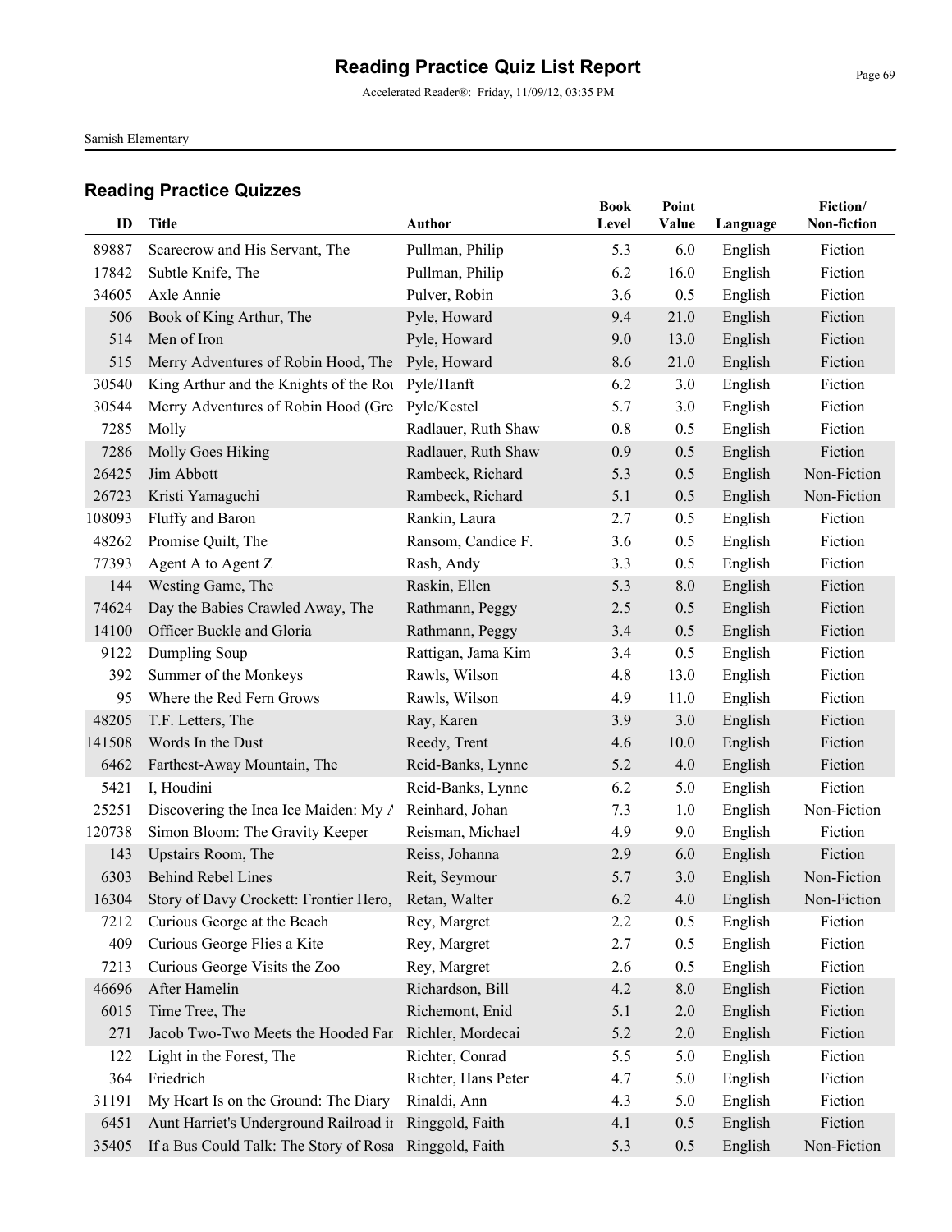# Reading Practice Quiz List Report

Accelerated Reader®: Friday, 11/09/12, 03:35 PM

Samish Elementary

## Reading Practice Quizzes

| ID | Title | Author | Book Level | Point Value | Language | Fiction/ Non-fiction |
|---|---|---|---|---|---|---|
| 89887 | Scarecrow and His Servant, The | Pullman, Philip | 5.3 | 6.0 | English | Fiction |
| 17842 | Subtle Knife, The | Pullman, Philip | 6.2 | 16.0 | English | Fiction |
| 34605 | Axle Annie | Pulver, Robin | 3.6 | 0.5 | English | Fiction |
| 506 | Book of King Arthur, The | Pyle, Howard | 9.4 | 21.0 | English | Fiction |
| 514 | Men of Iron | Pyle, Howard | 9.0 | 13.0 | English | Fiction |
| 515 | Merry Adventures of Robin Hood, The | Pyle, Howard | 8.6 | 21.0 | English | Fiction |
| 30540 | King Arthur and the Knights of the Rou | Pyle/Hanft | 6.2 | 3.0 | English | Fiction |
| 30544 | Merry Adventures of Robin Hood (Gre | Pyle/Kestel | 5.7 | 3.0 | English | Fiction |
| 7285 | Molly | Radlauer, Ruth Shaw | 0.8 | 0.5 | English | Fiction |
| 7286 | Molly Goes Hiking | Radlauer, Ruth Shaw | 0.9 | 0.5 | English | Fiction |
| 26425 | Jim Abbott | Rambeck, Richard | 5.3 | 0.5 | English | Non-Fiction |
| 26723 | Kristi Yamaguchi | Rambeck, Richard | 5.1 | 0.5 | English | Non-Fiction |
| 108093 | Fluffy and Baron | Rankin, Laura | 2.7 | 0.5 | English | Fiction |
| 48262 | Promise Quilt, The | Ransom, Candice F. | 3.6 | 0.5 | English | Fiction |
| 77393 | Agent A to Agent Z | Rash, Andy | 3.3 | 0.5 | English | Fiction |
| 144 | Westing Game, The | Raskin, Ellen | 5.3 | 8.0 | English | Fiction |
| 74624 | Day the Babies Crawled Away, The | Rathmann, Peggy | 2.5 | 0.5 | English | Fiction |
| 14100 | Officer Buckle and Gloria | Rathmann, Peggy | 3.4 | 0.5 | English | Fiction |
| 9122 | Dumpling Soup | Rattigan, Jama Kim | 3.4 | 0.5 | English | Fiction |
| 392 | Summer of the Monkeys | Rawls, Wilson | 4.8 | 13.0 | English | Fiction |
| 95 | Where the Red Fern Grows | Rawls, Wilson | 4.9 | 11.0 | English | Fiction |
| 48205 | T.F. Letters, The | Ray, Karen | 3.9 | 3.0 | English | Fiction |
| 141508 | Words In the Dust | Reedy, Trent | 4.6 | 10.0 | English | Fiction |
| 6462 | Farthest-Away Mountain, The | Reid-Banks, Lynne | 5.2 | 4.0 | English | Fiction |
| 5421 | I, Houdini | Reid-Banks, Lynne | 6.2 | 5.0 | English | Fiction |
| 25251 | Discovering the Inca Ice Maiden: My A | Reinhard, Johan | 7.3 | 1.0 | English | Non-Fiction |
| 120738 | Simon Bloom: The Gravity Keeper | Reisman, Michael | 4.9 | 9.0 | English | Fiction |
| 143 | Upstairs Room, The | Reiss, Johanna | 2.9 | 6.0 | English | Fiction |
| 6303 | Behind Rebel Lines | Reit, Seymour | 5.7 | 3.0 | English | Non-Fiction |
| 16304 | Story of Davy Crockett: Frontier Hero, | Retan, Walter | 6.2 | 4.0 | English | Non-Fiction |
| 7212 | Curious George at the Beach | Rey, Margret | 2.2 | 0.5 | English | Fiction |
| 409 | Curious George Flies a Kite | Rey, Margret | 2.7 | 0.5 | English | Fiction |
| 7213 | Curious George Visits the Zoo | Rey, Margret | 2.6 | 0.5 | English | Fiction |
| 46696 | After Hamelin | Richardson, Bill | 4.2 | 8.0 | English | Fiction |
| 6015 | Time Tree, The | Richemont, Enid | 5.1 | 2.0 | English | Fiction |
| 271 | Jacob Two-Two Meets the Hooded Far | Richler, Mordecai | 5.2 | 2.0 | English | Fiction |
| 122 | Light in the Forest, The | Richter, Conrad | 5.5 | 5.0 | English | Fiction |
| 364 | Friedrich | Richter, Hans Peter | 4.7 | 5.0 | English | Fiction |
| 31191 | My Heart Is on the Ground: The Diary | Rinaldi, Ann | 4.3 | 5.0 | English | Fiction |
| 6451 | Aunt Harriet's Underground Railroad in | Ringgold, Faith | 4.1 | 0.5 | English | Fiction |
| 35405 | If a Bus Could Talk: The Story of Rosa | Ringgold, Faith | 5.3 | 0.5 | English | Non-Fiction |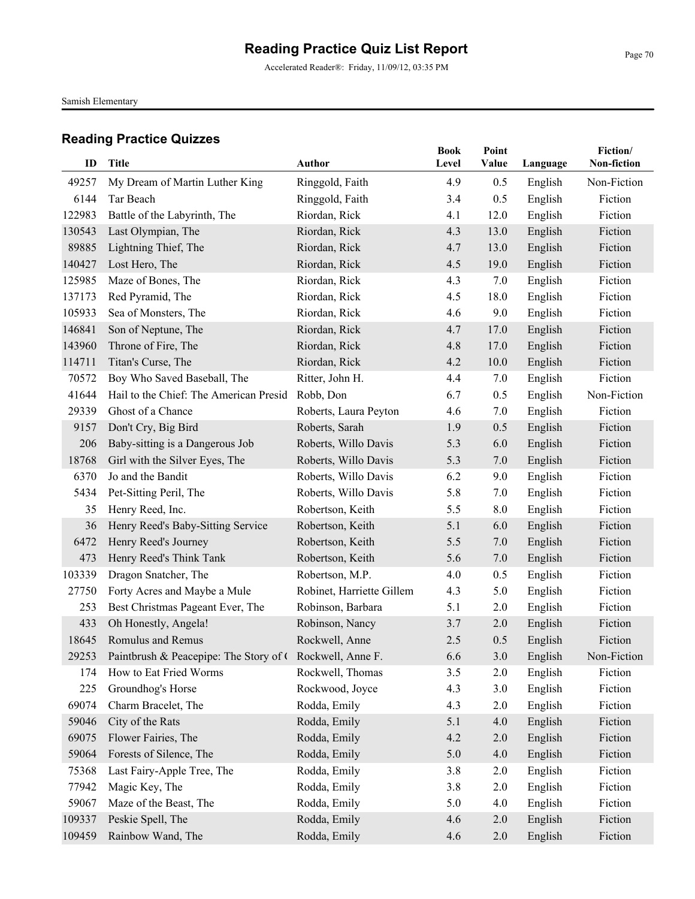# Reading Practice Quiz List Report

Accelerated Reader®: Friday, 11/09/12, 03:35 PM

Samish Elementary

## Reading Practice Quizzes

| ID | Title | Author | Book Level | Point Value | Language | Fiction/ Non-fiction |
|---|---|---|---|---|---|---|
| 49257 | My Dream of Martin Luther King | Ringgold, Faith | 4.9 | 0.5 | English | Non-Fiction |
| 6144 | Tar Beach | Ringgold, Faith | 3.4 | 0.5 | English | Fiction |
| 122983 | Battle of the Labyrinth, The | Riordan, Rick | 4.1 | 12.0 | English | Fiction |
| 130543 | Last Olympian, The | Riordan, Rick | 4.3 | 13.0 | English | Fiction |
| 89885 | Lightning Thief, The | Riordan, Rick | 4.7 | 13.0 | English | Fiction |
| 140427 | Lost Hero, The | Riordan, Rick | 4.5 | 19.0 | English | Fiction |
| 125985 | Maze of Bones, The | Riordan, Rick | 4.3 | 7.0 | English | Fiction |
| 137173 | Red Pyramid, The | Riordan, Rick | 4.5 | 18.0 | English | Fiction |
| 105933 | Sea of Monsters, The | Riordan, Rick | 4.6 | 9.0 | English | Fiction |
| 146841 | Son of Neptune, The | Riordan, Rick | 4.7 | 17.0 | English | Fiction |
| 143960 | Throne of Fire, The | Riordan, Rick | 4.8 | 17.0 | English | Fiction |
| 114711 | Titan's Curse, The | Riordan, Rick | 4.2 | 10.0 | English | Fiction |
| 70572 | Boy Who Saved Baseball, The | Ritter, John H. | 4.4 | 7.0 | English | Fiction |
| 41644 | Hail to the Chief: The American Presid | Robb, Don | 6.7 | 0.5 | English | Non-Fiction |
| 29339 | Ghost of a Chance | Roberts, Laura Peyton | 4.6 | 7.0 | English | Fiction |
| 9157 | Don't Cry, Big Bird | Roberts, Sarah | 1.9 | 0.5 | English | Fiction |
| 206 | Baby-sitting is a Dangerous Job | Roberts, Willo Davis | 5.3 | 6.0 | English | Fiction |
| 18768 | Girl with the Silver Eyes, The | Roberts, Willo Davis | 5.3 | 7.0 | English | Fiction |
| 6370 | Jo and the Bandit | Roberts, Willo Davis | 6.2 | 9.0 | English | Fiction |
| 5434 | Pet-Sitting Peril, The | Roberts, Willo Davis | 5.8 | 7.0 | English | Fiction |
| 35 | Henry Reed, Inc. | Robertson, Keith | 5.5 | 8.0 | English | Fiction |
| 36 | Henry Reed's Baby-Sitting Service | Robertson, Keith | 5.1 | 6.0 | English | Fiction |
| 6472 | Henry Reed's Journey | Robertson, Keith | 5.5 | 7.0 | English | Fiction |
| 473 | Henry Reed's Think Tank | Robertson, Keith | 5.6 | 7.0 | English | Fiction |
| 103339 | Dragon Snatcher, The | Robertson, M.P. | 4.0 | 0.5 | English | Fiction |
| 27750 | Forty Acres and Maybe a Mule | Robinet, Harriette Gillem | 4.3 | 5.0 | English | Fiction |
| 253 | Best Christmas Pageant Ever, The | Robinson, Barbara | 5.1 | 2.0 | English | Fiction |
| 433 | Oh Honestly, Angela! | Robinson, Nancy | 3.7 | 2.0 | English | Fiction |
| 18645 | Romulus and Remus | Rockwell, Anne | 2.5 | 0.5 | English | Fiction |
| 29253 | Paintbrush & Peacepipe: The Story of ( | Rockwell, Anne F. | 6.6 | 3.0 | English | Non-Fiction |
| 174 | How to Eat Fried Worms | Rockwell, Thomas | 3.5 | 2.0 | English | Fiction |
| 225 | Groundhog's Horse | Rockwood, Joyce | 4.3 | 3.0 | English | Fiction |
| 69074 | Charm Bracelet, The | Rodda, Emily | 4.3 | 2.0 | English | Fiction |
| 59046 | City of the Rats | Rodda, Emily | 5.1 | 4.0 | English | Fiction |
| 69075 | Flower Fairies, The | Rodda, Emily | 4.2 | 2.0 | English | Fiction |
| 59064 | Forests of Silence, The | Rodda, Emily | 5.0 | 4.0 | English | Fiction |
| 75368 | Last Fairy-Apple Tree, The | Rodda, Emily | 3.8 | 2.0 | English | Fiction |
| 77942 | Magic Key, The | Rodda, Emily | 3.8 | 2.0 | English | Fiction |
| 59067 | Maze of the Beast, The | Rodda, Emily | 5.0 | 4.0 | English | Fiction |
| 109337 | Peskie Spell, The | Rodda, Emily | 4.6 | 2.0 | English | Fiction |
| 109459 | Rainbow Wand, The | Rodda, Emily | 4.6 | 2.0 | English | Fiction |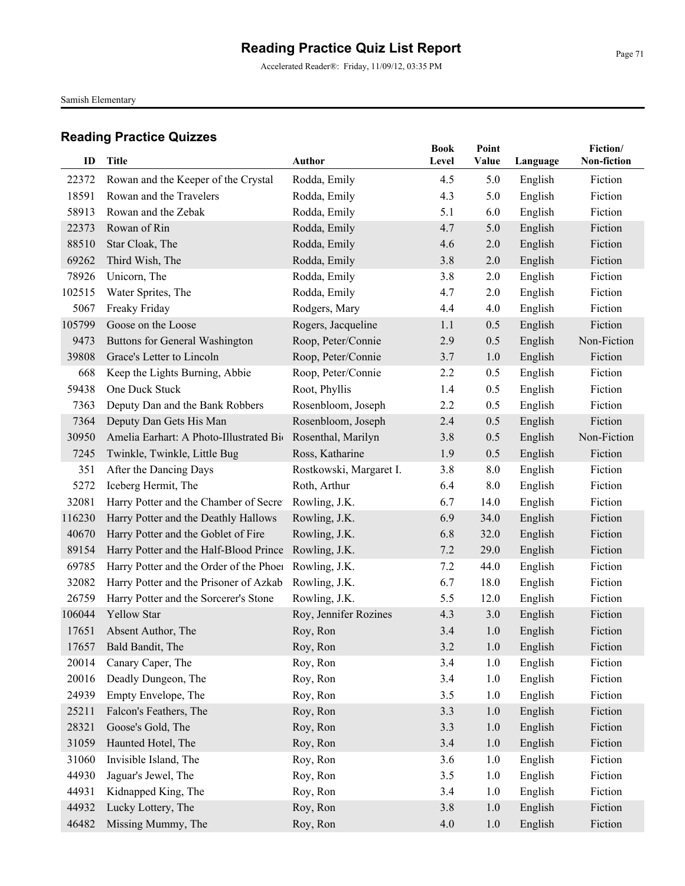# Reading Practice Quiz List Report

Accelerated Reader®: Friday, 11/09/12, 03:35 PM

Samish Elementary

## Reading Practice Quizzes

| ID | Title | Author | Book Level | Point Value | Language | Fiction/ Non-fiction |
|---|---|---|---|---|---|---|
| 22372 | Rowan and the Keeper of the Crystal | Rodda, Emily | 4.5 | 5.0 | English | Fiction |
| 18591 | Rowan and the Travelers | Rodda, Emily | 4.3 | 5.0 | English | Fiction |
| 58913 | Rowan and the Zebak | Rodda, Emily | 5.1 | 6.0 | English | Fiction |
| 22373 | Rowan of Rin | Rodda, Emily | 4.7 | 5.0 | English | Fiction |
| 88510 | Star Cloak, The | Rodda, Emily | 4.6 | 2.0 | English | Fiction |
| 69262 | Third Wish, The | Rodda, Emily | 3.8 | 2.0 | English | Fiction |
| 78926 | Unicorn, The | Rodda, Emily | 3.8 | 2.0 | English | Fiction |
| 102515 | Water Sprites, The | Rodda, Emily | 4.7 | 2.0 | English | Fiction |
| 5067 | Freaky Friday | Rodgers, Mary | 4.4 | 4.0 | English | Fiction |
| 105799 | Goose on the Loose | Rogers, Jacqueline | 1.1 | 0.5 | English | Fiction |
| 9473 | Buttons for General Washington | Roop, Peter/Connie | 2.9 | 0.5 | English | Non-Fiction |
| 39808 | Grace's Letter to Lincoln | Roop, Peter/Connie | 3.7 | 1.0 | English | Fiction |
| 668 | Keep the Lights Burning, Abbie | Roop, Peter/Connie | 2.2 | 0.5 | English | Fiction |
| 59438 | One Duck Stuck | Root, Phyllis | 1.4 | 0.5 | English | Fiction |
| 7363 | Deputy Dan and the Bank Robbers | Rosenbloom, Joseph | 2.2 | 0.5 | English | Fiction |
| 7364 | Deputy Dan Gets His Man | Rosenbloom, Joseph | 2.4 | 0.5 | English | Fiction |
| 30950 | Amelia Earhart: A Photo-Illustrated Bi | Rosenthal, Marilyn | 3.8 | 0.5 | English | Non-Fiction |
| 7245 | Twinkle, Twinkle, Little Bug | Ross, Katharine | 1.9 | 0.5 | English | Fiction |
| 351 | After the Dancing Days | Rostkowski, Margaret I. | 3.8 | 8.0 | English | Fiction |
| 5272 | Iceberg Hermit, The | Roth, Arthur | 6.4 | 8.0 | English | Fiction |
| 32081 | Harry Potter and the Chamber of Secre | Rowling, J.K. | 6.7 | 14.0 | English | Fiction |
| 116230 | Harry Potter and the Deathly Hallows | Rowling, J.K. | 6.9 | 34.0 | English | Fiction |
| 40670 | Harry Potter and the Goblet of Fire | Rowling, J.K. | 6.8 | 32.0 | English | Fiction |
| 89154 | Harry Potter and the Half-Blood Prince | Rowling, J.K. | 7.2 | 29.0 | English | Fiction |
| 69785 | Harry Potter and the Order of the Phoe | Rowling, J.K. | 7.2 | 44.0 | English | Fiction |
| 32082 | Harry Potter and the Prisoner of Azkab | Rowling, J.K. | 6.7 | 18.0 | English | Fiction |
| 26759 | Harry Potter and the Sorcerer's Stone | Rowling, J.K. | 5.5 | 12.0 | English | Fiction |
| 106044 | Yellow Star | Roy, Jennifer Rozines | 4.3 | 3.0 | English | Fiction |
| 17651 | Absent Author, The | Roy, Ron | 3.4 | 1.0 | English | Fiction |
| 17657 | Bald Bandit, The | Roy, Ron | 3.2 | 1.0 | English | Fiction |
| 20014 | Canary Caper, The | Roy, Ron | 3.4 | 1.0 | English | Fiction |
| 20016 | Deadly Dungeon, The | Roy, Ron | 3.4 | 1.0 | English | Fiction |
| 24939 | Empty Envelope, The | Roy, Ron | 3.5 | 1.0 | English | Fiction |
| 25211 | Falcon's Feathers, The | Roy, Ron | 3.3 | 1.0 | English | Fiction |
| 28321 | Goose's Gold, The | Roy, Ron | 3.3 | 1.0 | English | Fiction |
| 31059 | Haunted Hotel, The | Roy, Ron | 3.4 | 1.0 | English | Fiction |
| 31060 | Invisible Island, The | Roy, Ron | 3.6 | 1.0 | English | Fiction |
| 44930 | Jaguar's Jewel, The | Roy, Ron | 3.5 | 1.0 | English | Fiction |
| 44931 | Kidnapped King, The | Roy, Ron | 3.4 | 1.0 | English | Fiction |
| 44932 | Lucky Lottery, The | Roy, Ron | 3.8 | 1.0 | English | Fiction |
| 46482 | Missing Mummy, The | Roy, Ron | 4.0 | 1.0 | English | Fiction |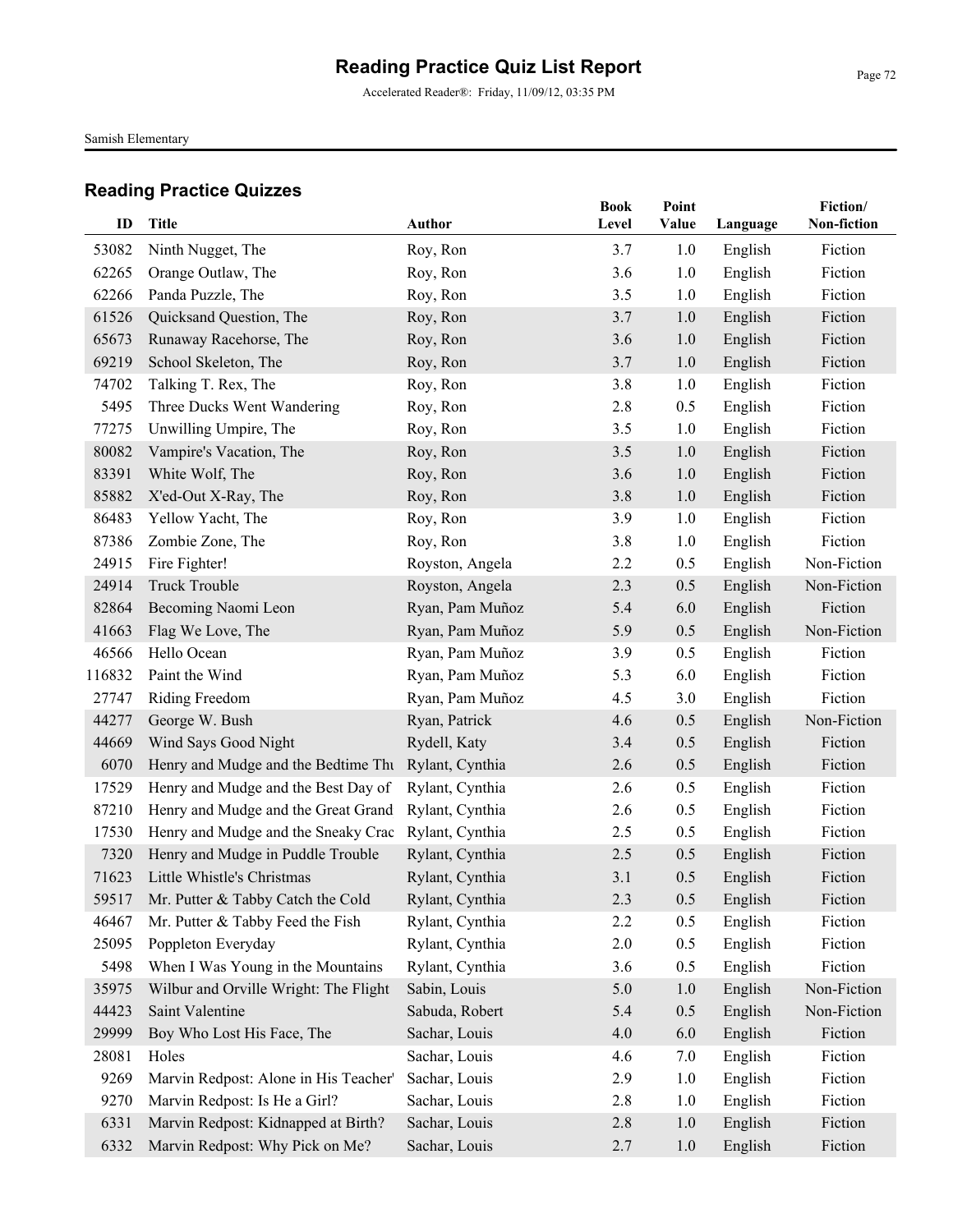# Reading Practice Quiz List Report

Accelerated Reader®: Friday, 11/09/12, 03:35 PM

Samish Elementary

## Reading Practice Quizzes

| ID | Title | Author | Book Level | Point Value | Language | Fiction/ Non-fiction |
|---|---|---|---|---|---|---|
| 53082 | Ninth Nugget, The | Roy, Ron | 3.7 | 1.0 | English | Fiction |
| 62265 | Orange Outlaw, The | Roy, Ron | 3.6 | 1.0 | English | Fiction |
| 62266 | Panda Puzzle, The | Roy, Ron | 3.5 | 1.0 | English | Fiction |
| 61526 | Quicksand Question, The | Roy, Ron | 3.7 | 1.0 | English | Fiction |
| 65673 | Runaway Racehorse, The | Roy, Ron | 3.6 | 1.0 | English | Fiction |
| 69219 | School Skeleton, The | Roy, Ron | 3.7 | 1.0 | English | Fiction |
| 74702 | Talking T. Rex, The | Roy, Ron | 3.8 | 1.0 | English | Fiction |
| 5495 | Three Ducks Went Wandering | Roy, Ron | 2.8 | 0.5 | English | Fiction |
| 77275 | Unwilling Umpire, The | Roy, Ron | 3.5 | 1.0 | English | Fiction |
| 80082 | Vampire's Vacation, The | Roy, Ron | 3.5 | 1.0 | English | Fiction |
| 83391 | White Wolf, The | Roy, Ron | 3.6 | 1.0 | English | Fiction |
| 85882 | X'ed-Out X-Ray, The | Roy, Ron | 3.8 | 1.0 | English | Fiction |
| 86483 | Yellow Yacht, The | Roy, Ron | 3.9 | 1.0 | English | Fiction |
| 87386 | Zombie Zone, The | Roy, Ron | 3.8 | 1.0 | English | Fiction |
| 24915 | Fire Fighter! | Royston, Angela | 2.2 | 0.5 | English | Non-Fiction |
| 24914 | Truck Trouble | Royston, Angela | 2.3 | 0.5 | English | Non-Fiction |
| 82864 | Becoming Naomi Leon | Ryan, Pam Muñoz | 5.4 | 6.0 | English | Fiction |
| 41663 | Flag We Love, The | Ryan, Pam Muñoz | 5.9 | 0.5 | English | Non-Fiction |
| 46566 | Hello Ocean | Ryan, Pam Muñoz | 3.9 | 0.5 | English | Fiction |
| 116832 | Paint the Wind | Ryan, Pam Muñoz | 5.3 | 6.0 | English | Fiction |
| 27747 | Riding Freedom | Ryan, Pam Muñoz | 4.5 | 3.0 | English | Fiction |
| 44277 | George W. Bush | Ryan, Patrick | 4.6 | 0.5 | English | Non-Fiction |
| 44669 | Wind Says Good Night | Rydell, Katy | 3.4 | 0.5 | English | Fiction |
| 6070 | Henry and Mudge and the Bedtime Thu | Rylant, Cynthia | 2.6 | 0.5 | English | Fiction |
| 17529 | Henry and Mudge and the Best Day of | Rylant, Cynthia | 2.6 | 0.5 | English | Fiction |
| 87210 | Henry and Mudge and the Great Grand | Rylant, Cynthia | 2.6 | 0.5 | English | Fiction |
| 17530 | Henry and Mudge and the Sneaky Crac | Rylant, Cynthia | 2.5 | 0.5 | English | Fiction |
| 7320 | Henry and Mudge in Puddle Trouble | Rylant, Cynthia | 2.5 | 0.5 | English | Fiction |
| 71623 | Little Whistle's Christmas | Rylant, Cynthia | 3.1 | 0.5 | English | Fiction |
| 59517 | Mr. Putter & Tabby Catch the Cold | Rylant, Cynthia | 2.3 | 0.5 | English | Fiction |
| 46467 | Mr. Putter & Tabby Feed the Fish | Rylant, Cynthia | 2.2 | 0.5 | English | Fiction |
| 25095 | Poppleton Everyday | Rylant, Cynthia | 2.0 | 0.5 | English | Fiction |
| 5498 | When I Was Young in the Mountains | Rylant, Cynthia | 3.6 | 0.5 | English | Fiction |
| 35975 | Wilbur and Orville Wright: The Flight | Sabin, Louis | 5.0 | 1.0 | English | Non-Fiction |
| 44423 | Saint Valentine | Sabuda, Robert | 5.4 | 0.5 | English | Non-Fiction |
| 29999 | Boy Who Lost His Face, The | Sachar, Louis | 4.0 | 6.0 | English | Fiction |
| 28081 | Holes | Sachar, Louis | 4.6 | 7.0 | English | Fiction |
| 9269 | Marvin Redpost: Alone in His Teacher' | Sachar, Louis | 2.9 | 1.0 | English | Fiction |
| 9270 | Marvin Redpost: Is He a Girl? | Sachar, Louis | 2.8 | 1.0 | English | Fiction |
| 6331 | Marvin Redpost: Kidnapped at Birth? | Sachar, Louis | 2.8 | 1.0 | English | Fiction |
| 6332 | Marvin Redpost: Why Pick on Me? | Sachar, Louis | 2.7 | 1.0 | English | Fiction |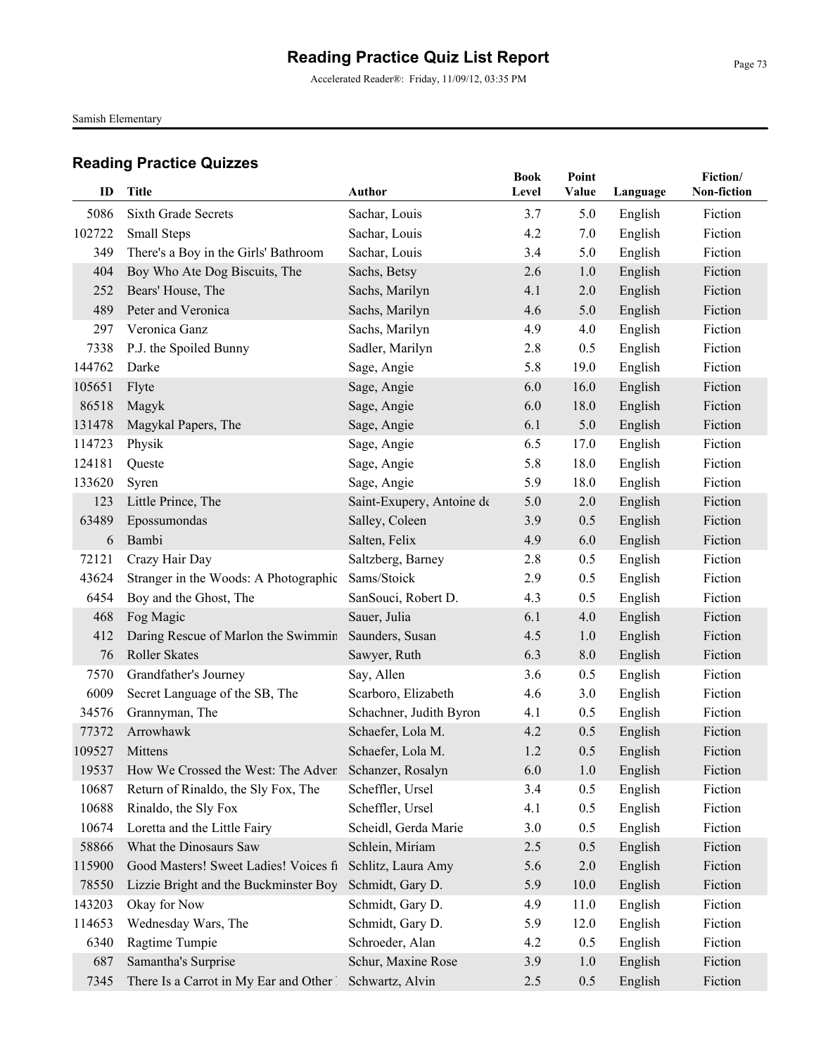# Reading Practice Quiz List Report

Accelerated Reader®: Friday, 11/09/12, 03:35 PM

Samish Elementary

## Reading Practice Quizzes

| ID | Title | Author | Book Level | Point Value | Language | Fiction/ Non-fiction |
|---|---|---|---|---|---|---|
| 5086 | Sixth Grade Secrets | Sachar, Louis | 3.7 | 5.0 | English | Fiction |
| 102722 | Small Steps | Sachar, Louis | 4.2 | 7.0 | English | Fiction |
| 349 | There's a Boy in the Girls' Bathroom | Sachar, Louis | 3.4 | 5.0 | English | Fiction |
| 404 | Boy Who Ate Dog Biscuits, The | Sachs, Betsy | 2.6 | 1.0 | English | Fiction |
| 252 | Bears' House, The | Sachs, Marilyn | 4.1 | 2.0 | English | Fiction |
| 489 | Peter and Veronica | Sachs, Marilyn | 4.6 | 5.0 | English | Fiction |
| 297 | Veronica Ganz | Sachs, Marilyn | 4.9 | 4.0 | English | Fiction |
| 7338 | P.J. the Spoiled Bunny | Sadler, Marilyn | 2.8 | 0.5 | English | Fiction |
| 144762 | Darke | Sage, Angie | 5.8 | 19.0 | English | Fiction |
| 105651 | Flyte | Sage, Angie | 6.0 | 16.0 | English | Fiction |
| 86518 | Magyk | Sage, Angie | 6.0 | 18.0 | English | Fiction |
| 131478 | Magykal Papers, The | Sage, Angie | 6.1 | 5.0 | English | Fiction |
| 114723 | Physik | Sage, Angie | 6.5 | 17.0 | English | Fiction |
| 124181 | Queste | Sage, Angie | 5.8 | 18.0 | English | Fiction |
| 133620 | Syren | Sage, Angie | 5.9 | 18.0 | English | Fiction |
| 123 | Little Prince, The | Saint-Exupery, Antoine de | 5.0 | 2.0 | English | Fiction |
| 63489 | Epossumondas | Salley, Coleen | 3.9 | 0.5 | English | Fiction |
| 6 | Bambi | Salten, Felix | 4.9 | 6.0 | English | Fiction |
| 72121 | Crazy Hair Day | Saltzberg, Barney | 2.8 | 0.5 | English | Fiction |
| 43624 | Stranger in the Woods: A Photographic | Sams/Stoick | 2.9 | 0.5 | English | Fiction |
| 6454 | Boy and the Ghost, The | SanSouci, Robert D. | 4.3 | 0.5 | English | Fiction |
| 468 | Fog Magic | Sauer, Julia | 6.1 | 4.0 | English | Fiction |
| 412 | Daring Rescue of Marlon the Swimmin | Saunders, Susan | 4.5 | 1.0 | English | Fiction |
| 76 | Roller Skates | Sawyer, Ruth | 6.3 | 8.0 | English | Fiction |
| 7570 | Grandfather's Journey | Say, Allen | 3.6 | 0.5 | English | Fiction |
| 6009 | Secret Language of the SB, The | Scarboro, Elizabeth | 4.6 | 3.0 | English | Fiction |
| 34576 | Grannyman, The | Schachner, Judith Byron | 4.1 | 0.5 | English | Fiction |
| 77372 | Arrowhawk | Schaefer, Lola M. | 4.2 | 0.5 | English | Fiction |
| 109527 | Mittens | Schaefer, Lola M. | 1.2 | 0.5 | English | Fiction |
| 19537 | How We Crossed the West: The Adver | Schanzer, Rosalyn | 6.0 | 1.0 | English | Fiction |
| 10687 | Return of Rinaldo, the Sly Fox, The | Scheffler, Ursel | 3.4 | 0.5 | English | Fiction |
| 10688 | Rinaldo, the Sly Fox | Scheffler, Ursel | 4.1 | 0.5 | English | Fiction |
| 10674 | Loretta and the Little Fairy | Scheidl, Gerda Marie | 3.0 | 0.5 | English | Fiction |
| 58866 | What the Dinosaurs Saw | Schlein, Miriam | 2.5 | 0.5 | English | Fiction |
| 115900 | Good Masters! Sweet Ladies! Voices fi | Schlitz, Laura Amy | 5.6 | 2.0 | English | Fiction |
| 78550 | Lizzie Bright and the Buckminster Boy | Schmidt, Gary D. | 5.9 | 10.0 | English | Fiction |
| 143203 | Okay for Now | Schmidt, Gary D. | 4.9 | 11.0 | English | Fiction |
| 114653 | Wednesday Wars, The | Schmidt, Gary D. | 5.9 | 12.0 | English | Fiction |
| 6340 | Ragtime Tumpie | Schroeder, Alan | 4.2 | 0.5 | English | Fiction |
| 687 | Samantha's Surprise | Schur, Maxine Rose | 3.9 | 1.0 | English | Fiction |
| 7345 | There Is a Carrot in My Ear and Other | Schwartz, Alvin | 2.5 | 0.5 | English | Fiction |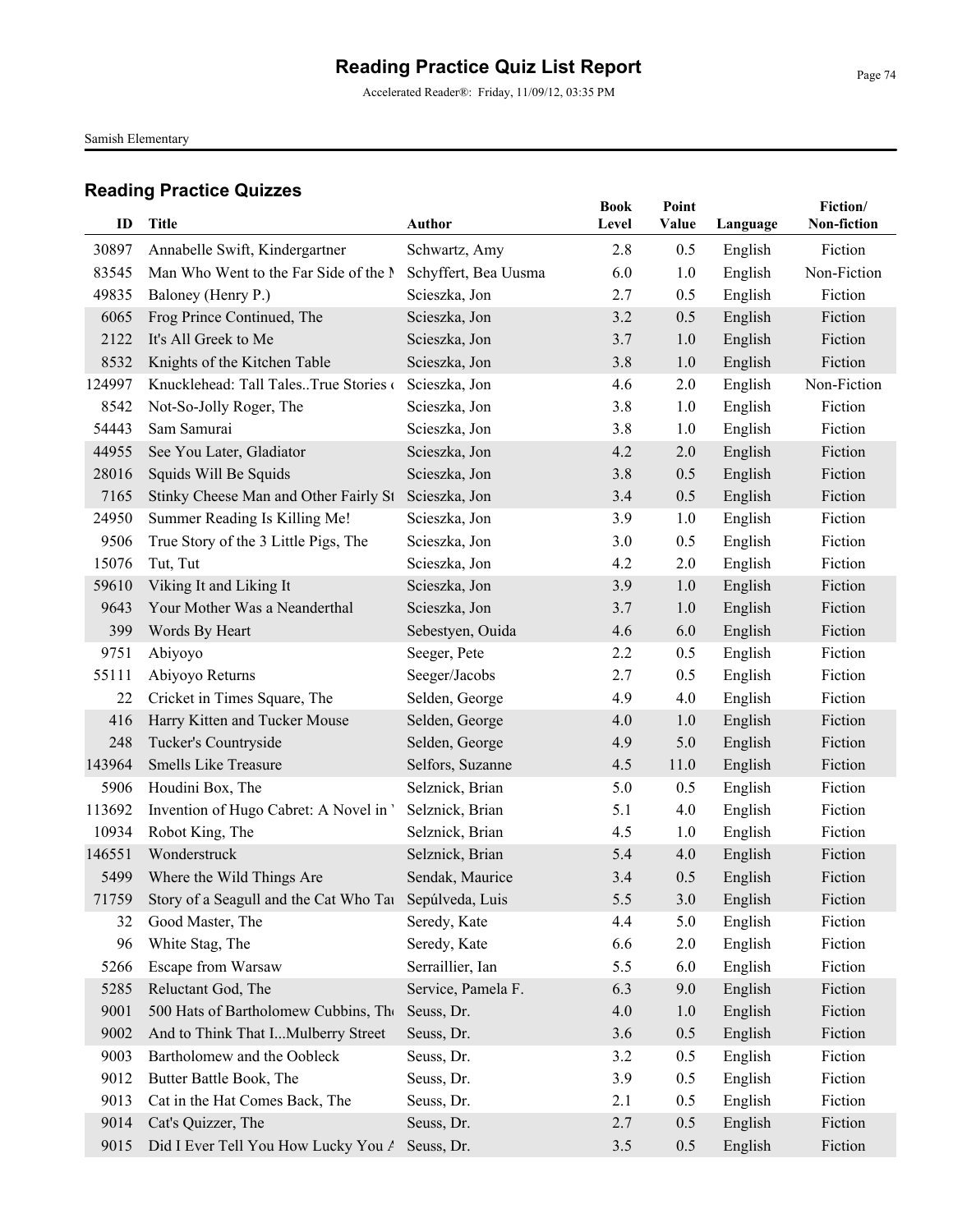# Reading Practice Quiz List Report

Accelerated Reader®: Friday, 11/09/12, 03:35 PM

Samish Elementary

## Reading Practice Quizzes

| ID | Title | Author | Book Level | Point Value | Language | Fiction/ Non-fiction |
|---|---|---|---|---|---|---|
| 30897 | Annabelle Swift, Kindergartner | Schwartz, Amy | 2.8 | 0.5 | English | Fiction |
| 83545 | Man Who Went to the Far Side of the M | Schyffert, Bea Uusma | 6.0 | 1.0 | English | Non-Fiction |
| 49835 | Baloney (Henry P.) | Scieszka, Jon | 2.7 | 0.5 | English | Fiction |
| 6065 | Frog Prince Continued, The | Scieszka, Jon | 3.2 | 0.5 | English | Fiction |
| 2122 | It's All Greek to Me | Scieszka, Jon | 3.7 | 1.0 | English | Fiction |
| 8532 | Knights of the Kitchen Table | Scieszka, Jon | 3.8 | 1.0 | English | Fiction |
| 124997 | Knucklehead: Tall Tales..True Stories o | Scieszka, Jon | 4.6 | 2.0 | English | Non-Fiction |
| 8542 | Not-So-Jolly Roger, The | Scieszka, Jon | 3.8 | 1.0 | English | Fiction |
| 54443 | Sam Samurai | Scieszka, Jon | 3.8 | 1.0 | English | Fiction |
| 44955 | See You Later, Gladiator | Scieszka, Jon | 4.2 | 2.0 | English | Fiction |
| 28016 | Squids Will Be Squids | Scieszka, Jon | 3.8 | 0.5 | English | Fiction |
| 7165 | Stinky Cheese Man and Other Fairly St | Scieszka, Jon | 3.4 | 0.5 | English | Fiction |
| 24950 | Summer Reading Is Killing Me! | Scieszka, Jon | 3.9 | 1.0 | English | Fiction |
| 9506 | True Story of the 3 Little Pigs, The | Scieszka, Jon | 3.0 | 0.5 | English | Fiction |
| 15076 | Tut, Tut | Scieszka, Jon | 4.2 | 2.0 | English | Fiction |
| 59610 | Viking It and Liking It | Scieszka, Jon | 3.9 | 1.0 | English | Fiction |
| 9643 | Your Mother Was a Neanderthal | Scieszka, Jon | 3.7 | 1.0 | English | Fiction |
| 399 | Words By Heart | Sebestyen, Ouida | 4.6 | 6.0 | English | Fiction |
| 9751 | Abiyoyo | Seeger, Pete | 2.2 | 0.5 | English | Fiction |
| 55111 | Abiyoyo Returns | Seeger/Jacobs | 2.7 | 0.5 | English | Fiction |
| 22 | Cricket in Times Square, The | Selden, George | 4.9 | 4.0 | English | Fiction |
| 416 | Harry Kitten and Tucker Mouse | Selden, George | 4.0 | 1.0 | English | Fiction |
| 248 | Tucker's Countryside | Selden, George | 4.9 | 5.0 | English | Fiction |
| 143964 | Smells Like Treasure | Selfors, Suzanne | 4.5 | 11.0 | English | Fiction |
| 5906 | Houdini Box, The | Selznick, Brian | 5.0 | 0.5 | English | Fiction |
| 113692 | Invention of Hugo Cabret: A Novel in W | Selznick, Brian | 5.1 | 4.0 | English | Fiction |
| 10934 | Robot King, The | Selznick, Brian | 4.5 | 1.0 | English | Fiction |
| 146551 | Wonderstruck | Selznick, Brian | 5.4 | 4.0 | English | Fiction |
| 5499 | Where the Wild Things Are | Sendak, Maurice | 3.4 | 0.5 | English | Fiction |
| 71759 | Story of a Seagull and the Cat Who Tau | Sepúlveda, Luis | 5.5 | 3.0 | English | Fiction |
| 32 | Good Master, The | Seredy, Kate | 4.4 | 5.0 | English | Fiction |
| 96 | White Stag, The | Seredy, Kate | 6.6 | 2.0 | English | Fiction |
| 5266 | Escape from Warsaw | Serraillier, Ian | 5.5 | 6.0 | English | Fiction |
| 5285 | Reluctant God, The | Service, Pamela F. | 6.3 | 9.0 | English | Fiction |
| 9001 | 500 Hats of Bartholomew Cubbins, The | Seuss, Dr. | 4.0 | 1.0 | English | Fiction |
| 9002 | And to Think That I...Mulberry Street | Seuss, Dr. | 3.6 | 0.5 | English | Fiction |
| 9003 | Bartholomew and the Oobleck | Seuss, Dr. | 3.2 | 0.5 | English | Fiction |
| 9012 | Butter Battle Book, The | Seuss, Dr. | 3.9 | 0.5 | English | Fiction |
| 9013 | Cat in the Hat Comes Back, The | Seuss, Dr. | 2.1 | 0.5 | English | Fiction |
| 9014 | Cat's Quizzer, The | Seuss, Dr. | 2.7 | 0.5 | English | Fiction |
| 9015 | Did I Ever Tell You How Lucky You A | Seuss, Dr. | 3.5 | 0.5 | English | Fiction |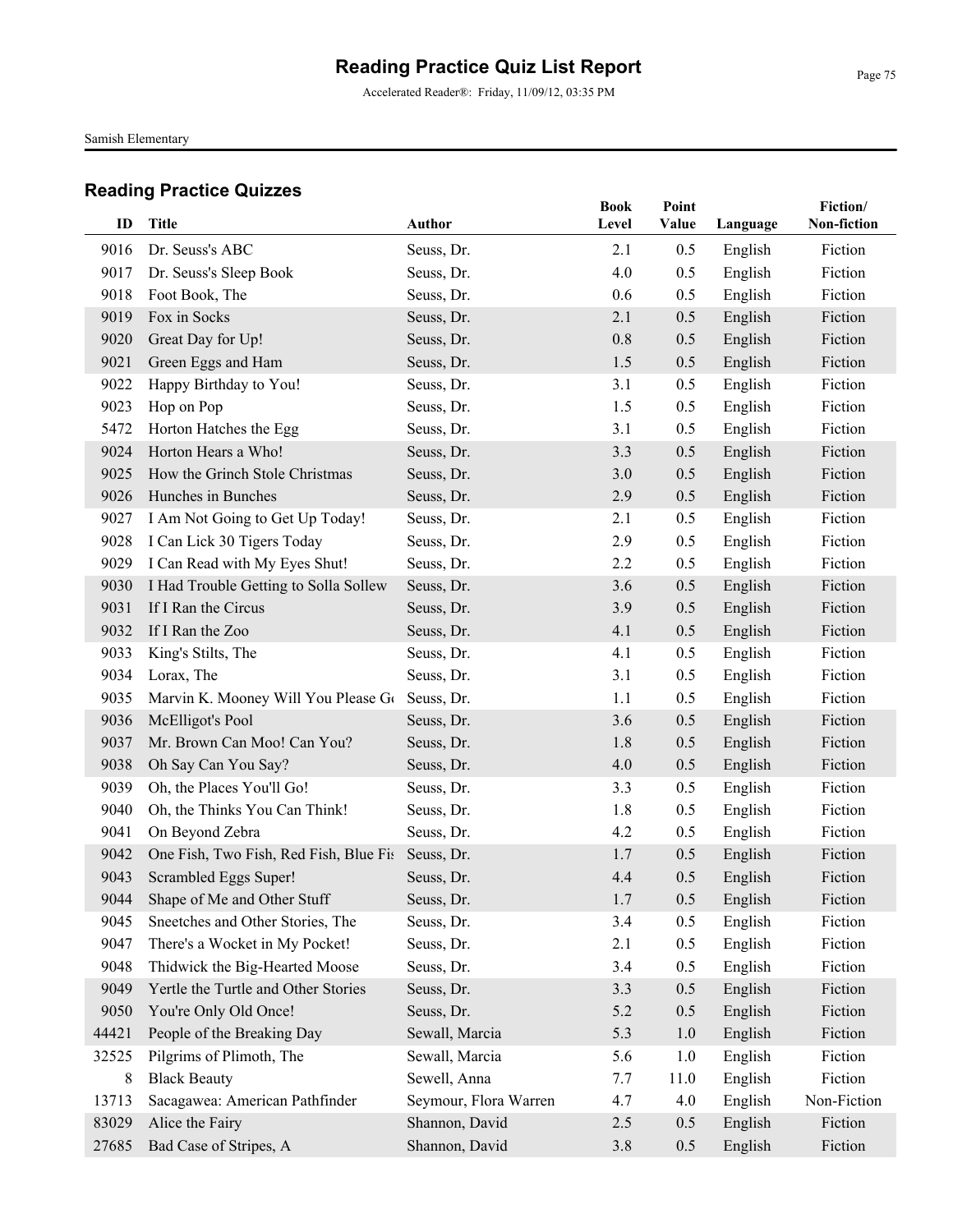# Reading Practice Quiz List Report

Accelerated Reader®: Friday, 11/09/12, 03:35 PM

Samish Elementary

## Reading Practice Quizzes

| ID | Title | Author | Book Level | Point Value | Language | Fiction/ Non-fiction |
|---|---|---|---|---|---|---|
| 9016 | Dr. Seuss's ABC | Seuss, Dr. | 2.1 | 0.5 | English | Fiction |
| 9017 | Dr. Seuss's Sleep Book | Seuss, Dr. | 4.0 | 0.5 | English | Fiction |
| 9018 | Foot Book, The | Seuss, Dr. | 0.6 | 0.5 | English | Fiction |
| 9019 | Fox in Socks | Seuss, Dr. | 2.1 | 0.5 | English | Fiction |
| 9020 | Great Day for Up! | Seuss, Dr. | 0.8 | 0.5 | English | Fiction |
| 9021 | Green Eggs and Ham | Seuss, Dr. | 1.5 | 0.5 | English | Fiction |
| 9022 | Happy Birthday to You! | Seuss, Dr. | 3.1 | 0.5 | English | Fiction |
| 9023 | Hop on Pop | Seuss, Dr. | 1.5 | 0.5 | English | Fiction |
| 5472 | Horton Hatches the Egg | Seuss, Dr. | 3.1 | 0.5 | English | Fiction |
| 9024 | Horton Hears a Who! | Seuss, Dr. | 3.3 | 0.5 | English | Fiction |
| 9025 | How the Grinch Stole Christmas | Seuss, Dr. | 3.0 | 0.5 | English | Fiction |
| 9026 | Hunches in Bunches | Seuss, Dr. | 2.9 | 0.5 | English | Fiction |
| 9027 | I Am Not Going to Get Up Today! | Seuss, Dr. | 2.1 | 0.5 | English | Fiction |
| 9028 | I Can Lick 30 Tigers Today | Seuss, Dr. | 2.9 | 0.5 | English | Fiction |
| 9029 | I Can Read with My Eyes Shut! | Seuss, Dr. | 2.2 | 0.5 | English | Fiction |
| 9030 | I Had Trouble Getting to Solla Sollew | Seuss, Dr. | 3.6 | 0.5 | English | Fiction |
| 9031 | If I Ran the Circus | Seuss, Dr. | 3.9 | 0.5 | English | Fiction |
| 9032 | If I Ran the Zoo | Seuss, Dr. | 4.1 | 0.5 | English | Fiction |
| 9033 | King's Stilts, The | Seuss, Dr. | 4.1 | 0.5 | English | Fiction |
| 9034 | Lorax, The | Seuss, Dr. | 3.1 | 0.5 | English | Fiction |
| 9035 | Marvin K. Mooney Will You Please Go | Seuss, Dr. | 1.1 | 0.5 | English | Fiction |
| 9036 | McElligot's Pool | Seuss, Dr. | 3.6 | 0.5 | English | Fiction |
| 9037 | Mr. Brown Can Moo! Can You? | Seuss, Dr. | 1.8 | 0.5 | English | Fiction |
| 9038 | Oh Say Can You Say? | Seuss, Dr. | 4.0 | 0.5 | English | Fiction |
| 9039 | Oh, the Places You'll Go! | Seuss, Dr. | 3.3 | 0.5 | English | Fiction |
| 9040 | Oh, the Thinks You Can Think! | Seuss, Dr. | 1.8 | 0.5 | English | Fiction |
| 9041 | On Beyond Zebra | Seuss, Dr. | 4.2 | 0.5 | English | Fiction |
| 9042 | One Fish, Two Fish, Red Fish, Blue Fis | Seuss, Dr. | 1.7 | 0.5 | English | Fiction |
| 9043 | Scrambled Eggs Super! | Seuss, Dr. | 4.4 | 0.5 | English | Fiction |
| 9044 | Shape of Me and Other Stuff | Seuss, Dr. | 1.7 | 0.5 | English | Fiction |
| 9045 | Sneetches and Other Stories, The | Seuss, Dr. | 3.4 | 0.5 | English | Fiction |
| 9047 | There's a Wocket in My Pocket! | Seuss, Dr. | 2.1 | 0.5 | English | Fiction |
| 9048 | Thidwick the Big-Hearted Moose | Seuss, Dr. | 3.4 | 0.5 | English | Fiction |
| 9049 | Yertle the Turtle and Other Stories | Seuss, Dr. | 3.3 | 0.5 | English | Fiction |
| 9050 | You're Only Old Once! | Seuss, Dr. | 5.2 | 0.5 | English | Fiction |
| 44421 | People of the Breaking Day | Sewall, Marcia | 5.3 | 1.0 | English | Fiction |
| 32525 | Pilgrims of Plimoth, The | Sewall, Marcia | 5.6 | 1.0 | English | Fiction |
| 8 | Black Beauty | Sewell, Anna | 7.7 | 11.0 | English | Fiction |
| 13713 | Sacagawea: American Pathfinder | Seymour, Flora Warren | 4.7 | 4.0 | English | Non-Fiction |
| 83029 | Alice the Fairy | Shannon, David | 2.5 | 0.5 | English | Fiction |
| 27685 | Bad Case of Stripes, A | Shannon, David | 3.8 | 0.5 | English | Fiction |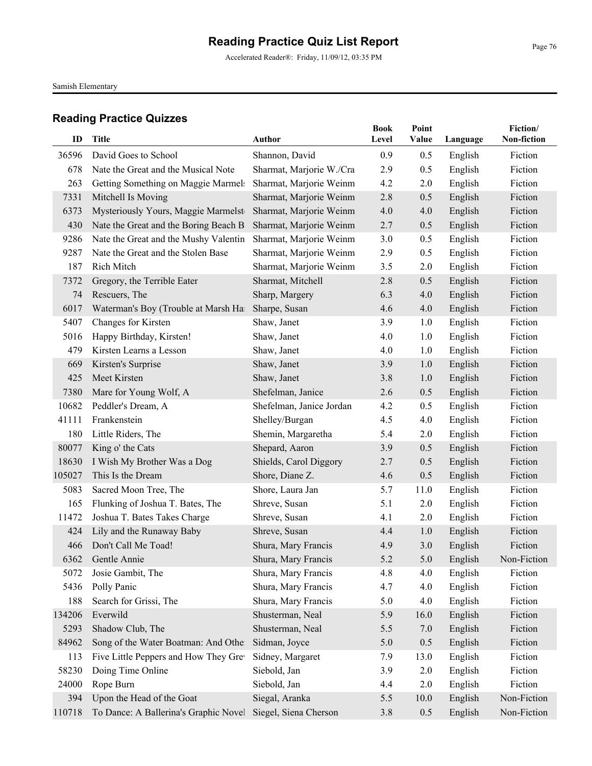# Reading Practice Quiz List Report

Accelerated Reader®: Friday, 11/09/12, 03:35 PM

Samish Elementary

## Reading Practice Quizzes

| ID | Title | Author | Book Level | Point Value | Language | Fiction/ Non-fiction |
|---|---|---|---|---|---|---|
| 36596 | David Goes to School | Shannon, David | 0.9 | 0.5 | English | Fiction |
| 678 | Nate the Great and the Musical Note | Sharmat, Marjorie W./Cra | 2.9 | 0.5 | English | Fiction |
| 263 | Getting Something on Maggie Marmel: | Sharmat, Marjorie Weinm | 4.2 | 2.0 | English | Fiction |
| 7331 | Mitchell Is Moving | Sharmat, Marjorie Weinm | 2.8 | 0.5 | English | Fiction |
| 6373 | Mysteriously Yours, Maggie Marmelst | Sharmat, Marjorie Weinm | 4.0 | 4.0 | English | Fiction |
| 430 | Nate the Great and the Boring Beach B | Sharmat, Marjorie Weinm | 2.7 | 0.5 | English | Fiction |
| 9286 | Nate the Great and the Mushy Valentin | Sharmat, Marjorie Weinm | 3.0 | 0.5 | English | Fiction |
| 9287 | Nate the Great and the Stolen Base | Sharmat, Marjorie Weinm | 2.9 | 0.5 | English | Fiction |
| 187 | Rich Mitch | Sharmat, Marjorie Weinm | 3.5 | 2.0 | English | Fiction |
| 7372 | Gregory, the Terrible Eater | Sharmat, Mitchell | 2.8 | 0.5 | English | Fiction |
| 74 | Rescuers, The | Sharp, Margery | 6.3 | 4.0 | English | Fiction |
| 6017 | Waterman's Boy (Trouble at Marsh Ha | Sharpe, Susan | 4.6 | 4.0 | English | Fiction |
| 5407 | Changes for Kirsten | Shaw, Janet | 3.9 | 1.0 | English | Fiction |
| 5016 | Happy Birthday, Kirsten! | Shaw, Janet | 4.0 | 1.0 | English | Fiction |
| 479 | Kirsten Learns a Lesson | Shaw, Janet | 4.0 | 1.0 | English | Fiction |
| 669 | Kirsten's Surprise | Shaw, Janet | 3.9 | 1.0 | English | Fiction |
| 425 | Meet Kirsten | Shaw, Janet | 3.8 | 1.0 | English | Fiction |
| 7380 | Mare for Young Wolf, A | Shefelman, Janice | 2.6 | 0.5 | English | Fiction |
| 10682 | Peddler's Dream, A | Shefelman, Janice Jordan | 4.2 | 0.5 | English | Fiction |
| 41111 | Frankenstein | Shelley/Burgan | 4.5 | 4.0 | English | Fiction |
| 180 | Little Riders, The | Shemin, Margaretha | 5.4 | 2.0 | English | Fiction |
| 80077 | King o' the Cats | Shepard, Aaron | 3.9 | 0.5 | English | Fiction |
| 18630 | I Wish My Brother Was a Dog | Shields, Carol Diggory | 2.7 | 0.5 | English | Fiction |
| 105027 | This Is the Dream | Shore, Diane Z. | 4.6 | 0.5 | English | Fiction |
| 5083 | Sacred Moon Tree, The | Shore, Laura Jan | 5.7 | 11.0 | English | Fiction |
| 165 | Flunking of Joshua T. Bates, The | Shreve, Susan | 5.1 | 2.0 | English | Fiction |
| 11472 | Joshua T. Bates Takes Charge | Shreve, Susan | 4.1 | 2.0 | English | Fiction |
| 424 | Lily and the Runaway Baby | Shreve, Susan | 4.4 | 1.0 | English | Fiction |
| 466 | Don't Call Me Toad! | Shura, Mary Francis | 4.9 | 3.0 | English | Fiction |
| 6362 | Gentle Annie | Shura, Mary Francis | 5.2 | 5.0 | English | Non-Fiction |
| 5072 | Josie Gambit, The | Shura, Mary Francis | 4.8 | 4.0 | English | Fiction |
| 5436 | Polly Panic | Shura, Mary Francis | 4.7 | 4.0 | English | Fiction |
| 188 | Search for Grissi, The | Shura, Mary Francis | 5.0 | 4.0 | English | Fiction |
| 134206 | Everwild | Shusterman, Neal | 5.9 | 16.0 | English | Fiction |
| 5293 | Shadow Club, The | Shusterman, Neal | 5.5 | 7.0 | English | Fiction |
| 84962 | Song of the Water Boatman: And Othe | Sidman, Joyce | 5.0 | 0.5 | English | Fiction |
| 113 | Five Little Peppers and How They Grev | Sidney, Margaret | 7.9 | 13.0 | English | Fiction |
| 58230 | Doing Time Online | Siebold, Jan | 3.9 | 2.0 | English | Fiction |
| 24000 | Rope Burn | Siebold, Jan | 4.4 | 2.0 | English | Fiction |
| 394 | Upon the Head of the Goat | Siegal, Aranka | 5.5 | 10.0 | English | Non-Fiction |
| 110718 | To Dance: A Ballerina's Graphic Novel | Siegel, Siena Cherson | 3.8 | 0.5 | English | Non-Fiction |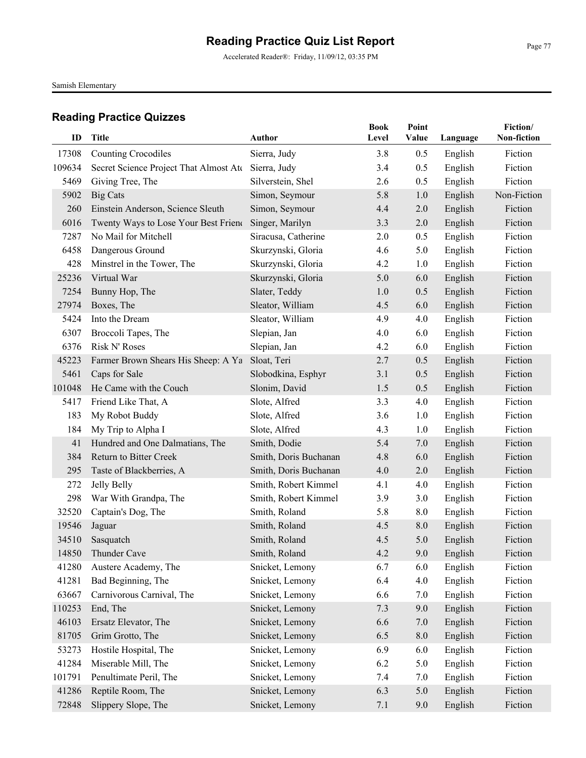# Reading Practice Quiz List Report

Accelerated Reader®: Friday, 11/09/12, 03:35 PM

Samish Elementary

## Reading Practice Quizzes

| ID | Title | Author | Book Level | Point Value | Language | Fiction/ Non-fiction |
|---|---|---|---|---|---|---|
| 17308 | Counting Crocodiles | Sierra, Judy | 3.8 | 0.5 | English | Fiction |
| 109634 | Secret Science Project That Almost Ate | Sierra, Judy | 3.4 | 0.5 | English | Fiction |
| 5469 | Giving Tree, The | Silverstein, Shel | 2.6 | 0.5 | English | Fiction |
| 5902 | Big Cats | Simon, Seymour | 5.8 | 1.0 | English | Non-Fiction |
| 260 | Einstein Anderson, Science Sleuth | Simon, Seymour | 4.4 | 2.0 | English | Fiction |
| 6016 | Twenty Ways to Lose Your Best Friend | Singer, Marilyn | 3.3 | 2.0 | English | Fiction |
| 7287 | No Mail for Mitchell | Siracusa, Catherine | 2.0 | 0.5 | English | Fiction |
| 6458 | Dangerous Ground | Skurzynski, Gloria | 4.6 | 5.0 | English | Fiction |
| 428 | Minstrel in the Tower, The | Skurzynski, Gloria | 4.2 | 1.0 | English | Fiction |
| 25236 | Virtual War | Skurzynski, Gloria | 5.0 | 6.0 | English | Fiction |
| 7254 | Bunny Hop, The | Slater, Teddy | 1.0 | 0.5 | English | Fiction |
| 27974 | Boxes, The | Sleator, William | 4.5 | 6.0 | English | Fiction |
| 5424 | Into the Dream | Sleator, William | 4.9 | 4.0 | English | Fiction |
| 6307 | Broccoli Tapes, The | Slepian, Jan | 4.0 | 6.0 | English | Fiction |
| 6376 | Risk N' Roses | Slepian, Jan | 4.2 | 6.0 | English | Fiction |
| 45223 | Farmer Brown Shears His Sheep: A Ya | Sloat, Teri | 2.7 | 0.5 | English | Fiction |
| 5461 | Caps for Sale | Slobodkina, Esphyr | 3.1 | 0.5 | English | Fiction |
| 101048 | He Came with the Couch | Slonim, David | 1.5 | 0.5 | English | Fiction |
| 5417 | Friend Like That, A | Slote, Alfred | 3.3 | 4.0 | English | Fiction |
| 183 | My Robot Buddy | Slote, Alfred | 3.6 | 1.0 | English | Fiction |
| 184 | My Trip to Alpha I | Slote, Alfred | 4.3 | 1.0 | English | Fiction |
| 41 | Hundred and One Dalmatians, The | Smith, Dodie | 5.4 | 7.0 | English | Fiction |
| 384 | Return to Bitter Creek | Smith, Doris Buchanan | 4.8 | 6.0 | English | Fiction |
| 295 | Taste of Blackberries, A | Smith, Doris Buchanan | 4.0 | 2.0 | English | Fiction |
| 272 | Jelly Belly | Smith, Robert Kimmel | 4.1 | 4.0 | English | Fiction |
| 298 | War With Grandpa, The | Smith, Robert Kimmel | 3.9 | 3.0 | English | Fiction |
| 32520 | Captain's Dog, The | Smith, Roland | 5.8 | 8.0 | English | Fiction |
| 19546 | Jaguar | Smith, Roland | 4.5 | 8.0 | English | Fiction |
| 34510 | Sasquatch | Smith, Roland | 4.5 | 5.0 | English | Fiction |
| 14850 | Thunder Cave | Smith, Roland | 4.2 | 9.0 | English | Fiction |
| 41280 | Austere Academy, The | Snicket, Lemony | 6.7 | 6.0 | English | Fiction |
| 41281 | Bad Beginning, The | Snicket, Lemony | 6.4 | 4.0 | English | Fiction |
| 63667 | Carnivorous Carnival, The | Snicket, Lemony | 6.6 | 7.0 | English | Fiction |
| 110253 | End, The | Snicket, Lemony | 7.3 | 9.0 | English | Fiction |
| 46103 | Ersatz Elevator, The | Snicket, Lemony | 6.6 | 7.0 | English | Fiction |
| 81705 | Grim Grotto, The | Snicket, Lemony | 6.5 | 8.0 | English | Fiction |
| 53273 | Hostile Hospital, The | Snicket, Lemony | 6.9 | 6.0 | English | Fiction |
| 41284 | Miserable Mill, The | Snicket, Lemony | 6.2 | 5.0 | English | Fiction |
| 101791 | Penultimate Peril, The | Snicket, Lemony | 7.4 | 7.0 | English | Fiction |
| 41286 | Reptile Room, The | Snicket, Lemony | 6.3 | 5.0 | English | Fiction |
| 72848 | Slippery Slope, The | Snicket, Lemony | 7.1 | 9.0 | English | Fiction |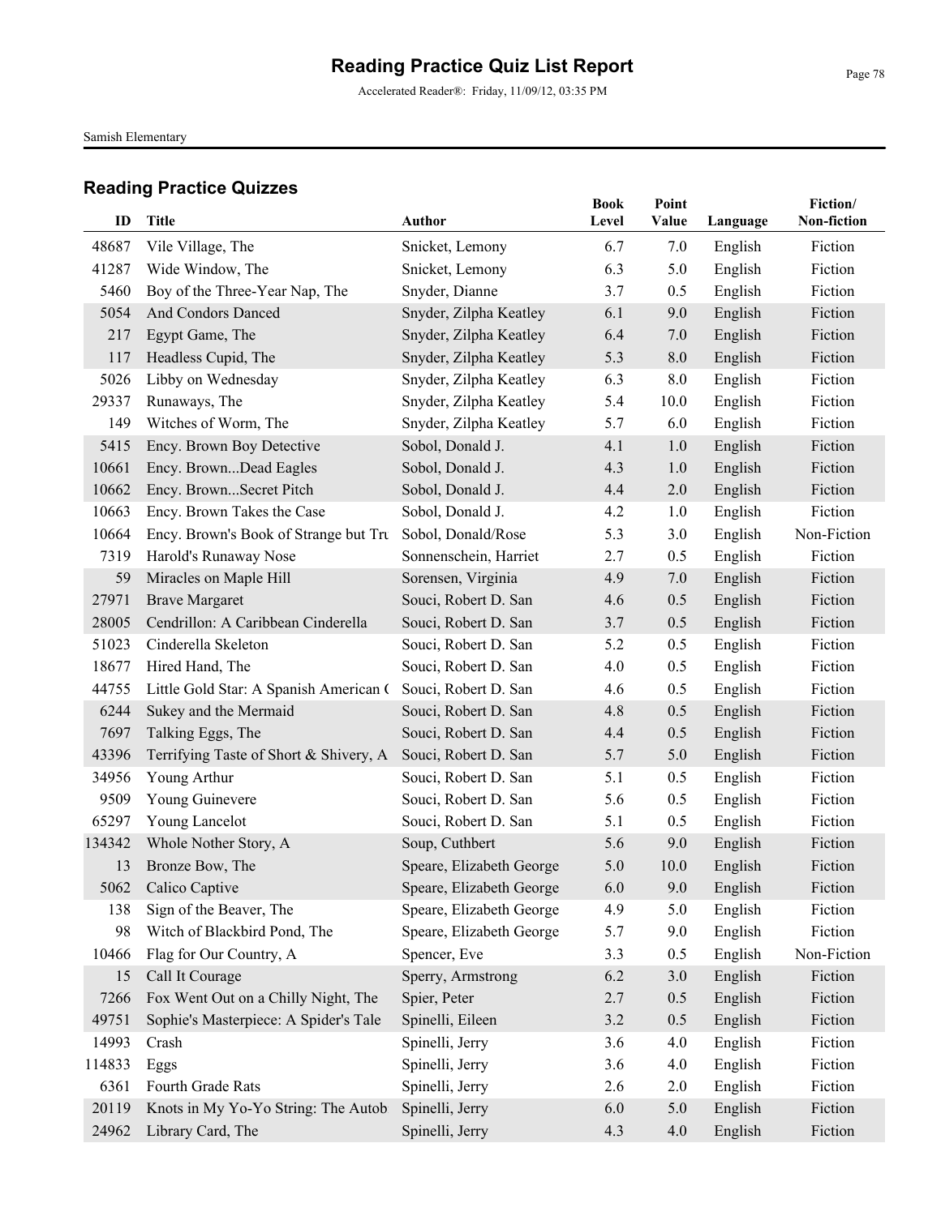# Reading Practice Quiz List Report

Accelerated Reader®: Friday, 11/09/12, 03:35 PM

Samish Elementary

## Reading Practice Quizzes

| ID | Title | Author | Book Level | Point Value | Language | Fiction/ Non-fiction |
|---|---|---|---|---|---|---|
| 48687 | Vile Village, The | Snicket, Lemony | 6.7 | 7.0 | English | Fiction |
| 41287 | Wide Window, The | Snicket, Lemony | 6.3 | 5.0 | English | Fiction |
| 5460 | Boy of the Three-Year Nap, The | Snyder, Dianne | 3.7 | 0.5 | English | Fiction |
| 5054 | And Condors Danced | Snyder, Zilpha Keatley | 6.1 | 9.0 | English | Fiction |
| 217 | Egypt Game, The | Snyder, Zilpha Keatley | 6.4 | 7.0 | English | Fiction |
| 117 | Headless Cupid, The | Snyder, Zilpha Keatley | 5.3 | 8.0 | English | Fiction |
| 5026 | Libby on Wednesday | Snyder, Zilpha Keatley | 6.3 | 8.0 | English | Fiction |
| 29337 | Runaways, The | Snyder, Zilpha Keatley | 5.4 | 10.0 | English | Fiction |
| 149 | Witches of Worm, The | Snyder, Zilpha Keatley | 5.7 | 6.0 | English | Fiction |
| 5415 | Ency. Brown Boy Detective | Sobol, Donald J. | 4.1 | 1.0 | English | Fiction |
| 10661 | Ency. Brown...Dead Eagles | Sobol, Donald J. | 4.3 | 1.0 | English | Fiction |
| 10662 | Ency. Brown...Secret Pitch | Sobol, Donald J. | 4.4 | 2.0 | English | Fiction |
| 10663 | Ency. Brown Takes the Case | Sobol, Donald J. | 4.2 | 1.0 | English | Fiction |
| 10664 | Ency. Brown's Book of Strange but Tru | Sobol, Donald/Rose | 5.3 | 3.0 | English | Non-Fiction |
| 7319 | Harold's Runaway Nose | Sonnenschein, Harriet | 2.7 | 0.5 | English | Fiction |
| 59 | Miracles on Maple Hill | Sorensen, Virginia | 4.9 | 7.0 | English | Fiction |
| 27971 | Brave Margaret | Souci, Robert D. San | 4.6 | 0.5 | English | Fiction |
| 28005 | Cendrillon: A Caribbean Cinderella | Souci, Robert D. San | 3.7 | 0.5 | English | Fiction |
| 51023 | Cinderella Skeleton | Souci, Robert D. San | 5.2 | 0.5 | English | Fiction |
| 18677 | Hired Hand, The | Souci, Robert D. San | 4.0 | 0.5 | English | Fiction |
| 44755 | Little Gold Star: A Spanish American ( | Souci, Robert D. San | 4.6 | 0.5 | English | Fiction |
| 6244 | Sukey and the Mermaid | Souci, Robert D. San | 4.8 | 0.5 | English | Fiction |
| 7697 | Talking Eggs, The | Souci, Robert D. San | 4.4 | 0.5 | English | Fiction |
| 43396 | Terrifying Taste of Short & Shivery, A | Souci, Robert D. San | 5.7 | 5.0 | English | Fiction |
| 34956 | Young Arthur | Souci, Robert D. San | 5.1 | 0.5 | English | Fiction |
| 9509 | Young Guinevere | Souci, Robert D. San | 5.6 | 0.5 | English | Fiction |
| 65297 | Young Lancelot | Souci, Robert D. San | 5.1 | 0.5 | English | Fiction |
| 134342 | Whole Nother Story, A | Soup, Cuthbert | 5.6 | 9.0 | English | Fiction |
| 13 | Bronze Bow, The | Speare, Elizabeth George | 5.0 | 10.0 | English | Fiction |
| 5062 | Calico Captive | Speare, Elizabeth George | 6.0 | 9.0 | English | Fiction |
| 138 | Sign of the Beaver, The | Speare, Elizabeth George | 4.9 | 5.0 | English | Fiction |
| 98 | Witch of Blackbird Pond, The | Speare, Elizabeth George | 5.7 | 9.0 | English | Fiction |
| 10466 | Flag for Our Country, A | Spencer, Eve | 3.3 | 0.5 | English | Non-Fiction |
| 15 | Call It Courage | Sperry, Armstrong | 6.2 | 3.0 | English | Fiction |
| 7266 | Fox Went Out on a Chilly Night, The | Spier, Peter | 2.7 | 0.5 | English | Fiction |
| 49751 | Sophie's Masterpiece: A Spider's Tale | Spinelli, Eileen | 3.2 | 0.5 | English | Fiction |
| 14993 | Crash | Spinelli, Jerry | 3.6 | 4.0 | English | Fiction |
| 114833 | Eggs | Spinelli, Jerry | 3.6 | 4.0 | English | Fiction |
| 6361 | Fourth Grade Rats | Spinelli, Jerry | 2.6 | 2.0 | English | Fiction |
| 20119 | Knots in My Yo-Yo String: The Autob | Spinelli, Jerry | 6.0 | 5.0 | English | Fiction |
| 24962 | Library Card, The | Spinelli, Jerry | 4.3 | 4.0 | English | Fiction |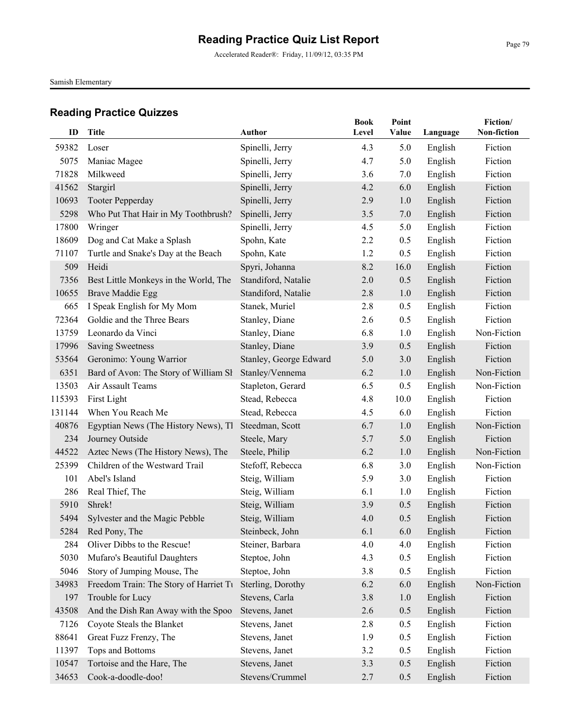# Reading Practice Quiz List Report

Accelerated Reader®: Friday, 11/09/12, 03:35 PM

Samish Elementary

## Reading Practice Quizzes

| ID | Title | Author | Book Level | Point Value | Language | Fiction/ Non-fiction |
|---|---|---|---|---|---|---|
| 59382 | Loser | Spinelli, Jerry | 4.3 | 5.0 | English | Fiction |
| 5075 | Maniac Magee | Spinelli, Jerry | 4.7 | 5.0 | English | Fiction |
| 71828 | Milkweed | Spinelli, Jerry | 3.6 | 7.0 | English | Fiction |
| 41562 | Stargirl | Spinelli, Jerry | 4.2 | 6.0 | English | Fiction |
| 10693 | Tooter Pepperday | Spinelli, Jerry | 2.9 | 1.0 | English | Fiction |
| 5298 | Who Put That Hair in My Toothbrush? | Spinelli, Jerry | 3.5 | 7.0 | English | Fiction |
| 17800 | Wringer | Spinelli, Jerry | 4.5 | 5.0 | English | Fiction |
| 18609 | Dog and Cat Make a Splash | Spohn, Kate | 2.2 | 0.5 | English | Fiction |
| 71107 | Turtle and Snake's Day at the Beach | Spohn, Kate | 1.2 | 0.5 | English | Fiction |
| 509 | Heidi | Spyri, Johanna | 8.2 | 16.0 | English | Fiction |
| 7356 | Best Little Monkeys in the World, The | Standiford, Natalie | 2.0 | 0.5 | English | Fiction |
| 10655 | Brave Maddie Egg | Standiford, Natalie | 2.8 | 1.0 | English | Fiction |
| 665 | I Speak English for My Mom | Stanek, Muriel | 2.8 | 0.5 | English | Fiction |
| 72364 | Goldie and the Three Bears | Stanley, Diane | 2.6 | 0.5 | English | Fiction |
| 13759 | Leonardo da Vinci | Stanley, Diane | 6.8 | 1.0 | English | Non-Fiction |
| 17996 | Saving Sweetness | Stanley, Diane | 3.9 | 0.5 | English | Fiction |
| 53564 | Geronimo: Young Warrior | Stanley, George Edward | 5.0 | 3.0 | English | Fiction |
| 6351 | Bard of Avon: The Story of William Sh | Stanley/Vennema | 6.2 | 1.0 | English | Non-Fiction |
| 13503 | Air Assault Teams | Stapleton, Gerard | 6.5 | 0.5 | English | Non-Fiction |
| 115393 | First Light | Stead, Rebecca | 4.8 | 10.0 | English | Fiction |
| 131144 | When You Reach Me | Stead, Rebecca | 4.5 | 6.0 | English | Fiction |
| 40876 | Egyptian News (The History News), Th | Steedman, Scott | 6.7 | 1.0 | English | Non-Fiction |
| 234 | Journey Outside | Steele, Mary | 5.7 | 5.0 | English | Fiction |
| 44522 | Aztec News (The History News), The | Steele, Philip | 6.2 | 1.0 | English | Non-Fiction |
| 25399 | Children of the Westward Trail | Stefoff, Rebecca | 6.8 | 3.0 | English | Non-Fiction |
| 101 | Abel's Island | Steig, William | 5.9 | 3.0 | English | Fiction |
| 286 | Real Thief, The | Steig, William | 6.1 | 1.0 | English | Fiction |
| 5910 | Shrek! | Steig, William | 3.9 | 0.5 | English | Fiction |
| 5494 | Sylvester and the Magic Pebble | Steig, William | 4.0 | 0.5 | English | Fiction |
| 5284 | Red Pony, The | Steinbeck, John | 6.1 | 6.0 | English | Fiction |
| 284 | Oliver Dibbs to the Rescue! | Steiner, Barbara | 4.0 | 4.0 | English | Fiction |
| 5030 | Mufaro's Beautiful Daughters | Steptoe, John | 4.3 | 0.5 | English | Fiction |
| 5046 | Story of Jumping Mouse, The | Steptoe, John | 3.8 | 0.5 | English | Fiction |
| 34983 | Freedom Train: The Story of Harriet Tu | Sterling, Dorothy | 6.2 | 6.0 | English | Non-Fiction |
| 197 | Trouble for Lucy | Stevens, Carla | 3.8 | 1.0 | English | Fiction |
| 43508 | And the Dish Ran Away with the Spoo | Stevens, Janet | 2.6 | 0.5 | English | Fiction |
| 7126 | Coyote Steals the Blanket | Stevens, Janet | 2.8 | 0.5 | English | Fiction |
| 88641 | Great Fuzz Frenzy, The | Stevens, Janet | 1.9 | 0.5 | English | Fiction |
| 11397 | Tops and Bottoms | Stevens, Janet | 3.2 | 0.5 | English | Fiction |
| 10547 | Tortoise and the Hare, The | Stevens, Janet | 3.3 | 0.5 | English | Fiction |
| 34653 | Cook-a-doodle-doo! | Stevens/Crummel | 2.7 | 0.5 | English | Fiction |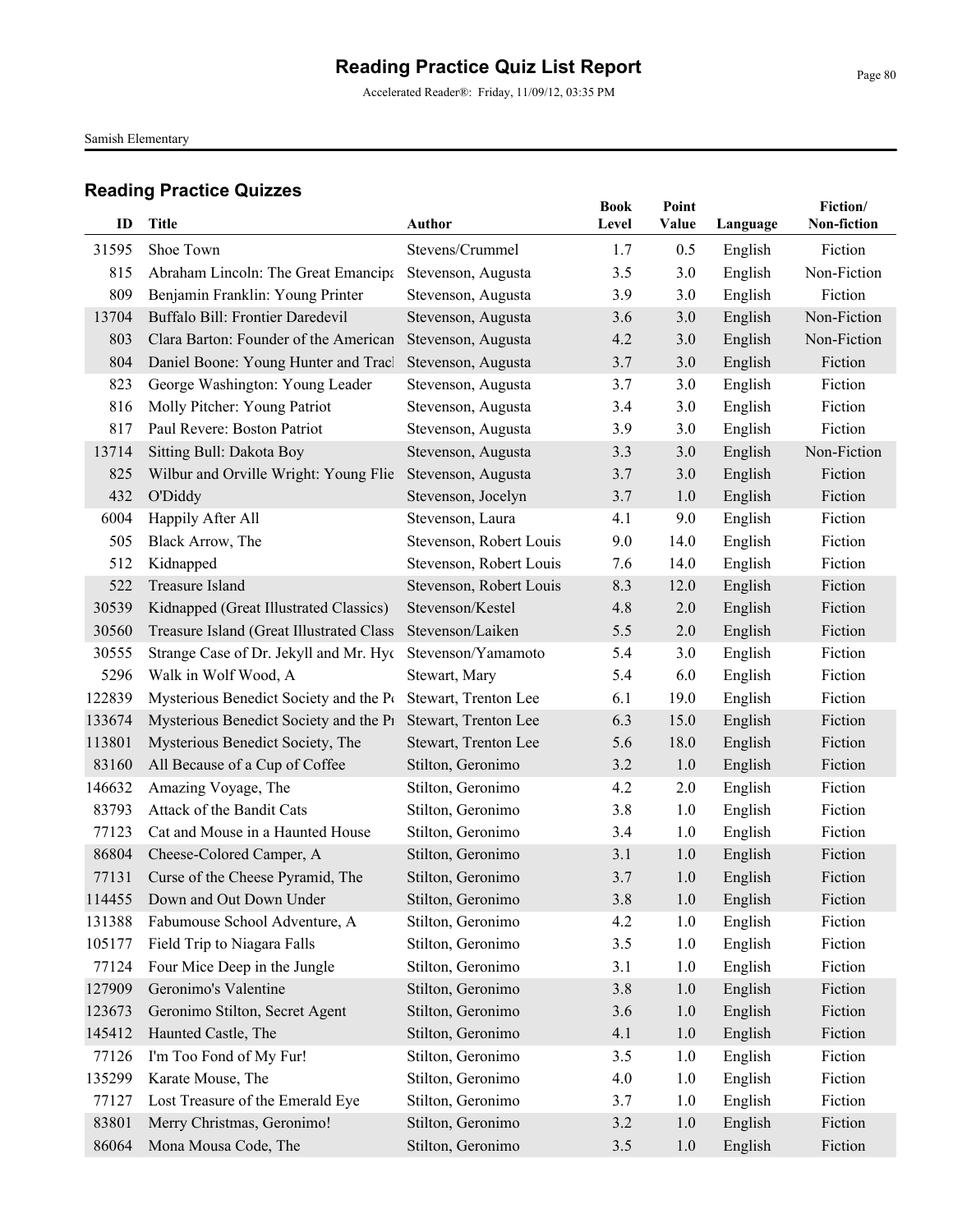# Reading Practice Quiz List Report

Accelerated Reader®: Friday, 11/09/12, 03:35 PM

Samish Elementary

## Reading Practice Quizzes

| ID | Title | Author | Book Level | Point Value | Language | Fiction/ Non-fiction |
|---|---|---|---|---|---|---|
| 31595 | Shoe Town | Stevens/Crummel | 1.7 | 0.5 | English | Fiction |
| 815 | Abraham Lincoln: The Great Emancipa | Stevenson, Augusta | 3.5 | 3.0 | English | Non-Fiction |
| 809 | Benjamin Franklin: Young Printer | Stevenson, Augusta | 3.9 | 3.0 | English | Fiction |
| 13704 | Buffalo Bill: Frontier Daredevil | Stevenson, Augusta | 3.6 | 3.0 | English | Non-Fiction |
| 803 | Clara Barton: Founder of the American | Stevenson, Augusta | 4.2 | 3.0 | English | Non-Fiction |
| 804 | Daniel Boone: Young Hunter and Tracl | Stevenson, Augusta | 3.7 | 3.0 | English | Fiction |
| 823 | George Washington: Young Leader | Stevenson, Augusta | 3.7 | 3.0 | English | Fiction |
| 816 | Molly Pitcher: Young Patriot | Stevenson, Augusta | 3.4 | 3.0 | English | Fiction |
| 817 | Paul Revere: Boston Patriot | Stevenson, Augusta | 3.9 | 3.0 | English | Fiction |
| 13714 | Sitting Bull: Dakota Boy | Stevenson, Augusta | 3.3 | 3.0 | English | Non-Fiction |
| 825 | Wilbur and Orville Wright: Young Flie | Stevenson, Augusta | 3.7 | 3.0 | English | Fiction |
| 432 | O'Diddy | Stevenson, Jocelyn | 3.7 | 1.0 | English | Fiction |
| 6004 | Happily After All | Stevenson, Laura | 4.1 | 9.0 | English | Fiction |
| 505 | Black Arrow, The | Stevenson, Robert Louis | 9.0 | 14.0 | English | Fiction |
| 512 | Kidnapped | Stevenson, Robert Louis | 7.6 | 14.0 | English | Fiction |
| 522 | Treasure Island | Stevenson, Robert Louis | 8.3 | 12.0 | English | Fiction |
| 30539 | Kidnapped (Great Illustrated Classics) | Stevenson/Kestel | 4.8 | 2.0 | English | Fiction |
| 30560 | Treasure Island (Great Illustrated Class | Stevenson/Laiken | 5.5 | 2.0 | English | Fiction |
| 30555 | Strange Case of Dr. Jekyll and Mr. Hyc | Stevenson/Yamamoto | 5.4 | 3.0 | English | Fiction |
| 5296 | Walk in Wolf Wood, A | Stewart, Mary | 5.4 | 6.0 | English | Fiction |
| 122839 | Mysterious Benedict Society and the Pe | Stewart, Trenton Lee | 6.1 | 19.0 | English | Fiction |
| 133674 | Mysterious Benedict Society and the Pr | Stewart, Trenton Lee | 6.3 | 15.0 | English | Fiction |
| 113801 | Mysterious Benedict Society, The | Stewart, Trenton Lee | 5.6 | 18.0 | English | Fiction |
| 83160 | All Because of a Cup of Coffee | Stilton, Geronimo | 3.2 | 1.0 | English | Fiction |
| 146632 | Amazing Voyage, The | Stilton, Geronimo | 4.2 | 2.0 | English | Fiction |
| 83793 | Attack of the Bandit Cats | Stilton, Geronimo | 3.8 | 1.0 | English | Fiction |
| 77123 | Cat and Mouse in a Haunted House | Stilton, Geronimo | 3.4 | 1.0 | English | Fiction |
| 86804 | Cheese-Colored Camper, A | Stilton, Geronimo | 3.1 | 1.0 | English | Fiction |
| 77131 | Curse of the Cheese Pyramid, The | Stilton, Geronimo | 3.7 | 1.0 | English | Fiction |
| 114455 | Down and Out Down Under | Stilton, Geronimo | 3.8 | 1.0 | English | Fiction |
| 131388 | Fabumouse School Adventure, A | Stilton, Geronimo | 4.2 | 1.0 | English | Fiction |
| 105177 | Field Trip to Niagara Falls | Stilton, Geronimo | 3.5 | 1.0 | English | Fiction |
| 77124 | Four Mice Deep in the Jungle | Stilton, Geronimo | 3.1 | 1.0 | English | Fiction |
| 127909 | Geronimo's Valentine | Stilton, Geronimo | 3.8 | 1.0 | English | Fiction |
| 123673 | Geronimo Stilton, Secret Agent | Stilton, Geronimo | 3.6 | 1.0 | English | Fiction |
| 145412 | Haunted Castle, The | Stilton, Geronimo | 4.1 | 1.0 | English | Fiction |
| 77126 | I'm Too Fond of My Fur! | Stilton, Geronimo | 3.5 | 1.0 | English | Fiction |
| 135299 | Karate Mouse, The | Stilton, Geronimo | 4.0 | 1.0 | English | Fiction |
| 77127 | Lost Treasure of the Emerald Eye | Stilton, Geronimo | 3.7 | 1.0 | English | Fiction |
| 83801 | Merry Christmas, Geronimo! | Stilton, Geronimo | 3.2 | 1.0 | English | Fiction |
| 86064 | Mona Mousa Code, The | Stilton, Geronimo | 3.5 | 1.0 | English | Fiction |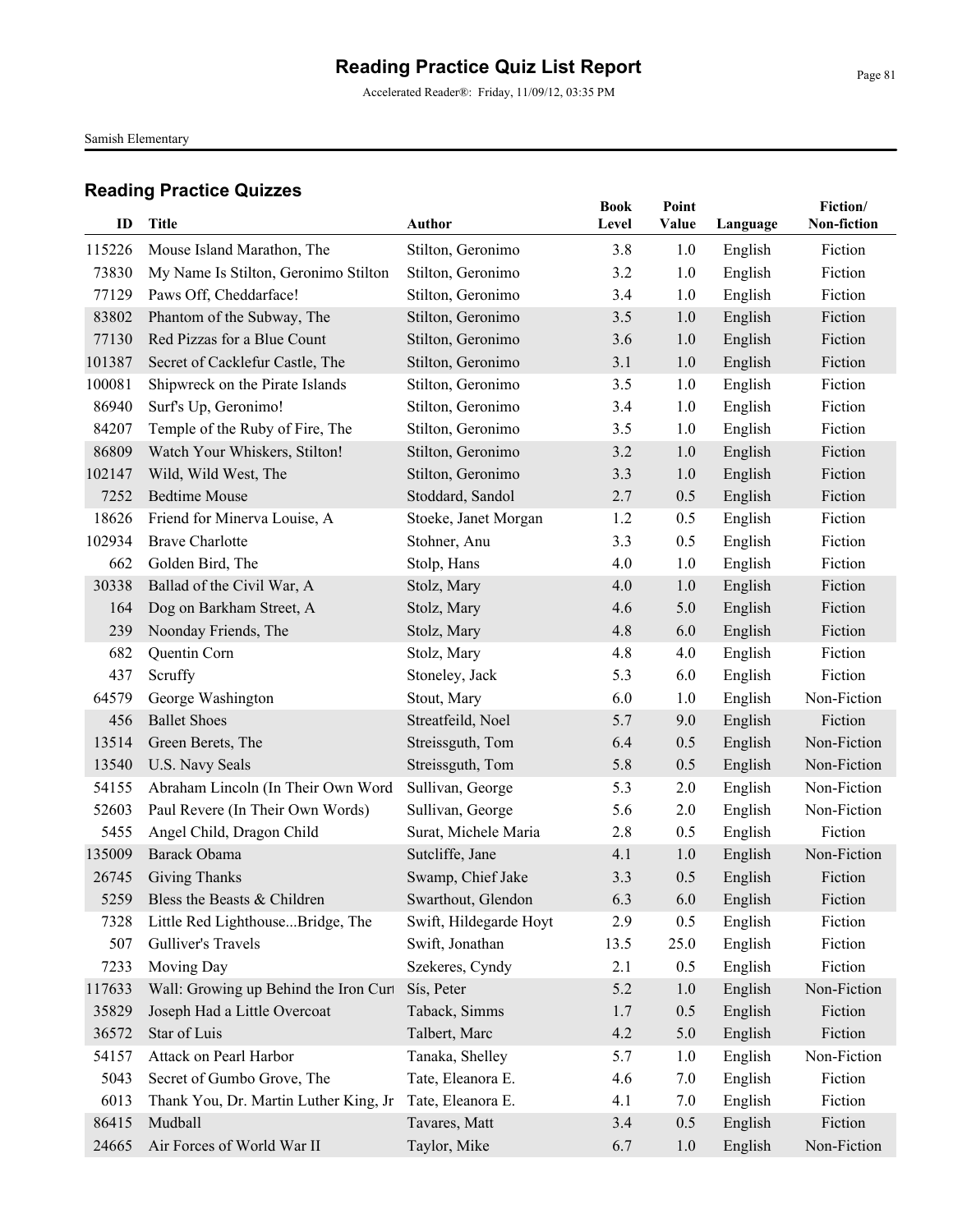# Reading Practice Quiz List Report

Accelerated Reader®: Friday, 11/09/12, 03:35 PM

Samish Elementary

## Reading Practice Quizzes

| ID | Title | Author | Book Level | Point Value | Language | Fiction/ Non-fiction |
|---|---|---|---|---|---|---|
| 115226 | Mouse Island Marathon, The | Stilton, Geronimo | 3.8 | 1.0 | English | Fiction |
| 73830 | My Name Is Stilton, Geronimo Stilton | Stilton, Geronimo | 3.2 | 1.0 | English | Fiction |
| 77129 | Paws Off, Cheddarface! | Stilton, Geronimo | 3.4 | 1.0 | English | Fiction |
| 83802 | Phantom of the Subway, The | Stilton, Geronimo | 3.5 | 1.0 | English | Fiction |
| 77130 | Red Pizzas for a Blue Count | Stilton, Geronimo | 3.6 | 1.0 | English | Fiction |
| 101387 | Secret of Cacklefur Castle, The | Stilton, Geronimo | 3.1 | 1.0 | English | Fiction |
| 100081 | Shipwreck on the Pirate Islands | Stilton, Geronimo | 3.5 | 1.0 | English | Fiction |
| 86940 | Surf's Up, Geronimo! | Stilton, Geronimo | 3.4 | 1.0 | English | Fiction |
| 84207 | Temple of the Ruby of Fire, The | Stilton, Geronimo | 3.5 | 1.0 | English | Fiction |
| 86809 | Watch Your Whiskers, Stilton! | Stilton, Geronimo | 3.2 | 1.0 | English | Fiction |
| 102147 | Wild, Wild West, The | Stilton, Geronimo | 3.3 | 1.0 | English | Fiction |
| 7252 | Bedtime Mouse | Stoddard, Sandol | 2.7 | 0.5 | English | Fiction |
| 18626 | Friend for Minerva Louise, A | Stoeke, Janet Morgan | 1.2 | 0.5 | English | Fiction |
| 102934 | Brave Charlotte | Stohner, Anu | 3.3 | 0.5 | English | Fiction |
| 662 | Golden Bird, The | Stolp, Hans | 4.0 | 1.0 | English | Fiction |
| 30338 | Ballad of the Civil War, A | Stolz, Mary | 4.0 | 1.0 | English | Fiction |
| 164 | Dog on Barkham Street, A | Stolz, Mary | 4.6 | 5.0 | English | Fiction |
| 239 | Noonday Friends, The | Stolz, Mary | 4.8 | 6.0 | English | Fiction |
| 682 | Quentin Corn | Stolz, Mary | 4.8 | 4.0 | English | Fiction |
| 437 | Scruffy | Stoneley, Jack | 5.3 | 6.0 | English | Fiction |
| 64579 | George Washington | Stout, Mary | 6.0 | 1.0 | English | Non-Fiction |
| 456 | Ballet Shoes | Streatfeild, Noel | 5.7 | 9.0 | English | Fiction |
| 13514 | Green Berets, The | Streissguth, Tom | 6.4 | 0.5 | English | Non-Fiction |
| 13540 | U.S. Navy Seals | Streissguth, Tom | 5.8 | 0.5 | English | Non-Fiction |
| 54155 | Abraham Lincoln (In Their Own Word | Sullivan, George | 5.3 | 2.0 | English | Non-Fiction |
| 52603 | Paul Revere (In Their Own Words) | Sullivan, George | 5.6 | 2.0 | English | Non-Fiction |
| 5455 | Angel Child, Dragon Child | Surat, Michele Maria | 2.8 | 0.5 | English | Fiction |
| 135009 | Barack Obama | Sutcliffe, Jane | 4.1 | 1.0 | English | Non-Fiction |
| 26745 | Giving Thanks | Swamp, Chief Jake | 3.3 | 0.5 | English | Fiction |
| 5259 | Bless the Beasts & Children | Swarthout, Glendon | 6.3 | 6.0 | English | Fiction |
| 7328 | Little Red Lighthouse...Bridge, The | Swift, Hildegarde Hoyt | 2.9 | 0.5 | English | Fiction |
| 507 | Gulliver's Travels | Swift, Jonathan | 13.5 | 25.0 | English | Fiction |
| 7233 | Moving Day | Szekeres, Cyndy | 2.1 | 0.5 | English | Fiction |
| 117633 | Wall: Growing up Behind the Iron Curt | Sís, Peter | 5.2 | 1.0 | English | Non-Fiction |
| 35829 | Joseph Had a Little Overcoat | Taback, Simms | 1.7 | 0.5 | English | Fiction |
| 36572 | Star of Luis | Talbert, Marc | 4.2 | 5.0 | English | Fiction |
| 54157 | Attack on Pearl Harbor | Tanaka, Shelley | 5.7 | 1.0 | English | Non-Fiction |
| 5043 | Secret of Gumbo Grove, The | Tate, Eleanora E. | 4.6 | 7.0 | English | Fiction |
| 6013 | Thank You, Dr. Martin Luther King, Jr | Tate, Eleanora E. | 4.1 | 7.0 | English | Fiction |
| 86415 | Mudball | Tavares, Matt | 3.4 | 0.5 | English | Fiction |
| 24665 | Air Forces of World War II | Taylor, Mike | 6.7 | 1.0 | English | Non-Fiction |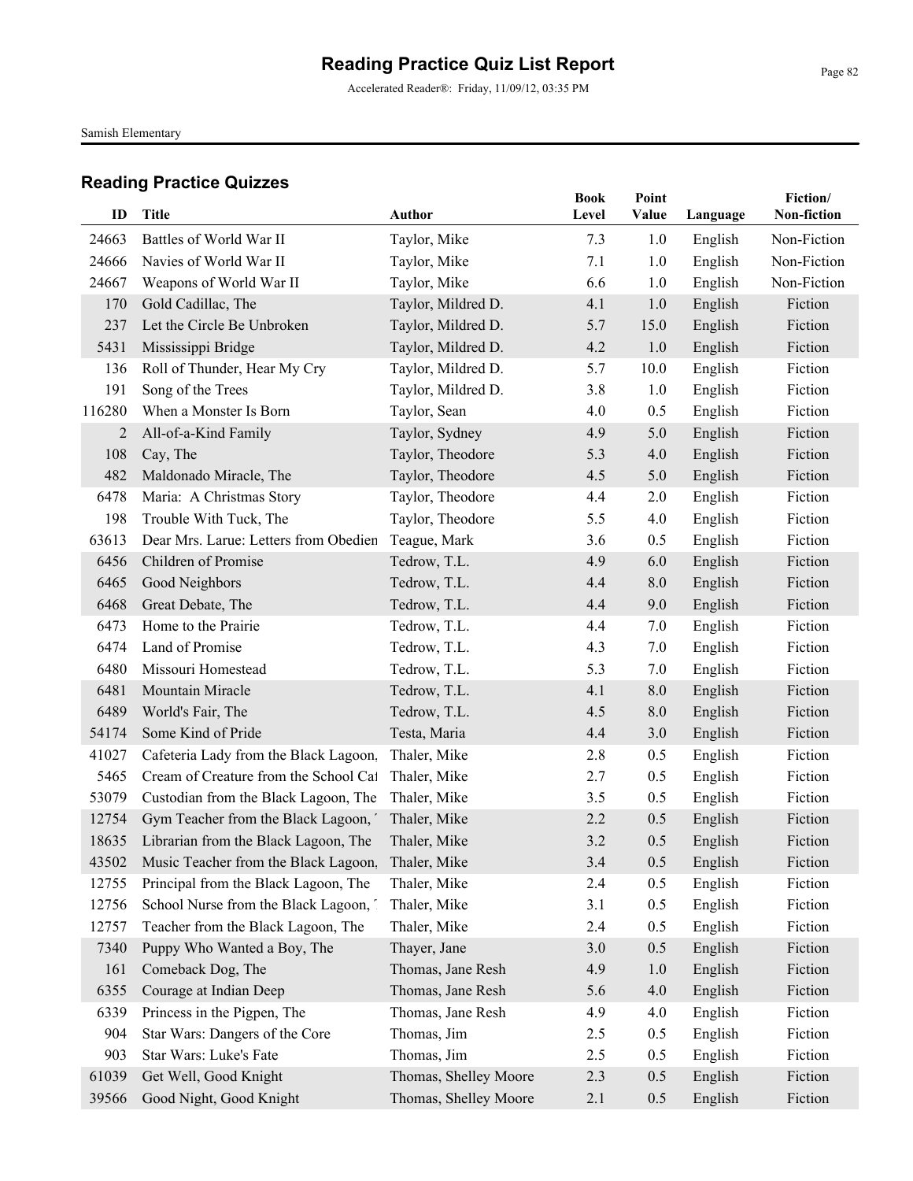# Reading Practice Quiz List Report

Accelerated Reader®: Friday, 11/09/12, 03:35 PM

Samish Elementary

## Reading Practice Quizzes

| ID | Title | Author | Book Level | Point Value | Language | Fiction/ Non-fiction |
|---|---|---|---|---|---|---|
| 24663 | Battles of World War II | Taylor, Mike | 7.3 | 1.0 | English | Non-Fiction |
| 24666 | Navies of World War II | Taylor, Mike | 7.1 | 1.0 | English | Non-Fiction |
| 24667 | Weapons of World War II | Taylor, Mike | 6.6 | 1.0 | English | Non-Fiction |
| 170 | Gold Cadillac, The | Taylor, Mildred D. | 4.1 | 1.0 | English | Fiction |
| 237 | Let the Circle Be Unbroken | Taylor, Mildred D. | 5.7 | 15.0 | English | Fiction |
| 5431 | Mississippi Bridge | Taylor, Mildred D. | 4.2 | 1.0 | English | Fiction |
| 136 | Roll of Thunder, Hear My Cry | Taylor, Mildred D. | 5.7 | 10.0 | English | Fiction |
| 191 | Song of the Trees | Taylor, Mildred D. | 3.8 | 1.0 | English | Fiction |
| 116280 | When a Monster Is Born | Taylor, Sean | 4.0 | 0.5 | English | Fiction |
| 2 | All-of-a-Kind Family | Taylor, Sydney | 4.9 | 5.0 | English | Fiction |
| 108 | Cay, The | Taylor, Theodore | 5.3 | 4.0 | English | Fiction |
| 482 | Maldonado Miracle, The | Taylor, Theodore | 4.5 | 5.0 | English | Fiction |
| 6478 | Maria: A Christmas Story | Taylor, Theodore | 4.4 | 2.0 | English | Fiction |
| 198 | Trouble With Tuck, The | Taylor, Theodore | 5.5 | 4.0 | English | Fiction |
| 63613 | Dear Mrs. Larue: Letters from Obedien | Teague, Mark | 3.6 | 0.5 | English | Fiction |
| 6456 | Children of Promise | Tedrow, T.L. | 4.9 | 6.0 | English | Fiction |
| 6465 | Good Neighbors | Tedrow, T.L. | 4.4 | 8.0 | English | Fiction |
| 6468 | Great Debate, The | Tedrow, T.L. | 4.4 | 9.0 | English | Fiction |
| 6473 | Home to the Prairie | Tedrow, T.L. | 4.4 | 7.0 | English | Fiction |
| 6474 | Land of Promise | Tedrow, T.L. | 4.3 | 7.0 | English | Fiction |
| 6480 | Missouri Homestead | Tedrow, T.L. | 5.3 | 7.0 | English | Fiction |
| 6481 | Mountain Miracle | Tedrow, T.L. | 4.1 | 8.0 | English | Fiction |
| 6489 | World's Fair, The | Tedrow, T.L. | 4.5 | 8.0 | English | Fiction |
| 54174 | Some Kind of Pride | Testa, Maria | 4.4 | 3.0 | English | Fiction |
| 41027 | Cafeteria Lady from the Black Lagoon, | Thaler, Mike | 2.8 | 0.5 | English | Fiction |
| 5465 | Cream of Creature from the School Ca | Thaler, Mike | 2.7 | 0.5 | English | Fiction |
| 53079 | Custodian from the Black Lagoon, The | Thaler, Mike | 3.5 | 0.5 | English | Fiction |
| 12754 | Gym Teacher from the Black Lagoon, ' | Thaler, Mike | 2.2 | 0.5 | English | Fiction |
| 18635 | Librarian from the Black Lagoon, The | Thaler, Mike | 3.2 | 0.5 | English | Fiction |
| 43502 | Music Teacher from the Black Lagoon, | Thaler, Mike | 3.4 | 0.5 | English | Fiction |
| 12755 | Principal from the Black Lagoon, The | Thaler, Mike | 2.4 | 0.5 | English | Fiction |
| 12756 | School Nurse from the Black Lagoon, ' | Thaler, Mike | 3.1 | 0.5 | English | Fiction |
| 12757 | Teacher from the Black Lagoon, The | Thaler, Mike | 2.4 | 0.5 | English | Fiction |
| 7340 | Puppy Who Wanted a Boy, The | Thayer, Jane | 3.0 | 0.5 | English | Fiction |
| 161 | Comeback Dog, The | Thomas, Jane Resh | 4.9 | 1.0 | English | Fiction |
| 6355 | Courage at Indian Deep | Thomas, Jane Resh | 5.6 | 4.0 | English | Fiction |
| 6339 | Princess in the Pigpen, The | Thomas, Jane Resh | 4.9 | 4.0 | English | Fiction |
| 904 | Star Wars: Dangers of the Core | Thomas, Jim | 2.5 | 0.5 | English | Fiction |
| 903 | Star Wars: Luke's Fate | Thomas, Jim | 2.5 | 0.5 | English | Fiction |
| 61039 | Get Well, Good Knight | Thomas, Shelley Moore | 2.3 | 0.5 | English | Fiction |
| 39566 | Good Night, Good Knight | Thomas, Shelley Moore | 2.1 | 0.5 | English | Fiction |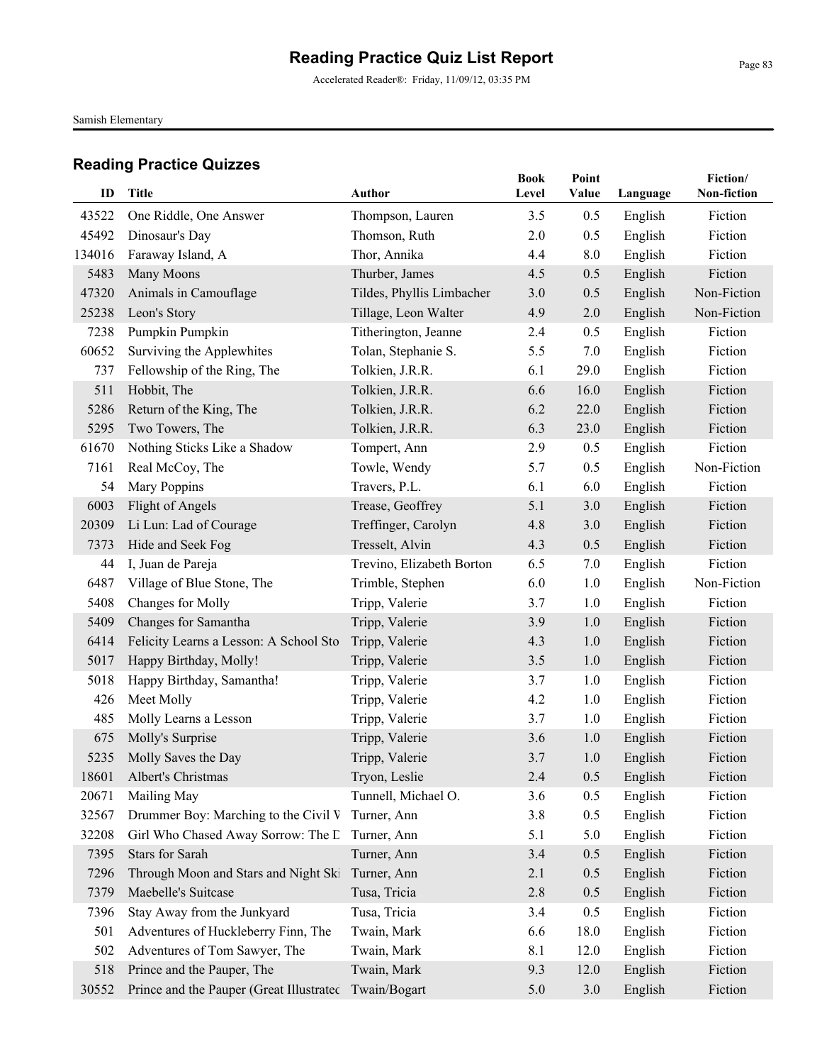# Reading Practice Quiz List Report

Accelerated Reader®: Friday, 11/09/12, 03:35 PM

Samish Elementary

## Reading Practice Quizzes

| ID | Title | Author | Book Level | Point Value | Language | Fiction/ Non-fiction |
|---|---|---|---|---|---|---|
| 43522 | One Riddle, One Answer | Thompson, Lauren | 3.5 | 0.5 | English | Fiction |
| 45492 | Dinosaur's Day | Thomson, Ruth | 2.0 | 0.5 | English | Fiction |
| 134016 | Faraway Island, A | Thor, Annika | 4.4 | 8.0 | English | Fiction |
| 5483 | Many Moons | Thurber, James | 4.5 | 0.5 | English | Fiction |
| 47320 | Animals in Camouflage | Tildes, Phyllis Limbacher | 3.0 | 0.5 | English | Non-Fiction |
| 25238 | Leon's Story | Tillage, Leon Walter | 4.9 | 2.0 | English | Non-Fiction |
| 7238 | Pumpkin Pumpkin | Titherington, Jeanne | 2.4 | 0.5 | English | Fiction |
| 60652 | Surviving the Applewhites | Tolan, Stephanie S. | 5.5 | 7.0 | English | Fiction |
| 737 | Fellowship of the Ring, The | Tolkien, J.R.R. | 6.1 | 29.0 | English | Fiction |
| 511 | Hobbit, The | Tolkien, J.R.R. | 6.6 | 16.0 | English | Fiction |
| 5286 | Return of the King, The | Tolkien, J.R.R. | 6.2 | 22.0 | English | Fiction |
| 5295 | Two Towers, The | Tolkien, J.R.R. | 6.3 | 23.0 | English | Fiction |
| 61670 | Nothing Sticks Like a Shadow | Tompert, Ann | 2.9 | 0.5 | English | Fiction |
| 7161 | Real McCoy, The | Towle, Wendy | 5.7 | 0.5 | English | Non-Fiction |
| 54 | Mary Poppins | Travers, P.L. | 6.1 | 6.0 | English | Fiction |
| 6003 | Flight of Angels | Trease, Geoffrey | 5.1 | 3.0 | English | Fiction |
| 20309 | Li Lun: Lad of Courage | Treffinger, Carolyn | 4.8 | 3.0 | English | Fiction |
| 7373 | Hide and Seek Fog | Tresselt, Alvin | 4.3 | 0.5 | English | Fiction |
| 44 | I, Juan de Pareja | Trevino, Elizabeth Borton | 6.5 | 7.0 | English | Fiction |
| 6487 | Village of Blue Stone, The | Trimble, Stephen | 6.0 | 1.0 | English | Non-Fiction |
| 5408 | Changes for Molly | Tripp, Valerie | 3.7 | 1.0 | English | Fiction |
| 5409 | Changes for Samantha | Tripp, Valerie | 3.9 | 1.0 | English | Fiction |
| 6414 | Felicity Learns a Lesson: A School Sto | Tripp, Valerie | 4.3 | 1.0 | English | Fiction |
| 5017 | Happy Birthday, Molly! | Tripp, Valerie | 3.5 | 1.0 | English | Fiction |
| 5018 | Happy Birthday, Samantha! | Tripp, Valerie | 3.7 | 1.0 | English | Fiction |
| 426 | Meet Molly | Tripp, Valerie | 4.2 | 1.0 | English | Fiction |
| 485 | Molly Learns a Lesson | Tripp, Valerie | 3.7 | 1.0 | English | Fiction |
| 675 | Molly's Surprise | Tripp, Valerie | 3.6 | 1.0 | English | Fiction |
| 5235 | Molly Saves the Day | Tripp, Valerie | 3.7 | 1.0 | English | Fiction |
| 18601 | Albert's Christmas | Tryon, Leslie | 2.4 | 0.5 | English | Fiction |
| 20671 | Mailing May | Tunnell, Michael O. | 3.6 | 0.5 | English | Fiction |
| 32567 | Drummer Boy: Marching to the Civil V | Turner, Ann | 3.8 | 0.5 | English | Fiction |
| 32208 | Girl Who Chased Away Sorrow: The D | Turner, Ann | 5.1 | 5.0 | English | Fiction |
| 7395 | Stars for Sarah | Turner, Ann | 3.4 | 0.5 | English | Fiction |
| 7296 | Through Moon and Stars and Night Ski | Turner, Ann | 2.1 | 0.5 | English | Fiction |
| 7379 | Maebelle's Suitcase | Tusa, Tricia | 2.8 | 0.5 | English | Fiction |
| 7396 | Stay Away from the Junkyard | Tusa, Tricia | 3.4 | 0.5 | English | Fiction |
| 501 | Adventures of Huckleberry Finn, The | Twain, Mark | 6.6 | 18.0 | English | Fiction |
| 502 | Adventures of Tom Sawyer, The | Twain, Mark | 8.1 | 12.0 | English | Fiction |
| 518 | Prince and the Pauper, The | Twain, Mark | 9.3 | 12.0 | English | Fiction |
| 30552 | Prince and the Pauper (Great Illustratec | Twain/Bogart | 5.0 | 3.0 | English | Fiction |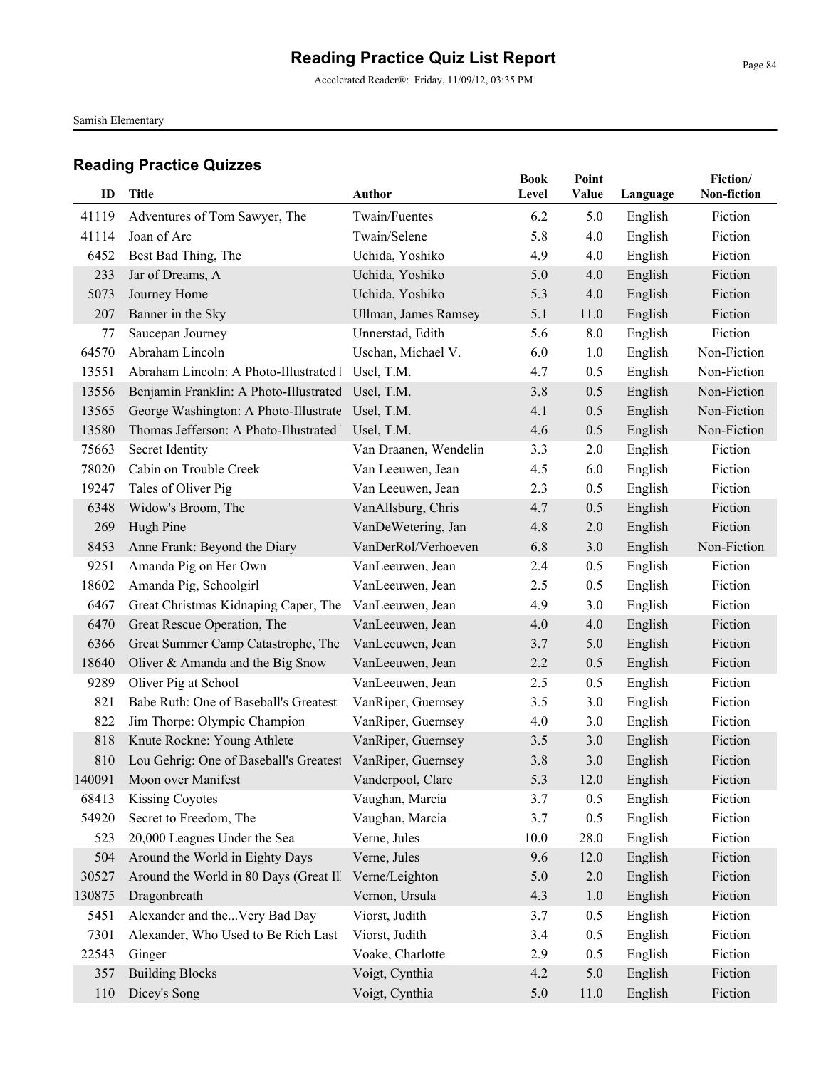# Reading Practice Quiz List Report

Accelerated Reader®: Friday, 11/09/12, 03:35 PM

Samish Elementary

## Reading Practice Quizzes

| ID | Title | Author | Book Level | Point Value | Language | Fiction/ Non-fiction |
|---|---|---|---|---|---|---|
| 41119 | Adventures of Tom Sawyer, The | Twain/Fuentes | 6.2 | 5.0 | English | Fiction |
| 41114 | Joan of Arc | Twain/Selene | 5.8 | 4.0 | English | Fiction |
| 6452 | Best Bad Thing, The | Uchida, Yoshiko | 4.9 | 4.0 | English | Fiction |
| 233 | Jar of Dreams, A | Uchida, Yoshiko | 5.0 | 4.0 | English | Fiction |
| 5073 | Journey Home | Uchida, Yoshiko | 5.3 | 4.0 | English | Fiction |
| 207 | Banner in the Sky | Ullman, James Ramsey | 5.1 | 11.0 | English | Fiction |
| 77 | Saucepan Journey | Unnerstad, Edith | 5.6 | 8.0 | English | Fiction |
| 64570 | Abraham Lincoln | Uschan, Michael V. | 6.0 | 1.0 | English | Non-Fiction |
| 13551 | Abraham Lincoln: A Photo-Illustrated I | Usel, T.M. | 4.7 | 0.5 | English | Non-Fiction |
| 13556 | Benjamin Franklin: A Photo-Illustrated | Usel, T.M. | 3.8 | 0.5 | English | Non-Fiction |
| 13565 | George Washington: A Photo-Illustrate | Usel, T.M. | 4.1 | 0.5 | English | Non-Fiction |
| 13580 | Thomas Jefferson: A Photo-Illustrated | Usel, T.M. | 4.6 | 0.5 | English | Non-Fiction |
| 75663 | Secret Identity | Van Draanen, Wendelin | 3.3 | 2.0 | English | Fiction |
| 78020 | Cabin on Trouble Creek | Van Leeuwen, Jean | 4.5 | 6.0 | English | Fiction |
| 19247 | Tales of Oliver Pig | Van Leeuwen, Jean | 2.3 | 0.5 | English | Fiction |
| 6348 | Widow's Broom, The | VanAllsburg, Chris | 4.7 | 0.5 | English | Fiction |
| 269 | Hugh Pine | VanDeWetering, Jan | 4.8 | 2.0 | English | Fiction |
| 8453 | Anne Frank: Beyond the Diary | VanDerRol/Verhoeven | 6.8 | 3.0 | English | Non-Fiction |
| 9251 | Amanda Pig on Her Own | VanLeeuwen, Jean | 2.4 | 0.5 | English | Fiction |
| 18602 | Amanda Pig, Schoolgirl | VanLeeuwen, Jean | 2.5 | 0.5 | English | Fiction |
| 6467 | Great Christmas Kidnaping Caper, The | VanLeeuwen, Jean | 4.9 | 3.0 | English | Fiction |
| 6470 | Great Rescue Operation, The | VanLeeuwen, Jean | 4.0 | 4.0 | English | Fiction |
| 6366 | Great Summer Camp Catastrophe, The | VanLeeuwen, Jean | 3.7 | 5.0 | English | Fiction |
| 18640 | Oliver & Amanda and the Big Snow | VanLeeuwen, Jean | 2.2 | 0.5 | English | Fiction |
| 9289 | Oliver Pig at School | VanLeeuwen, Jean | 2.5 | 0.5 | English | Fiction |
| 821 | Babe Ruth: One of Baseball's Greatest | VanRiper, Guernsey | 3.5 | 3.0 | English | Fiction |
| 822 | Jim Thorpe: Olympic Champion | VanRiper, Guernsey | 4.0 | 3.0 | English | Fiction |
| 818 | Knute Rockne: Young Athlete | VanRiper, Guernsey | 3.5 | 3.0 | English | Fiction |
| 810 | Lou Gehrig: One of Baseball's Greatest | VanRiper, Guernsey | 3.8 | 3.0 | English | Fiction |
| 140091 | Moon over Manifest | Vanderpool, Clare | 5.3 | 12.0 | English | Fiction |
| 68413 | Kissing Coyotes | Vaughan, Marcia | 3.7 | 0.5 | English | Fiction |
| 54920 | Secret to Freedom, The | Vaughan, Marcia | 3.7 | 0.5 | English | Fiction |
| 523 | 20,000 Leagues Under the Sea | Verne, Jules | 10.0 | 28.0 | English | Fiction |
| 504 | Around the World in Eighty Days | Verne, Jules | 9.6 | 12.0 | English | Fiction |
| 30527 | Around the World in 80 Days (Great Il | Verne/Leighton | 5.0 | 2.0 | English | Fiction |
| 130875 | Dragonbreath | Vernon, Ursula | 4.3 | 1.0 | English | Fiction |
| 5451 | Alexander and the...Very Bad Day | Viorst, Judith | 3.7 | 0.5 | English | Fiction |
| 7301 | Alexander, Who Used to Be Rich Last | Viorst, Judith | 3.4 | 0.5 | English | Fiction |
| 22543 | Ginger | Voake, Charlotte | 2.9 | 0.5 | English | Fiction |
| 357 | Building Blocks | Voigt, Cynthia | 4.2 | 5.0 | English | Fiction |
| 110 | Dicey's Song | Voigt, Cynthia | 5.0 | 11.0 | English | Fiction |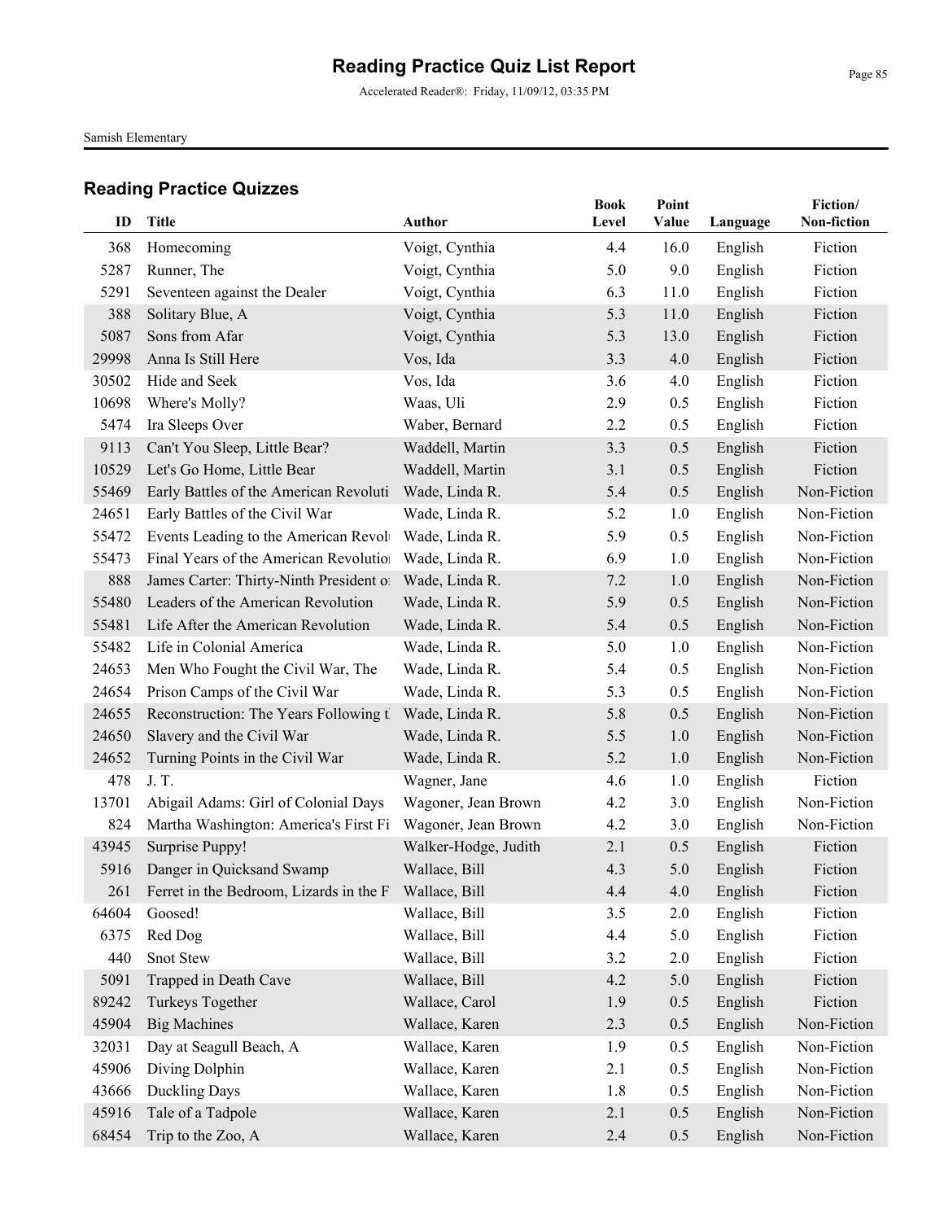# Reading Practice Quiz List Report

Accelerated Reader®: Friday, 11/09/12, 03:35 PM

Samish Elementary

## Reading Practice Quizzes

| ID | Title | Author | Book Level | Point Value | Language | Fiction/ Non-fiction |
|---|---|---|---|---|---|---|
| 368 | Homecoming | Voigt, Cynthia | 4.4 | 16.0 | English | Fiction |
| 5287 | Runner, The | Voigt, Cynthia | 5.0 | 9.0 | English | Fiction |
| 5291 | Seventeen against the Dealer | Voigt, Cynthia | 6.3 | 11.0 | English | Fiction |
| 388 | Solitary Blue, A | Voigt, Cynthia | 5.3 | 11.0 | English | Fiction |
| 5087 | Sons from Afar | Voigt, Cynthia | 5.3 | 13.0 | English | Fiction |
| 29998 | Anna Is Still Here | Vos, Ida | 3.3 | 4.0 | English | Fiction |
| 30502 | Hide and Seek | Vos, Ida | 3.6 | 4.0 | English | Fiction |
| 10698 | Where's Molly? | Waas, Uli | 2.9 | 0.5 | English | Fiction |
| 5474 | Ira Sleeps Over | Waber, Bernard | 2.2 | 0.5 | English | Fiction |
| 9113 | Can't You Sleep, Little Bear? | Waddell, Martin | 3.3 | 0.5 | English | Fiction |
| 10529 | Let's Go Home, Little Bear | Waddell, Martin | 3.1 | 0.5 | English | Fiction |
| 55469 | Early Battles of the American Revoluti | Wade, Linda R. | 5.4 | 0.5 | English | Non-Fiction |
| 24651 | Early Battles of the Civil War | Wade, Linda R. | 5.2 | 1.0 | English | Non-Fiction |
| 55472 | Events Leading to the American Revol | Wade, Linda R. | 5.9 | 0.5 | English | Non-Fiction |
| 55473 | Final Years of the American Revolutio | Wade, Linda R. | 6.9 | 1.0 | English | Non-Fiction |
| 888 | James Carter: Thirty-Ninth President o | Wade, Linda R. | 7.2 | 1.0 | English | Non-Fiction |
| 55480 | Leaders of the American Revolution | Wade, Linda R. | 5.9 | 0.5 | English | Non-Fiction |
| 55481 | Life After the American Revolution | Wade, Linda R. | 5.4 | 0.5 | English | Non-Fiction |
| 55482 | Life in Colonial America | Wade, Linda R. | 5.0 | 1.0 | English | Non-Fiction |
| 24653 | Men Who Fought the Civil War, The | Wade, Linda R. | 5.4 | 0.5 | English | Non-Fiction |
| 24654 | Prison Camps of the Civil War | Wade, Linda R. | 5.3 | 0.5 | English | Non-Fiction |
| 24655 | Reconstruction: The Years Following t | Wade, Linda R. | 5.8 | 0.5 | English | Non-Fiction |
| 24650 | Slavery and the Civil War | Wade, Linda R. | 5.5 | 1.0 | English | Non-Fiction |
| 24652 | Turning Points in the Civil War | Wade, Linda R. | 5.2 | 1.0 | English | Non-Fiction |
| 478 | J. T. | Wagner, Jane | 4.6 | 1.0 | English | Fiction |
| 13701 | Abigail Adams: Girl of Colonial Days | Wagoner, Jean Brown | 4.2 | 3.0 | English | Non-Fiction |
| 824 | Martha Washington: America's First Fi | Wagoner, Jean Brown | 4.2 | 3.0 | English | Non-Fiction |
| 43945 | Surprise Puppy! | Walker-Hodge, Judith | 2.1 | 0.5 | English | Fiction |
| 5916 | Danger in Quicksand Swamp | Wallace, Bill | 4.3 | 5.0 | English | Fiction |
| 261 | Ferret in the Bedroom, Lizards in the F | Wallace, Bill | 4.4 | 4.0 | English | Fiction |
| 64604 | Goosed! | Wallace, Bill | 3.5 | 2.0 | English | Fiction |
| 6375 | Red Dog | Wallace, Bill | 4.4 | 5.0 | English | Fiction |
| 440 | Snot Stew | Wallace, Bill | 3.2 | 2.0 | English | Fiction |
| 5091 | Trapped in Death Cave | Wallace, Bill | 4.2 | 5.0 | English | Fiction |
| 89242 | Turkeys Together | Wallace, Carol | 1.9 | 0.5 | English | Fiction |
| 45904 | Big Machines | Wallace, Karen | 2.3 | 0.5 | English | Non-Fiction |
| 32031 | Day at Seagull Beach, A | Wallace, Karen | 1.9 | 0.5 | English | Non-Fiction |
| 45906 | Diving Dolphin | Wallace, Karen | 2.1 | 0.5 | English | Non-Fiction |
| 43666 | Duckling Days | Wallace, Karen | 1.8 | 0.5 | English | Non-Fiction |
| 45916 | Tale of a Tadpole | Wallace, Karen | 2.1 | 0.5 | English | Non-Fiction |
| 68454 | Trip to the Zoo, A | Wallace, Karen | 2.4 | 0.5 | English | Non-Fiction |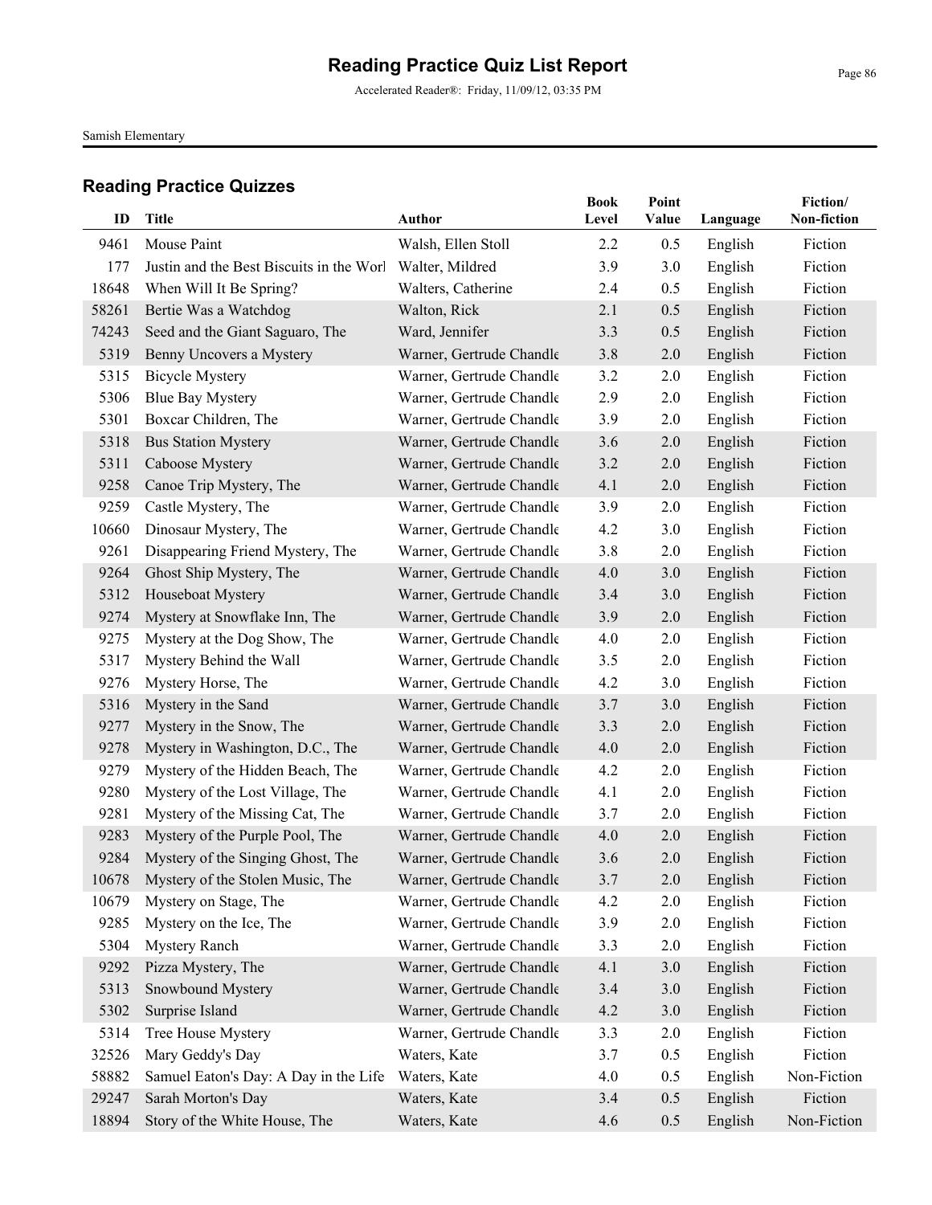# Reading Practice Quiz List Report

Accelerated Reader®: Friday, 11/09/12, 03:35 PM

Samish Elementary

## Reading Practice Quizzes

| ID | Title | Author | Book Level | Point Value | Language | Fiction/ Non-fiction |
|---|---|---|---|---|---|---|
| 9461 | Mouse Paint | Walsh, Ellen Stoll | 2.2 | 0.5 | English | Fiction |
| 177 | Justin and the Best Biscuits in the Worl | Walter, Mildred | 3.9 | 3.0 | English | Fiction |
| 18648 | When Will It Be Spring? | Walters, Catherine | 2.4 | 0.5 | English | Fiction |
| 58261 | Bertie Was a Watchdog | Walton, Rick | 2.1 | 0.5 | English | Fiction |
| 74243 | Seed and the Giant Saguaro, The | Ward, Jennifer | 3.3 | 0.5 | English | Fiction |
| 5319 | Benny Uncovers a Mystery | Warner, Gertrude Chandle | 3.8 | 2.0 | English | Fiction |
| 5315 | Bicycle Mystery | Warner, Gertrude Chandle | 3.2 | 2.0 | English | Fiction |
| 5306 | Blue Bay Mystery | Warner, Gertrude Chandle | 2.9 | 2.0 | English | Fiction |
| 5301 | Boxcar Children, The | Warner, Gertrude Chandle | 3.9 | 2.0 | English | Fiction |
| 5318 | Bus Station Mystery | Warner, Gertrude Chandle | 3.6 | 2.0 | English | Fiction |
| 5311 | Caboose Mystery | Warner, Gertrude Chandle | 3.2 | 2.0 | English | Fiction |
| 9258 | Canoe Trip Mystery, The | Warner, Gertrude Chandle | 4.1 | 2.0 | English | Fiction |
| 9259 | Castle Mystery, The | Warner, Gertrude Chandle | 3.9 | 2.0 | English | Fiction |
| 10660 | Dinosaur Mystery, The | Warner, Gertrude Chandle | 4.2 | 3.0 | English | Fiction |
| 9261 | Disappearing Friend Mystery, The | Warner, Gertrude Chandle | 3.8 | 2.0 | English | Fiction |
| 9264 | Ghost Ship Mystery, The | Warner, Gertrude Chandle | 4.0 | 3.0 | English | Fiction |
| 5312 | Houseboat Mystery | Warner, Gertrude Chandle | 3.4 | 3.0 | English | Fiction |
| 9274 | Mystery at Snowflake Inn, The | Warner, Gertrude Chandle | 3.9 | 2.0 | English | Fiction |
| 9275 | Mystery at the Dog Show, The | Warner, Gertrude Chandle | 4.0 | 2.0 | English | Fiction |
| 5317 | Mystery Behind the Wall | Warner, Gertrude Chandle | 3.5 | 2.0 | English | Fiction |
| 9276 | Mystery Horse, The | Warner, Gertrude Chandle | 4.2 | 3.0 | English | Fiction |
| 5316 | Mystery in the Sand | Warner, Gertrude Chandle | 3.7 | 3.0 | English | Fiction |
| 9277 | Mystery in the Snow, The | Warner, Gertrude Chandle | 3.3 | 2.0 | English | Fiction |
| 9278 | Mystery in Washington, D.C., The | Warner, Gertrude Chandle | 4.0 | 2.0 | English | Fiction |
| 9279 | Mystery of the Hidden Beach, The | Warner, Gertrude Chandle | 4.2 | 2.0 | English | Fiction |
| 9280 | Mystery of the Lost Village, The | Warner, Gertrude Chandle | 4.1 | 2.0 | English | Fiction |
| 9281 | Mystery of the Missing Cat, The | Warner, Gertrude Chandle | 3.7 | 2.0 | English | Fiction |
| 9283 | Mystery of the Purple Pool, The | Warner, Gertrude Chandle | 4.0 | 2.0 | English | Fiction |
| 9284 | Mystery of the Singing Ghost, The | Warner, Gertrude Chandle | 3.6 | 2.0 | English | Fiction |
| 10678 | Mystery of the Stolen Music, The | Warner, Gertrude Chandle | 3.7 | 2.0 | English | Fiction |
| 10679 | Mystery on Stage, The | Warner, Gertrude Chandle | 4.2 | 2.0 | English | Fiction |
| 9285 | Mystery on the Ice, The | Warner, Gertrude Chandle | 3.9 | 2.0 | English | Fiction |
| 5304 | Mystery Ranch | Warner, Gertrude Chandle | 3.3 | 2.0 | English | Fiction |
| 9292 | Pizza Mystery, The | Warner, Gertrude Chandle | 4.1 | 3.0 | English | Fiction |
| 5313 | Snowbound Mystery | Warner, Gertrude Chandle | 3.4 | 3.0 | English | Fiction |
| 5302 | Surprise Island | Warner, Gertrude Chandle | 4.2 | 3.0 | English | Fiction |
| 5314 | Tree House Mystery | Warner, Gertrude Chandle | 3.3 | 2.0 | English | Fiction |
| 32526 | Mary Geddy's Day | Waters, Kate | 3.7 | 0.5 | English | Fiction |
| 58882 | Samuel Eaton's Day: A Day in the Life | Waters, Kate | 4.0 | 0.5 | English | Non-Fiction |
| 29247 | Sarah Morton's Day | Waters, Kate | 3.4 | 0.5 | English | Fiction |
| 18894 | Story of the White House, The | Waters, Kate | 4.6 | 0.5 | English | Non-Fiction |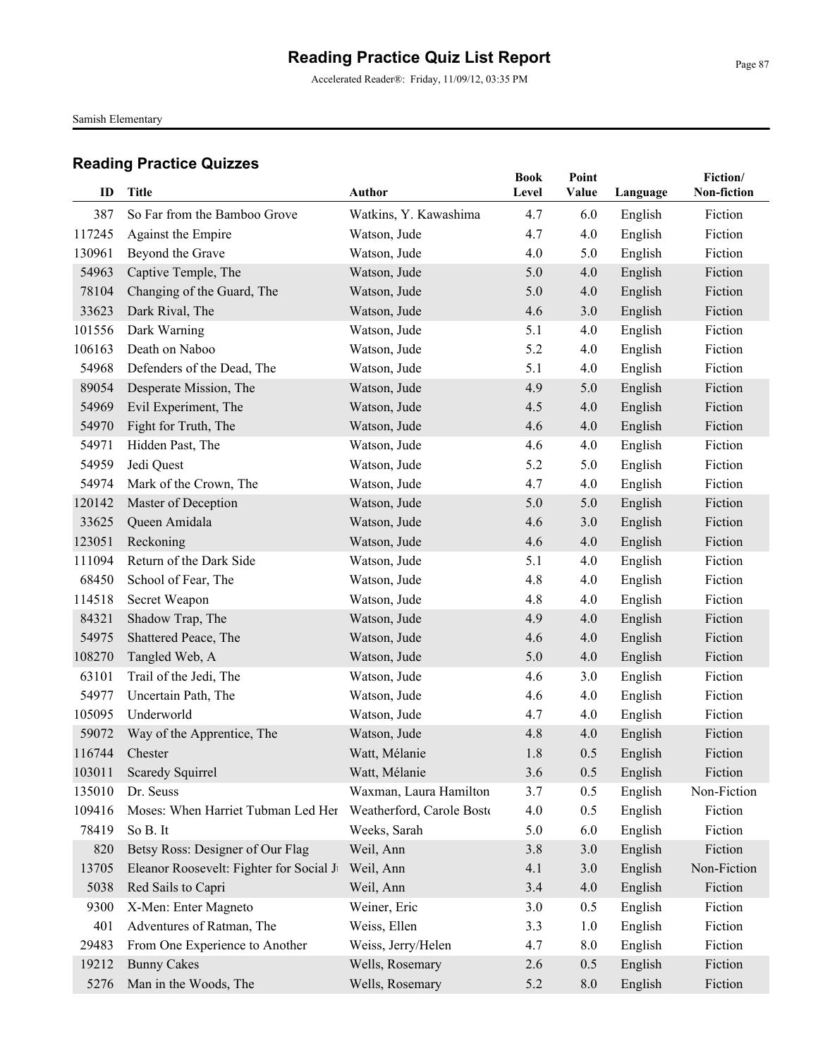# Reading Practice Quiz List Report

Accelerated Reader®: Friday, 11/09/12, 03:35 PM

Samish Elementary

## Reading Practice Quizzes

| ID | Title | Author | Book Level | Point Value | Language | Fiction/ Non-fiction |
|---|---|---|---|---|---|---|
| 387 | So Far from the Bamboo Grove | Watkins, Y. Kawashima | 4.7 | 6.0 | English | Fiction |
| 117245 | Against the Empire | Watson, Jude | 4.7 | 4.0 | English | Fiction |
| 130961 | Beyond the Grave | Watson, Jude | 4.0 | 5.0 | English | Fiction |
| 54963 | Captive Temple, The | Watson, Jude | 5.0 | 4.0 | English | Fiction |
| 78104 | Changing of the Guard, The | Watson, Jude | 5.0 | 4.0 | English | Fiction |
| 33623 | Dark Rival, The | Watson, Jude | 4.6 | 3.0 | English | Fiction |
| 101556 | Dark Warning | Watson, Jude | 5.1 | 4.0 | English | Fiction |
| 106163 | Death on Naboo | Watson, Jude | 5.2 | 4.0 | English | Fiction |
| 54968 | Defenders of the Dead, The | Watson, Jude | 5.1 | 4.0 | English | Fiction |
| 89054 | Desperate Mission, The | Watson, Jude | 4.9 | 5.0 | English | Fiction |
| 54969 | Evil Experiment, The | Watson, Jude | 4.5 | 4.0 | English | Fiction |
| 54970 | Fight for Truth, The | Watson, Jude | 4.6 | 4.0 | English | Fiction |
| 54971 | Hidden Past, The | Watson, Jude | 4.6 | 4.0 | English | Fiction |
| 54959 | Jedi Quest | Watson, Jude | 5.2 | 5.0 | English | Fiction |
| 54974 | Mark of the Crown, The | Watson, Jude | 4.7 | 4.0 | English | Fiction |
| 120142 | Master of Deception | Watson, Jude | 5.0 | 5.0 | English | Fiction |
| 33625 | Queen Amidala | Watson, Jude | 4.6 | 3.0 | English | Fiction |
| 123051 | Reckoning | Watson, Jude | 4.6 | 4.0 | English | Fiction |
| 111094 | Return of the Dark Side | Watson, Jude | 5.1 | 4.0 | English | Fiction |
| 68450 | School of Fear, The | Watson, Jude | 4.8 | 4.0 | English | Fiction |
| 114518 | Secret Weapon | Watson, Jude | 4.8 | 4.0 | English | Fiction |
| 84321 | Shadow Trap, The | Watson, Jude | 4.9 | 4.0 | English | Fiction |
| 54975 | Shattered Peace, The | Watson, Jude | 4.6 | 4.0 | English | Fiction |
| 108270 | Tangled Web, A | Watson, Jude | 5.0 | 4.0 | English | Fiction |
| 63101 | Trail of the Jedi, The | Watson, Jude | 4.6 | 3.0 | English | Fiction |
| 54977 | Uncertain Path, The | Watson, Jude | 4.6 | 4.0 | English | Fiction |
| 105095 | Underworld | Watson, Jude | 4.7 | 4.0 | English | Fiction |
| 59072 | Way of the Apprentice, The | Watson, Jude | 4.8 | 4.0 | English | Fiction |
| 116744 | Chester | Watt, Mélanie | 1.8 | 0.5 | English | Fiction |
| 103011 | Scaredy Squirrel | Watt, Mélanie | 3.6 | 0.5 | English | Fiction |
| 135010 | Dr. Seuss | Waxman, Laura Hamilton | 3.7 | 0.5 | English | Non-Fiction |
| 109416 | Moses: When Harriet Tubman Led Her | Weatherford, Carole Bosto | 4.0 | 0.5 | English | Fiction |
| 78419 | So B. It | Weeks, Sarah | 5.0 | 6.0 | English | Fiction |
| 820 | Betsy Ross: Designer of Our Flag | Weil, Ann | 3.8 | 3.0 | English | Fiction |
| 13705 | Eleanor Roosevelt: Fighter for Social Ju | Weil, Ann | 4.1 | 3.0 | English | Non-Fiction |
| 5038 | Red Sails to Capri | Weil, Ann | 3.4 | 4.0 | English | Fiction |
| 9300 | X-Men: Enter Magneto | Weiner, Eric | 3.0 | 0.5 | English | Fiction |
| 401 | Adventures of Ratman, The | Weiss, Ellen | 3.3 | 1.0 | English | Fiction |
| 29483 | From One Experience to Another | Weiss, Jerry/Helen | 4.7 | 8.0 | English | Fiction |
| 19212 | Bunny Cakes | Wells, Rosemary | 2.6 | 0.5 | English | Fiction |
| 5276 | Man in the Woods, The | Wells, Rosemary | 5.2 | 8.0 | English | Fiction |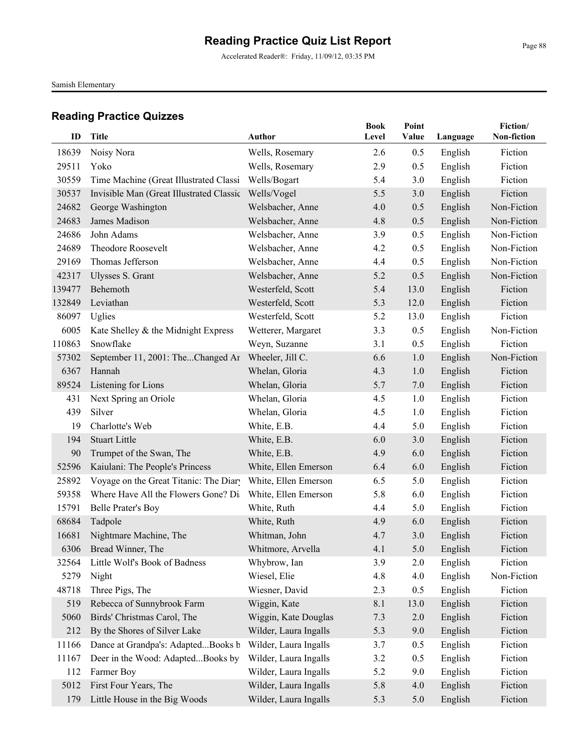# Reading Practice Quiz List Report

Accelerated Reader®: Friday, 11/09/12, 03:35 PM

Samish Elementary

## Reading Practice Quizzes

| ID | Title | Author | Book Level | Point Value | Language | Fiction/ Non-fiction |
|---|---|---|---|---|---|---|
| 18639 | Noisy Nora | Wells, Rosemary | 2.6 | 0.5 | English | Fiction |
| 29511 | Yoko | Wells, Rosemary | 2.9 | 0.5 | English | Fiction |
| 30559 | Time Machine (Great Illustrated Classi | Wells/Bogart | 5.4 | 3.0 | English | Fiction |
| 30537 | Invisible Man (Great Illustrated Classic | Wells/Vogel | 5.5 | 3.0 | English | Fiction |
| 24682 | George Washington | Welsbacher, Anne | 4.0 | 0.5 | English | Non-Fiction |
| 24683 | James Madison | Welsbacher, Anne | 4.8 | 0.5 | English | Non-Fiction |
| 24686 | John Adams | Welsbacher, Anne | 3.9 | 0.5 | English | Non-Fiction |
| 24689 | Theodore Roosevelt | Welsbacher, Anne | 4.2 | 0.5 | English | Non-Fiction |
| 29169 | Thomas Jefferson | Welsbacher, Anne | 4.4 | 0.5 | English | Non-Fiction |
| 42317 | Ulysses S. Grant | Welsbacher, Anne | 5.2 | 0.5 | English | Non-Fiction |
| 139477 | Behemoth | Westerfeld, Scott | 5.4 | 13.0 | English | Fiction |
| 132849 | Leviathan | Westerfeld, Scott | 5.3 | 12.0 | English | Fiction |
| 86097 | Uglies | Westerfeld, Scott | 5.2 | 13.0 | English | Fiction |
| 6005 | Kate Shelley & the Midnight Express | Wetterer, Margaret | 3.3 | 0.5 | English | Non-Fiction |
| 110863 | Snowflake | Weyn, Suzanne | 3.1 | 0.5 | English | Fiction |
| 57302 | September 11, 2001: The...Changed Ar | Wheeler, Jill C. | 6.6 | 1.0 | English | Non-Fiction |
| 6367 | Hannah | Whelan, Gloria | 4.3 | 1.0 | English | Fiction |
| 89524 | Listening for Lions | Whelan, Gloria | 5.7 | 7.0 | English | Fiction |
| 431 | Next Spring an Oriole | Whelan, Gloria | 4.5 | 1.0 | English | Fiction |
| 439 | Silver | Whelan, Gloria | 4.5 | 1.0 | English | Fiction |
| 19 | Charlotte's Web | White, E.B. | 4.4 | 5.0 | English | Fiction |
| 194 | Stuart Little | White, E.B. | 6.0 | 3.0 | English | Fiction |
| 90 | Trumpet of the Swan, The | White, E.B. | 4.9 | 6.0 | English | Fiction |
| 52596 | Kaiulani: The People's Princess | White, Ellen Emerson | 6.4 | 6.0 | English | Fiction |
| 25892 | Voyage on the Great Titanic: The Diary | White, Ellen Emerson | 6.5 | 5.0 | English | Fiction |
| 59358 | Where Have All the Flowers Gone? Di | White, Ellen Emerson | 5.8 | 6.0 | English | Fiction |
| 15791 | Belle Prater's Boy | White, Ruth | 4.4 | 5.0 | English | Fiction |
| 68684 | Tadpole | White, Ruth | 4.9 | 6.0 | English | Fiction |
| 16681 | Nightmare Machine, The | Whitman, John | 4.7 | 3.0 | English | Fiction |
| 6306 | Bread Winner, The | Whitmore, Arvella | 4.1 | 5.0 | English | Fiction |
| 32564 | Little Wolf's Book of Badness | Whybrow, Ian | 3.9 | 2.0 | English | Fiction |
| 5279 | Night | Wiesel, Elie | 4.8 | 4.0 | English | Non-Fiction |
| 48718 | Three Pigs, The | Wiesner, David | 2.3 | 0.5 | English | Fiction |
| 519 | Rebecca of Sunnybrook Farm | Wiggin, Kate | 8.1 | 13.0 | English | Fiction |
| 5060 | Birds' Christmas Carol, The | Wiggin, Kate Douglas | 7.3 | 2.0 | English | Fiction |
| 212 | By the Shores of Silver Lake | Wilder, Laura Ingalls | 5.3 | 9.0 | English | Fiction |
| 11166 | Dance at Grandpa's: Adapted...Books b | Wilder, Laura Ingalls | 3.7 | 0.5 | English | Fiction |
| 11167 | Deer in the Wood: Adapted...Books by | Wilder, Laura Ingalls | 3.2 | 0.5 | English | Fiction |
| 112 | Farmer Boy | Wilder, Laura Ingalls | 5.2 | 9.0 | English | Fiction |
| 5012 | First Four Years, The | Wilder, Laura Ingalls | 5.8 | 4.0 | English | Fiction |
| 179 | Little House in the Big Woods | Wilder, Laura Ingalls | 5.3 | 5.0 | English | Fiction |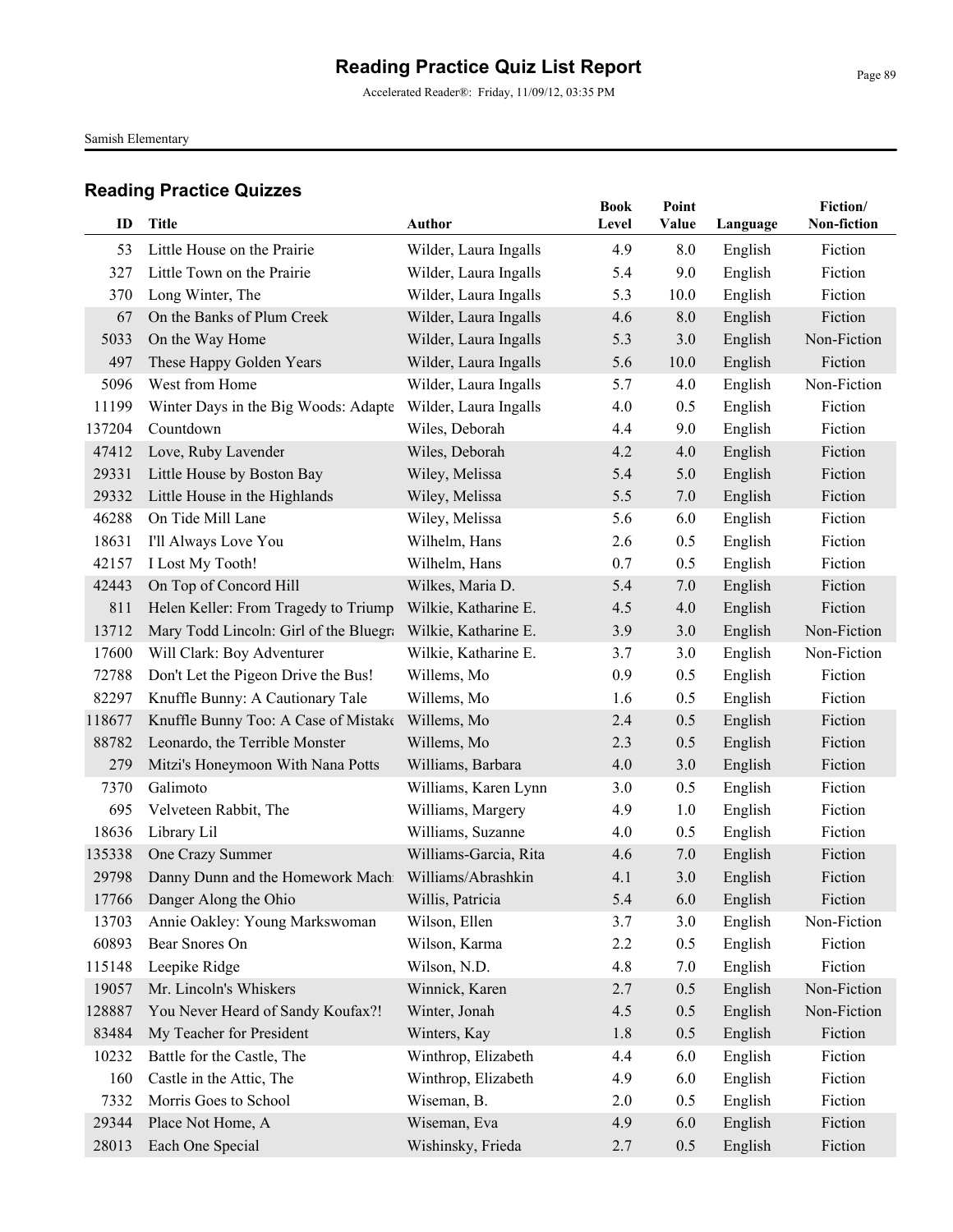# Reading Practice Quiz List Report

Accelerated Reader®: Friday, 11/09/12, 03:35 PM

Samish Elementary

## Reading Practice Quizzes

| ID | Title | Author | Book Level | Point Value | Language | Fiction/ Non-fiction |
|---|---|---|---|---|---|---|
| 53 | Little House on the Prairie | Wilder, Laura Ingalls | 4.9 | 8.0 | English | Fiction |
| 327 | Little Town on the Prairie | Wilder, Laura Ingalls | 5.4 | 9.0 | English | Fiction |
| 370 | Long Winter, The | Wilder, Laura Ingalls | 5.3 | 10.0 | English | Fiction |
| 67 | On the Banks of Plum Creek | Wilder, Laura Ingalls | 4.6 | 8.0 | English | Fiction |
| 5033 | On the Way Home | Wilder, Laura Ingalls | 5.3 | 3.0 | English | Non-Fiction |
| 497 | These Happy Golden Years | Wilder, Laura Ingalls | 5.6 | 10.0 | English | Fiction |
| 5096 | West from Home | Wilder, Laura Ingalls | 5.7 | 4.0 | English | Non-Fiction |
| 11199 | Winter Days in the Big Woods: Adapte | Wilder, Laura Ingalls | 4.0 | 0.5 | English | Fiction |
| 137204 | Countdown | Wiles, Deborah | 4.4 | 9.0 | English | Fiction |
| 47412 | Love, Ruby Lavender | Wiles, Deborah | 4.2 | 4.0 | English | Fiction |
| 29331 | Little House by Boston Bay | Wiley, Melissa | 5.4 | 5.0 | English | Fiction |
| 29332 | Little House in the Highlands | Wiley, Melissa | 5.5 | 7.0 | English | Fiction |
| 46288 | On Tide Mill Lane | Wiley, Melissa | 5.6 | 6.0 | English | Fiction |
| 18631 | I'll Always Love You | Wilhelm, Hans | 2.6 | 0.5 | English | Fiction |
| 42157 | I Lost My Tooth! | Wilhelm, Hans | 0.7 | 0.5 | English | Fiction |
| 42443 | On Top of Concord Hill | Wilkes, Maria D. | 5.4 | 7.0 | English | Fiction |
| 811 | Helen Keller: From Tragedy to Triump | Wilkie, Katharine E. | 4.5 | 4.0 | English | Fiction |
| 13712 | Mary Todd Lincoln: Girl of the Bluegra | Wilkie, Katharine E. | 3.9 | 3.0 | English | Non-Fiction |
| 17600 | Will Clark: Boy Adventurer | Wilkie, Katharine E. | 3.7 | 3.0 | English | Non-Fiction |
| 72788 | Don't Let the Pigeon Drive the Bus! | Willems, Mo | 0.9 | 0.5 | English | Fiction |
| 82297 | Knuffle Bunny: A Cautionary Tale | Willems, Mo | 1.6 | 0.5 | English | Fiction |
| 118677 | Knuffle Bunny Too: A Case of Mistake | Willems, Mo | 2.4 | 0.5 | English | Fiction |
| 88782 | Leonardo, the Terrible Monster | Willems, Mo | 2.3 | 0.5 | English | Fiction |
| 279 | Mitzi's Honeymoon With Nana Potts | Williams, Barbara | 4.0 | 3.0 | English | Fiction |
| 7370 | Galimoto | Williams, Karen Lynn | 3.0 | 0.5 | English | Fiction |
| 695 | Velveteen Rabbit, The | Williams, Margery | 4.9 | 1.0 | English | Fiction |
| 18636 | Library Lil | Williams, Suzanne | 4.0 | 0.5 | English | Fiction |
| 135338 | One Crazy Summer | Williams-Garcia, Rita | 4.6 | 7.0 | English | Fiction |
| 29798 | Danny Dunn and the Homework Mach | Williams/Abrashkin | 4.1 | 3.0 | English | Fiction |
| 17766 | Danger Along the Ohio | Willis, Patricia | 5.4 | 6.0 | English | Fiction |
| 13703 | Annie Oakley: Young Markswoman | Wilson, Ellen | 3.7 | 3.0 | English | Non-Fiction |
| 60893 | Bear Snores On | Wilson, Karma | 2.2 | 0.5 | English | Fiction |
| 115148 | Leepike Ridge | Wilson, N.D. | 4.8 | 7.0 | English | Fiction |
| 19057 | Mr. Lincoln's Whiskers | Winnick, Karen | 2.7 | 0.5 | English | Non-Fiction |
| 128887 | You Never Heard of Sandy Koufax?! | Winter, Jonah | 4.5 | 0.5 | English | Non-Fiction |
| 83484 | My Teacher for President | Winters, Kay | 1.8 | 0.5 | English | Fiction |
| 10232 | Battle for the Castle, The | Winthrop, Elizabeth | 4.4 | 6.0 | English | Fiction |
| 160 | Castle in the Attic, The | Winthrop, Elizabeth | 4.9 | 6.0 | English | Fiction |
| 7332 | Morris Goes to School | Wiseman, B. | 2.0 | 0.5 | English | Fiction |
| 29344 | Place Not Home, A | Wiseman, Eva | 4.9 | 6.0 | English | Fiction |
| 28013 | Each One Special | Wishinsky, Frieda | 2.7 | 0.5 | English | Fiction |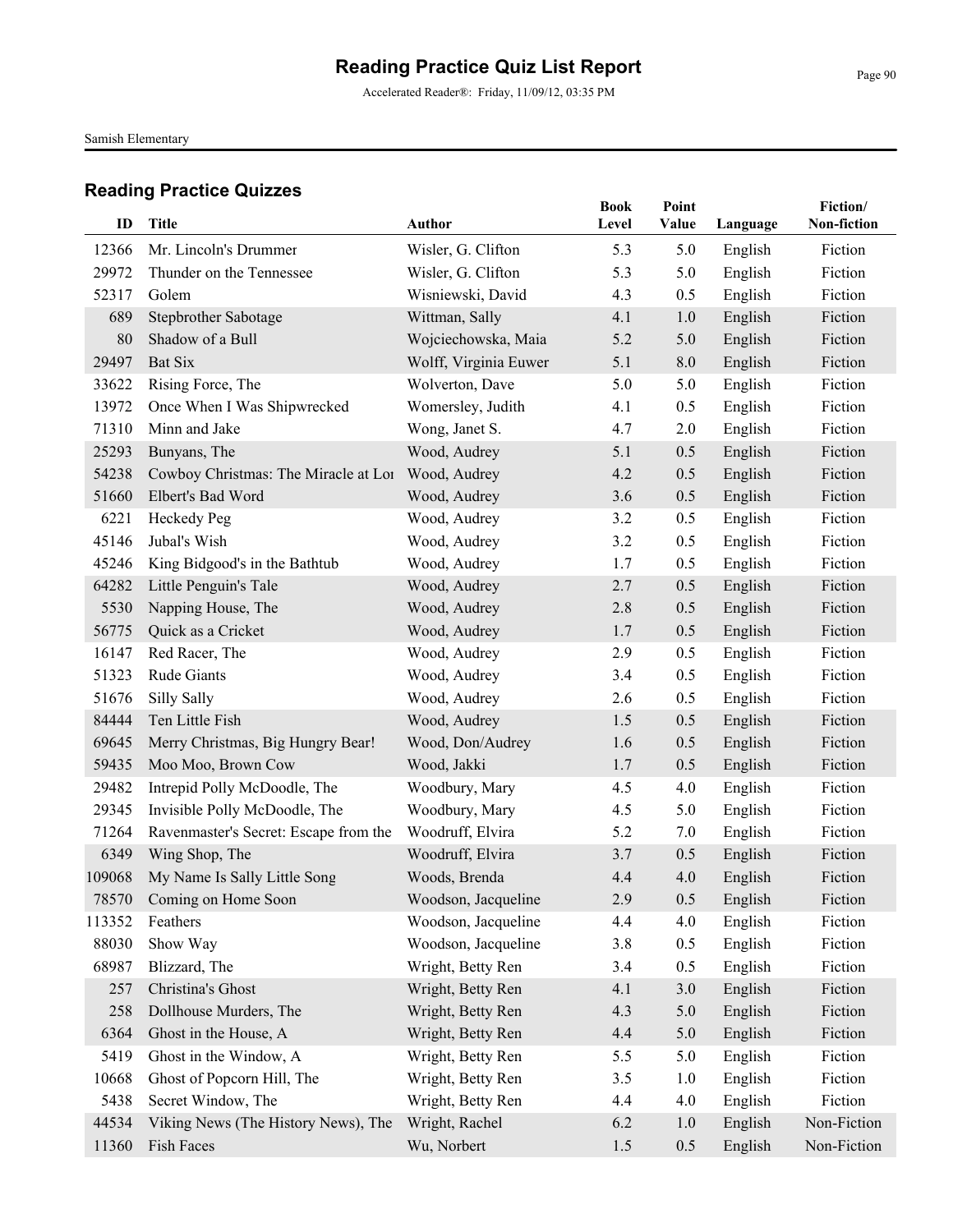# Reading Practice Quiz List Report

Accelerated Reader®: Friday, 11/09/12, 03:35 PM

Samish Elementary

## Reading Practice Quizzes

| ID | Title | Author | Book Level | Point Value | Language | Fiction/ Non-fiction |
|---|---|---|---|---|---|---|
| 12366 | Mr. Lincoln's Drummer | Wisler, G. Clifton | 5.3 | 5.0 | English | Fiction |
| 29972 | Thunder on the Tennessee | Wisler, G. Clifton | 5.3 | 5.0 | English | Fiction |
| 52317 | Golem | Wisniewski, David | 4.3 | 0.5 | English | Fiction |
| 689 | Stepbrother Sabotage | Wittman, Sally | 4.1 | 1.0 | English | Fiction |
| 80 | Shadow of a Bull | Wojciechowska, Maia | 5.2 | 5.0 | English | Fiction |
| 29497 | Bat Six | Wolff, Virginia Euwer | 5.1 | 8.0 | English | Fiction |
| 33622 | Rising Force, The | Wolverton, Dave | 5.0 | 5.0 | English | Fiction |
| 13972 | Once When I Was Shipwrecked | Womersley, Judith | 4.1 | 0.5 | English | Fiction |
| 71310 | Minn and Jake | Wong, Janet S. | 4.7 | 2.0 | English | Fiction |
| 25293 | Bunyans, The | Wood, Audrey | 5.1 | 0.5 | English | Fiction |
| 54238 | Cowboy Christmas: The Miracle at Lor | Wood, Audrey | 4.2 | 0.5 | English | Fiction |
| 51660 | Elbert's Bad Word | Wood, Audrey | 3.6 | 0.5 | English | Fiction |
| 6221 | Heckedy Peg | Wood, Audrey | 3.2 | 0.5 | English | Fiction |
| 45146 | Jubal's Wish | Wood, Audrey | 3.2 | 0.5 | English | Fiction |
| 45246 | King Bidgood's in the Bathtub | Wood, Audrey | 1.7 | 0.5 | English | Fiction |
| 64282 | Little Penguin's Tale | Wood, Audrey | 2.7 | 0.5 | English | Fiction |
| 5530 | Napping House, The | Wood, Audrey | 2.8 | 0.5 | English | Fiction |
| 56775 | Quick as a Cricket | Wood, Audrey | 1.7 | 0.5 | English | Fiction |
| 16147 | Red Racer, The | Wood, Audrey | 2.9 | 0.5 | English | Fiction |
| 51323 | Rude Giants | Wood, Audrey | 3.4 | 0.5 | English | Fiction |
| 51676 | Silly Sally | Wood, Audrey | 2.6 | 0.5 | English | Fiction |
| 84444 | Ten Little Fish | Wood, Audrey | 1.5 | 0.5 | English | Fiction |
| 69645 | Merry Christmas, Big Hungry Bear! | Wood, Don/Audrey | 1.6 | 0.5 | English | Fiction |
| 59435 | Moo Moo, Brown Cow | Wood, Jakki | 1.7 | 0.5 | English | Fiction |
| 29482 | Intrepid Polly McDoodle, The | Woodbury, Mary | 4.5 | 4.0 | English | Fiction |
| 29345 | Invisible Polly McDoodle, The | Woodbury, Mary | 4.5 | 5.0 | English | Fiction |
| 71264 | Ravenmaster's Secret: Escape from the | Woodruff, Elvira | 5.2 | 7.0 | English | Fiction |
| 6349 | Wing Shop, The | Woodruff, Elvira | 3.7 | 0.5 | English | Fiction |
| 109068 | My Name Is Sally Little Song | Woods, Brenda | 4.4 | 4.0 | English | Fiction |
| 78570 | Coming on Home Soon | Woodson, Jacqueline | 2.9 | 0.5 | English | Fiction |
| 113352 | Feathers | Woodson, Jacqueline | 4.4 | 4.0 | English | Fiction |
| 88030 | Show Way | Woodson, Jacqueline | 3.8 | 0.5 | English | Fiction |
| 68987 | Blizzard, The | Wright, Betty Ren | 3.4 | 0.5 | English | Fiction |
| 257 | Christina's Ghost | Wright, Betty Ren | 4.1 | 3.0 | English | Fiction |
| 258 | Dollhouse Murders, The | Wright, Betty Ren | 4.3 | 5.0 | English | Fiction |
| 6364 | Ghost in the House, A | Wright, Betty Ren | 4.4 | 5.0 | English | Fiction |
| 5419 | Ghost in the Window, A | Wright, Betty Ren | 5.5 | 5.0 | English | Fiction |
| 10668 | Ghost of Popcorn Hill, The | Wright, Betty Ren | 3.5 | 1.0 | English | Fiction |
| 5438 | Secret Window, The | Wright, Betty Ren | 4.4 | 4.0 | English | Fiction |
| 44534 | Viking News (The History News), The | Wright, Rachel | 6.2 | 1.0 | English | Non-Fiction |
| 11360 | Fish Faces | Wu, Norbert | 1.5 | 0.5 | English | Non-Fiction |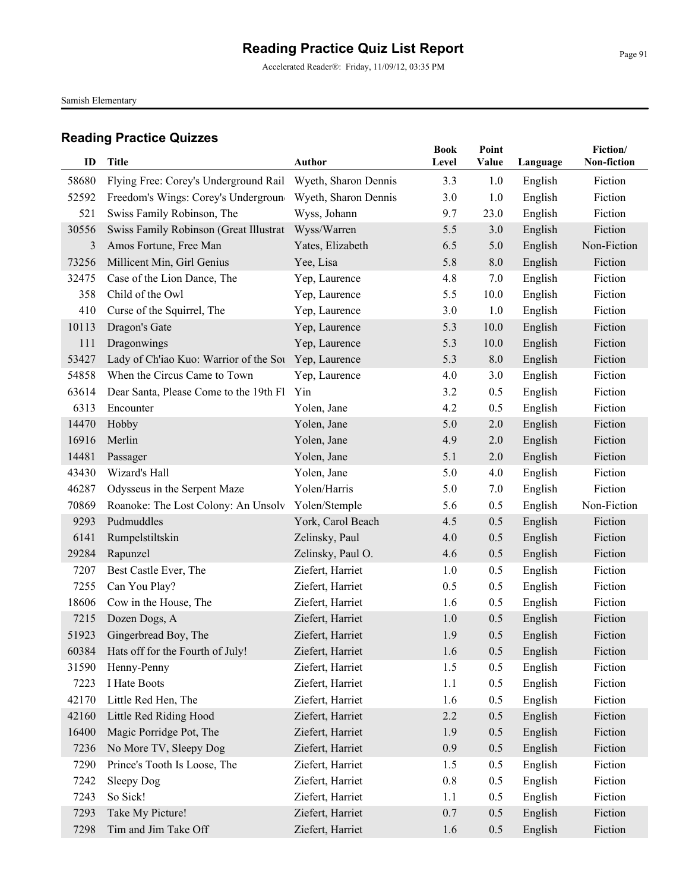# Reading Practice Quiz List Report

Accelerated Reader®: Friday, 11/09/12, 03:35 PM

Samish Elementary

## Reading Practice Quizzes

| ID | Title | Author | Book Level | Point Value | Language | Fiction/ Non-fiction |
|---|---|---|---|---|---|---|
| 58680 | Flying Free: Corey's Underground Rail | Wyeth, Sharon Dennis | 3.3 | 1.0 | English | Fiction |
| 52592 | Freedom's Wings: Corey's Undergroun | Wyeth, Sharon Dennis | 3.0 | 1.0 | English | Fiction |
| 521 | Swiss Family Robinson, The | Wyss, Johann | 9.7 | 23.0 | English | Fiction |
| 30556 | Swiss Family Robinson (Great Illustrat | Wyss/Warren | 5.5 | 3.0 | English | Fiction |
| 3 | Amos Fortune, Free Man | Yates, Elizabeth | 6.5 | 5.0 | English | Non-Fiction |
| 73256 | Millicent Min, Girl Genius | Yee, Lisa | 5.8 | 8.0 | English | Fiction |
| 32475 | Case of the Lion Dance, The | Yep, Laurence | 4.8 | 7.0 | English | Fiction |
| 358 | Child of the Owl | Yep, Laurence | 5.5 | 10.0 | English | Fiction |
| 410 | Curse of the Squirrel, The | Yep, Laurence | 3.0 | 1.0 | English | Fiction |
| 10113 | Dragon's Gate | Yep, Laurence | 5.3 | 10.0 | English | Fiction |
| 111 | Dragonwings | Yep, Laurence | 5.3 | 10.0 | English | Fiction |
| 53427 | Lady of Ch'iao Kuo: Warrior of the Sou | Yep, Laurence | 5.3 | 8.0 | English | Fiction |
| 54858 | When the Circus Came to Town | Yep, Laurence | 4.0 | 3.0 | English | Fiction |
| 63614 | Dear Santa, Please Come to the 19th Fl | Yin | 3.2 | 0.5 | English | Fiction |
| 6313 | Encounter | Yolen, Jane | 4.2 | 0.5 | English | Fiction |
| 14470 | Hobby | Yolen, Jane | 5.0 | 2.0 | English | Fiction |
| 16916 | Merlin | Yolen, Jane | 4.9 | 2.0 | English | Fiction |
| 14481 | Passager | Yolen, Jane | 5.1 | 2.0 | English | Fiction |
| 43430 | Wizard's Hall | Yolen, Jane | 5.0 | 4.0 | English | Fiction |
| 46287 | Odysseus in the Serpent Maze | Yolen/Harris | 5.0 | 7.0 | English | Fiction |
| 70869 | Roanoke: The Lost Colony: An Unsolv | Yolen/Stemple | 5.6 | 0.5 | English | Non-Fiction |
| 9293 | Pudmuddles | York, Carol Beach | 4.5 | 0.5 | English | Fiction |
| 6141 | Rumpelstiltskin | Zelinsky, Paul | 4.0 | 0.5 | English | Fiction |
| 29284 | Rapunzel | Zelinsky, Paul O. | 4.6 | 0.5 | English | Fiction |
| 7207 | Best Castle Ever, The | Ziefert, Harriet | 1.0 | 0.5 | English | Fiction |
| 7255 | Can You Play? | Ziefert, Harriet | 0.5 | 0.5 | English | Fiction |
| 18606 | Cow in the House, The | Ziefert, Harriet | 1.6 | 0.5 | English | Fiction |
| 7215 | Dozen Dogs, A | Ziefert, Harriet | 1.0 | 0.5 | English | Fiction |
| 51923 | Gingerbread Boy, The | Ziefert, Harriet | 1.9 | 0.5 | English | Fiction |
| 60384 | Hats off for the Fourth of July! | Ziefert, Harriet | 1.6 | 0.5 | English | Fiction |
| 31590 | Henny-Penny | Ziefert, Harriet | 1.5 | 0.5 | English | Fiction |
| 7223 | I Hate Boots | Ziefert, Harriet | 1.1 | 0.5 | English | Fiction |
| 42170 | Little Red Hen, The | Ziefert, Harriet | 1.6 | 0.5 | English | Fiction |
| 42160 | Little Red Riding Hood | Ziefert, Harriet | 2.2 | 0.5 | English | Fiction |
| 16400 | Magic Porridge Pot, The | Ziefert, Harriet | 1.9 | 0.5 | English | Fiction |
| 7236 | No More TV, Sleepy Dog | Ziefert, Harriet | 0.9 | 0.5 | English | Fiction |
| 7290 | Prince's Tooth Is Loose, The | Ziefert, Harriet | 1.5 | 0.5 | English | Fiction |
| 7242 | Sleepy Dog | Ziefert, Harriet | 0.8 | 0.5 | English | Fiction |
| 7243 | So Sick! | Ziefert, Harriet | 1.1 | 0.5 | English | Fiction |
| 7293 | Take My Picture! | Ziefert, Harriet | 0.7 | 0.5 | English | Fiction |
| 7298 | Tim and Jim Take Off | Ziefert, Harriet | 1.6 | 0.5 | English | Fiction |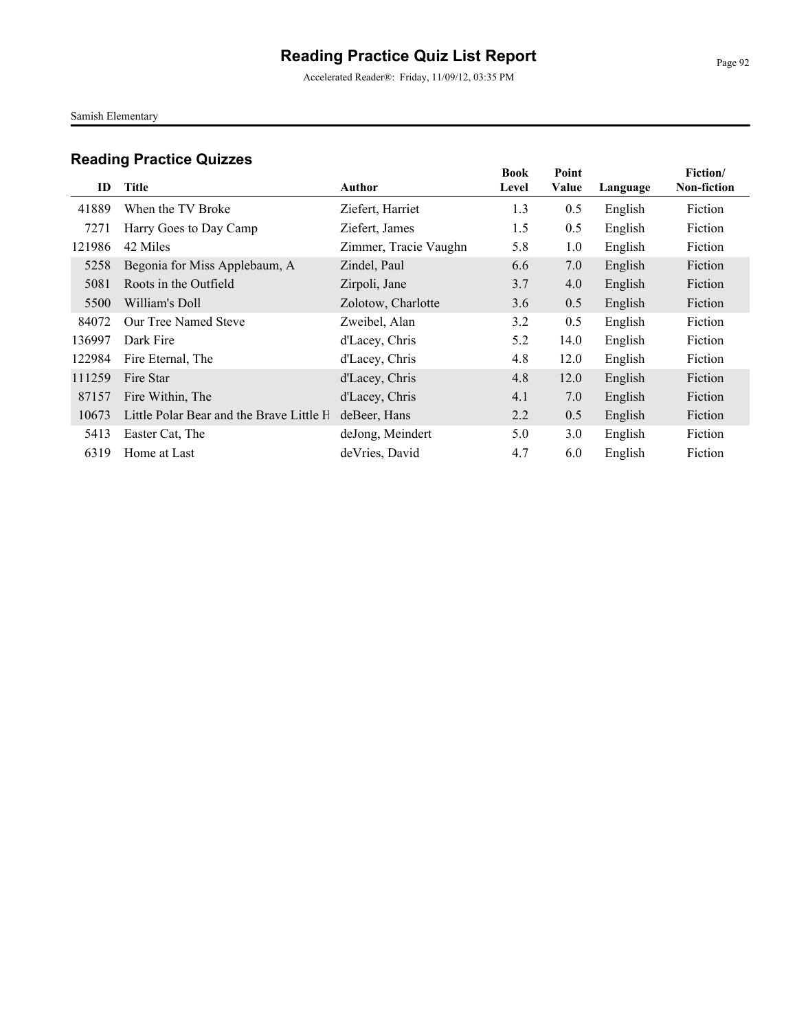# Reading Practice Quiz List Report

Accelerated Reader®: Friday, 11/09/12, 03:35 PM

Samish Elementary

## Reading Practice Quizzes

| ID | Title | Author | Book Level | Point Value | Language | Fiction/ Non-fiction |
|---|---|---|---|---|---|---|
| 41889 | When the TV Broke | Ziefert, Harriet | 1.3 | 0.5 | English | Fiction |
| 7271 | Harry Goes to Day Camp | Ziefert, James | 1.5 | 0.5 | English | Fiction |
| 121986 | 42 Miles | Zimmer, Tracie Vaughn | 5.8 | 1.0 | English | Fiction |
| 5258 | Begonia for Miss Applebaum, A | Zindel, Paul | 6.6 | 7.0 | English | Fiction |
| 5081 | Roots in the Outfield | Zirpoli, Jane | 3.7 | 4.0 | English | Fiction |
| 5500 | William's Doll | Zolotow, Charlotte | 3.6 | 0.5 | English | Fiction |
| 84072 | Our Tree Named Steve | Zweibel, Alan | 3.2 | 0.5 | English | Fiction |
| 136997 | Dark Fire | d'Lacey, Chris | 5.2 | 14.0 | English | Fiction |
| 122984 | Fire Eternal, The | d'Lacey, Chris | 4.8 | 12.0 | English | Fiction |
| 111259 | Fire Star | d'Lacey, Chris | 4.8 | 12.0 | English | Fiction |
| 87157 | Fire Within, The | d'Lacey, Chris | 4.1 | 7.0 | English | Fiction |
| 10673 | Little Polar Bear and the Brave Little H | deBeer, Hans | 2.2 | 0.5 | English | Fiction |
| 5413 | Easter Cat, The | deJong, Meindert | 5.0 | 3.0 | English | Fiction |
| 6319 | Home at Last | deVries, David | 4.7 | 6.0 | English | Fiction |